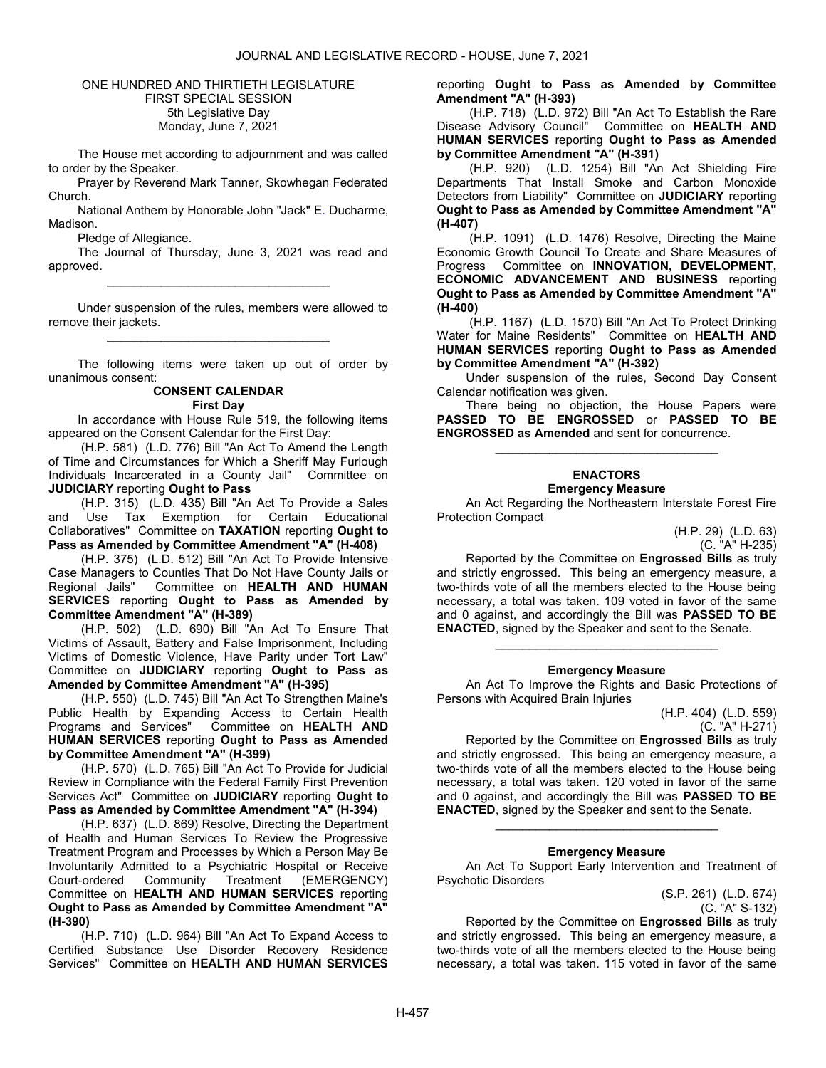ONE HUNDRED AND THIRTIETH LEGISLATURE
FIRST SPECIAL SESSION
5th Legislative Day
Monday, June 7, 2021

The House met according to adjournment and was called to order by the Speaker.

Prayer by Reverend Mark Tanner, Skowhegan Federated Church.

National Anthem by Honorable John "Jack" E. Ducharme, Madison.

Pledge of Allegiance.

The Journal of Thursday, June 3, 2021 was read and approved.

_________________________________

Under suspension of the rules, members were allowed to remove their jackets.

_________________________________

The following items were taken up out of order by unanimous consent:

**CONSENT CALENDAR**
**First Day**

In accordance with House Rule 519, the following items appeared on the Consent Calendar for the First Day:

(H.P. 581) (L.D. 776) Bill "An Act To Amend the Length of Time and Circumstances for Which a Sheriff May Furlough Individuals Incarcerated in a County Jail" Committee on **JUDICIARY** reporting **Ought to Pass**

(H.P. 315) (L.D. 435) Bill "An Act To Provide a Sales and Use Tax Exemption for Certain Educational Collaboratives" Committee on **TAXATION** reporting **Ought to Pass as Amended by Committee Amendment "A" (H-408)**

(H.P. 375) (L.D. 512) Bill "An Act To Provide Intensive Case Managers to Counties That Do Not Have County Jails or Regional Jails" Committee on **HEALTH AND HUMAN SERVICES** reporting **Ought to Pass as Amended by Committee Amendment "A" (H-389)**

(H.P. 502) (L.D. 690) Bill "An Act To Ensure That Victims of Assault, Battery and False Imprisonment, Including Victims of Domestic Violence, Have Parity under Tort Law" Committee on **JUDICIARY** reporting **Ought to Pass as Amended by Committee Amendment "A" (H-395)**

(H.P. 550) (L.D. 745) Bill "An Act To Strengthen Maine's Public Health by Expanding Access to Certain Health Programs and Services" Committee on **HEALTH AND HUMAN SERVICES** reporting **Ought to Pass as Amended by Committee Amendment "A" (H-399)**

(H.P. 570) (L.D. 765) Bill "An Act To Provide for Judicial Review in Compliance with the Federal Family First Prevention Services Act" Committee on **JUDICIARY** reporting **Ought to Pass as Amended by Committee Amendment "A" (H-394)**

(H.P. 637) (L.D. 869) Resolve, Directing the Department of Health and Human Services To Review the Progressive Treatment Program and Processes by Which a Person May Be Involuntarily Admitted to a Psychiatric Hospital or Receive Court-ordered Community Treatment (EMERGENCY) Committee on **HEALTH AND HUMAN SERVICES** reporting **Ought to Pass as Amended by Committee Amendment "A" (H-390)**

(H.P. 710) (L.D. 964) Bill "An Act To Expand Access to Certified Substance Use Disorder Recovery Residence Services" Committee on **HEALTH AND HUMAN SERVICES** reporting **Ought to Pass as Amended by Committee Amendment "A" (H-393)**

(H.P. 718) (L.D. 972) Bill "An Act To Establish the Rare Disease Advisory Council" Committee on **HEALTH AND HUMAN SERVICES** reporting **Ought to Pass as Amended by Committee Amendment "A" (H-391)**

(H.P. 920) (L.D. 1254) Bill "An Act Shielding Fire Departments That Install Smoke and Carbon Monoxide Detectors from Liability" Committee on **JUDICIARY** reporting **Ought to Pass as Amended by Committee Amendment "A" (H-407)**

(H.P. 1091) (L.D. 1476) Resolve, Directing the Maine Economic Growth Council To Create and Share Measures of Progress Committee on **INNOVATION, DEVELOPMENT, ECONOMIC ADVANCEMENT AND BUSINESS** reporting **Ought to Pass as Amended by Committee Amendment "A" (H-400)**

(H.P. 1167) (L.D. 1570) Bill "An Act To Protect Drinking Water for Maine Residents" Committee on **HEALTH AND HUMAN SERVICES** reporting **Ought to Pass as Amended by Committee Amendment "A" (H-392)**

Under suspension of the rules, Second Day Consent Calendar notification was given.

There being no objection, the House Papers were **PASSED TO BE ENGROSSED** or **PASSED TO BE ENGROSSED as Amended** and sent for concurrence.

_________________________________

**ENACTORS**
**Emergency Measure**

An Act Regarding the Northeastern Interstate Forest Fire Protection Compact

(H.P. 29) (L.D. 63)
(C. "A" H-235)

Reported by the Committee on **Engrossed Bills** as truly and strictly engrossed. This being an emergency measure, a two-thirds vote of all the members elected to the House being necessary, a total was taken. 109 voted in favor of the same and 0 against, and accordingly the Bill was **PASSED TO BE ENACTED**, signed by the Speaker and sent to the Senate.

_________________________________

**Emergency Measure**

An Act To Improve the Rights and Basic Protections of Persons with Acquired Brain Injuries

(H.P. 404) (L.D. 559)
(C. "A" H-271)

Reported by the Committee on **Engrossed Bills** as truly and strictly engrossed. This being an emergency measure, a two-thirds vote of all the members elected to the House being necessary, a total was taken. 120 voted in favor of the same and 0 against, and accordingly the Bill was **PASSED TO BE ENACTED**, signed by the Speaker and sent to the Senate.

_________________________________

**Emergency Measure**

An Act To Support Early Intervention and Treatment of Psychotic Disorders

(S.P. 261) (L.D. 674)
(C. "A" S-132)

Reported by the Committee on **Engrossed Bills** as truly and strictly engrossed. This being an emergency measure, a two-thirds vote of all the members elected to the House being necessary, a total was taken. 115 voted in favor of the same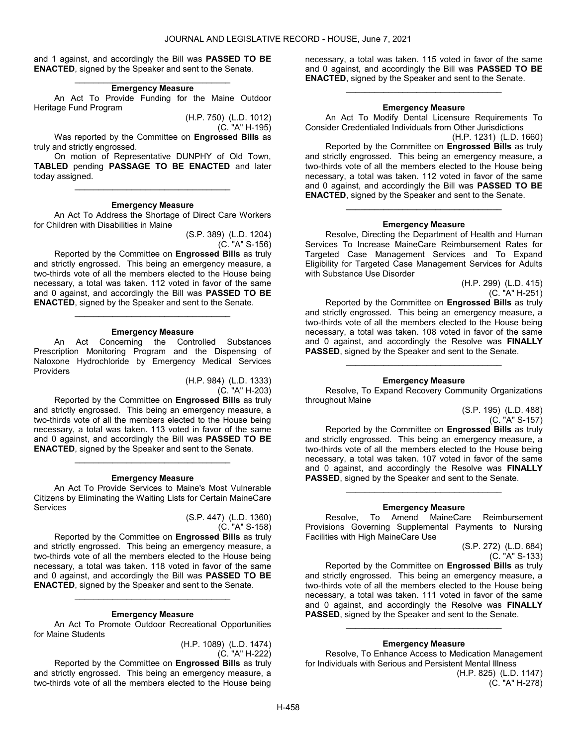and 1 against, and accordingly the Bill was **PASSED TO BE ENACTED**, signed by the Speaker and sent to the Senate.

_________________________________

**Emergency Measure**

An Act To Provide Funding for the Maine Outdoor Heritage Fund Program

(H.P. 750) (L.D. 1012)
(C. "A" H-195)

Was reported by the Committee on **Engrossed Bills** as truly and strictly engrossed.

On motion of Representative DUNPHY of Old Town, **TABLED** pending **PASSAGE TO BE ENACTED** and later today assigned.

_________________________________

**Emergency Measure**

An Act To Address the Shortage of Direct Care Workers for Children with Disabilities in Maine

(S.P. 389) (L.D. 1204)
(C. "A" S-156)

Reported by the Committee on **Engrossed Bills** as truly and strictly engrossed. This being an emergency measure, a two-thirds vote of all the members elected to the House being necessary, a total was taken. 112 voted in favor of the same and 0 against, and accordingly the Bill was **PASSED TO BE ENACTED**, signed by the Speaker and sent to the Senate.

_________________________________

**Emergency Measure**

An Act Concerning the Controlled Substances Prescription Monitoring Program and the Dispensing of Naloxone Hydrochloride by Emergency Medical Services Providers

(H.P. 984) (L.D. 1333)
(C. "A" H-203)

Reported by the Committee on **Engrossed Bills** as truly and strictly engrossed. This being an emergency measure, a two-thirds vote of all the members elected to the House being necessary, a total was taken. 113 voted in favor of the same and 0 against, and accordingly the Bill was **PASSED TO BE ENACTED**, signed by the Speaker and sent to the Senate.

_________________________________

**Emergency Measure**

An Act To Provide Services to Maine's Most Vulnerable Citizens by Eliminating the Waiting Lists for Certain MaineCare Services

(S.P. 447) (L.D. 1360)
(C. "A" S-158)

Reported by the Committee on **Engrossed Bills** as truly and strictly engrossed. This being an emergency measure, a two-thirds vote of all the members elected to the House being necessary, a total was taken. 118 voted in favor of the same and 0 against, and accordingly the Bill was **PASSED TO BE ENACTED**, signed by the Speaker and sent to the Senate.

_________________________________

**Emergency Measure**

An Act To Promote Outdoor Recreational Opportunities for Maine Students

(H.P. 1089) (L.D. 1474)
(C. "A" H-222)

Reported by the Committee on **Engrossed Bills** as truly and strictly engrossed. This being an emergency measure, a two-thirds vote of all the members elected to the House being necessary, a total was taken. 115 voted in favor of the same and 0 against, and accordingly the Bill was **PASSED TO BE ENACTED**, signed by the Speaker and sent to the Senate.

_________________________________

**Emergency Measure**

An Act To Modify Dental Licensure Requirements To Consider Credentialed Individuals from Other Jurisdictions

(H.P. 1231) (L.D. 1660)

Reported by the Committee on **Engrossed Bills** as truly and strictly engrossed. This being an emergency measure, a two-thirds vote of all the members elected to the House being necessary, a total was taken. 112 voted in favor of the same and 0 against, and accordingly the Bill was **PASSED TO BE ENACTED**, signed by the Speaker and sent to the Senate.

_________________________________

**Emergency Measure**

Resolve, Directing the Department of Health and Human Services To Increase MaineCare Reimbursement Rates for Targeted Case Management Services and To Expand Eligibility for Targeted Case Management Services for Adults with Substance Use Disorder

(H.P. 299) (L.D. 415)
(C. "A" H-251)

Reported by the Committee on **Engrossed Bills** as truly and strictly engrossed. This being an emergency measure, a two-thirds vote of all the members elected to the House being necessary, a total was taken. 108 voted in favor of the same and 0 against, and accordingly the Resolve was **FINALLY PASSED**, signed by the Speaker and sent to the Senate.

_________________________________

**Emergency Measure**

Resolve, To Expand Recovery Community Organizations throughout Maine

(S.P. 195) (L.D. 488)
(C. "A" S-157)

Reported by the Committee on **Engrossed Bills** as truly and strictly engrossed. This being an emergency measure, a two-thirds vote of all the members elected to the House being necessary, a total was taken. 107 voted in favor of the same and 0 against, and accordingly the Resolve was **FINALLY PASSED**, signed by the Speaker and sent to the Senate.

_________________________________

**Emergency Measure**

Resolve, To Amend MaineCare Reimbursement Provisions Governing Supplemental Payments to Nursing Facilities with High MaineCare Use

(S.P. 272) (L.D. 684)
(C. "A" S-133)

Reported by the Committee on **Engrossed Bills** as truly and strictly engrossed. This being an emergency measure, a two-thirds vote of all the members elected to the House being necessary, a total was taken. 111 voted in favor of the same and 0 against, and accordingly the Resolve was **FINALLY PASSED**, signed by the Speaker and sent to the Senate.

_________________________________

**Emergency Measure**

Resolve, To Enhance Access to Medication Management for Individuals with Serious and Persistent Mental Illness

(H.P. 825) (L.D. 1147)
(C. "A" H-278)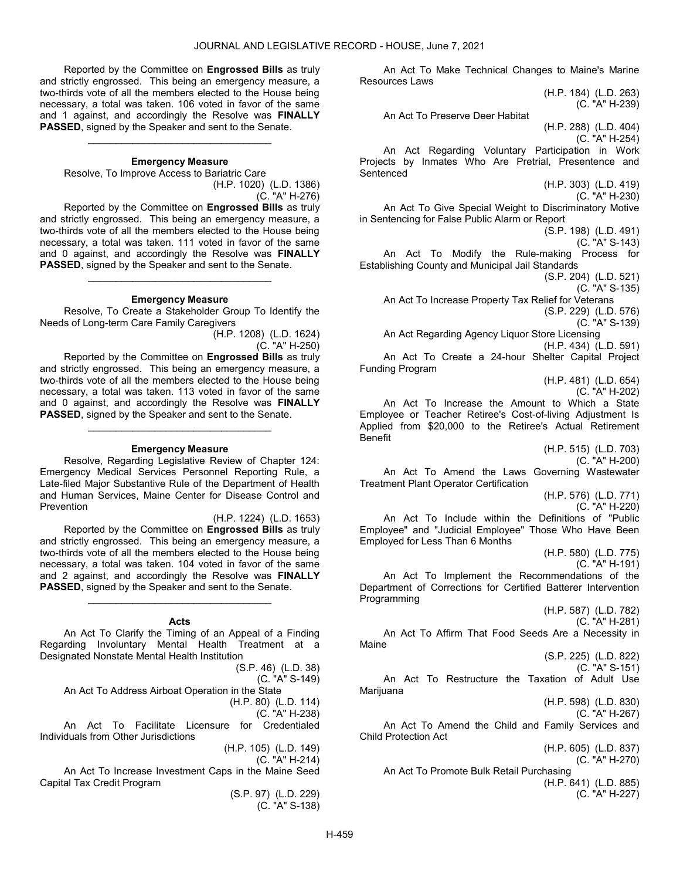Reported by the Committee on **Engrossed Bills** as truly and strictly engrossed. This being an emergency measure, a two-thirds vote of all the members elected to the House being necessary, a total was taken. 106 voted in favor of the same and 1 against, and accordingly the Resolve was **FINALLY PASSED**, signed by the Speaker and sent to the Senate.

_________________________________

**Emergency Measure**

Resolve, To Improve Access to Bariatric Care

(H.P. 1020) (L.D. 1386)
(C. "A" H-276)

Reported by the Committee on **Engrossed Bills** as truly and strictly engrossed. This being an emergency measure, a two-thirds vote of all the members elected to the House being necessary, a total was taken. 111 voted in favor of the same and 0 against, and accordingly the Resolve was **FINALLY PASSED**, signed by the Speaker and sent to the Senate.

_________________________________

**Emergency Measure**

Resolve, To Create a Stakeholder Group To Identify the Needs of Long-term Care Family Caregivers

(H.P. 1208) (L.D. 1624)
(C. "A" H-250)

Reported by the Committee on **Engrossed Bills** as truly and strictly engrossed. This being an emergency measure, a two-thirds vote of all the members elected to the House being necessary, a total was taken. 113 voted in favor of the same and 0 against, and accordingly the Resolve was **FINALLY PASSED**, signed by the Speaker and sent to the Senate.

_________________________________

**Emergency Measure**

Resolve, Regarding Legislative Review of Chapter 124: Emergency Medical Services Personnel Reporting Rule, a Late-filed Major Substantive Rule of the Department of Health and Human Services, Maine Center for Disease Control and Prevention

(H.P. 1224) (L.D. 1653)

Reported by the Committee on **Engrossed Bills** as truly and strictly engrossed. This being an emergency measure, a two-thirds vote of all the members elected to the House being necessary, a total was taken. 104 voted in favor of the same and 2 against, and accordingly the Resolve was **FINALLY PASSED**, signed by the Speaker and sent to the Senate.

_________________________________

**Acts**

An Act To Clarify the Timing of an Appeal of a Finding Regarding Involuntary Mental Health Treatment at a Designated Nonstate Mental Health Institution

(S.P. 46) (L.D. 38)
(C. "A" S-149)

An Act To Address Airboat Operation in the State

(H.P. 80) (L.D. 114)
(C. "A" H-238)

An Act To Facilitate Licensure for Credentialed Individuals from Other Jurisdictions

(H.P. 105) (L.D. 149)
(C. "A" H-214)

An Act To Increase Investment Caps in the Maine Seed Capital Tax Credit Program

(S.P. 97) (L.D. 229)
(C. "A" S-138)

An Act To Make Technical Changes to Maine's Marine Resources Laws

(H.P. 184) (L.D. 263)
(C. "A" H-239)

An Act To Preserve Deer Habitat

(H.P. 288) (L.D. 404)
(C. "A" H-254)

An Act Regarding Voluntary Participation in Work Projects by Inmates Who Are Pretrial, Presentence and Sentenced

(H.P. 303) (L.D. 419)
(C. "A" H-230)

An Act To Give Special Weight to Discriminatory Motive in Sentencing for False Public Alarm or Report

(S.P. 198) (L.D. 491)
(C. "A" S-143)

An Act To Modify the Rule-making Process for Establishing County and Municipal Jail Standards

(S.P. 204) (L.D. 521)
(C. "A" S-135)

An Act To Increase Property Tax Relief for Veterans

(S.P. 229) (L.D. 576)
(C. "A" S-139)

An Act Regarding Agency Liquor Store Licensing

(H.P. 434) (L.D. 591)

An Act To Create a 24-hour Shelter Capital Project Funding Program

(H.P. 481) (L.D. 654)
(C. "A" H-202)

An Act To Increase the Amount to Which a State Employee or Teacher Retiree's Cost-of-living Adjustment Is Applied from $20,000 to the Retiree's Actual Retirement Benefit

(H.P. 515) (L.D. 703)
(C. "A" H-200)

An Act To Amend the Laws Governing Wastewater Treatment Plant Operator Certification

(H.P. 576) (L.D. 771)
(C. "A" H-220)

An Act To Include within the Definitions of "Public Employee" and "Judicial Employee" Those Who Have Been Employed for Less Than 6 Months

(H.P. 580) (L.D. 775)
(C. "A" H-191)

An Act To Implement the Recommendations of the Department of Corrections for Certified Batterer Intervention Programming

(H.P. 587) (L.D. 782)
(C. "A" H-281)

An Act To Affirm That Food Seeds Are a Necessity in Maine

(S.P. 225) (L.D. 822)
(C. "A" S-151)

An Act To Restructure the Taxation of Adult Use Marijuana

(H.P. 598) (L.D. 830)
(C. "A" H-267)

An Act To Amend the Child and Family Services and Child Protection Act

(H.P. 605) (L.D. 837)
(C. "A" H-270)

An Act To Promote Bulk Retail Purchasing

(H.P. 641) (L.D. 885)
(C. "A" H-227)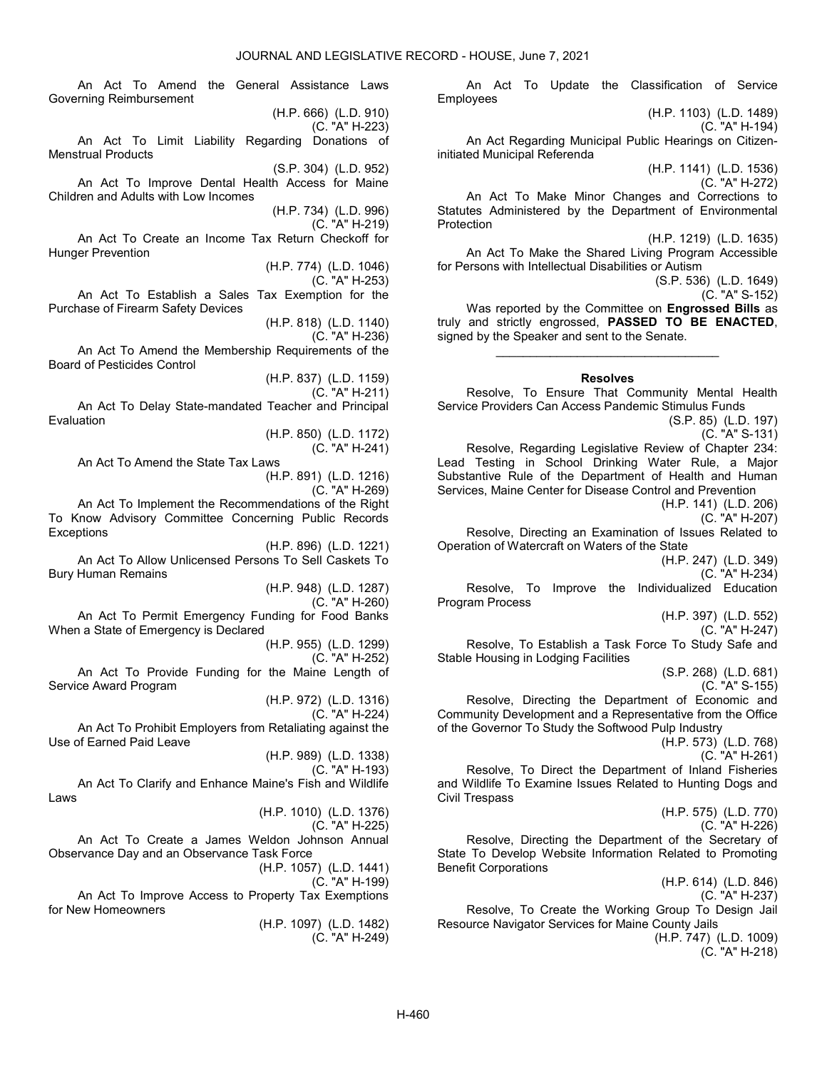An Act To Amend the General Assistance Laws Governing Reimbursement

(H.P. 666) (L.D. 910)
(C. "A" H-223)

An Act To Limit Liability Regarding Donations of Menstrual Products

(S.P. 304) (L.D. 952)

An Act To Improve Dental Health Access for Maine Children and Adults with Low Incomes

(H.P. 734) (L.D. 996)
(C. "A" H-219)

An Act To Create an Income Tax Return Checkoff for Hunger Prevention

(H.P. 774) (L.D. 1046)
(C. "A" H-253)

An Act To Establish a Sales Tax Exemption for the Purchase of Firearm Safety Devices

(H.P. 818) (L.D. 1140)
(C. "A" H-236)

An Act To Amend the Membership Requirements of the Board of Pesticides Control

(H.P. 837) (L.D. 1159)
(C. "A" H-211)

An Act To Delay State-mandated Teacher and Principal Evaluation

(H.P. 850) (L.D. 1172)
(C. "A" H-241)

An Act To Amend the State Tax Laws

(H.P. 891) (L.D. 1216)
(C. "A" H-269)

An Act To Implement the Recommendations of the Right To Know Advisory Committee Concerning Public Records Exceptions

(H.P. 896) (L.D. 1221)

An Act To Allow Unlicensed Persons To Sell Caskets To Bury Human Remains

(H.P. 948) (L.D. 1287)
(C. "A" H-260)

An Act To Permit Emergency Funding for Food Banks When a State of Emergency is Declared

(H.P. 955) (L.D. 1299)
(C. "A" H-252)

An Act To Provide Funding for the Maine Length of Service Award Program

(H.P. 972) (L.D. 1316)
(C. "A" H-224)

An Act To Prohibit Employers from Retaliating against the Use of Earned Paid Leave

(H.P. 989) (L.D. 1338)
(C. "A" H-193)

An Act To Clarify and Enhance Maine's Fish and Wildlife Laws

(H.P. 1010) (L.D. 1376)
(C. "A" H-225)

An Act To Create a James Weldon Johnson Annual Observance Day and an Observance Task Force

(H.P. 1057) (L.D. 1441)
(C. "A" H-199)

An Act To Improve Access to Property Tax Exemptions for New Homeowners

(H.P. 1097) (L.D. 1482)
(C. "A" H-249)

An Act To Update the Classification of Service Employees

(H.P. 1103) (L.D. 1489)
(C. "A" H-194)

An Act Regarding Municipal Public Hearings on Citizen-initiated Municipal Referenda

(H.P. 1141) (L.D. 1536)
(C. "A" H-272)

An Act To Make Minor Changes and Corrections to Statutes Administered by the Department of Environmental Protection

(H.P. 1219) (L.D. 1635)

An Act To Make the Shared Living Program Accessible for Persons with Intellectual Disabilities or Autism

(S.P. 536) (L.D. 1649)
(C. "A" S-152)

Was reported by the Committee on **Engrossed Bills** as truly and strictly engrossed, **PASSED TO BE ENACTED**, signed by the Speaker and sent to the Senate.

_________________________________

### Resolves

Resolve, To Ensure That Community Mental Health Service Providers Can Access Pandemic Stimulus Funds

(S.P. 85) (L.D. 197)
(C. "A" S-131)

Resolve, Regarding Legislative Review of Chapter 234: Lead Testing in School Drinking Water Rule, a Major Substantive Rule of the Department of Health and Human Services, Maine Center for Disease Control and Prevention

(H.P. 141) (L.D. 206)
(C. "A" H-207)

Resolve, Directing an Examination of Issues Related to Operation of Watercraft on Waters of the State

(H.P. 247) (L.D. 349)
(C. "A" H-234)

Resolve, To Improve the Individualized Education Program Process

(H.P. 397) (L.D. 552)
(C. "A" H-247)

Resolve, To Establish a Task Force To Study Safe and Stable Housing in Lodging Facilities

(S.P. 268) (L.D. 681)
(C. "A" S-155)

Resolve, Directing the Department of Economic and Community Development and a Representative from the Office of the Governor To Study the Softwood Pulp Industry

(H.P. 573) (L.D. 768)
(C. "A" H-261)

Resolve, To Direct the Department of Inland Fisheries and Wildlife To Examine Issues Related to Hunting Dogs and Civil Trespass

(H.P. 575) (L.D. 770)
(C. "A" H-226)

Resolve, Directing the Department of the Secretary of State To Develop Website Information Related to Promoting Benefit Corporations

(H.P. 614) (L.D. 846)
(C. "A" H-237)

Resolve, To Create the Working Group To Design Jail Resource Navigator Services for Maine County Jails

(H.P. 747) (L.D. 1009)
(C. "A" H-218)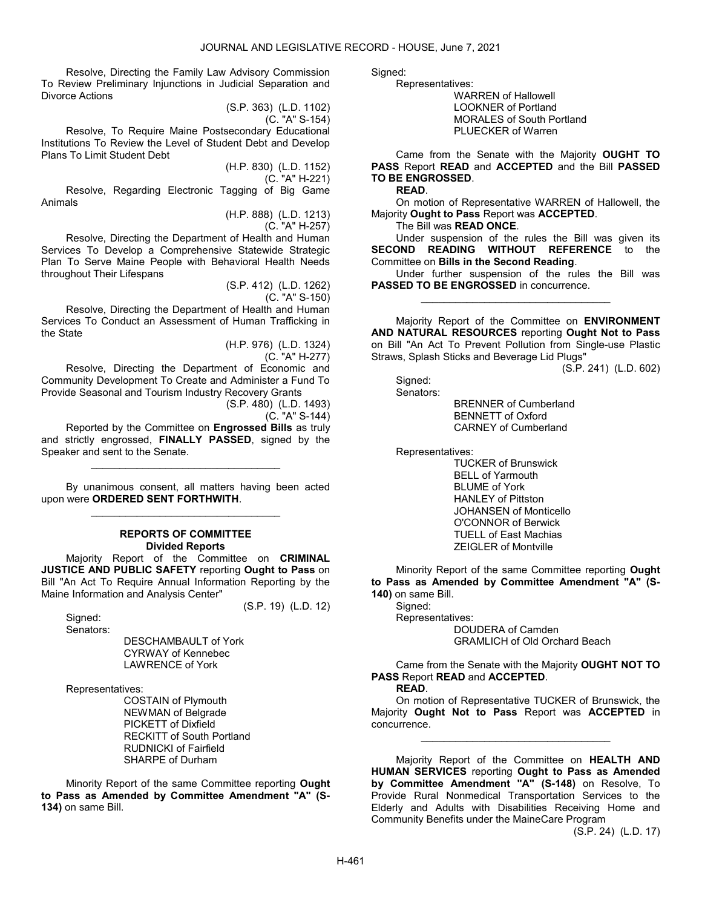Resolve, Directing the Family Law Advisory Commission To Review Preliminary Injunctions in Judicial Separation and Divorce Actions

(S.P. 363) (L.D. 1102)
(C. "A" S-154)

Resolve, To Require Maine Postsecondary Educational Institutions To Review the Level of Student Debt and Develop Plans To Limit Student Debt

(H.P. 830) (L.D. 1152)
(C. "A" H-221)

Resolve, Regarding Electronic Tagging of Big Game Animals

(H.P. 888) (L.D. 1213)
(C. "A" H-257)

Resolve, Directing the Department of Health and Human Services To Develop a Comprehensive Statewide Strategic Plan To Serve Maine People with Behavioral Health Needs throughout Their Lifespans

(S.P. 412) (L.D. 1262)
(C. "A" S-150)

Resolve, Directing the Department of Health and Human Services To Conduct an Assessment of Human Trafficking in the State

(H.P. 976) (L.D. 1324)
(C. "A" H-277)

Resolve, Directing the Department of Economic and Community Development To Create and Administer a Fund To Provide Seasonal and Tourism Industry Recovery Grants

(S.P. 480) (L.D. 1493)
(C. "A" S-144)

Reported by the Committee on **Engrossed Bills** as truly and strictly engrossed, **FINALLY PASSED**, signed by the Speaker and sent to the Senate.

---

By unanimous consent, all matters having been acted upon were **ORDERED SENT FORTHWITH**.

---

## REPORTS OF COMMITTEE
### Divided Reports

Majority Report of the Committee on **CRIMINAL JUSTICE AND PUBLIC SAFETY** reporting **Ought to Pass** on Bill "An Act To Require Annual Information Reporting by the Maine Information and Analysis Center"

(S.P. 19) (L.D. 12)

Signed:
Senators:
DESCHAMBAULT of York
CYRWAY of Kennebec
LAWRENCE of York

Representatives:
COSTAIN of Plymouth
NEWMAN of Belgrade
PICKETT of Dixfield
RECKITT of South Portland
RUDNICKI of Fairfield
SHARPE of Durham

Minority Report of the same Committee reporting **Ought to Pass as Amended by Committee Amendment "A" (S-134)** on same Bill.

Signed:
Representatives:
WARREN of Hallowell
LOOKNER of Portland
MORALES of South Portland
PLUECKER of Warren

Came from the Senate with the Majority **OUGHT TO PASS** Report **READ** and **ACCEPTED** and the Bill **PASSED TO BE ENGROSSED**.

**READ**.

On motion of Representative WARREN of Hallowell, the Majority **Ought to Pass** Report was **ACCEPTED**.

The Bill was **READ ONCE**.

Under suspension of the rules the Bill was given its **SECOND READING WITHOUT REFERENCE** to the Committee on **Bills in the Second Reading**.

Under further suspension of the rules the Bill was **PASSED TO BE ENGROSSED** in concurrence.

---

Majority Report of the Committee on **ENVIRONMENT AND NATURAL RESOURCES** reporting **Ought Not to Pass** on Bill "An Act To Prevent Pollution from Single-use Plastic Straws, Splash Sticks and Beverage Lid Plugs"

(S.P. 241) (L.D. 602)

Signed:
Senators:
BRENNER of Cumberland
BENNETT of Oxford
CARNEY of Cumberland

Representatives:
TUCKER of Brunswick
BELL of Yarmouth
BLUME of York
HANLEY of Pittston
JOHANSEN of Monticello
O'CONNOR of Berwick
TUELL of East Machias
ZEIGLER of Montville

Minority Report of the same Committee reporting **Ought to Pass as Amended by Committee Amendment "A" (S-140)** on same Bill.

Signed:
Representatives:
DOUDERA of Camden
GRAMLICH of Old Orchard Beach

Came from the Senate with the Majority **OUGHT NOT TO PASS** Report **READ** and **ACCEPTED**.

**READ**.

On motion of Representative TUCKER of Brunswick, the Majority **Ought Not to Pass** Report was **ACCEPTED** in concurrence.

---

Majority Report of the Committee on **HEALTH AND HUMAN SERVICES** reporting **Ought to Pass as Amended by Committee Amendment "A" (S-148)** on Resolve, To Provide Rural Nonmedical Transportation Services to the Elderly and Adults with Disabilities Receiving Home and Community Benefits under the MaineCare Program

(S.P. 24) (L.D. 17)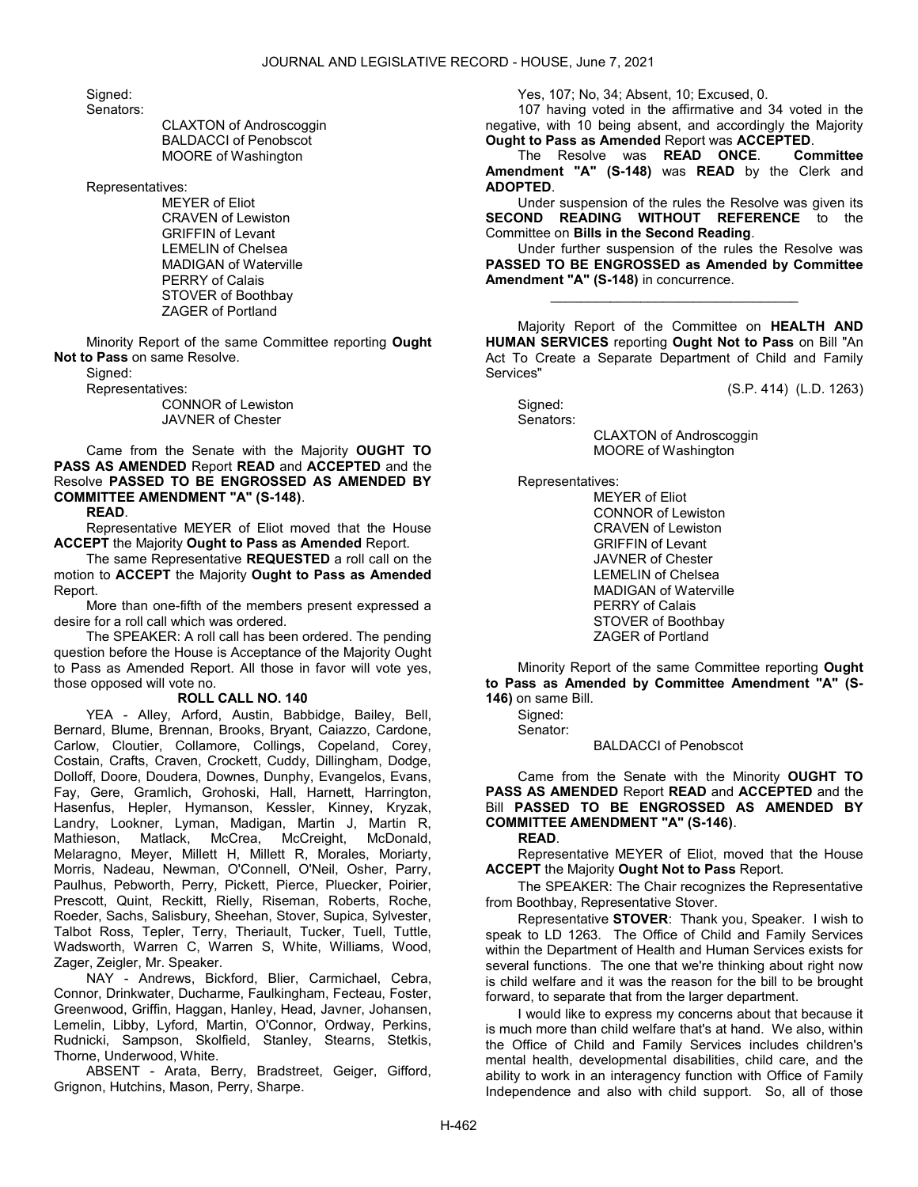Signed:

Senators:

CLAXTON of Androscoggin
BALDACCI of Penobscot
MOORE of Washington

Representatives:

MEYER of Eliot
CRAVEN of Lewiston
GRIFFIN of Levant
LEMELIN of Chelsea
MADIGAN of Waterville
PERRY of Calais
STOVER of Boothbay
ZAGER of Portland

Minority Report of the same Committee reporting **Ought Not to Pass** on same Resolve.

Signed:

Representatives:

CONNOR of Lewiston
JAVNER of Chester

Came from the Senate with the Majority **OUGHT TO PASS AS AMENDED** Report **READ** and **ACCEPTED** and the Resolve **PASSED TO BE ENGROSSED AS AMENDED BY COMMITTEE AMENDMENT "A" (S-148)**.

**READ**.

Representative MEYER of Eliot moved that the House **ACCEPT** the Majority **Ought to Pass as Amended** Report.

The same Representative **REQUESTED** a roll call on the motion to **ACCEPT** the Majority **Ought to Pass as Amended** Report.

More than one-fifth of the members present expressed a desire for a roll call which was ordered.

The SPEAKER: A roll call has been ordered. The pending question before the House is Acceptance of the Majority Ought to Pass as Amended Report. All those in favor will vote yes, those opposed will vote no.

**ROLL CALL NO. 140**

YEA - Alley, Arford, Austin, Babbidge, Bailey, Bell, Bernard, Blume, Brennan, Brooks, Bryant, Caiazzo, Cardone, Carlow, Cloutier, Collamore, Collings, Copeland, Corey, Costain, Crafts, Craven, Crockett, Cuddy, Dillingham, Dodge, Dolloff, Doore, Doudera, Downes, Dunphy, Evangelos, Evans, Fay, Gere, Gramlich, Grohoski, Hall, Harnett, Harrington, Hasenfus, Hepler, Hymanson, Kessler, Kinney, Kryzak, Landry, Lookner, Lyman, Madigan, Martin J, Martin R, Mathieson, Matlack, McCrea, McCreight, McDonald, Melaragno, Meyer, Millett H, Millett R, Morales, Moriarty, Morris, Nadeau, Newman, O'Connell, O'Neil, Osher, Parry, Paulhus, Pebworth, Perry, Pickett, Pierce, Pluecker, Poirier, Prescott, Quint, Reckitt, Rielly, Riseman, Roberts, Roche, Roeder, Sachs, Salisbury, Sheehan, Stover, Supica, Sylvester, Talbot Ross, Tepler, Terry, Theriault, Tucker, Tuell, Tuttle, Wadsworth, Warren C, Warren S, White, Williams, Wood, Zager, Zeigler, Mr. Speaker.

NAY - Andrews, Bickford, Blier, Carmichael, Cebra, Connor, Drinkwater, Ducharme, Faulkingham, Fecteau, Foster, Greenwood, Griffin, Haggan, Hanley, Head, Javner, Johansen, Lemelin, Libby, Lyford, Martin, O'Connor, Ordway, Perkins, Rudnicki, Sampson, Skolfield, Stanley, Stearns, Stetkis, Thorne, Underwood, White.

ABSENT - Arata, Berry, Bradstreet, Geiger, Gifford, Grignon, Hutchins, Mason, Perry, Sharpe.

Yes, 107; No, 34; Absent, 10; Excused, 0.

107 having voted in the affirmative and 34 voted in the negative, with 10 being absent, and accordingly the Majority **Ought to Pass as Amended** Report was **ACCEPTED**.

The Resolve was **READ ONCE**. **Committee Amendment "A" (S-148)** was **READ** by the Clerk and **ADOPTED**.

Under suspension of the rules the Resolve was given its **SECOND READING WITHOUT REFERENCE** to the Committee on **Bills in the Second Reading**.

Under further suspension of the rules the Resolve was **PASSED TO BE ENGROSSED as Amended by Committee Amendment "A" (S-148)** in concurrence.

\_\_\_\_\_\_\_\_\_\_\_\_\_\_\_\_\_\_\_\_\_\_\_\_\_\_\_\_\_\_\_\_\_

Majority Report of the Committee on **HEALTH AND HUMAN SERVICES** reporting **Ought Not to Pass** on Bill "An Act To Create a Separate Department of Child and Family Services"

(S.P. 414) (L.D. 1263)

Signed:

Senators:

CLAXTON of Androscoggin
MOORE of Washington

Representatives:

MEYER of Eliot
CONNOR of Lewiston
CRAVEN of Lewiston
GRIFFIN of Levant
JAVNER of Chester
LEMELIN of Chelsea
MADIGAN of Waterville
PERRY of Calais
STOVER of Boothbay
ZAGER of Portland

Minority Report of the same Committee reporting **Ought to Pass as Amended by Committee Amendment "A" (S-146)** on same Bill.

Signed:

Senator:

BALDACCI of Penobscot

Came from the Senate with the Minority **OUGHT TO PASS AS AMENDED** Report **READ** and **ACCEPTED** and the Bill **PASSED TO BE ENGROSSED AS AMENDED BY COMMITTEE AMENDMENT "A" (S-146)**.

**READ**.

Representative MEYER of Eliot, moved that the House **ACCEPT** the Majority **Ought Not to Pass** Report.

The SPEAKER: The Chair recognizes the Representative from Boothbay, Representative Stover.

Representative **STOVER**: Thank you, Speaker. I wish to speak to LD 1263. The Office of Child and Family Services within the Department of Health and Human Services exists for several functions. The one that we're thinking about right now is child welfare and it was the reason for the bill to be brought forward, to separate that from the larger department.

I would like to express my concerns about that because it is much more than child welfare that's at hand. We also, within the Office of Child and Family Services includes children's mental health, developmental disabilities, child care, and the ability to work in an interagency function with Office of Family Independence and also with child support. So, all of those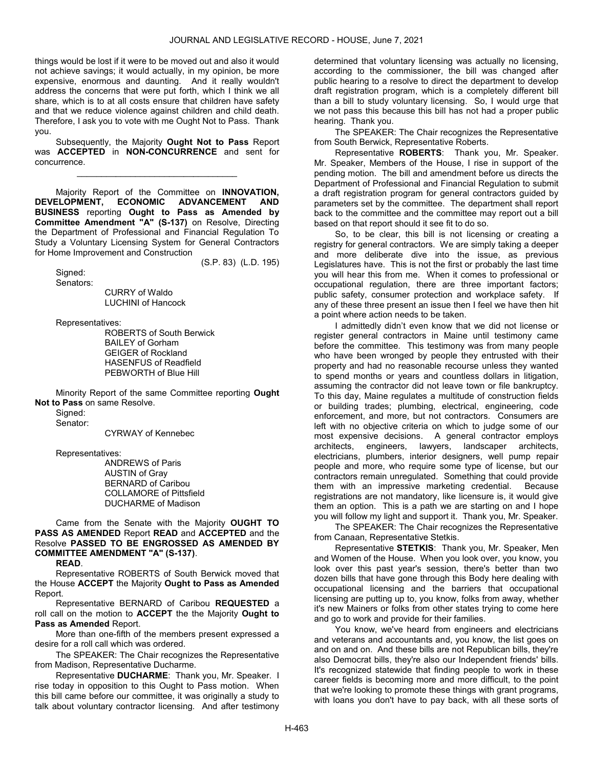things would be lost if it were to be moved out and also it would not achieve savings; it would actually, in my opinion, be more expensive, enormous and daunting. And it really wouldn't address the concerns that were put forth, which I think we all share, which is to at all costs ensure that children have safety and that we reduce violence against children and child death. Therefore, I ask you to vote with me Ought Not to Pass. Thank you.

Subsequently, the Majority **Ought Not to Pass** Report was **ACCEPTED** in **NON-CONCURRENCE** and sent for concurrence.

_________________________________

Majority Report of the Committee on **INNOVATION, DEVELOPMENT, ECONOMIC ADVANCEMENT AND BUSINESS** reporting **Ought to Pass as Amended by Committee Amendment "A" (S-137)** on Resolve, Directing the Department of Professional and Financial Regulation To Study a Voluntary Licensing System for General Contractors for Home Improvement and Construction

(S.P. 83) (L.D. 195)

Signed:

Senators:

CURRY of Waldo
LUCHINI of Hancock

Representatives:

ROBERTS of South Berwick
BAILEY of Gorham
GEIGER of Rockland
HASENFUS of Readfield
PEBWORTH of Blue Hill

Minority Report of the same Committee reporting **Ought Not to Pass** on same Resolve.

Signed:

Senator:

CYRWAY of Kennebec

Representatives:

ANDREWS of Paris
AUSTIN of Gray
BERNARD of Caribou
COLLAMORE of Pittsfield
DUCHARME of Madison

Came from the Senate with the Majority **OUGHT TO PASS AS AMENDED** Report **READ** and **ACCEPTED** and the Resolve **PASSED TO BE ENGROSSED AS AMENDED BY COMMITTEE AMENDMENT "A" (S-137)**.

**READ**.

Representative ROBERTS of South Berwick moved that the House **ACCEPT** the Majority **Ought to Pass as Amended** Report.

Representative BERNARD of Caribou **REQUESTED** a roll call on the motion to **ACCEPT** the the Majority **Ought to Pass as Amended** Report.

More than one-fifth of the members present expressed a desire for a roll call which was ordered.

The SPEAKER: The Chair recognizes the Representative from Madison, Representative Ducharme.

Representative **DUCHARME**: Thank you, Mr. Speaker. I rise today in opposition to this Ought to Pass motion. When this bill came before our committee, it was originally a study to talk about voluntary contractor licensing. And after testimony determined that voluntary licensing was actually no licensing, according to the commissioner, the bill was changed after public hearing to a resolve to direct the department to develop draft registration program, which is a completely different bill than a bill to study voluntary licensing. So, I would urge that we not pass this because this bill has not had a proper public hearing. Thank you.

The SPEAKER: The Chair recognizes the Representative from South Berwick, Representative Roberts.

Representative **ROBERTS**: Thank you, Mr. Speaker. Mr. Speaker, Members of the House, I rise in support of the pending motion. The bill and amendment before us directs the Department of Professional and Financial Regulation to submit a draft registration program for general contractors guided by parameters set by the committee. The department shall report back to the committee and the committee may report out a bill based on that report should it see fit to do so.

So, to be clear, this bill is not licensing or creating a registry for general contractors. We are simply taking a deeper and more deliberate dive into the issue, as previous Legislatures have. This is not the first or probably the last time you will hear this from me. When it comes to professional or occupational regulation, there are three important factors; public safety, consumer protection and workplace safety. If any of these three present an issue then I feel we have then hit a point where action needs to be taken.

I admittedly didn't even know that we did not license or register general contractors in Maine until testimony came before the committee. This testimony was from many people who have been wronged by people they entrusted with their property and had no reasonable recourse unless they wanted to spend months or years and countless dollars in litigation, assuming the contractor did not leave town or file bankruptcy. To this day, Maine regulates a multitude of construction fields or building trades; plumbing, electrical, engineering, code enforcement, and more, but not contractors. Consumers are left with no objective criteria on which to judge some of our most expensive decisions. A general contractor employs architects, engineers, lawyers, landscaper architects, electricians, plumbers, interior designers, well pump repair people and more, who require some type of license, but our contractors remain unregulated. Something that could provide them with an impressive marketing credential. Because registrations are not mandatory, like licensure is, it would give them an option. This is a path we are starting on and I hope you will follow my light and support it. Thank you, Mr. Speaker.

The SPEAKER: The Chair recognizes the Representative from Canaan, Representative Stetkis.

Representative **STETKIS**: Thank you, Mr. Speaker, Men and Women of the House. When you look over, you know, you look over this past year's session, there's better than two dozen bills that have gone through this Body here dealing with occupational licensing and the barriers that occupational licensing are putting up to, you know, folks from away, whether it's new Mainers or folks from other states trying to come here and go to work and provide for their families.

You know, we've heard from engineers and electricians and veterans and accountants and, you know, the list goes on and on and on. And these bills are not Republican bills, they're also Democrat bills, they're also our Independent friends' bills. It's recognized statewide that finding people to work in these career fields is becoming more and more difficult, to the point that we're looking to promote these things with grant programs, with loans you don't have to pay back, with all these sorts of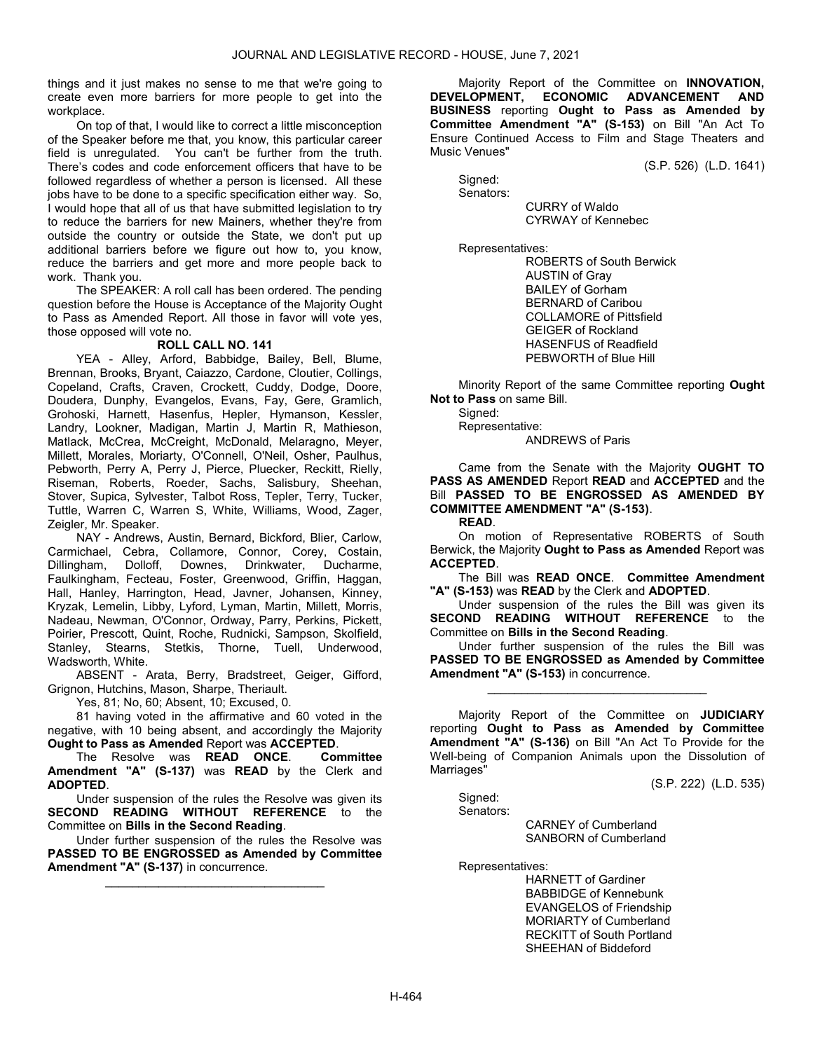things and it just makes no sense to me that we're going to create even more barriers for more people to get into the workplace.

On top of that, I would like to correct a little misconception of the Speaker before me that, you know, this particular career field is unregulated. You can't be further from the truth. There's codes and code enforcement officers that have to be followed regardless of whether a person is licensed. All these jobs have to be done to a specific specification either way. So, I would hope that all of us that have submitted legislation to try to reduce the barriers for new Mainers, whether they're from outside the country or outside the State, we don't put up additional barriers before we figure out how to, you know, reduce the barriers and get more and more people back to work. Thank you.

The SPEAKER: A roll call has been ordered. The pending question before the House is Acceptance of the Majority Ought to Pass as Amended Report. All those in favor will vote yes, those opposed will vote no.

**ROLL CALL NO. 141**

YEA - Alley, Arford, Babbidge, Bailey, Bell, Blume, Brennan, Brooks, Bryant, Caiazzo, Cardone, Cloutier, Collings, Copeland, Crafts, Craven, Crockett, Cuddy, Dodge, Doore, Doudera, Dunphy, Evangelos, Evans, Fay, Gere, Gramlich, Grohoski, Harnett, Hasenfus, Hepler, Hymanson, Kessler, Landry, Lookner, Madigan, Martin J, Martin R, Mathieson, Matlack, McCrea, McCreight, McDonald, Melaragno, Meyer, Millett, Morales, Moriarty, O'Connell, O'Neil, Osher, Paulhus, Pebworth, Perry A, Perry J, Pierce, Pluecker, Reckitt, Rielly, Riseman, Roberts, Roeder, Sachs, Salisbury, Sheehan, Stover, Supica, Sylvester, Talbot Ross, Tepler, Terry, Tucker, Tuttle, Warren C, Warren S, White, Williams, Wood, Zager, Zeigler, Mr. Speaker.

NAY - Andrews, Austin, Bernard, Bickford, Blier, Carlow, Carmichael, Cebra, Collamore, Connor, Corey, Costain, Dillingham, Dolloff, Downes, Drinkwater, Ducharme, Faulkingham, Fecteau, Foster, Greenwood, Griffin, Haggan, Hall, Hanley, Harrington, Head, Javner, Johansen, Kinney, Kryzak, Lemelin, Libby, Lyford, Lyman, Martin, Millett, Morris, Nadeau, Newman, O'Connor, Ordway, Parry, Perkins, Pickett, Poirier, Prescott, Quint, Roche, Rudnicki, Sampson, Skolfield, Stanley, Stearns, Stetkis, Thorne, Tuell, Underwood, Wadsworth, White.

ABSENT - Arata, Berry, Bradstreet, Geiger, Gifford, Grignon, Hutchins, Mason, Sharpe, Theriault.

Yes, 81; No, 60; Absent, 10; Excused, 0.

81 having voted in the affirmative and 60 voted in the negative, with 10 being absent, and accordingly the Majority **Ought to Pass as Amended** Report was **ACCEPTED**.

The Resolve was **READ ONCE**. **Committee Amendment "A" (S-137)** was **READ** by the Clerk and **ADOPTED**.

Under suspension of the rules the Resolve was given its **SECOND READING WITHOUT REFERENCE** to the Committee on **Bills in the Second Reading**.

Under further suspension of the rules the Resolve was **PASSED TO BE ENGROSSED as Amended by Committee Amendment "A" (S-137)** in concurrence.

_________________________________

Majority Report of the Committee on **INNOVATION, DEVELOPMENT, ECONOMIC ADVANCEMENT AND BUSINESS** reporting **Ought to Pass as Amended by Committee Amendment "A" (S-153)** on Bill "An Act To Ensure Continued Access to Film and Stage Theaters and Music Venues"

(S.P. 526) (L.D. 1641)

Signed:
Senators:
CURRY of Waldo
CYRWAY of Kennebec

Representatives:
ROBERTS of South Berwick
AUSTIN of Gray
BAILEY of Gorham
BERNARD of Caribou
COLLAMORE of Pittsfield
GEIGER of Rockland
HASENFUS of Readfield
PEBWORTH of Blue Hill

Minority Report of the same Committee reporting **Ought Not to Pass** on same Bill.

Signed:
Representative:
ANDREWS of Paris

Came from the Senate with the Majority **OUGHT TO PASS AS AMENDED** Report **READ** and **ACCEPTED** and the Bill **PASSED TO BE ENGROSSED AS AMENDED BY COMMITTEE AMENDMENT "A" (S-153)**.

**READ**.

On motion of Representative ROBERTS of South Berwick, the Majority **Ought to Pass as Amended** Report was **ACCEPTED**.

The Bill was **READ ONCE**. **Committee Amendment "A" (S-153)** was **READ** by the Clerk and **ADOPTED**.

Under suspension of the rules the Bill was given its **SECOND READING WITHOUT REFERENCE** to the Committee on **Bills in the Second Reading**.

Under further suspension of the rules the Bill was **PASSED TO BE ENGROSSED as Amended by Committee Amendment "A" (S-153)** in concurrence.

_________________________________

Majority Report of the Committee on **JUDICIARY** reporting **Ought to Pass as Amended by Committee Amendment "A" (S-136)** on Bill "An Act To Provide for the Well-being of Companion Animals upon the Dissolution of Marriages"

(S.P. 222) (L.D. 535)

Signed:
Senators:
CARNEY of Cumberland
SANBORN of Cumberland

Representatives:
HARNETT of Gardiner
BABBIDGE of Kennebunk
EVANGELOS of Friendship
MORIARTY of Cumberland
RECKITT of South Portland
SHEEHAN of Biddeford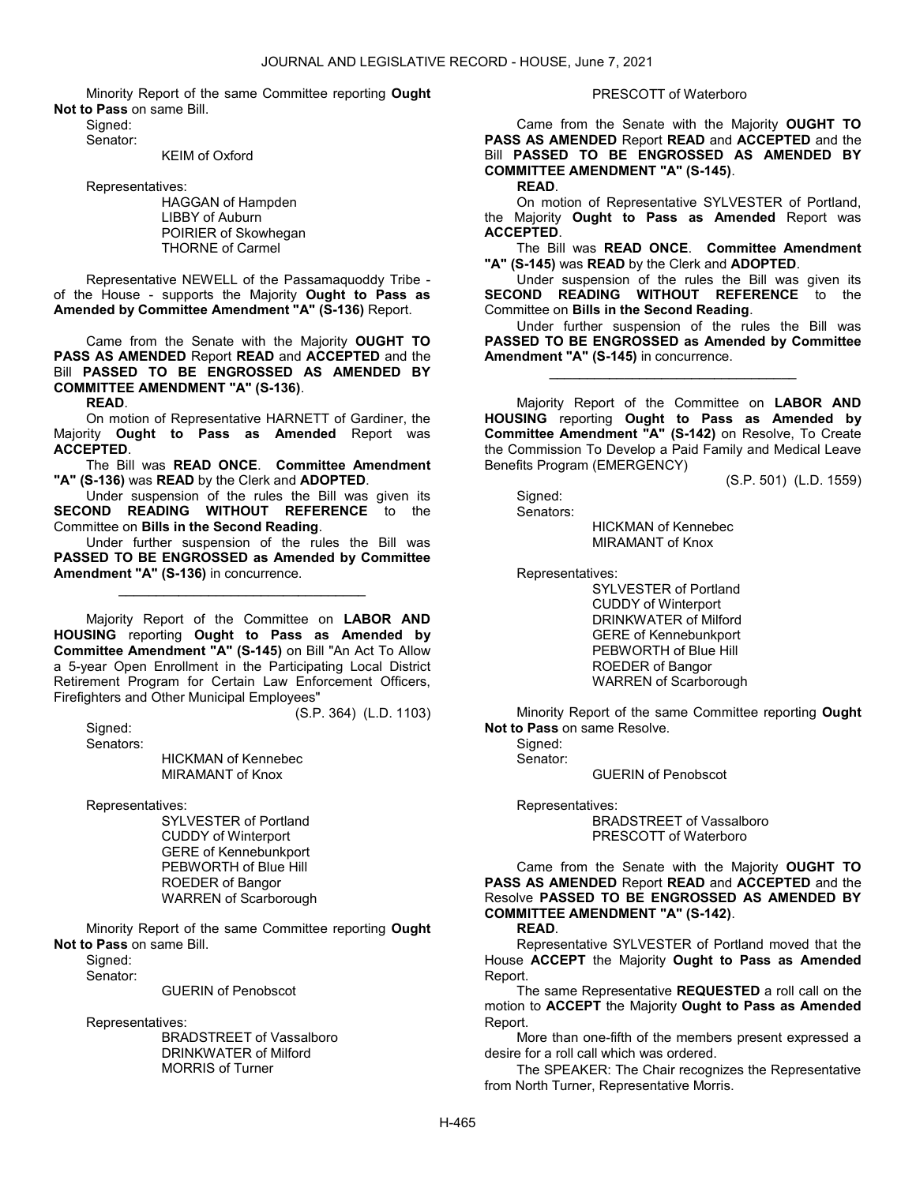Minority Report of the same Committee reporting **Ought Not to Pass** on same Bill.

Signed:

Senator:

KEIM of Oxford

Representatives:

HAGGAN of Hampden
LIBBY of Auburn
POIRIER of Skowhegan
THORNE of Carmel

Representative NEWELL of the Passamaquoddy Tribe - of the House - supports the Majority **Ought to Pass as Amended by Committee Amendment "A" (S-136)** Report.

Came from the Senate with the Majority **OUGHT TO PASS AS AMENDED** Report **READ** and **ACCEPTED** and the Bill **PASSED TO BE ENGROSSED AS AMENDED BY COMMITTEE AMENDMENT "A" (S-136)**.

**READ**.

On motion of Representative HARNETT of Gardiner, the Majority **Ought to Pass as Amended** Report was **ACCEPTED**.

The Bill was **READ ONCE**. **Committee Amendment "A" (S-136)** was **READ** by the Clerk and **ADOPTED**.

Under suspension of the rules the Bill was given its **SECOND READING WITHOUT REFERENCE** to the Committee on **Bills in the Second Reading**.

Under further suspension of the rules the Bill was **PASSED TO BE ENGROSSED as Amended by Committee Amendment "A" (S-136)** in concurrence.

---

Majority Report of the Committee on **LABOR AND HOUSING** reporting **Ought to Pass as Amended by Committee Amendment "A" (S-145)** on Bill "An Act To Allow a 5-year Open Enrollment in the Participating Local District Retirement Program for Certain Law Enforcement Officers, Firefighters and Other Municipal Employees"

(S.P. 364) (L.D. 1103)

Signed:

Senators:

HICKMAN of Kennebec
MIRAMANT of Knox

Representatives:

SYLVESTER of Portland
CUDDY of Winterport
GERE of Kennebunkport
PEBWORTH of Blue Hill
ROEDER of Bangor
WARREN of Scarborough

Minority Report of the same Committee reporting **Ought Not to Pass** on same Bill.

Signed:

Senator:

GUERIN of Penobscot

Representatives:

BRADSTREET of Vassalboro
DRINKWATER of Milford
MORRIS of Turner
PRESCOTT of Waterboro

Came from the Senate with the Majority **OUGHT TO PASS AS AMENDED** Report **READ** and **ACCEPTED** and the Bill **PASSED TO BE ENGROSSED AS AMENDED BY COMMITTEE AMENDMENT "A" (S-145)**.

**READ**.

On motion of Representative SYLVESTER of Portland, the Majority **Ought to Pass as Amended** Report was **ACCEPTED**.

The Bill was **READ ONCE**. **Committee Amendment "A" (S-145)** was **READ** by the Clerk and **ADOPTED**.

Under suspension of the rules the Bill was given its **SECOND READING WITHOUT REFERENCE** to the Committee on **Bills in the Second Reading**.

Under further suspension of the rules the Bill was **PASSED TO BE ENGROSSED as Amended by Committee Amendment "A" (S-145)** in concurrence.

---

Majority Report of the Committee on **LABOR AND HOUSING** reporting **Ought to Pass as Amended by Committee Amendment "A" (S-142)** on Resolve, To Create the Commission To Develop a Paid Family and Medical Leave Benefits Program (EMERGENCY)

(S.P. 501) (L.D. 1559)

Signed:

Senators:

HICKMAN of Kennebec
MIRAMANT of Knox

Representatives:

SYLVESTER of Portland
CUDDY of Winterport
DRINKWATER of Milford
GERE of Kennebunkport
PEBWORTH of Blue Hill
ROEDER of Bangor
WARREN of Scarborough

Minority Report of the same Committee reporting **Ought Not to Pass** on same Resolve.

Signed:

Senator:

GUERIN of Penobscot

Representatives:

BRADSTREET of Vassalboro
PRESCOTT of Waterboro

Came from the Senate with the Majority **OUGHT TO PASS AS AMENDED** Report **READ** and **ACCEPTED** and the Resolve **PASSED TO BE ENGROSSED AS AMENDED BY COMMITTEE AMENDMENT "A" (S-142)**.

**READ**.

Representative SYLVESTER of Portland moved that the House **ACCEPT** the Majority **Ought to Pass as Amended** Report.

The same Representative **REQUESTED** a roll call on the motion to **ACCEPT** the Majority **Ought to Pass as Amended** Report.

More than one-fifth of the members present expressed a desire for a roll call which was ordered.

The SPEAKER: The Chair recognizes the Representative from North Turner, Representative Morris.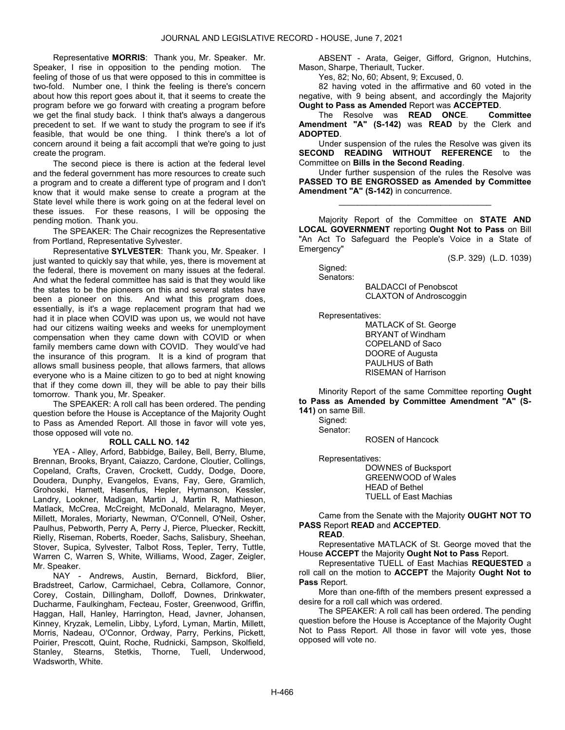Representative **MORRIS**: Thank you, Mr. Speaker. Mr. Speaker, I rise in opposition to the pending motion. The feeling of those of us that were opposed to this in committee is two-fold. Number one, I think the feeling is there's concern about how this report goes about it, that it seems to create the program before we go forward with creating a program before we get the final study back. I think that's always a dangerous precedent to set. If we want to study the program to see if it's feasible, that would be one thing. I think there's a lot of concern around it being a fait accompli that we're going to just create the program.

The second piece is there is action at the federal level and the federal government has more resources to create such a program and to create a different type of program and I don't know that it would make sense to create a program at the State level while there is work going on at the federal level on these issues. For these reasons, I will be opposing the pending motion. Thank you.

The SPEAKER: The Chair recognizes the Representative from Portland, Representative Sylvester.

Representative **SYLVESTER**: Thank you, Mr. Speaker. I just wanted to quickly say that while, yes, there is movement at the federal, there is movement on many issues at the federal. And what the federal committee has said is that they would like the states to be the pioneers on this and several states have been a pioneer on this. And what this program does, essentially, is it's a wage replacement program that had we had it in place when COVID was upon us, we would not have had our citizens waiting weeks and weeks for unemployment compensation when they came down with COVID or when family members came down with COVID. They would've had the insurance of this program. It is a kind of program that allows small business people, that allows farmers, that allows everyone who is a Maine citizen to go to bed at night knowing that if they come down ill, they will be able to pay their bills tomorrow. Thank you, Mr. Speaker.

The SPEAKER: A roll call has been ordered. The pending question before the House is Acceptance of the Majority Ought to Pass as Amended Report. All those in favor will vote yes, those opposed will vote no.

**ROLL CALL NO. 142**

YEA - Alley, Arford, Babbidge, Bailey, Bell, Berry, Blume, Brennan, Brooks, Bryant, Caiazzo, Cardone, Cloutier, Collings, Copeland, Crafts, Craven, Crockett, Cuddy, Dodge, Doore, Doudera, Dunphy, Evangelos, Evans, Fay, Gere, Gramlich, Grohoski, Harnett, Hasenfus, Hepler, Hymanson, Kessler, Landry, Lookner, Madigan, Martin J, Martin R, Mathieson, Matlack, McCrea, McCreight, McDonald, Melaragno, Meyer, Millett, Morales, Moriarty, Newman, O'Connell, O'Neil, Osher, Paulhus, Pebworth, Perry A, Perry J, Pierce, Pluecker, Reckitt, Rielly, Riseman, Roberts, Roeder, Sachs, Salisbury, Sheehan, Stover, Supica, Sylvester, Talbot Ross, Tepler, Terry, Tuttle, Warren C, Warren S, White, Williams, Wood, Zager, Zeigler, Mr. Speaker.

NAY - Andrews, Austin, Bernard, Bickford, Blier, Bradstreet, Carlow, Carmichael, Cebra, Collamore, Connor, Corey, Costain, Dillingham, Dolloff, Downes, Drinkwater, Ducharme, Faulkingham, Fecteau, Foster, Greenwood, Griffin, Haggan, Hall, Hanley, Harrington, Head, Javner, Johansen, Kinney, Kryzak, Lemelin, Libby, Lyford, Lyman, Martin, Millett, Morris, Nadeau, O'Connor, Ordway, Parry, Perkins, Pickett, Poirier, Prescott, Quint, Roche, Rudnicki, Sampson, Skolfield, Stanley, Stearns, Stetkis, Thorne, Tuell, Underwood, Wadsworth, White.

ABSENT - Arata, Geiger, Gifford, Grignon, Hutchins, Mason, Sharpe, Theriault, Tucker.

Yes, 82; No, 60; Absent, 9; Excused, 0.

82 having voted in the affirmative and 60 voted in the negative, with 9 being absent, and accordingly the Majority **Ought to Pass as Amended** Report was **ACCEPTED**.

The Resolve was **READ ONCE**. **Committee Amendment "A" (S-142)** was **READ** by the Clerk and **ADOPTED**.

Under suspension of the rules the Resolve was given its **SECOND READING WITHOUT REFERENCE** to the Committee on **Bills in the Second Reading**.

Under further suspension of the rules the Resolve was **PASSED TO BE ENGROSSED as Amended by Committee Amendment "A" (S-142)** in concurrence.

_________________________________

Majority Report of the Committee on **STATE AND LOCAL GOVERNMENT** reporting **Ought Not to Pass** on Bill "An Act To Safeguard the People's Voice in a State of Emergency"

(S.P. 329) (L.D. 1039)

Signed:
Senators:
BALDACCI of Penobscot
CLAXTON of Androscoggin

Representatives:
MATLACK of St. George
BRYANT of Windham
COPELAND of Saco
DOORE of Augusta
PAULHUS of Bath
RISEMAN of Harrison

Minority Report of the same Committee reporting **Ought to Pass as Amended by Committee Amendment "A" (S-141)** on same Bill.

Signed:
Senator:
ROSEN of Hancock

Representatives:
DOWNES of Bucksport
GREENWOOD of Wales
HEAD of Bethel
TUELL of East Machias

Came from the Senate with the Majority **OUGHT NOT TO PASS** Report **READ** and **ACCEPTED**.

**READ**.

Representative MATLACK of St. George moved that the House **ACCEPT** the Majority **Ought Not to Pass** Report.

Representative TUELL of East Machias **REQUESTED** a roll call on the motion to **ACCEPT** the Majority **Ought Not to Pass** Report.

More than one-fifth of the members present expressed a desire for a roll call which was ordered.

The SPEAKER: A roll call has been ordered. The pending question before the House is Acceptance of the Majority Ought Not to Pass Report. All those in favor will vote yes, those opposed will vote no.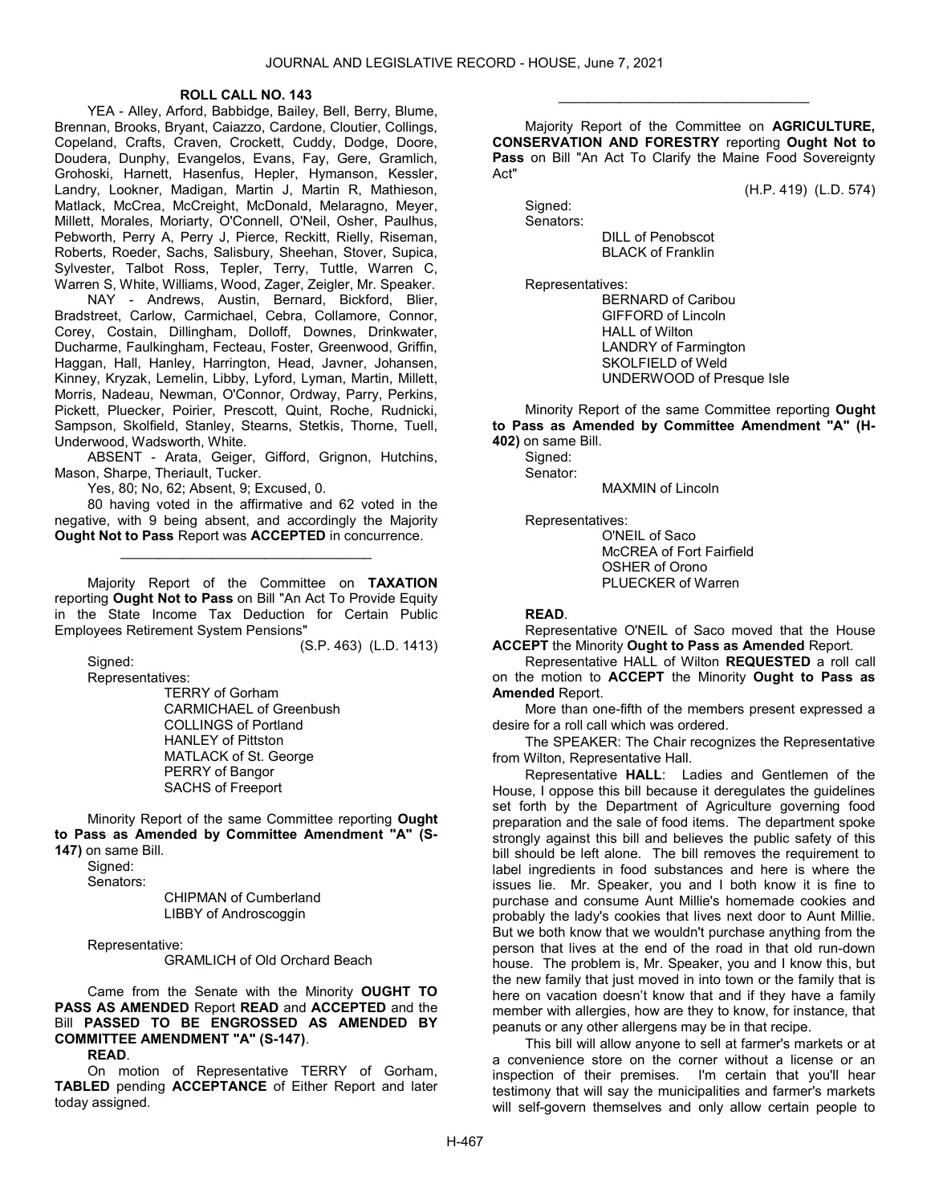**ROLL CALL NO. 143**

YEA - Alley, Arford, Babbidge, Bailey, Bell, Berry, Blume, Brennan, Brooks, Bryant, Caiazzo, Cardone, Cloutier, Collings, Copeland, Crafts, Craven, Crockett, Cuddy, Dodge, Doore, Doudera, Dunphy, Evangelos, Evans, Fay, Gere, Gramlich, Grohoski, Harnett, Hasenfus, Hepler, Hymanson, Kessler, Landry, Lookner, Madigan, Martin J, Martin R, Mathieson, Matlack, McCrea, McCreight, McDonald, Melaragno, Meyer, Millett, Morales, Moriarty, O'Connell, O'Neil, Osher, Paulhus, Pebworth, Perry A, Perry J, Pierce, Reckitt, Rielly, Riseman, Roberts, Roeder, Sachs, Salisbury, Sheehan, Stover, Supica, Sylvester, Talbot Ross, Tepler, Terry, Tuttle, Warren C, Warren S, White, Williams, Wood, Zager, Zeigler, Mr. Speaker.

NAY - Andrews, Austin, Bernard, Bickford, Blier, Bradstreet, Carlow, Carmichael, Cebra, Collamore, Connor, Corey, Costain, Dillingham, Dolloff, Downes, Drinkwater, Ducharme, Faulkingham, Fecteau, Foster, Greenwood, Griffin, Haggan, Hall, Hanley, Harrington, Head, Javner, Johansen, Kinney, Kryzak, Lemelin, Libby, Lyford, Lyman, Martin, Millett, Morris, Nadeau, Newman, O'Connor, Ordway, Parry, Perkins, Pickett, Pluecker, Poirier, Prescott, Quint, Roche, Rudnicki, Sampson, Skolfield, Stanley, Stearns, Stetkis, Thorne, Tuell, Underwood, Wadsworth, White.

ABSENT - Arata, Geiger, Gifford, Grignon, Hutchins, Mason, Sharpe, Theriault, Tucker.

Yes, 80; No, 62; Absent, 9; Excused, 0.

80 having voted in the affirmative and 62 voted in the negative, with 9 being absent, and accordingly the Majority **Ought Not to Pass** Report was **ACCEPTED** in concurrence.

_________________________________

Majority Report of the Committee on **TAXATION** reporting **Ought Not to Pass** on Bill "An Act To Provide Equity in the State Income Tax Deduction for Certain Public Employees Retirement System Pensions"

(S.P. 463) (L.D. 1413)

Signed:

Representatives:

TERRY of Gorham
CARMICHAEL of Greenbush
COLLINGS of Portland
HANLEY of Pittston
MATLACK of St. George
PERRY of Bangor
SACHS of Freeport

Minority Report of the same Committee reporting **Ought to Pass as Amended by Committee Amendment "A" (S-147)** on same Bill.

Signed:

Senators:

CHIPMAN of Cumberland
LIBBY of Androscoggin

Representative:

GRAMLICH of Old Orchard Beach

Came from the Senate with the Minority **OUGHT TO PASS AS AMENDED** Report **READ** and **ACCEPTED** and the Bill **PASSED TO BE ENGROSSED AS AMENDED BY COMMITTEE AMENDMENT "A" (S-147)**.

**READ**.

On motion of Representative TERRY of Gorham, **TABLED** pending **ACCEPTANCE** of Either Report and later today assigned.

_________________________________

Majority Report of the Committee on **AGRICULTURE, CONSERVATION AND FORESTRY** reporting **Ought Not to Pass** on Bill "An Act To Clarify the Maine Food Sovereignty Act"

(H.P. 419) (L.D. 574)

Signed:

Senators:

DILL of Penobscot
BLACK of Franklin

Representatives:

BERNARD of Caribou
GIFFORD of Lincoln
HALL of Wilton
LANDRY of Farmington
SKOLFIELD of Weld
UNDERWOOD of Presque Isle

Minority Report of the same Committee reporting **Ought to Pass as Amended by Committee Amendment "A" (H-402)** on same Bill.

Signed:

Senator:

MAXMIN of Lincoln

Representatives:

O'NEIL of Saco
McCREA of Fort Fairfield
OSHER of Orono
PLUECKER of Warren

**READ**.

Representative O'NEIL of Saco moved that the House **ACCEPT** the Minority **Ought to Pass as Amended** Report.

Representative HALL of Wilton **REQUESTED** a roll call on the motion to **ACCEPT** the Minority **Ought to Pass as Amended** Report.

More than one-fifth of the members present expressed a desire for a roll call which was ordered.

The SPEAKER: The Chair recognizes the Representative from Wilton, Representative Hall.

Representative **HALL**: Ladies and Gentlemen of the House, I oppose this bill because it deregulates the guidelines set forth by the Department of Agriculture governing food preparation and the sale of food items. The department spoke strongly against this bill and believes the public safety of this bill should be left alone. The bill removes the requirement to label ingredients in food substances and here is where the issues lie. Mr. Speaker, you and I both know it is fine to purchase and consume Aunt Millie's homemade cookies and probably the lady's cookies that lives next door to Aunt Millie. But we both know that we wouldn't purchase anything from the person that lives at the end of the road in that old run-down house. The problem is, Mr. Speaker, you and I know this, but the new family that just moved in into town or the family that is here on vacation doesn't know that and if they have a family member with allergies, how are they to know, for instance, that peanuts or any other allergens may be in that recipe.

This bill will allow anyone to sell at farmer's markets or at a convenience store on the corner without a license or an inspection of their premises. I'm certain that you'll hear testimony that will say the municipalities and farmer's markets will self-govern themselves and only allow certain people to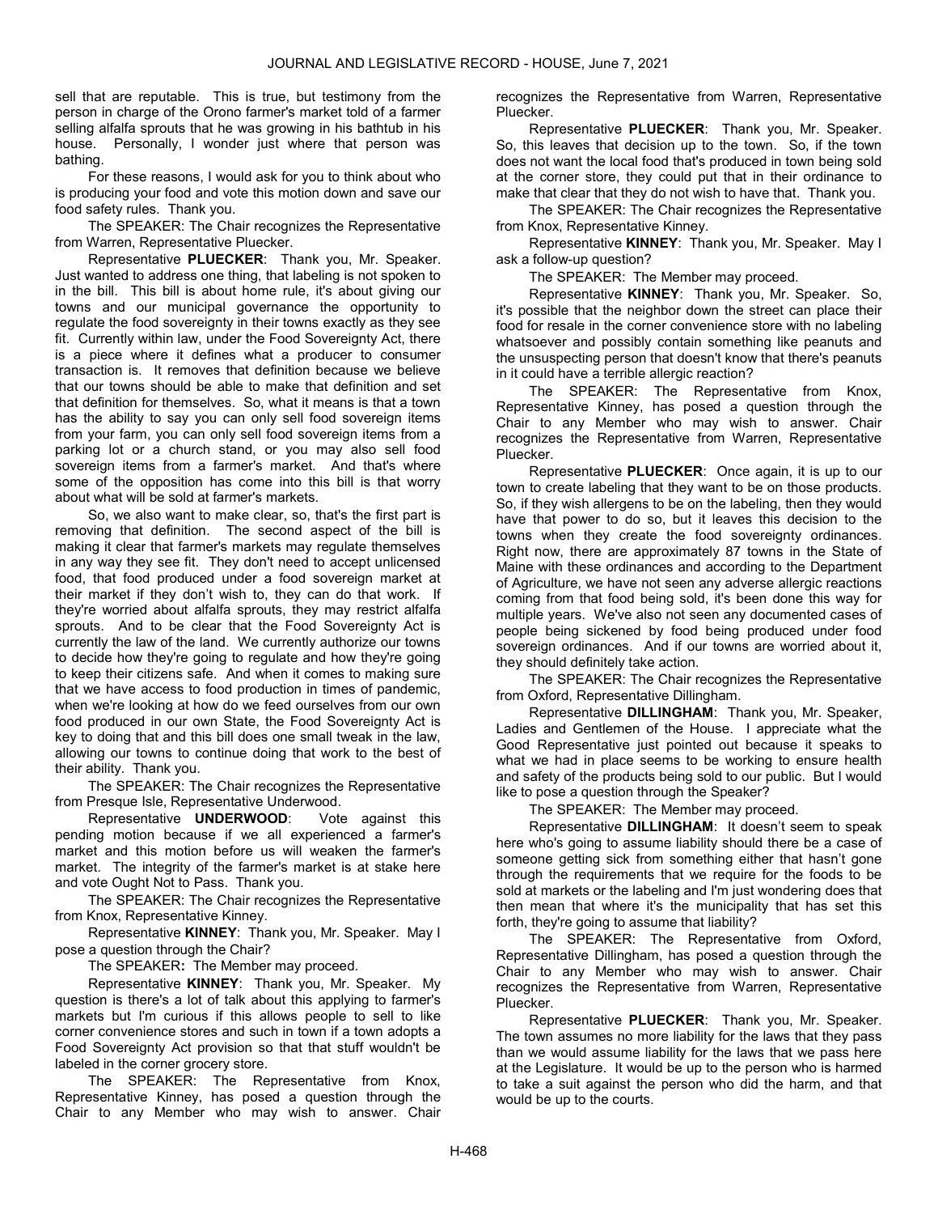sell that are reputable. This is true, but testimony from the person in charge of the Orono farmer's market told of a farmer selling alfalfa sprouts that he was growing in his bathtub in his house. Personally, I wonder just where that person was bathing.

For these reasons, I would ask for you to think about who is producing your food and vote this motion down and save our food safety rules. Thank you.

The SPEAKER: The Chair recognizes the Representative from Warren, Representative Pluecker.

Representative **PLUECKER**: Thank you, Mr. Speaker. Just wanted to address one thing, that labeling is not spoken to in the bill. This bill is about home rule, it's about giving our towns and our municipal governance the opportunity to regulate the food sovereignty in their towns exactly as they see fit. Currently within law, under the Food Sovereignty Act, there is a piece where it defines what a producer to consumer transaction is. It removes that definition because we believe that our towns should be able to make that definition and set that definition for themselves. So, what it means is that a town has the ability to say you can only sell food sovereign items from your farm, you can only sell food sovereign items from a parking lot or a church stand, or you may also sell food sovereign items from a farmer's market. And that's where some of the opposition has come into this bill is that worry about what will be sold at farmer's markets.

So, we also want to make clear, so, that's the first part is removing that definition. The second aspect of the bill is making it clear that farmer's markets may regulate themselves in any way they see fit. They don't need to accept unlicensed food, that food produced under a food sovereign market at their market if they don't wish to, they can do that work. If they're worried about alfalfa sprouts, they may restrict alfalfa sprouts. And to be clear that the Food Sovereignty Act is currently the law of the land. We currently authorize our towns to decide how they're going to regulate and how they're going to keep their citizens safe. And when it comes to making sure that we have access to food production in times of pandemic, when we're looking at how do we feed ourselves from our own food produced in our own State, the Food Sovereignty Act is key to doing that and this bill does one small tweak in the law, allowing our towns to continue doing that work to the best of their ability. Thank you.

The SPEAKER: The Chair recognizes the Representative from Presque Isle, Representative Underwood.

Representative **UNDERWOOD**: Vote against this pending motion because if we all experienced a farmer's market and this motion before us will weaken the farmer's market. The integrity of the farmer's market is at stake here and vote Ought Not to Pass. Thank you.

The SPEAKER: The Chair recognizes the Representative from Knox, Representative Kinney.

Representative **KINNEY**: Thank you, Mr. Speaker. May I pose a question through the Chair?

The SPEAKER**:** The Member may proceed.

Representative **KINNEY**: Thank you, Mr. Speaker. My question is there's a lot of talk about this applying to farmer's markets but I'm curious if this allows people to sell to like corner convenience stores and such in town if a town adopts a Food Sovereignty Act provision so that that stuff wouldn't be labeled in the corner grocery store.

The SPEAKER: The Representative from Knox, Representative Kinney, has posed a question through the Chair to any Member who may wish to answer. Chair recognizes the Representative from Warren, Representative Pluecker.

Representative **PLUECKER**: Thank you, Mr. Speaker. So, this leaves that decision up to the town. So, if the town does not want the local food that's produced in town being sold at the corner store, they could put that in their ordinance to make that clear that they do not wish to have that. Thank you.

The SPEAKER: The Chair recognizes the Representative from Knox, Representative Kinney.

Representative **KINNEY**: Thank you, Mr. Speaker. May I ask a follow-up question?

The SPEAKER: The Member may proceed.

Representative **KINNEY**: Thank you, Mr. Speaker. So, it's possible that the neighbor down the street can place their food for resale in the corner convenience store with no labeling whatsoever and possibly contain something like peanuts and the unsuspecting person that doesn't know that there's peanuts in it could have a terrible allergic reaction?

The SPEAKER: The Representative from Knox, Representative Kinney, has posed a question through the Chair to any Member who may wish to answer. Chair recognizes the Representative from Warren, Representative Pluecker.

Representative **PLUECKER**: Once again, it is up to our town to create labeling that they want to be on those products. So, if they wish allergens to be on the labeling, then they would have that power to do so, but it leaves this decision to the towns when they create the food sovereignty ordinances. Right now, there are approximately 87 towns in the State of Maine with these ordinances and according to the Department of Agriculture, we have not seen any adverse allergic reactions coming from that food being sold, it's been done this way for multiple years. We've also not seen any documented cases of people being sickened by food being produced under food sovereign ordinances. And if our towns are worried about it, they should definitely take action.

The SPEAKER: The Chair recognizes the Representative from Oxford, Representative Dillingham.

Representative **DILLINGHAM**: Thank you, Mr. Speaker, Ladies and Gentlemen of the House. I appreciate what the Good Representative just pointed out because it speaks to what we had in place seems to be working to ensure health and safety of the products being sold to our public. But I would like to pose a question through the Speaker?

The SPEAKER: The Member may proceed.

Representative **DILLINGHAM**: It doesn't seem to speak here who's going to assume liability should there be a case of someone getting sick from something either that hasn't gone through the requirements that we require for the foods to be sold at markets or the labeling and I'm just wondering does that then mean that where it's the municipality that has set this forth, they're going to assume that liability?

The SPEAKER: The Representative from Oxford, Representative Dillingham, has posed a question through the Chair to any Member who may wish to answer. Chair recognizes the Representative from Warren, Representative Pluecker.

Representative **PLUECKER**: Thank you, Mr. Speaker. The town assumes no more liability for the laws that they pass than we would assume liability for the laws that we pass here at the Legislature. It would be up to the person who is harmed to take a suit against the person who did the harm, and that would be up to the courts.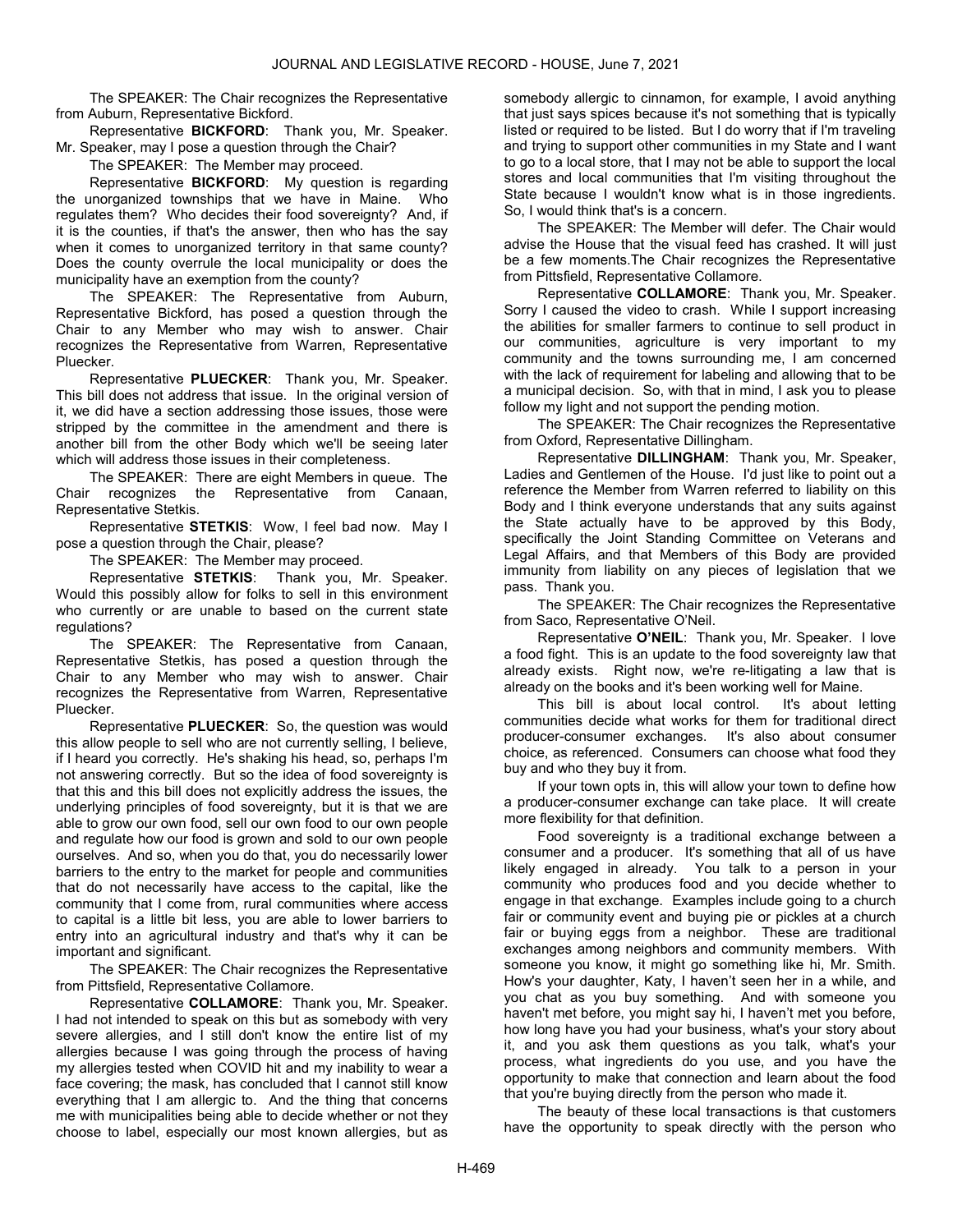The SPEAKER: The Chair recognizes the Representative from Auburn, Representative Bickford.

Representative **BICKFORD**: Thank you, Mr. Speaker. Mr. Speaker, may I pose a question through the Chair?

The SPEAKER: The Member may proceed.

Representative **BICKFORD**: My question is regarding the unorganized townships that we have in Maine. Who regulates them? Who decides their food sovereignty? And, if it is the counties, if that's the answer, then who has the say when it comes to unorganized territory in that same county? Does the county overrule the local municipality or does the municipality have an exemption from the county?

The SPEAKER: The Representative from Auburn, Representative Bickford, has posed a question through the Chair to any Member who may wish to answer. Chair recognizes the Representative from Warren, Representative Pluecker.

Representative **PLUECKER**: Thank you, Mr. Speaker. This bill does not address that issue. In the original version of it, we did have a section addressing those issues, those were stripped by the committee in the amendment and there is another bill from the other Body which we'll be seeing later which will address those issues in their completeness.

The SPEAKER: There are eight Members in queue. The Chair recognizes the Representative from Canaan, Representative Stetkis.

Representative **STETKIS**: Wow, I feel bad now. May I pose a question through the Chair, please?

The SPEAKER: The Member may proceed.

Representative **STETKIS**: Thank you, Mr. Speaker. Would this possibly allow for folks to sell in this environment who currently or are unable to based on the current state regulations?

The SPEAKER: The Representative from Canaan, Representative Stetkis, has posed a question through the Chair to any Member who may wish to answer. Chair recognizes the Representative from Warren, Representative Pluecker.

Representative **PLUECKER**: So, the question was would this allow people to sell who are not currently selling, I believe, if I heard you correctly. He's shaking his head, so, perhaps I'm not answering correctly. But so the idea of food sovereignty is that this and this bill does not explicitly address the issues, the underlying principles of food sovereignty, but it is that we are able to grow our own food, sell our own food to our own people and regulate how our food is grown and sold to our own people ourselves. And so, when you do that, you do necessarily lower barriers to the entry to the market for people and communities that do not necessarily have access to the capital, like the community that I come from, rural communities where access to capital is a little bit less, you are able to lower barriers to entry into an agricultural industry and that's why it can be important and significant.

The SPEAKER: The Chair recognizes the Representative from Pittsfield, Representative Collamore.

Representative **COLLAMORE**: Thank you, Mr. Speaker. I had not intended to speak on this but as somebody with very severe allergies, and I still don't know the entire list of my allergies because I was going through the process of having my allergies tested when COVID hit and my inability to wear a face covering; the mask, has concluded that I cannot still know everything that I am allergic to. And the thing that concerns me with municipalities being able to decide whether or not they choose to label, especially our most known allergies, but as somebody allergic to cinnamon, for example, I avoid anything that just says spices because it's not something that is typically listed or required to be listed. But I do worry that if I'm traveling and trying to support other communities in my State and I want to go to a local store, that I may not be able to support the local stores and local communities that I'm visiting throughout the State because I wouldn't know what is in those ingredients. So, I would think that's is a concern.

The SPEAKER: The Member will defer. The Chair would advise the House that the visual feed has crashed. It will just be a few moments.The Chair recognizes the Representative from Pittsfield, Representative Collamore.

Representative **COLLAMORE**: Thank you, Mr. Speaker. Sorry I caused the video to crash. While I support increasing the abilities for smaller farmers to continue to sell product in our communities, agriculture is very important to my community and the towns surrounding me, I am concerned with the lack of requirement for labeling and allowing that to be a municipal decision. So, with that in mind, I ask you to please follow my light and not support the pending motion.

The SPEAKER: The Chair recognizes the Representative from Oxford, Representative Dillingham.

Representative **DILLINGHAM**: Thank you, Mr. Speaker, Ladies and Gentlemen of the House. I'd just like to point out a reference the Member from Warren referred to liability on this Body and I think everyone understands that any suits against the State actually have to be approved by this Body, specifically the Joint Standing Committee on Veterans and Legal Affairs, and that Members of this Body are provided immunity from liability on any pieces of legislation that we pass. Thank you.

The SPEAKER: The Chair recognizes the Representative from Saco, Representative O'Neil.

Representative **O'NEIL**: Thank you, Mr. Speaker. I love a food fight. This is an update to the food sovereignty law that already exists. Right now, we're re-litigating a law that is already on the books and it's been working well for Maine.

This bill is about local control. It's about letting communities decide what works for them for traditional direct producer-consumer exchanges. It's also about consumer choice, as referenced. Consumers can choose what food they buy and who they buy it from.

If your town opts in, this will allow your town to define how a producer-consumer exchange can take place. It will create more flexibility for that definition.

Food sovereignty is a traditional exchange between a consumer and a producer. It's something that all of us have likely engaged in already. You talk to a person in your community who produces food and you decide whether to engage in that exchange. Examples include going to a church fair or community event and buying pie or pickles at a church fair or buying eggs from a neighbor. These are traditional exchanges among neighbors and community members. With someone you know, it might go something like hi, Mr. Smith. How's your daughter, Katy, I haven't seen her in a while, and you chat as you buy something. And with someone you haven't met before, you might say hi, I haven't met you before, how long have you had your business, what's your story about it, and you ask them questions as you talk, what's your process, what ingredients do you use, and you have the opportunity to make that connection and learn about the food that you're buying directly from the person who made it.

The beauty of these local transactions is that customers have the opportunity to speak directly with the person who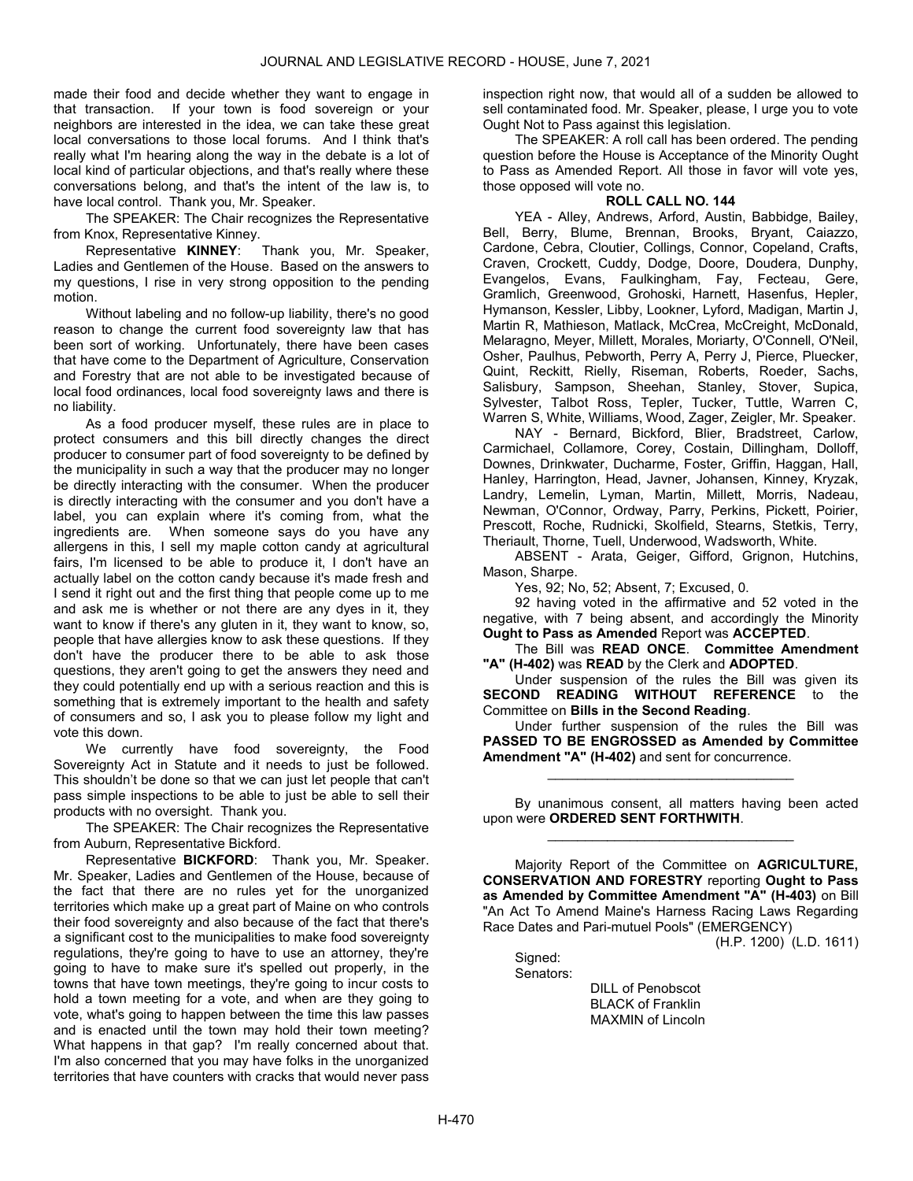made their food and decide whether they want to engage in that transaction. If your town is food sovereign or your neighbors are interested in the idea, we can take these great local conversations to those local forums. And I think that's really what I'm hearing along the way in the debate is a lot of local kind of particular objections, and that's really where these conversations belong, and that's the intent of the law is, to have local control. Thank you, Mr. Speaker.

The SPEAKER: The Chair recognizes the Representative from Knox, Representative Kinney.

Representative **KINNEY**: Thank you, Mr. Speaker, Ladies and Gentlemen of the House. Based on the answers to my questions, I rise in very strong opposition to the pending motion.

Without labeling and no follow-up liability, there's no good reason to change the current food sovereignty law that has been sort of working. Unfortunately, there have been cases that have come to the Department of Agriculture, Conservation and Forestry that are not able to be investigated because of local food ordinances, local food sovereignty laws and there is no liability.

As a food producer myself, these rules are in place to protect consumers and this bill directly changes the direct producer to consumer part of food sovereignty to be defined by the municipality in such a way that the producer may no longer be directly interacting with the consumer. When the producer is directly interacting with the consumer and you don't have a label, you can explain where it's coming from, what the ingredients are. When someone says do you have any allergens in this, I sell my maple cotton candy at agricultural fairs, I'm licensed to be able to produce it, I don't have an actually label on the cotton candy because it's made fresh and I send it right out and the first thing that people come up to me and ask me is whether or not there are any dyes in it, they want to know if there's any gluten in it, they want to know, so, people that have allergies know to ask these questions. If they don't have the producer there to be able to ask those questions, they aren't going to get the answers they need and they could potentially end up with a serious reaction and this is something that is extremely important to the health and safety of consumers and so, I ask you to please follow my light and vote this down.

We currently have food sovereignty, the Food Sovereignty Act in Statute and it needs to just be followed. This shouldn't be done so that we can just let people that can't pass simple inspections to be able to just be able to sell their products with no oversight. Thank you.

The SPEAKER: The Chair recognizes the Representative from Auburn, Representative Bickford.

Representative **BICKFORD**: Thank you, Mr. Speaker. Mr. Speaker, Ladies and Gentlemen of the House, because of the fact that there are no rules yet for the unorganized territories which make up a great part of Maine on who controls their food sovereignty and also because of the fact that there's a significant cost to the municipalities to make food sovereignty regulations, they're going to have to use an attorney, they're going to have to make sure it's spelled out properly, in the towns that have town meetings, they're going to incur costs to hold a town meeting for a vote, and when are they going to vote, what's going to happen between the time this law passes and is enacted until the town may hold their town meeting? What happens in that gap? I'm really concerned about that. I'm also concerned that you may have folks in the unorganized territories that have counters with cracks that would never pass inspection right now, that would all of a sudden be allowed to sell contaminated food. Mr. Speaker, please, I urge you to vote Ought Not to Pass against this legislation.

The SPEAKER: A roll call has been ordered. The pending question before the House is Acceptance of the Minority Ought to Pass as Amended Report. All those in favor will vote yes, those opposed will vote no.

**ROLL CALL NO. 144**

YEA - Alley, Andrews, Arford, Austin, Babbidge, Bailey, Bell, Berry, Blume, Brennan, Brooks, Bryant, Caiazzo, Cardone, Cebra, Cloutier, Collings, Connor, Copeland, Crafts, Craven, Crockett, Cuddy, Dodge, Doore, Doudera, Dunphy, Evangelos, Evans, Faulkingham, Fay, Fecteau, Gere, Gramlich, Greenwood, Grohoski, Harnett, Hasenfus, Hepler, Hymanson, Kessler, Libby, Lookner, Lyford, Madigan, Martin J, Martin R, Mathieson, Matlack, McCrea, McCreight, McDonald, Melaragno, Meyer, Millett, Morales, Moriarty, O'Connell, O'Neil, Osher, Paulhus, Pebworth, Perry A, Perry J, Pierce, Pluecker, Quint, Reckitt, Rielly, Riseman, Roberts, Roeder, Sachs, Salisbury, Sampson, Sheehan, Stanley, Stover, Supica, Sylvester, Talbot Ross, Tepler, Tucker, Tuttle, Warren C, Warren S, White, Williams, Wood, Zager, Zeigler, Mr. Speaker.

NAY - Bernard, Bickford, Blier, Bradstreet, Carlow, Carmichael, Collamore, Corey, Costain, Dillingham, Dolloff, Downes, Drinkwater, Ducharme, Foster, Griffin, Haggan, Hall, Hanley, Harrington, Head, Javner, Johansen, Kinney, Kryzak, Landry, Lemelin, Lyman, Martin, Millett, Morris, Nadeau, Newman, O'Connor, Ordway, Parry, Perkins, Pickett, Poirier, Prescott, Roche, Rudnicki, Skolfield, Stearns, Stetkis, Terry, Theriault, Thorne, Tuell, Underwood, Wadsworth, White.

ABSENT - Arata, Geiger, Gifford, Grignon, Hutchins, Mason, Sharpe.

Yes, 92; No, 52; Absent, 7; Excused, 0.

92 having voted in the affirmative and 52 voted in the negative, with 7 being absent, and accordingly the Minority **Ought to Pass as Amended** Report was **ACCEPTED**.

The Bill was **READ ONCE**. **Committee Amendment "A" (H-402)** was **READ** by the Clerk and **ADOPTED**.

Under suspension of the rules the Bill was given its **SECOND READING WITHOUT REFERENCE** to the Committee on **Bills in the Second Reading**.

Under further suspension of the rules the Bill was **PASSED TO BE ENGROSSED as Amended by Committee Amendment "A" (H-402)** and sent for concurrence.

---

By unanimous consent, all matters having been acted upon were **ORDERED SENT FORTHWITH**.

---

Majority Report of the Committee on **AGRICULTURE, CONSERVATION AND FORESTRY** reporting **Ought to Pass as Amended by Committee Amendment "A" (H-403)** on Bill "An Act To Amend Maine's Harness Racing Laws Regarding Race Dates and Pari-mutuel Pools" (EMERGENCY)

(H.P. 1200) (L.D. 1611)

Signed:
Senators:
DILL of Penobscot
BLACK of Franklin
MAXMIN of Lincoln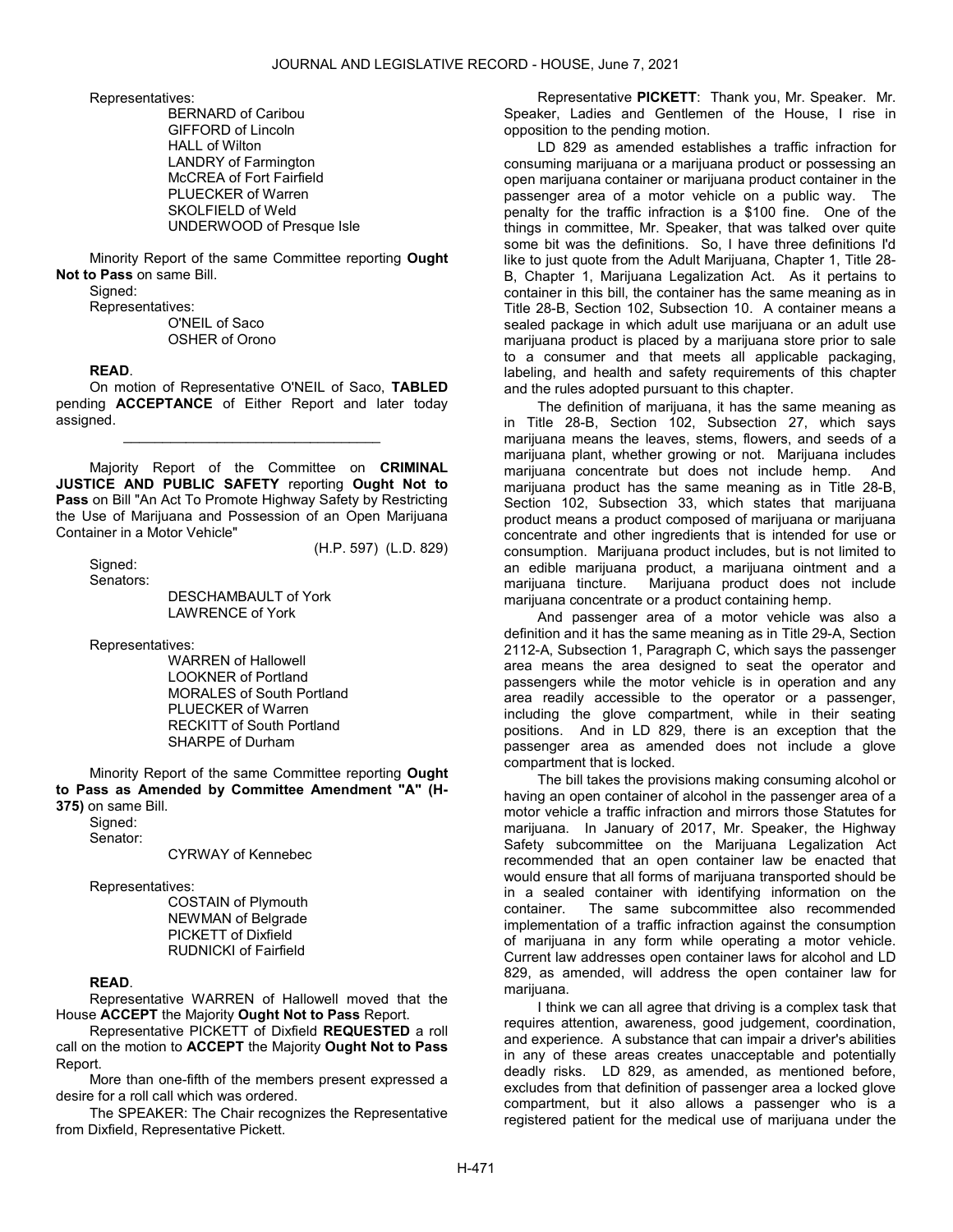Representatives:

BERNARD of Caribou
GIFFORD of Lincoln
HALL of Wilton
LANDRY of Farmington
McCREA of Fort Fairfield
PLUECKER of Warren
SKOLFIELD of Weld
UNDERWOOD of Presque Isle

Minority Report of the same Committee reporting **Ought Not to Pass** on same Bill.

Signed:

Representatives:

O'NEIL of Saco
OSHER of Orono

**READ**.

On motion of Representative O'NEIL of Saco, **TABLED** pending **ACCEPTANCE** of Either Report and later today assigned.

_________________________________

Majority Report of the Committee on **CRIMINAL JUSTICE AND PUBLIC SAFETY** reporting **Ought Not to Pass** on Bill "An Act To Promote Highway Safety by Restricting the Use of Marijuana and Possession of an Open Marijuana Container in a Motor Vehicle"

(H.P. 597) (L.D. 829)

Signed:

Senators:

DESCHAMBAULT of York
LAWRENCE of York

Representatives:

WARREN of Hallowell
LOOKNER of Portland
MORALES of South Portland
PLUECKER of Warren
RECKITT of South Portland
SHARPE of Durham

Minority Report of the same Committee reporting **Ought to Pass as Amended by Committee Amendment "A" (H-375)** on same Bill.

Signed:

Senator:

CYRWAY of Kennebec

Representatives:

COSTAIN of Plymouth
NEWMAN of Belgrade
PICKETT of Dixfield
RUDNICKI of Fairfield

**READ**.

Representative WARREN of Hallowell moved that the House **ACCEPT** the Majority **Ought Not to Pass** Report.

Representative PICKETT of Dixfield **REQUESTED** a roll call on the motion to **ACCEPT** the Majority **Ought Not to Pass** Report.

More than one-fifth of the members present expressed a desire for a roll call which was ordered.

The SPEAKER: The Chair recognizes the Representative from Dixfield, Representative Pickett.

Representative **PICKETT**: Thank you, Mr. Speaker. Mr. Speaker, Ladies and Gentlemen of the House, I rise in opposition to the pending motion.

LD 829 as amended establishes a traffic infraction for consuming marijuana or a marijuana product or possessing an open marijuana container or marijuana product container in the passenger area of a motor vehicle on a public way. The penalty for the traffic infraction is a $100 fine. One of the things in committee, Mr. Speaker, that was talked over quite some bit was the definitions. So, I have three definitions I'd like to just quote from the Adult Marijuana, Chapter 1, Title 28-B, Chapter 1, Marijuana Legalization Act. As it pertains to container in this bill, the container has the same meaning as in Title 28-B, Section 102, Subsection 10. A container means a sealed package in which adult use marijuana or an adult use marijuana product is placed by a marijuana store prior to sale to a consumer and that meets all applicable packaging, labeling, and health and safety requirements of this chapter and the rules adopted pursuant to this chapter.

The definition of marijuana, it has the same meaning as in Title 28-B, Section 102, Subsection 27, which says marijuana means the leaves, stems, flowers, and seeds of a marijuana plant, whether growing or not. Marijuana includes marijuana concentrate but does not include hemp. And marijuana product has the same meaning as in Title 28-B, Section 102, Subsection 33, which states that marijuana product means a product composed of marijuana or marijuana concentrate and other ingredients that is intended for use or consumption. Marijuana product includes, but is not limited to an edible marijuana product, a marijuana ointment and a marijuana tincture. Marijuana product does not include marijuana concentrate or a product containing hemp.

And passenger area of a motor vehicle was also a definition and it has the same meaning as in Title 29-A, Section 2112-A, Subsection 1, Paragraph C, which says the passenger area means the area designed to seat the operator and passengers while the motor vehicle is in operation and any area readily accessible to the operator or a passenger, including the glove compartment, while in their seating positions. And in LD 829, there is an exception that the passenger area as amended does not include a glove compartment that is locked.

The bill takes the provisions making consuming alcohol or having an open container of alcohol in the passenger area of a motor vehicle a traffic infraction and mirrors those Statutes for marijuana. In January of 2017, Mr. Speaker, the Highway Safety subcommittee on the Marijuana Legalization Act recommended that an open container law be enacted that would ensure that all forms of marijuana transported should be in a sealed container with identifying information on the container. The same subcommittee also recommended implementation of a traffic infraction against the consumption of marijuana in any form while operating a motor vehicle. Current law addresses open container laws for alcohol and LD 829, as amended, will address the open container law for marijuana.

I think we can all agree that driving is a complex task that requires attention, awareness, good judgement, coordination, and experience. A substance that can impair a driver's abilities in any of these areas creates unacceptable and potentially deadly risks. LD 829, as amended, as mentioned before, excludes from that definition of passenger area a locked glove compartment, but it also allows a passenger who is a registered patient for the medical use of marijuana under the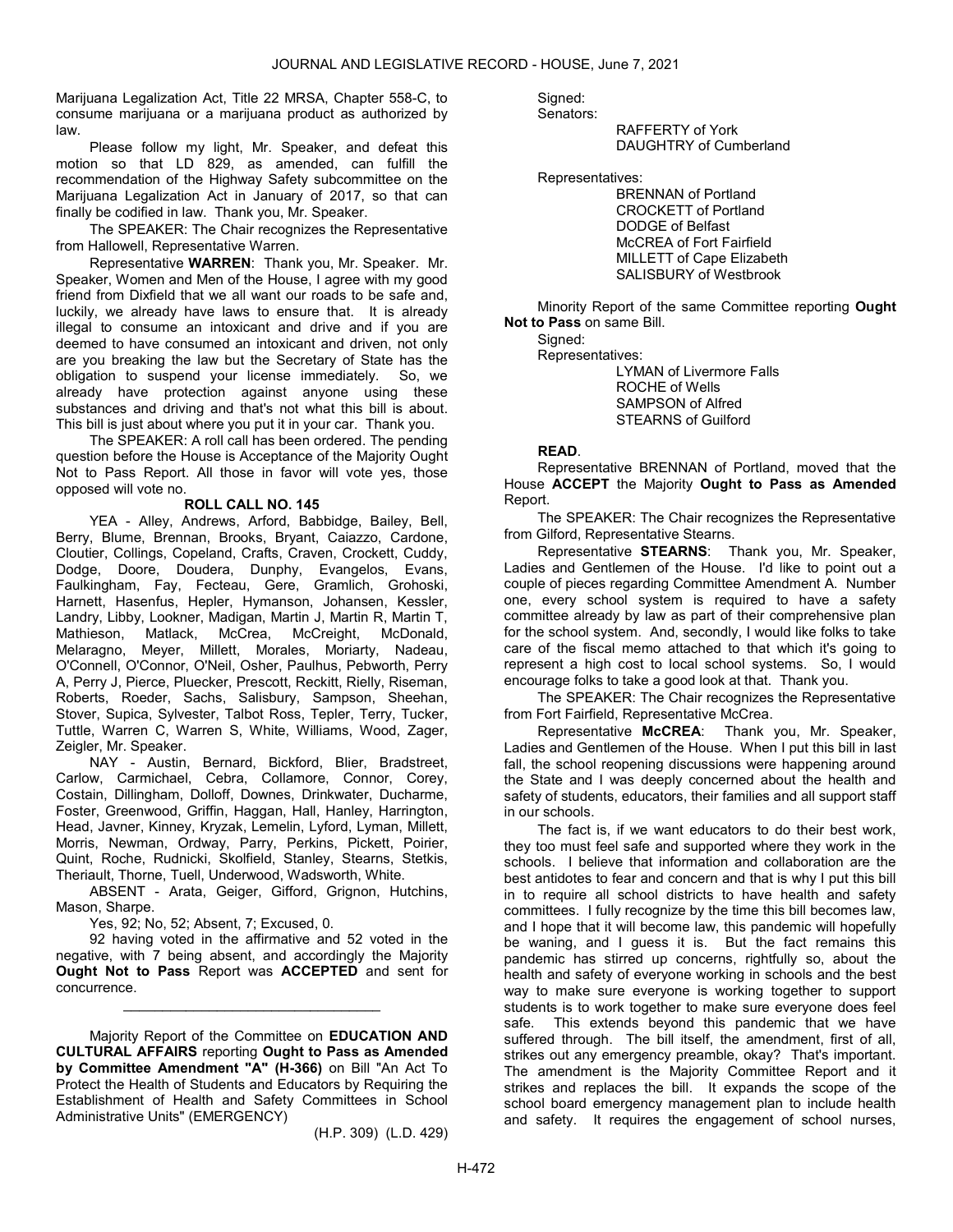Marijuana Legalization Act, Title 22 MRSA, Chapter 558-C, to consume marijuana or a marijuana product as authorized by law.

Please follow my light, Mr. Speaker, and defeat this motion so that LD 829, as amended, can fulfill the recommendation of the Highway Safety subcommittee on the Marijuana Legalization Act in January of 2017, so that can finally be codified in law. Thank you, Mr. Speaker.

The SPEAKER: The Chair recognizes the Representative from Hallowell, Representative Warren.

Representative **WARREN**: Thank you, Mr. Speaker. Mr. Speaker, Women and Men of the House, I agree with my good friend from Dixfield that we all want our roads to be safe and, luckily, we already have laws to ensure that. It is already illegal to consume an intoxicant and drive and if you are deemed to have consumed an intoxicant and driven, not only are you breaking the law but the Secretary of State has the obligation to suspend your license immediately. So, we already have protection against anyone using these substances and driving and that's not what this bill is about. This bill is just about where you put it in your car. Thank you.

The SPEAKER: A roll call has been ordered. The pending question before the House is Acceptance of the Majority Ought Not to Pass Report. All those in favor will vote yes, those opposed will vote no.

**ROLL CALL NO. 145**

YEA - Alley, Andrews, Arford, Babbidge, Bailey, Bell, Berry, Blume, Brennan, Brooks, Bryant, Caiazzo, Cardone, Cloutier, Collings, Copeland, Crafts, Craven, Crockett, Cuddy, Dodge, Doore, Doudera, Dunphy, Evangelos, Evans, Faulkingham, Fay, Fecteau, Gere, Gramlich, Grohoski, Harnett, Hasenfus, Hepler, Hymanson, Johansen, Kessler, Landry, Libby, Lookner, Madigan, Martin J, Martin R, Martin T, Mathieson, Matlack, McCrea, McCreight, McDonald, Melaragno, Meyer, Millett, Morales, Moriarty, Nadeau, O'Connell, O'Connor, O'Neil, Osher, Paulhus, Pebworth, Perry A, Perry J, Pierce, Pluecker, Prescott, Reckitt, Rielly, Riseman, Roberts, Roeder, Sachs, Salisbury, Sampson, Sheehan, Stover, Supica, Sylvester, Talbot Ross, Tepler, Terry, Tucker, Tuttle, Warren C, Warren S, White, Williams, Wood, Zager, Zeigler, Mr. Speaker.

NAY - Austin, Bernard, Bickford, Blier, Bradstreet, Carlow, Carmichael, Cebra, Collamore, Connor, Corey, Costain, Dillingham, Dolloff, Downes, Drinkwater, Ducharme, Foster, Greenwood, Griffin, Haggan, Hall, Hanley, Harrington, Head, Javner, Kinney, Kryzak, Lemelin, Lyford, Lyman, Millett, Morris, Newman, Ordway, Parry, Perkins, Pickett, Poirier, Quint, Roche, Rudnicki, Skolfield, Stanley, Stearns, Stetkis, Theriault, Thorne, Tuell, Underwood, Wadsworth, White.

ABSENT - Arata, Geiger, Gifford, Grignon, Hutchins, Mason, Sharpe.

Yes, 92; No, 52; Absent, 7; Excused, 0.

92 having voted in the affirmative and 52 voted in the negative, with 7 being absent, and accordingly the Majority **Ought Not to Pass** Report was **ACCEPTED** and sent for concurrence.

_________________________________

Majority Report of the Committee on **EDUCATION AND CULTURAL AFFAIRS** reporting **Ought to Pass as Amended by Committee Amendment "A" (H-366)** on Bill "An Act To Protect the Health of Students and Educators by Requiring the Establishment of Health and Safety Committees in School Administrative Units" (EMERGENCY)

(H.P. 309) (L.D. 429)

Signed:
Senators:
RAFFERTY of York
DAUGHTRY of Cumberland

Representatives:
BRENNAN of Portland
CROCKETT of Portland
DODGE of Belfast
McCREA of Fort Fairfield
MILLETT of Cape Elizabeth
SALISBURY of Westbrook

Minority Report of the same Committee reporting **Ought Not to Pass** on same Bill.

Signed:
Representatives:
LYMAN of Livermore Falls
ROCHE of Wells
SAMPSON of Alfred
STEARNS of Guilford

**READ**.

Representative BRENNAN of Portland, moved that the House **ACCEPT** the Majority **Ought to Pass as Amended** Report.

The SPEAKER: The Chair recognizes the Representative from Gilford, Representative Stearns.

Representative **STEARNS**: Thank you, Mr. Speaker, Ladies and Gentlemen of the House. I'd like to point out a couple of pieces regarding Committee Amendment A. Number one, every school system is required to have a safety committee already by law as part of their comprehensive plan for the school system. And, secondly, I would like folks to take care of the fiscal memo attached to that which it's going to represent a high cost to local school systems. So, I would encourage folks to take a good look at that. Thank you.

The SPEAKER: The Chair recognizes the Representative from Fort Fairfield, Representative McCrea.

Representative **McCREA**: Thank you, Mr. Speaker, Ladies and Gentlemen of the House. When I put this bill in last fall, the school reopening discussions were happening around the State and I was deeply concerned about the health and safety of students, educators, their families and all support staff in our schools.

The fact is, if we want educators to do their best work, they too must feel safe and supported where they work in the schools. I believe that information and collaboration are the best antidotes to fear and concern and that is why I put this bill in to require all school districts to have health and safety committees. I fully recognize by the time this bill becomes law, and I hope that it will become law, this pandemic will hopefully be waning, and I guess it is. But the fact remains this pandemic has stirred up concerns, rightfully so, about the health and safety of everyone working in schools and the best way to make sure everyone is working together to support students is to work together to make sure everyone does feel safe. This extends beyond this pandemic that we have suffered through. The bill itself, the amendment, first of all, strikes out any emergency preamble, okay? That's important. The amendment is the Majority Committee Report and it strikes and replaces the bill. It expands the scope of the school board emergency management plan to include health and safety. It requires the engagement of school nurses,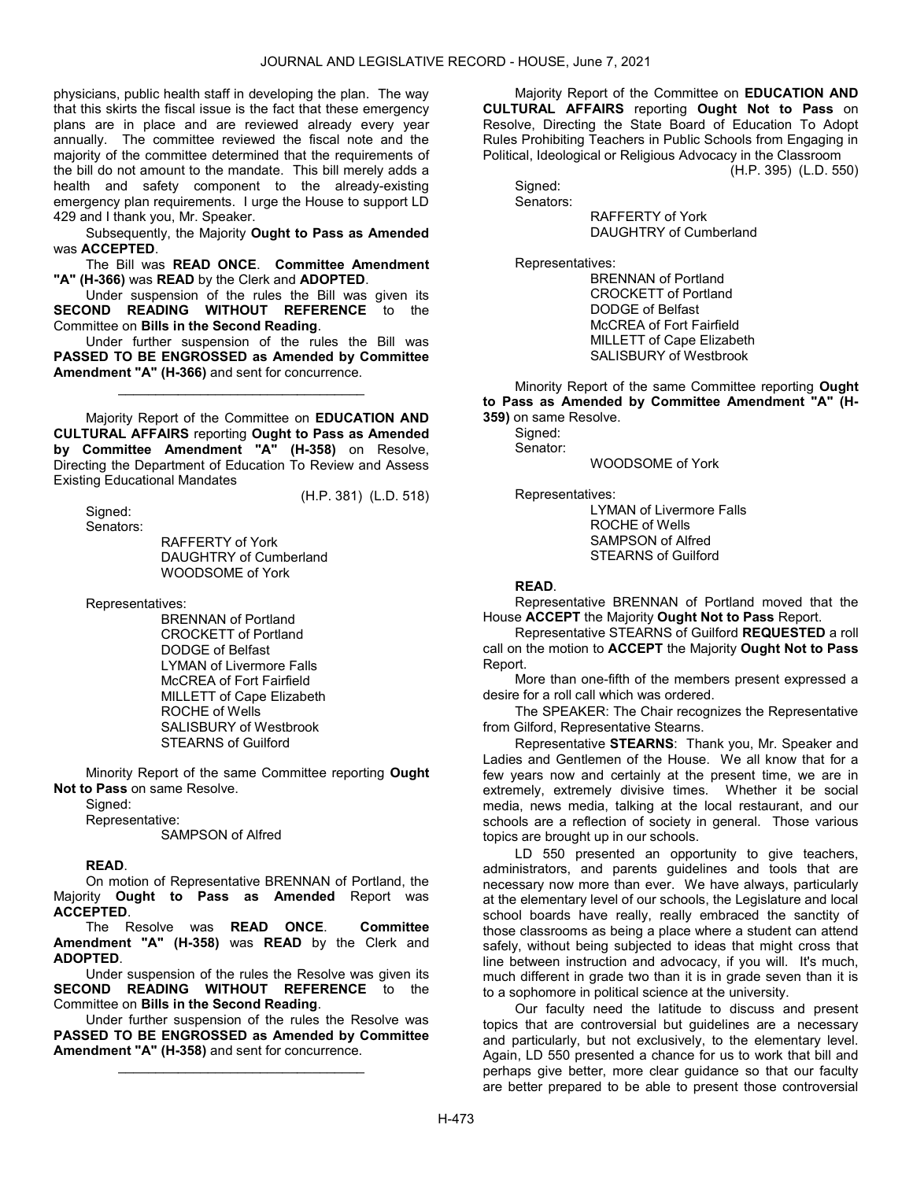physicians, public health staff in developing the plan. The way that this skirts the fiscal issue is the fact that these emergency plans are in place and are reviewed already every year annually. The committee reviewed the fiscal note and the majority of the committee determined that the requirements of the bill do not amount to the mandate. This bill merely adds a health and safety component to the already-existing emergency plan requirements. I urge the House to support LD 429 and I thank you, Mr. Speaker.

Subsequently, the Majority **Ought to Pass as Amended** was **ACCEPTED**.

The Bill was **READ ONCE**. **Committee Amendment "A" (H-366)** was **READ** by the Clerk and **ADOPTED**.

Under suspension of the rules the Bill was given its **SECOND READING WITHOUT REFERENCE** to the Committee on **Bills in the Second Reading**.

Under further suspension of the rules the Bill was **PASSED TO BE ENGROSSED as Amended by Committee Amendment "A" (H-366)** and sent for concurrence.

_________________________________

Majority Report of the Committee on **EDUCATION AND CULTURAL AFFAIRS** reporting **Ought to Pass as Amended by Committee Amendment "A" (H-358)** on Resolve, Directing the Department of Education To Review and Assess Existing Educational Mandates

(H.P. 381) (L.D. 518)

Signed:
Senators:

RAFFERTY of York
DAUGHTRY of Cumberland
WOODSOME of York

Representatives:

BRENNAN of Portland
CROCKETT of Portland
DODGE of Belfast
LYMAN of Livermore Falls
McCREA of Fort Fairfield
MILLETT of Cape Elizabeth
ROCHE of Wells
SALISBURY of Westbrook
STEARNS of Guilford

Minority Report of the same Committee reporting **Ought Not to Pass** on same Resolve.

Signed:
Representative:

SAMPSON of Alfred

**READ**.

On motion of Representative BRENNAN of Portland, the Majority **Ought to Pass as Amended** Report was **ACCEPTED**.

The Resolve was **READ ONCE**. **Committee Amendment "A" (H-358)** was **READ** by the Clerk and **ADOPTED**.

Under suspension of the rules the Resolve was given its **SECOND READING WITHOUT REFERENCE** to the Committee on **Bills in the Second Reading**.

Under further suspension of the rules the Resolve was **PASSED TO BE ENGROSSED as Amended by Committee Amendment "A" (H-358)** and sent for concurrence.

_________________________________

Majority Report of the Committee on **EDUCATION AND CULTURAL AFFAIRS** reporting **Ought Not to Pass** on Resolve, Directing the State Board of Education To Adopt Rules Prohibiting Teachers in Public Schools from Engaging in Political, Ideological or Religious Advocacy in the Classroom

(H.P. 395) (L.D. 550)

Signed:
Senators:

RAFFERTY of York
DAUGHTRY of Cumberland

Representatives:

BRENNAN of Portland
CROCKETT of Portland
DODGE of Belfast
McCREA of Fort Fairfield
MILLETT of Cape Elizabeth
SALISBURY of Westbrook

Minority Report of the same Committee reporting **Ought to Pass as Amended by Committee Amendment "A" (H-359)** on same Resolve.

Signed:
Senator:

WOODSOME of York

Representatives:

LYMAN of Livermore Falls
ROCHE of Wells
SAMPSON of Alfred
STEARNS of Guilford

**READ**.

Representative BRENNAN of Portland moved that the House **ACCEPT** the Majority **Ought Not to Pass** Report.

Representative STEARNS of Guilford **REQUESTED** a roll call on the motion to **ACCEPT** the Majority **Ought Not to Pass** Report.

More than one-fifth of the members present expressed a desire for a roll call which was ordered.

The SPEAKER: The Chair recognizes the Representative from Gilford, Representative Stearns.

Representative **STEARNS**: Thank you, Mr. Speaker and Ladies and Gentlemen of the House. We all know that for a few years now and certainly at the present time, we are in extremely, extremely divisive times. Whether it be social media, news media, talking at the local restaurant, and our schools are a reflection of society in general. Those various topics are brought up in our schools.

LD 550 presented an opportunity to give teachers, administrators, and parents guidelines and tools that are necessary now more than ever. We have always, particularly at the elementary level of our schools, the Legislature and local school boards have really, really embraced the sanctity of those classrooms as being a place where a student can attend safely, without being subjected to ideas that might cross that line between instruction and advocacy, if you will. It's much, much different in grade two than it is in grade seven than it is to a sophomore in political science at the university.

Our faculty need the latitude to discuss and present topics that are controversial but guidelines are a necessary and particularly, but not exclusively, to the elementary level. Again, LD 550 presented a chance for us to work that bill and perhaps give better, more clear guidance so that our faculty are better prepared to be able to present those controversial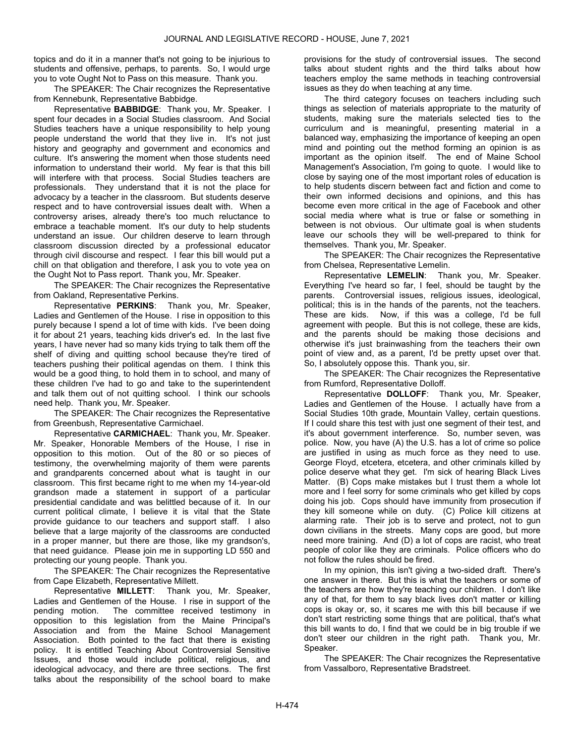topics and do it in a manner that's not going to be injurious to students and offensive, perhaps, to parents. So, I would urge you to vote Ought Not to Pass on this measure. Thank you.

The SPEAKER: The Chair recognizes the Representative from Kennebunk, Representative Babbidge.

Representative **BABBIDGE**: Thank you, Mr. Speaker. I spent four decades in a Social Studies classroom. And Social Studies teachers have a unique responsibility to help young people understand the world that they live in. It's not just history and geography and government and economics and culture. It's answering the moment when those students need information to understand their world. My fear is that this bill will interfere with that process. Social Studies teachers are professionals. They understand that it is not the place for advocacy by a teacher in the classroom. But students deserve respect and to have controversial issues dealt with. When a controversy arises, already there's too much reluctance to embrace a teachable moment. It's our duty to help students understand an issue. Our children deserve to learn through classroom discussion directed by a professional educator through civil discourse and respect. I fear this bill would put a chill on that obligation and therefore, I ask you to vote yea on the Ought Not to Pass report. Thank you, Mr. Speaker.

The SPEAKER: The Chair recognizes the Representative from Oakland, Representative Perkins.

Representative **PERKINS**: Thank you, Mr. Speaker, Ladies and Gentlemen of the House. I rise in opposition to this purely because I spend a lot of time with kids. I've been doing it for about 21 years, teaching kids driver's ed. In the last five years, I have never had so many kids trying to talk them off the shelf of diving and quitting school because they're tired of teachers pushing their political agendas on them. I think this would be a good thing, to hold them in to school, and many of these children I've had to go and take to the superintendent and talk them out of not quitting school. I think our schools need help. Thank you, Mr. Speaker.

The SPEAKER: The Chair recognizes the Representative from Greenbush, Representative Carmichael.

Representative **CARMICHAEL**: Thank you, Mr. Speaker. Mr. Speaker, Honorable Members of the House, I rise in opposition to this motion. Out of the 80 or so pieces of testimony, the overwhelming majority of them were parents and grandparents concerned about what is taught in our classroom. This first became right to me when my 14-year-old grandson made a statement in support of a particular presidential candidate and was belittled because of it. In our current political climate, I believe it is vital that the State provide guidance to our teachers and support staff. I also believe that a large majority of the classrooms are conducted in a proper manner, but there are those, like my grandson's, that need guidance. Please join me in supporting LD 550 and protecting our young people. Thank you.

The SPEAKER: The Chair recognizes the Representative from Cape Elizabeth, Representative Millett.

Representative **MILLETT**: Thank you, Mr. Speaker, Ladies and Gentlemen of the House. I rise in support of the pending motion. The committee received testimony in opposition to this legislation from the Maine Principal's Association and from the Maine School Management Association. Both pointed to the fact that there is existing policy. It is entitled Teaching About Controversial Sensitive Issues, and those would include political, religious, and ideological advocacy, and there are three sections. The first talks about the responsibility of the school board to make provisions for the study of controversial issues. The second talks about student rights and the third talks about how teachers employ the same methods in teaching controversial issues as they do when teaching at any time.

The third category focuses on teachers including such things as selection of materials appropriate to the maturity of students, making sure the materials selected ties to the curriculum and is meaningful, presenting material in a balanced way, emphasizing the importance of keeping an open mind and pointing out the method forming an opinion is as important as the opinion itself. The end of Maine School Management's Association, I'm going to quote. I would like to close by saying one of the most important roles of education is to help students discern between fact and fiction and come to their own informed decisions and opinions, and this has become even more critical in the age of Facebook and other social media where what is true or false or something in between is not obvious. Our ultimate goal is when students leave our schools they will be well-prepared to think for themselves. Thank you, Mr. Speaker.

The SPEAKER: The Chair recognizes the Representative from Chelsea, Representative Lemelin.

Representative **LEMELIN**: Thank you, Mr. Speaker. Everything I've heard so far, I feel, should be taught by the parents. Controversial issues, religious issues, ideological, political; this is in the hands of the parents, not the teachers. These are kids. Now, if this was a college, I'd be full agreement with people. But this is not college, these are kids, and the parents should be making those decisions and otherwise it's just brainwashing from the teachers their own point of view and, as a parent, I'd be pretty upset over that. So, I absolutely oppose this. Thank you, sir.

The SPEAKER: The Chair recognizes the Representative from Rumford, Representative Dolloff.

Representative **DOLLOFF**: Thank you, Mr. Speaker, Ladies and Gentlemen of the House. I actually have from a Social Studies 10th grade, Mountain Valley, certain questions. If I could share this test with just one segment of their test, and it's about government interference. So, number seven, was police. Now, you have (A) the U.S. has a lot of crime so police are justified in using as much force as they need to use. George Floyd, etcetera, etcetera, and other criminals killed by police deserve what they get. I'm sick of hearing Black Lives Matter. (B) Cops make mistakes but I trust them a whole lot more and I feel sorry for some criminals who get killed by cops doing his job. Cops should have immunity from prosecution if they kill someone while on duty. (C) Police kill citizens at alarming rate. Their job is to serve and protect, not to gun down civilians in the streets. Many cops are good, but more need more training. And (D) a lot of cops are racist, who treat people of color like they are criminals. Police officers who do not follow the rules should be fired.

In my opinion, this isn't giving a two-sided draft. There's one answer in there. But this is what the teachers or some of the teachers are how they're teaching our children. I don't like any of that, for them to say black lives don't matter or killing cops is okay or, so, it scares me with this bill because if we don't start restricting some things that are political, that's what this bill wants to do, I find that we could be in big trouble if we don't steer our children in the right path. Thank you, Mr. Speaker.

The SPEAKER: The Chair recognizes the Representative from Vassalboro, Representative Bradstreet.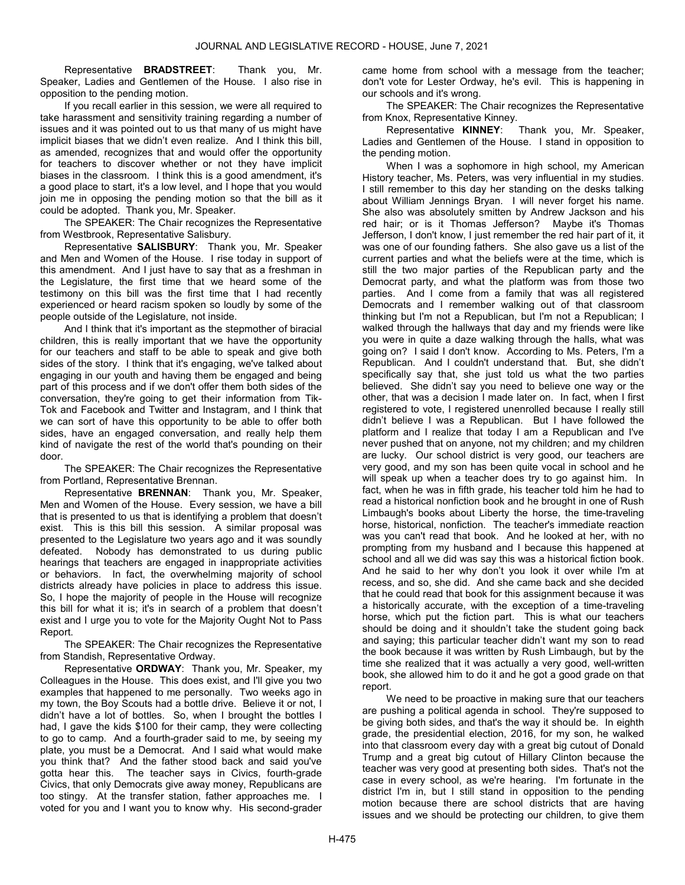Representative **BRADSTREET**: Thank you, Mr. Speaker, Ladies and Gentlemen of the House. I also rise in opposition to the pending motion.

If you recall earlier in this session, we were all required to take harassment and sensitivity training regarding a number of issues and it was pointed out to us that many of us might have implicit biases that we didn't even realize. And I think this bill, as amended, recognizes that and would offer the opportunity for teachers to discover whether or not they have implicit biases in the classroom. I think this is a good amendment, it's a good place to start, it's a low level, and I hope that you would join me in opposing the pending motion so that the bill as it could be adopted. Thank you, Mr. Speaker.

The SPEAKER: The Chair recognizes the Representative from Westbrook, Representative Salisbury.

Representative **SALISBURY**: Thank you, Mr. Speaker and Men and Women of the House. I rise today in support of this amendment. And I just have to say that as a freshman in the Legislature, the first time that we heard some of the testimony on this bill was the first time that I had recently experienced or heard racism spoken so loudly by some of the people outside of the Legislature, not inside.

And I think that it's important as the stepmother of biracial children, this is really important that we have the opportunity for our teachers and staff to be able to speak and give both sides of the story. I think that it's engaging, we've talked about engaging in our youth and having them be engaged and being part of this process and if we don't offer them both sides of the conversation, they're going to get their information from Tik-Tok and Facebook and Twitter and Instagram, and I think that we can sort of have this opportunity to be able to offer both sides, have an engaged conversation, and really help them kind of navigate the rest of the world that's pounding on their door.

The SPEAKER: The Chair recognizes the Representative from Portland, Representative Brennan.

Representative **BRENNAN**: Thank you, Mr. Speaker, Men and Women of the House. Every session, we have a bill that is presented to us that is identifying a problem that doesn't exist. This is this bill this session. A similar proposal was presented to the Legislature two years ago and it was soundly defeated. Nobody has demonstrated to us during public hearings that teachers are engaged in inappropriate activities or behaviors. In fact, the overwhelming majority of school districts already have policies in place to address this issue. So, I hope the majority of people in the House will recognize this bill for what it is; it's in search of a problem that doesn't exist and I urge you to vote for the Majority Ought Not to Pass Report.

The SPEAKER: The Chair recognizes the Representative from Standish, Representative Ordway.

Representative **ORDWAY**: Thank you, Mr. Speaker, my Colleagues in the House. This does exist, and I'll give you two examples that happened to me personally. Two weeks ago in my town, the Boy Scouts had a bottle drive. Believe it or not, I didn't have a lot of bottles. So, when I brought the bottles I had, I gave the kids $100 for their camp, they were collecting to go to camp. And a fourth-grader said to me, by seeing my plate, you must be a Democrat. And I said what would make you think that? And the father stood back and said you've gotta hear this. The teacher says in Civics, fourth-grade Civics, that only Democrats give away money, Republicans are too stingy. At the transfer station, father approaches me. I voted for you and I want you to know why. His second-grader came home from school with a message from the teacher; don't vote for Lester Ordway, he's evil. This is happening in our schools and it's wrong.

The SPEAKER: The Chair recognizes the Representative from Knox, Representative Kinney.

Representative **KINNEY**: Thank you, Mr. Speaker, Ladies and Gentlemen of the House. I stand in opposition to the pending motion.

When I was a sophomore in high school, my American History teacher, Ms. Peters, was very influential in my studies. I still remember to this day her standing on the desks talking about William Jennings Bryan. I will never forget his name. She also was absolutely smitten by Andrew Jackson and his red hair; or is it Thomas Jefferson? Maybe it's Thomas Jefferson, I don't know, I just remember the red hair part of it, it was one of our founding fathers. She also gave us a list of the current parties and what the beliefs were at the time, which is still the two major parties of the Republican party and the Democrat party, and what the platform was from those two parties. And I come from a family that was all registered Democrats and I remember walking out of that classroom thinking but I'm not a Republican, but I'm not a Republican; I walked through the hallways that day and my friends were like you were in quite a daze walking through the halls, what was going on? I said I don't know. According to Ms. Peters, I'm a Republican. And I couldn't understand that. But, she didn't specifically say that, she just told us what the two parties believed. She didn't say you need to believe one way or the other, that was a decision I made later on. In fact, when I first registered to vote, I registered unenrolled because I really still didn't believe I was a Republican. But I have followed the platform and I realize that today I am a Republican and I've never pushed that on anyone, not my children; and my children are lucky. Our school district is very good, our teachers are very good, and my son has been quite vocal in school and he will speak up when a teacher does try to go against him. In fact, when he was in fifth grade, his teacher told him he had to read a historical nonfiction book and he brought in one of Rush Limbaugh's books about Liberty the horse, the time-traveling horse, historical, nonfiction. The teacher's immediate reaction was you can't read that book. And he looked at her, with no prompting from my husband and I because this happened at school and all we did was say this was a historical fiction book. And he said to her why don't you look it over while I'm at recess, and so, she did. And she came back and she decided that he could read that book for this assignment because it was a historically accurate, with the exception of a time-traveling horse, which put the fiction part. This is what our teachers should be doing and it shouldn't take the student going back and saying; this particular teacher didn't want my son to read the book because it was written by Rush Limbaugh, but by the time she realized that it was actually a very good, well-written book, she allowed him to do it and he got a good grade on that report.

We need to be proactive in making sure that our teachers are pushing a political agenda in school. They're supposed to be giving both sides, and that's the way it should be. In eighth grade, the presidential election, 2016, for my son, he walked into that classroom every day with a great big cutout of Donald Trump and a great big cutout of Hillary Clinton because the teacher was very good at presenting both sides. That's not the case in every school, as we're hearing. I'm fortunate in the district I'm in, but I still stand in opposition to the pending motion because there are school districts that are having issues and we should be protecting our children, to give them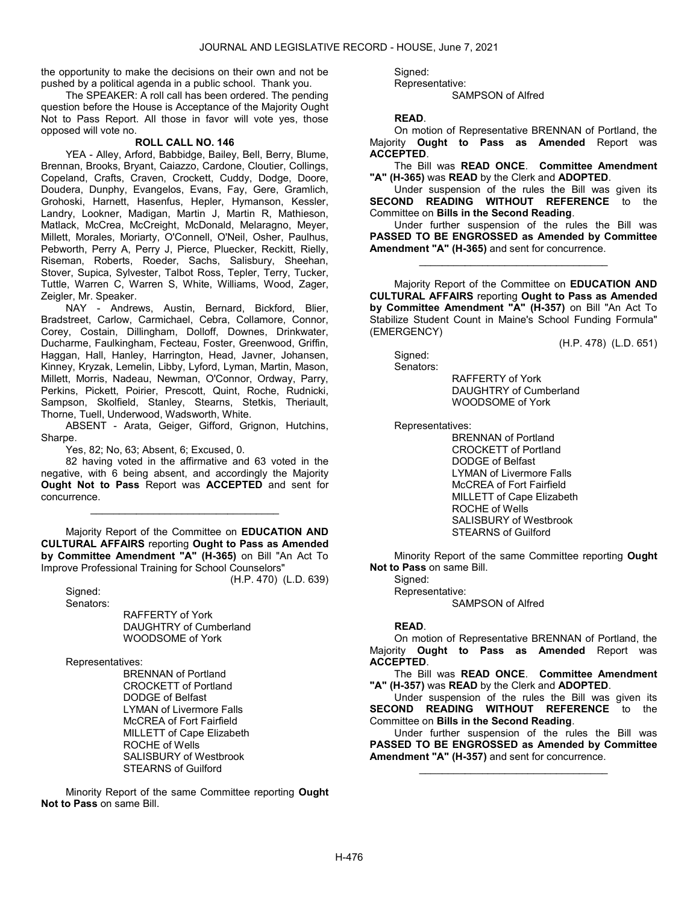the opportunity to make the decisions on their own and not be pushed by a political agenda in a public school. Thank you.

The SPEAKER: A roll call has been ordered. The pending question before the House is Acceptance of the Majority Ought Not to Pass Report. All those in favor will vote yes, those opposed will vote no.

**ROLL CALL NO. 146**

YEA - Alley, Arford, Babbidge, Bailey, Bell, Berry, Blume, Brennan, Brooks, Bryant, Caiazzo, Cardone, Cloutier, Collings, Copeland, Crafts, Craven, Crockett, Cuddy, Dodge, Doore, Doudera, Dunphy, Evangelos, Evans, Fay, Gere, Gramlich, Grohoski, Harnett, Hasenfus, Hepler, Hymanson, Kessler, Landry, Lookner, Madigan, Martin J, Martin R, Mathieson, Matlack, McCrea, McCreight, McDonald, Melaragno, Meyer, Millett, Morales, Moriarty, O'Connell, O'Neil, Osher, Paulhus, Pebworth, Perry A, Perry J, Pierce, Pluecker, Reckitt, Rielly, Riseman, Roberts, Roeder, Sachs, Salisbury, Sheehan, Stover, Supica, Sylvester, Talbot Ross, Tepler, Terry, Tucker, Tuttle, Warren C, Warren S, White, Williams, Wood, Zager, Zeigler, Mr. Speaker.

NAY - Andrews, Austin, Bernard, Bickford, Blier, Bradstreet, Carlow, Carmichael, Cebra, Collamore, Connor, Corey, Costain, Dillingham, Dolloff, Downes, Drinkwater, Ducharme, Faulkingham, Fecteau, Foster, Greenwood, Griffin, Haggan, Hall, Hanley, Harrington, Head, Javner, Johansen, Kinney, Kryzak, Lemelin, Libby, Lyford, Lyman, Martin, Mason, Millett, Morris, Nadeau, Newman, O'Connor, Ordway, Parry, Perkins, Pickett, Poirier, Prescott, Quint, Roche, Rudnicki, Sampson, Skolfield, Stanley, Stearns, Stetkis, Theriault, Thorne, Tuell, Underwood, Wadsworth, White.

ABSENT - Arata, Geiger, Gifford, Grignon, Hutchins, Sharpe.

Yes, 82; No, 63; Absent, 6; Excused, 0.

82 having voted in the affirmative and 63 voted in the negative, with 6 being absent, and accordingly the Majority **Ought Not to Pass** Report was **ACCEPTED** and sent for concurrence.

_________________________________

Majority Report of the Committee on **EDUCATION AND CULTURAL AFFAIRS** reporting **Ought to Pass as Amended by Committee Amendment "A" (H-365)** on Bill "An Act To Improve Professional Training for School Counselors"

(H.P. 470) (L.D. 639)

Signed:
Senators:
RAFFERTY of York
DAUGHTRY of Cumberland
WOODSOME of York

Representatives:
BRENNAN of Portland
CROCKETT of Portland
DODGE of Belfast
LYMAN of Livermore Falls
McCREA of Fort Fairfield
MILLETT of Cape Elizabeth
ROCHE of Wells
SALISBURY of Westbrook
STEARNS of Guilford

Minority Report of the same Committee reporting **Ought Not to Pass** on same Bill.

Signed:
Representative:
SAMPSON of Alfred

**READ**.

On motion of Representative BRENNAN of Portland, the Majority **Ought to Pass as Amended** Report was **ACCEPTED**.

The Bill was **READ ONCE**. **Committee Amendment "A" (H-365)** was **READ** by the Clerk and **ADOPTED**.

Under suspension of the rules the Bill was given its **SECOND READING WITHOUT REFERENCE** to the Committee on **Bills in the Second Reading**.

Under further suspension of the rules the Bill was **PASSED TO BE ENGROSSED as Amended by Committee Amendment "A" (H-365)** and sent for concurrence.

_________________________________

Majority Report of the Committee on **EDUCATION AND CULTURAL AFFAIRS** reporting **Ought to Pass as Amended by Committee Amendment "A" (H-357)** on Bill "An Act To Stabilize Student Count in Maine's School Funding Formula" (EMERGENCY)

(H.P. 478) (L.D. 651)

Signed:
Senators:
RAFFERTY of York
DAUGHTRY of Cumberland
WOODSOME of York

Representatives:
BRENNAN of Portland
CROCKETT of Portland
DODGE of Belfast
LYMAN of Livermore Falls
McCREA of Fort Fairfield
MILLETT of Cape Elizabeth
ROCHE of Wells
SALISBURY of Westbrook
STEARNS of Guilford

Minority Report of the same Committee reporting **Ought Not to Pass** on same Bill.

Signed:
Representative:
SAMPSON of Alfred

**READ**.

On motion of Representative BRENNAN of Portland, the Majority **Ought to Pass as Amended** Report was **ACCEPTED**.

The Bill was **READ ONCE**. **Committee Amendment "A" (H-357)** was **READ** by the Clerk and **ADOPTED**.

Under suspension of the rules the Bill was given its **SECOND READING WITHOUT REFERENCE** to the Committee on **Bills in the Second Reading**.

Under further suspension of the rules the Bill was **PASSED TO BE ENGROSSED as Amended by Committee Amendment "A" (H-357)** and sent for concurrence.

_________________________________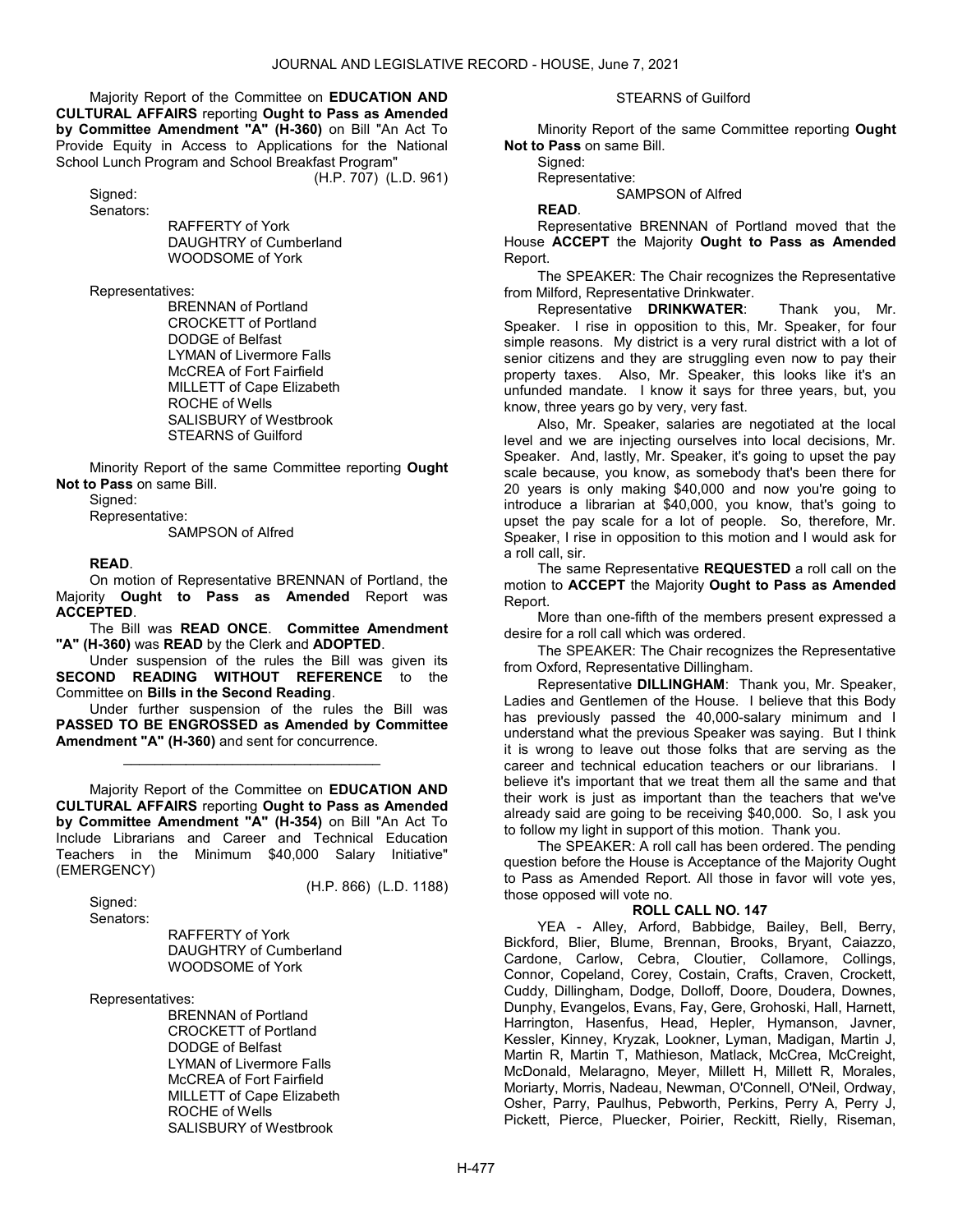Majority Report of the Committee on **EDUCATION AND CULTURAL AFFAIRS** reporting **Ought to Pass as Amended by Committee Amendment "A" (H-360)** on Bill "An Act To Provide Equity in Access to Applications for the National School Lunch Program and School Breakfast Program"

(H.P. 707) (L.D. 961)

Signed:

Senators:

RAFFERTY of York
DAUGHTRY of Cumberland
WOODSOME of York

Representatives:

BRENNAN of Portland
CROCKETT of Portland
DODGE of Belfast
LYMAN of Livermore Falls
McCREA of Fort Fairfield
MILLETT of Cape Elizabeth
ROCHE of Wells
SALISBURY of Westbrook
STEARNS of Guilford

Minority Report of the same Committee reporting **Ought Not to Pass** on same Bill.

Signed:

Representative:

SAMPSON of Alfred

**READ**.

On motion of Representative BRENNAN of Portland, the Majority **Ought to Pass as Amended** Report was **ACCEPTED**.

The Bill was **READ ONCE**. **Committee Amendment "A" (H-360)** was **READ** by the Clerk and **ADOPTED**.

Under suspension of the rules the Bill was given its **SECOND READING WITHOUT REFERENCE** to the Committee on **Bills in the Second Reading**.

Under further suspension of the rules the Bill was **PASSED TO BE ENGROSSED as Amended by Committee Amendment "A" (H-360)** and sent for concurrence.

---

Majority Report of the Committee on **EDUCATION AND CULTURAL AFFAIRS** reporting **Ought to Pass as Amended by Committee Amendment "A" (H-354)** on Bill "An Act To Include Librarians and Career and Technical Education Teachers in the Minimum $40,000 Salary Initiative" (EMERGENCY)

(H.P. 866) (L.D. 1188)

Signed:

Senators:

RAFFERTY of York
DAUGHTRY of Cumberland
WOODSOME of York

Representatives:

BRENNAN of Portland
CROCKETT of Portland
DODGE of Belfast
LYMAN of Livermore Falls
McCREA of Fort Fairfield
MILLETT of Cape Elizabeth
ROCHE of Wells
SALISBURY of Westbrook
STEARNS of Guilford

Minority Report of the same Committee reporting **Ought Not to Pass** on same Bill.

Signed:

Representative:

SAMPSON of Alfred

**READ**.

Representative BRENNAN of Portland moved that the House **ACCEPT** the Majority **Ought to Pass as Amended** Report.

The SPEAKER: The Chair recognizes the Representative from Milford, Representative Drinkwater.

Representative **DRINKWATER**: Thank you, Mr. Speaker. I rise in opposition to this, Mr. Speaker, for four simple reasons. My district is a very rural district with a lot of senior citizens and they are struggling even now to pay their property taxes. Also, Mr. Speaker, this looks like it's an unfunded mandate. I know it says for three years, but, you know, three years go by very, very fast.

Also, Mr. Speaker, salaries are negotiated at the local level and we are injecting ourselves into local decisions, Mr. Speaker. And, lastly, Mr. Speaker, it's going to upset the pay scale because, you know, as somebody that's been there for 20 years is only making $40,000 and now you're going to introduce a librarian at $40,000, you know, that's going to upset the pay scale for a lot of people. So, therefore, Mr. Speaker, I rise in opposition to this motion and I would ask for a roll call, sir.

The same Representative **REQUESTED** a roll call on the motion to **ACCEPT** the Majority **Ought to Pass as Amended** Report.

More than one-fifth of the members present expressed a desire for a roll call which was ordered.

The SPEAKER: The Chair recognizes the Representative from Oxford, Representative Dillingham.

Representative **DILLINGHAM**: Thank you, Mr. Speaker, Ladies and Gentlemen of the House. I believe that this Body has previously passed the 40,000-salary minimum and I understand what the previous Speaker was saying. But I think it is wrong to leave out those folks that are serving as the career and technical education teachers or our librarians. I believe it's important that we treat them all the same and that their work is just as important than the teachers that we've already said are going to be receiving $40,000. So, I ask you to follow my light in support of this motion. Thank you.

The SPEAKER: A roll call has been ordered. The pending question before the House is Acceptance of the Majority Ought to Pass as Amended Report. All those in favor will vote yes, those opposed will vote no.

**ROLL CALL NO. 147**

YEA - Alley, Arford, Babbidge, Bailey, Bell, Berry, Bickford, Blier, Blume, Brennan, Brooks, Bryant, Caiazzo, Cardone, Carlow, Cebra, Cloutier, Collamore, Collings, Connor, Copeland, Corey, Costain, Crafts, Craven, Crockett, Cuddy, Dillingham, Dodge, Dolloff, Doore, Doudera, Downes, Dunphy, Evangelos, Evans, Fay, Gere, Grohoski, Hall, Harnett, Harrington, Hasenfus, Head, Hepler, Hymanson, Javner, Kessler, Kinney, Kryzak, Lookner, Lyman, Madigan, Martin J, Martin R, Martin T, Mathieson, Matlack, McCrea, McCreight, McDonald, Melaragno, Meyer, Millett H, Millett R, Morales, Moriarty, Morris, Nadeau, Newman, O'Connell, O'Neil, Ordway, Osher, Parry, Paulhus, Pebworth, Perkins, Perry A, Perry J, Pickett, Pierce, Pluecker, Poirier, Reckitt, Rielly, Riseman,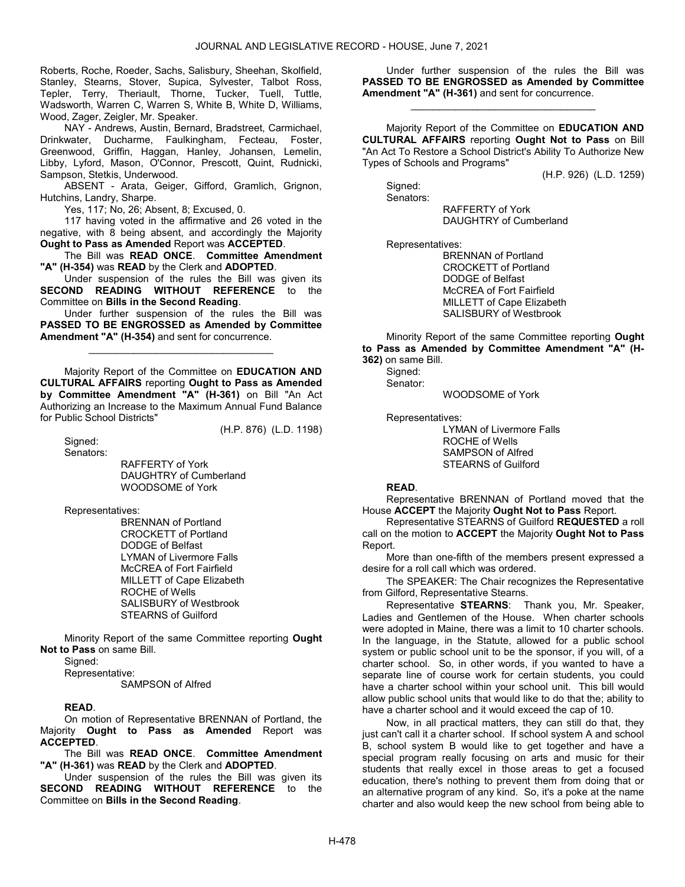Roberts, Roche, Roeder, Sachs, Salisbury, Sheehan, Skolfield, Stanley, Stearns, Stover, Supica, Sylvester, Talbot Ross, Tepler, Terry, Theriault, Thorne, Tucker, Tuell, Tuttle, Wadsworth, Warren C, Warren S, White B, White D, Williams, Wood, Zager, Zeigler, Mr. Speaker.

NAY - Andrews, Austin, Bernard, Bradstreet, Carmichael, Drinkwater, Ducharme, Faulkingham, Fecteau, Foster, Greenwood, Griffin, Haggan, Hanley, Johansen, Lemelin, Libby, Lyford, Mason, O'Connor, Prescott, Quint, Rudnicki, Sampson, Stetkis, Underwood.

ABSENT - Arata, Geiger, Gifford, Gramlich, Grignon, Hutchins, Landry, Sharpe.

Yes, 117; No, 26; Absent, 8; Excused, 0.

117 having voted in the affirmative and 26 voted in the negative, with 8 being absent, and accordingly the Majority **Ought to Pass as Amended** Report was **ACCEPTED**.

The Bill was **READ ONCE**. **Committee Amendment "A" (H-354)** was **READ** by the Clerk and **ADOPTED**.

Under suspension of the rules the Bill was given its **SECOND READING WITHOUT REFERENCE** to the Committee on **Bills in the Second Reading**.

Under further suspension of the rules the Bill was **PASSED TO BE ENGROSSED as Amended by Committee Amendment "A" (H-354)** and sent for concurrence.

_________________________________

Majority Report of the Committee on **EDUCATION AND CULTURAL AFFAIRS** reporting **Ought to Pass as Amended by Committee Amendment "A" (H-361)** on Bill "An Act Authorizing an Increase to the Maximum Annual Fund Balance for Public School Districts"

(H.P. 876) (L.D. 1198)

Signed:
Senators:

RAFFERTY of York
DAUGHTRY of Cumberland
WOODSOME of York

Representatives:

BRENNAN of Portland
CROCKETT of Portland
DODGE of Belfast
LYMAN of Livermore Falls
McCREA of Fort Fairfield
MILLETT of Cape Elizabeth
ROCHE of Wells
SALISBURY of Westbrook
STEARNS of Guilford

Minority Report of the same Committee reporting **Ought Not to Pass** on same Bill.

Signed:
Representative:

SAMPSON of Alfred

**READ**.

On motion of Representative BRENNAN of Portland, the Majority **Ought to Pass as Amended** Report was **ACCEPTED**.

The Bill was **READ ONCE**. **Committee Amendment "A" (H-361)** was **READ** by the Clerk and **ADOPTED**.

Under suspension of the rules the Bill was given its **SECOND READING WITHOUT REFERENCE** to the Committee on **Bills in the Second Reading**.

Under further suspension of the rules the Bill was **PASSED TO BE ENGROSSED as Amended by Committee Amendment "A" (H-361)** and sent for concurrence.

_________________________________

Majority Report of the Committee on **EDUCATION AND CULTURAL AFFAIRS** reporting **Ought Not to Pass** on Bill "An Act To Restore a School District's Ability To Authorize New Types of Schools and Programs"

(H.P. 926) (L.D. 1259)

Signed:
Senators:

RAFFERTY of York
DAUGHTRY of Cumberland

Representatives:

BRENNAN of Portland
CROCKETT of Portland
DODGE of Belfast
McCREA of Fort Fairfield
MILLETT of Cape Elizabeth
SALISBURY of Westbrook

Minority Report of the same Committee reporting **Ought to Pass as Amended by Committee Amendment "A" (H-362)** on same Bill.

Signed:
Senator:

WOODSOME of York

Representatives:

LYMAN of Livermore Falls
ROCHE of Wells
SAMPSON of Alfred
STEARNS of Guilford

**READ**.

Representative BRENNAN of Portland moved that the House **ACCEPT** the Majority **Ought Not to Pass** Report.

Representative STEARNS of Guilford **REQUESTED** a roll call on the motion to **ACCEPT** the Majority **Ought Not to Pass** Report.

More than one-fifth of the members present expressed a desire for a roll call which was ordered.

The SPEAKER: The Chair recognizes the Representative from Gilford, Representative Stearns.

Representative **STEARNS**: Thank you, Mr. Speaker, Ladies and Gentlemen of the House. When charter schools were adopted in Maine, there was a limit to 10 charter schools. In the language, in the Statute, allowed for a public school system or public school unit to be the sponsor, if you will, of a charter school. So, in other words, if you wanted to have a separate line of course work for certain students, you could have a charter school within your school unit. This bill would allow public school units that would like to do that the; ability to have a charter school and it would exceed the cap of 10.

Now, in all practical matters, they can still do that, they just can't call it a charter school. If school system A and school B, school system B would like to get together and have a special program really focusing on arts and music for their students that really excel in those areas to get a focused education, there's nothing to prevent them from doing that or an alternative program of any kind. So, it's a poke at the name charter and also would keep the new school from being able to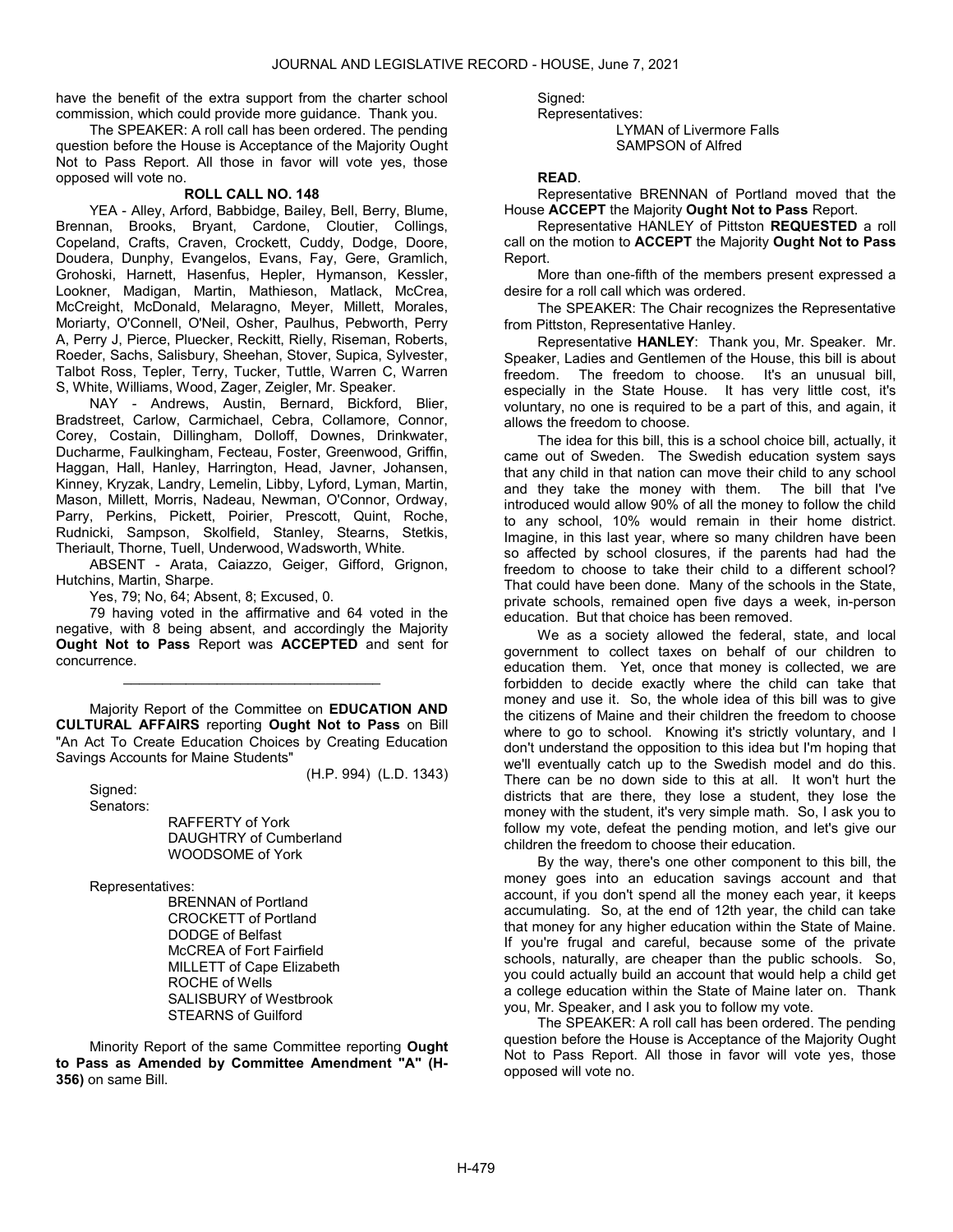have the benefit of the extra support from the charter school commission, which could provide more guidance. Thank you.

The SPEAKER: A roll call has been ordered. The pending question before the House is Acceptance of the Majority Ought Not to Pass Report. All those in favor will vote yes, those opposed will vote no.

**ROLL CALL NO. 148**

YEA - Alley, Arford, Babbidge, Bailey, Bell, Berry, Blume, Brennan, Brooks, Bryant, Cardone, Cloutier, Collings, Copeland, Crafts, Craven, Crockett, Cuddy, Dodge, Doore, Doudera, Dunphy, Evangelos, Evans, Fay, Gere, Gramlich, Grohoski, Harnett, Hasenfus, Hepler, Hymanson, Kessler, Lookner, Madigan, Martin, Mathieson, Matlack, McCrea, McCreight, McDonald, Melaragno, Meyer, Millett, Morales, Moriarty, O'Connell, O'Neil, Osher, Paulhus, Pebworth, Perry A, Perry J, Pierce, Pluecker, Reckitt, Rielly, Riseman, Roberts, Roeder, Sachs, Salisbury, Sheehan, Stover, Supica, Sylvester, Talbot Ross, Tepler, Terry, Tucker, Tuttle, Warren C, Warren S, White, Williams, Wood, Zager, Zeigler, Mr. Speaker.

NAY - Andrews, Austin, Bernard, Bickford, Blier, Bradstreet, Carlow, Carmichael, Cebra, Collamore, Connor, Corey, Costain, Dillingham, Dolloff, Downes, Drinkwater, Ducharme, Faulkingham, Fecteau, Foster, Greenwood, Griffin, Haggan, Hall, Hanley, Harrington, Head, Javner, Johansen, Kinney, Kryzak, Landry, Lemelin, Libby, Lyford, Lyman, Martin, Mason, Millett, Morris, Nadeau, Newman, O'Connor, Ordway, Parry, Perkins, Pickett, Poirier, Prescott, Quint, Roche, Rudnicki, Sampson, Skolfield, Stanley, Stearns, Stetkis, Theriault, Thorne, Tuell, Underwood, Wadsworth, White.

ABSENT - Arata, Caiazzo, Geiger, Gifford, Grignon, Hutchins, Martin, Sharpe.

Yes, 79; No, 64; Absent, 8; Excused, 0.

79 having voted in the affirmative and 64 voted in the negative, with 8 being absent, and accordingly the Majority **Ought Not to Pass** Report was **ACCEPTED** and sent for concurrence.

_________________________________

Majority Report of the Committee on **EDUCATION AND CULTURAL AFFAIRS** reporting **Ought Not to Pass** on Bill "An Act To Create Education Choices by Creating Education Savings Accounts for Maine Students"

(H.P. 994) (L.D. 1343)

Signed:
Senators:

RAFFERTY of York
DAUGHTRY of Cumberland
WOODSOME of York

Representatives:

BRENNAN of Portland
CROCKETT of Portland
DODGE of Belfast
McCREA of Fort Fairfield
MILLETT of Cape Elizabeth
ROCHE of Wells
SALISBURY of Westbrook
STEARNS of Guilford

Minority Report of the same Committee reporting **Ought to Pass as Amended by Committee Amendment "A" (H-356)** on same Bill.

Signed:
Representatives:

LYMAN of Livermore Falls
SAMPSON of Alfred

**READ**.

Representative BRENNAN of Portland moved that the House **ACCEPT** the Majority **Ought Not to Pass** Report.

Representative HANLEY of Pittston **REQUESTED** a roll call on the motion to **ACCEPT** the Majority **Ought Not to Pass** Report.

More than one-fifth of the members present expressed a desire for a roll call which was ordered.

The SPEAKER: The Chair recognizes the Representative from Pittston, Representative Hanley.

Representative **HANLEY**: Thank you, Mr. Speaker. Mr. Speaker, Ladies and Gentlemen of the House, this bill is about freedom. The freedom to choose. It's an unusual bill, especially in the State House. It has very little cost, it's voluntary, no one is required to be a part of this, and again, it allows the freedom to choose.

The idea for this bill, this is a school choice bill, actually, it came out of Sweden. The Swedish education system says that any child in that nation can move their child to any school and they take the money with them. The bill that I've introduced would allow 90% of all the money to follow the child to any school, 10% would remain in their home district. Imagine, in this last year, where so many children have been so affected by school closures, if the parents had had the freedom to choose to take their child to a different school? That could have been done. Many of the schools in the State, private schools, remained open five days a week, in-person education. But that choice has been removed.

We as a society allowed the federal, state, and local government to collect taxes on behalf of our children to education them. Yet, once that money is collected, we are forbidden to decide exactly where the child can take that money and use it. So, the whole idea of this bill was to give the citizens of Maine and their children the freedom to choose where to go to school. Knowing it's strictly voluntary, and I don't understand the opposition to this idea but I'm hoping that we'll eventually catch up to the Swedish model and do this. There can be no down side to this at all. It won't hurt the districts that are there, they lose a student, they lose the money with the student, it's very simple math. So, I ask you to follow my vote, defeat the pending motion, and let's give our children the freedom to choose their education.

By the way, there's one other component to this bill, the money goes into an education savings account and that account, if you don't spend all the money each year, it keeps accumulating. So, at the end of 12th year, the child can take that money for any higher education within the State of Maine. If you're frugal and careful, because some of the private schools, naturally, are cheaper than the public schools. So, you could actually build an account that would help a child get a college education within the State of Maine later on. Thank you, Mr. Speaker, and I ask you to follow my vote.

The SPEAKER: A roll call has been ordered. The pending question before the House is Acceptance of the Majority Ought Not to Pass Report. All those in favor will vote yes, those opposed will vote no.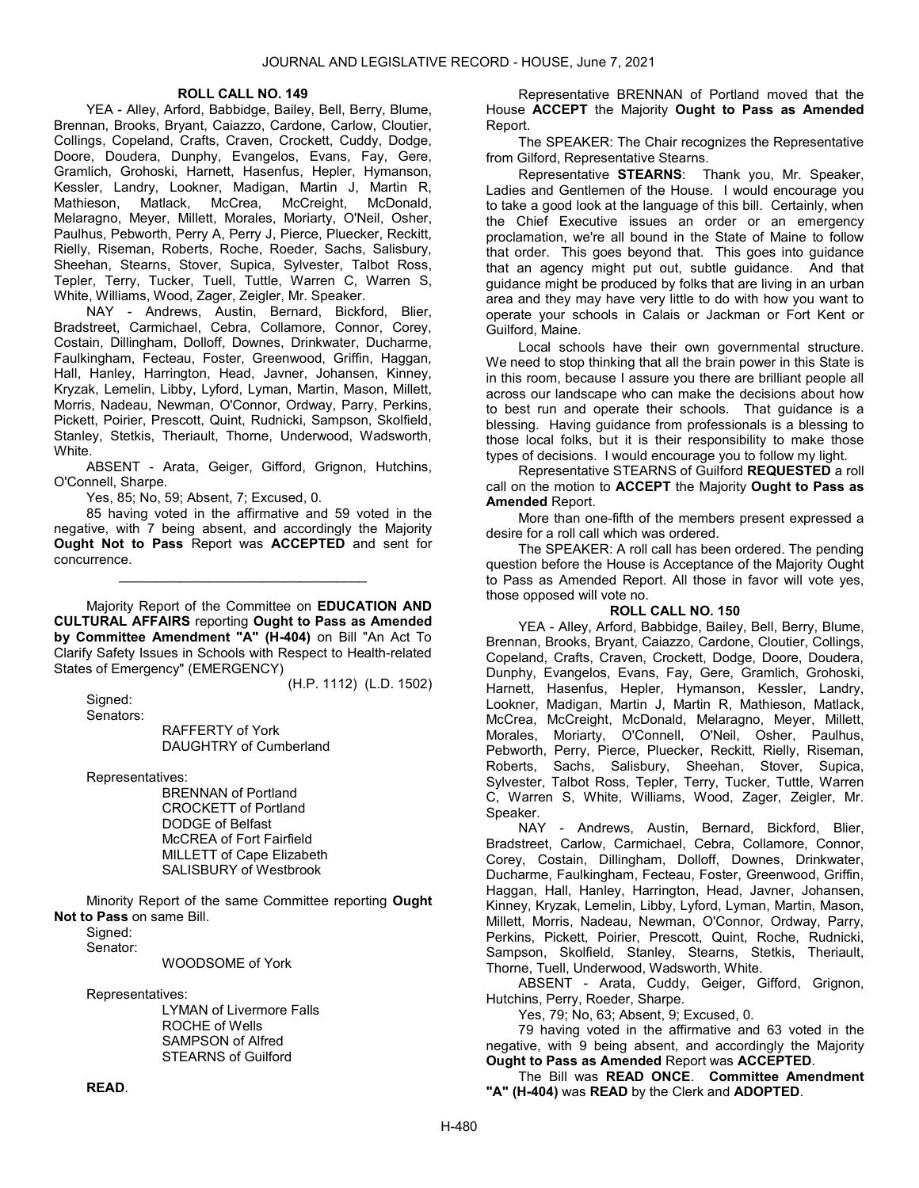**ROLL CALL NO. 149**

YEA - Alley, Arford, Babbidge, Bailey, Bell, Berry, Blume, Brennan, Brooks, Bryant, Caiazzo, Cardone, Carlow, Cloutier, Collings, Copeland, Crafts, Craven, Crockett, Cuddy, Dodge, Doore, Doudera, Dunphy, Evangelos, Evans, Fay, Gere, Gramlich, Grohoski, Harnett, Hasenfus, Hepler, Hymanson, Kessler, Landry, Lookner, Madigan, Martin J, Martin R, Mathieson, Matlack, McCrea, McCreight, McDonald, Melaragno, Meyer, Millett, Morales, Moriarty, O'Neil, Osher, Paulhus, Pebworth, Perry A, Perry J, Pierce, Pluecker, Reckitt, Rielly, Riseman, Roberts, Roche, Roeder, Sachs, Salisbury, Sheehan, Stearns, Stover, Supica, Sylvester, Talbot Ross, Tepler, Terry, Tucker, Tuell, Tuttle, Warren C, Warren S, White, Williams, Wood, Zager, Zeigler, Mr. Speaker.

NAY - Andrews, Austin, Bernard, Bickford, Blier, Bradstreet, Carmichael, Cebra, Collamore, Connor, Corey, Costain, Dillingham, Dolloff, Downes, Drinkwater, Ducharme, Faulkingham, Fecteau, Foster, Greenwood, Griffin, Haggan, Hall, Hanley, Harrington, Head, Javner, Johansen, Kinney, Kryzak, Lemelin, Libby, Lyford, Lyman, Martin, Mason, Millett, Morris, Nadeau, Newman, O'Connor, Ordway, Parry, Perkins, Pickett, Poirier, Prescott, Quint, Rudnicki, Sampson, Skolfield, Stanley, Stetkis, Theriault, Thorne, Underwood, Wadsworth, White.

ABSENT - Arata, Geiger, Gifford, Grignon, Hutchins, O'Connell, Sharpe.

Yes, 85; No, 59; Absent, 7; Excused, 0.

85 having voted in the affirmative and 59 voted in the negative, with 7 being absent, and accordingly the Majority **Ought Not to Pass** Report was **ACCEPTED** and sent for concurrence.

---

Majority Report of the Committee on **EDUCATION AND CULTURAL AFFAIRS** reporting **Ought to Pass as Amended by Committee Amendment "A" (H-404)** on Bill "An Act To Clarify Safety Issues in Schools with Respect to Health-related States of Emergency" (EMERGENCY)

(H.P. 1112) (L.D. 1502)

Signed:

Senators:

RAFFERTY of York
DAUGHTRY of Cumberland

Representatives:

BRENNAN of Portland
CROCKETT of Portland
DODGE of Belfast
McCREA of Fort Fairfield
MILLETT of Cape Elizabeth
SALISBURY of Westbrook

Minority Report of the same Committee reporting **Ought Not to Pass** on same Bill.

Signed:

Senator:

WOODSOME of York

Representatives:

LYMAN of Livermore Falls
ROCHE of Wells
SAMPSON of Alfred
STEARNS of Guilford

**READ**.

Representative BRENNAN of Portland moved that the House **ACCEPT** the Majority **Ought to Pass as Amended** Report.

The SPEAKER: The Chair recognizes the Representative from Gilford, Representative Stearns.

Representative **STEARNS**: Thank you, Mr. Speaker, Ladies and Gentlemen of the House. I would encourage you to take a good look at the language of this bill. Certainly, when the Chief Executive issues an order or an emergency proclamation, we're all bound in the State of Maine to follow that order. This goes beyond that. This goes into guidance that an agency might put out, subtle guidance. And that guidance might be produced by folks that are living in an urban area and they may have very little to do with how you want to operate your schools in Calais or Jackman or Fort Kent or Guilford, Maine.

Local schools have their own governmental structure. We need to stop thinking that all the brain power in this State is in this room, because I assure you there are brilliant people all across our landscape who can make the decisions about how to best run and operate their schools. That guidance is a blessing. Having guidance from professionals is a blessing to those local folks, but it is their responsibility to make those types of decisions. I would encourage you to follow my light.

Representative STEARNS of Guilford **REQUESTED** a roll call on the motion to **ACCEPT** the Majority **Ought to Pass as Amended** Report.

More than one-fifth of the members present expressed a desire for a roll call which was ordered.

The SPEAKER: A roll call has been ordered. The pending question before the House is Acceptance of the Majority Ought to Pass as Amended Report. All those in favor will vote yes, those opposed will vote no.

**ROLL CALL NO. 150**

YEA - Alley, Arford, Babbidge, Bailey, Bell, Berry, Blume, Brennan, Brooks, Bryant, Caiazzo, Cardone, Cloutier, Collings, Copeland, Crafts, Craven, Crockett, Dodge, Doore, Doudera, Dunphy, Evangelos, Evans, Fay, Gere, Gramlich, Grohoski, Harnett, Hasenfus, Hepler, Hymanson, Kessler, Landry, Lookner, Madigan, Martin J, Martin R, Mathieson, Matlack, McCrea, McCreight, McDonald, Melaragno, Meyer, Millett, Morales, Moriarty, O'Connell, O'Neil, Osher, Paulhus, Pebworth, Perry, Pierce, Pluecker, Reckitt, Rielly, Riseman, Roberts, Sachs, Salisbury, Sheehan, Stover, Supica, Sylvester, Talbot Ross, Tepler, Terry, Tucker, Tuttle, Warren C, Warren S, White, Williams, Wood, Zager, Zeigler, Mr. Speaker.

NAY - Andrews, Austin, Bernard, Bickford, Blier, Bradstreet, Carlow, Carmichael, Cebra, Collamore, Connor, Corey, Costain, Dillingham, Dolloff, Downes, Drinkwater, Ducharme, Faulkingham, Fecteau, Foster, Greenwood, Griffin, Haggan, Hall, Hanley, Harrington, Head, Javner, Johansen, Kinney, Kryzak, Lemelin, Libby, Lyford, Lyman, Martin, Mason, Millett, Morris, Nadeau, Newman, O'Connor, Ordway, Parry, Perkins, Pickett, Poirier, Prescott, Quint, Roche, Rudnicki, Sampson, Skolfield, Stanley, Stearns, Stetkis, Theriault, Thorne, Tuell, Underwood, Wadsworth, White.

ABSENT - Arata, Cuddy, Geiger, Gifford, Grignon, Hutchins, Perry, Roeder, Sharpe.

Yes, 79; No, 63; Absent, 9; Excused, 0.

79 having voted in the affirmative and 63 voted in the negative, with 9 being absent, and accordingly the Majority **Ought to Pass as Amended** Report was **ACCEPTED**.

The Bill was **READ ONCE**. **Committee Amendment "A" (H-404)** was **READ** by the Clerk and **ADOPTED**.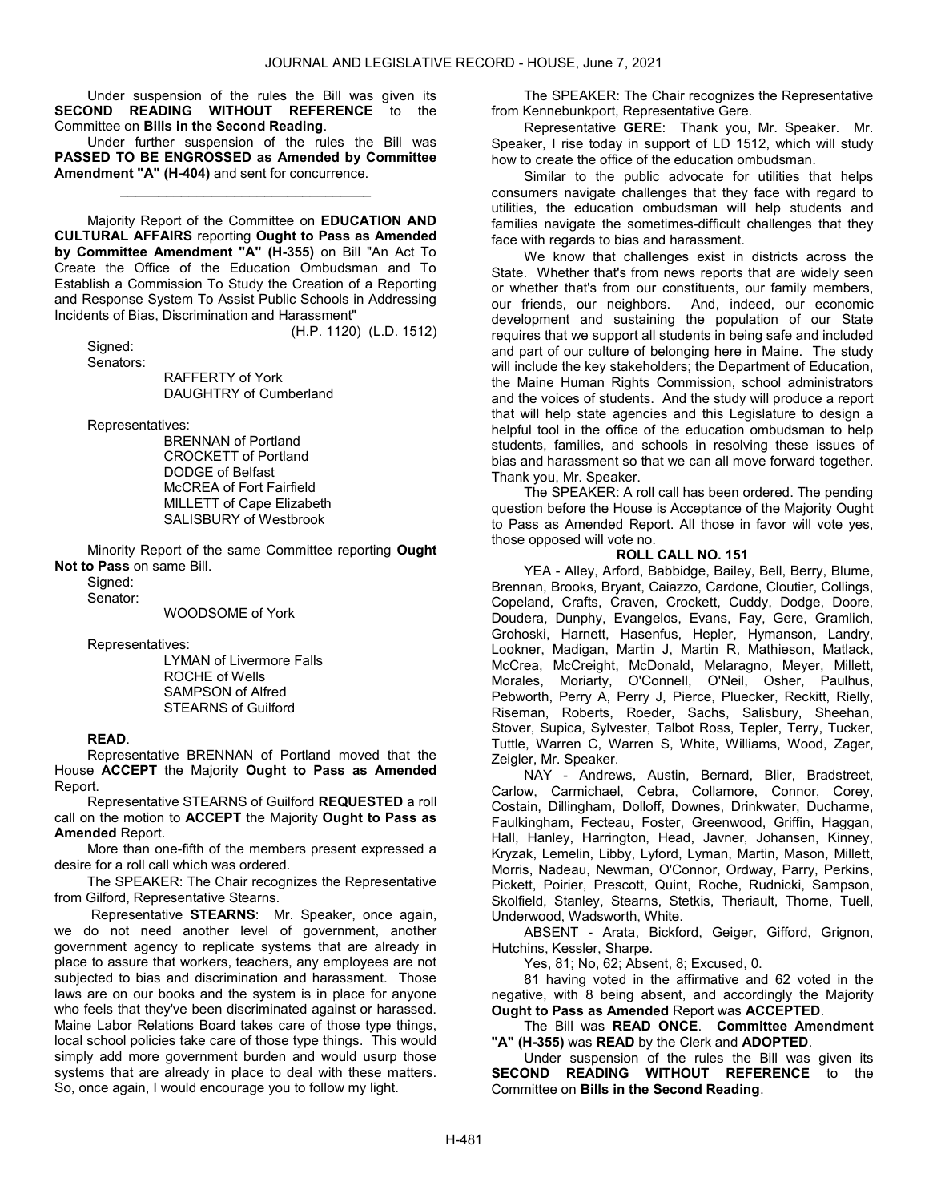Under suspension of the rules the Bill was given its **SECOND READING WITHOUT REFERENCE** to the Committee on **Bills in the Second Reading**.

Under further suspension of the rules the Bill was **PASSED TO BE ENGROSSED as Amended by Committee Amendment "A" (H-404)** and sent for concurrence.

\_\_\_\_\_\_\_\_\_\_\_\_\_\_\_\_\_\_\_\_\_\_\_\_\_\_\_\_\_\_\_\_\_

Majority Report of the Committee on **EDUCATION AND CULTURAL AFFAIRS** reporting **Ought to Pass as Amended by Committee Amendment "A" (H-355)** on Bill "An Act To Create the Office of the Education Ombudsman and To Establish a Commission To Study the Creation of a Reporting and Response System To Assist Public Schools in Addressing Incidents of Bias, Discrimination and Harassment"

(H.P. 1120) (L.D. 1512)

Signed:

Senators:

RAFFERTY of York
DAUGHTRY of Cumberland

Representatives:

BRENNAN of Portland
CROCKETT of Portland
DODGE of Belfast
McCREA of Fort Fairfield
MILLETT of Cape Elizabeth
SALISBURY of Westbrook

Minority Report of the same Committee reporting **Ought Not to Pass** on same Bill.

Signed:

Senator:

WOODSOME of York

Representatives:

LYMAN of Livermore Falls
ROCHE of Wells
SAMPSON of Alfred
STEARNS of Guilford

**READ**.

Representative BRENNAN of Portland moved that the House **ACCEPT** the Majority **Ought to Pass as Amended** Report.

Representative STEARNS of Guilford **REQUESTED** a roll call on the motion to **ACCEPT** the Majority **Ought to Pass as Amended** Report.

More than one-fifth of the members present expressed a desire for a roll call which was ordered.

The SPEAKER: The Chair recognizes the Representative from Gilford, Representative Stearns.

Representative **STEARNS**: Mr. Speaker, once again, we do not need another level of government, another government agency to replicate systems that are already in place to assure that workers, teachers, any employees are not subjected to bias and discrimination and harassment. Those laws are on our books and the system is in place for anyone who feels that they've been discriminated against or harassed. Maine Labor Relations Board takes care of those type things, local school policies take care of those type things. This would simply add more government burden and would usurp those systems that are already in place to deal with these matters. So, once again, I would encourage you to follow my light.

The SPEAKER: The Chair recognizes the Representative from Kennebunkport, Representative Gere.

Representative **GERE**: Thank you, Mr. Speaker. Mr. Speaker, I rise today in support of LD 1512, which will study how to create the office of the education ombudsman.

Similar to the public advocate for utilities that helps consumers navigate challenges that they face with regard to utilities, the education ombudsman will help students and families navigate the sometimes-difficult challenges that they face with regards to bias and harassment.

We know that challenges exist in districts across the State. Whether that's from news reports that are widely seen or whether that's from our constituents, our family members, our friends, our neighbors. And, indeed, our economic development and sustaining the population of our State requires that we support all students in being safe and included and part of our culture of belonging here in Maine. The study will include the key stakeholders; the Department of Education, the Maine Human Rights Commission, school administrators and the voices of students. And the study will produce a report that will help state agencies and this Legislature to design a helpful tool in the office of the education ombudsman to help students, families, and schools in resolving these issues of bias and harassment so that we can all move forward together. Thank you, Mr. Speaker.

The SPEAKER: A roll call has been ordered. The pending question before the House is Acceptance of the Majority Ought to Pass as Amended Report. All those in favor will vote yes, those opposed will vote no.

**ROLL CALL NO. 151**

YEA - Alley, Arford, Babbidge, Bailey, Bell, Berry, Blume, Brennan, Brooks, Bryant, Caiazzo, Cardone, Cloutier, Collings, Copeland, Crafts, Craven, Crockett, Cuddy, Dodge, Doore, Doudera, Dunphy, Evangelos, Evans, Fay, Gere, Gramlich, Grohoski, Harnett, Hasenfus, Hepler, Hymanson, Landry, Lookner, Madigan, Martin J, Martin R, Mathieson, Matlack, McCrea, McCreight, McDonald, Melaragno, Meyer, Millett, Morales, Moriarty, O'Connell, O'Neil, Osher, Paulhus, Pebworth, Perry A, Perry J, Pierce, Pluecker, Reckitt, Rielly, Riseman, Roberts, Roeder, Sachs, Salisbury, Sheehan, Stover, Supica, Sylvester, Talbot Ross, Tepler, Terry, Tucker, Tuttle, Warren C, Warren S, White, Williams, Wood, Zager, Zeigler, Mr. Speaker.

NAY - Andrews, Austin, Bernard, Blier, Bradstreet, Carlow, Carmichael, Cebra, Collamore, Connor, Corey, Costain, Dillingham, Dolloff, Downes, Drinkwater, Ducharme, Faulkingham, Fecteau, Foster, Greenwood, Griffin, Haggan, Hall, Hanley, Harrington, Head, Javner, Johansen, Kinney, Kryzak, Lemelin, Libby, Lyford, Lyman, Martin, Mason, Millett, Morris, Nadeau, Newman, O'Connor, Ordway, Parry, Perkins, Pickett, Poirier, Prescott, Quint, Roche, Rudnicki, Sampson, Skolfield, Stanley, Stearns, Stetkis, Theriault, Thorne, Tuell, Underwood, Wadsworth, White.

ABSENT - Arata, Bickford, Geiger, Gifford, Grignon, Hutchins, Kessler, Sharpe.

Yes, 81; No, 62; Absent, 8; Excused, 0.

81 having voted in the affirmative and 62 voted in the negative, with 8 being absent, and accordingly the Majority **Ought to Pass as Amended** Report was **ACCEPTED**.

The Bill was **READ ONCE**. **Committee Amendment "A" (H-355)** was **READ** by the Clerk and **ADOPTED**.

Under suspension of the rules the Bill was given its **SECOND READING WITHOUT REFERENCE** to the Committee on **Bills in the Second Reading**.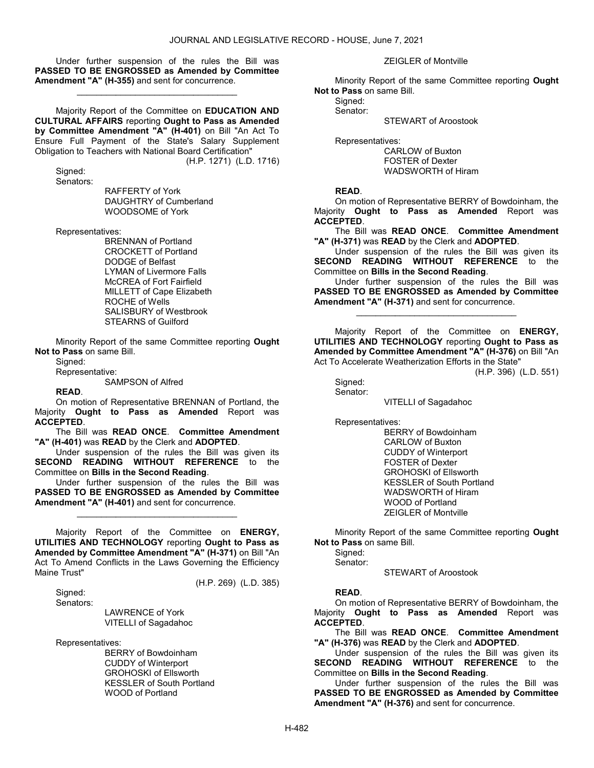Under further suspension of the rules the Bill was **PASSED TO BE ENGROSSED as Amended by Committee Amendment "A" (H-355)** and sent for concurrence.

_________________________________

Majority Report of the Committee on **EDUCATION AND CULTURAL AFFAIRS** reporting **Ought to Pass as Amended by Committee Amendment "A" (H-401)** on Bill "An Act To Ensure Full Payment of the State's Salary Supplement Obligation to Teachers with National Board Certification"

(H.P. 1271) (L.D. 1716)

Signed:

Senators:

RAFFERTY of York
DAUGHTRY of Cumberland
WOODSOME of York

Representatives:

BRENNAN of Portland
CROCKETT of Portland
DODGE of Belfast
LYMAN of Livermore Falls
McCREA of Fort Fairfield
MILLETT of Cape Elizabeth
ROCHE of Wells
SALISBURY of Westbrook
STEARNS of Guilford

Minority Report of the same Committee reporting **Ought Not to Pass** on same Bill.

Signed:

Representative:

SAMPSON of Alfred

**READ**.

On motion of Representative BRENNAN of Portland, the Majority **Ought to Pass as Amended** Report was **ACCEPTED**.

The Bill was **READ ONCE**. **Committee Amendment "A" (H-401)** was **READ** by the Clerk and **ADOPTED**.

Under suspension of the rules the Bill was given its **SECOND READING WITHOUT REFERENCE** to the Committee on **Bills in the Second Reading**.

Under further suspension of the rules the Bill was **PASSED TO BE ENGROSSED as Amended by Committee Amendment "A" (H-401)** and sent for concurrence.

_________________________________

Majority Report of the Committee on **ENERGY, UTILITIES AND TECHNOLOGY** reporting **Ought to Pass as Amended by Committee Amendment "A" (H-371)** on Bill "An Act To Amend Conflicts in the Laws Governing the Efficiency Maine Trust"

(H.P. 269) (L.D. 385)

Signed:

Senators:

LAWRENCE of York
VITELLI of Sagadahoc

Representatives:

BERRY of Bowdoinham
CUDDY of Winterport
GROHOSKI of Ellsworth
KESSLER of South Portland
WOOD of Portland
ZEIGLER of Montville

Minority Report of the same Committee reporting **Ought Not to Pass** on same Bill.

Signed:

Senator:

STEWART of Aroostook

Representatives:

CARLOW of Buxton
FOSTER of Dexter
WADSWORTH of Hiram

**READ**.

On motion of Representative BERRY of Bowdoinham, the Majority **Ought to Pass as Amended** Report was **ACCEPTED**.

The Bill was **READ ONCE**. **Committee Amendment "A" (H-371)** was **READ** by the Clerk and **ADOPTED**.

Under suspension of the rules the Bill was given its **SECOND READING WITHOUT REFERENCE** to the Committee on **Bills in the Second Reading**.

Under further suspension of the rules the Bill was **PASSED TO BE ENGROSSED as Amended by Committee Amendment "A" (H-371)** and sent for concurrence.

_________________________________

Majority Report of the Committee on **ENERGY, UTILITIES AND TECHNOLOGY** reporting **Ought to Pass as Amended by Committee Amendment "A" (H-376)** on Bill "An Act To Accelerate Weatherization Efforts in the State"

(H.P. 396) (L.D. 551)

Signed:

Senator:

VITELLI of Sagadahoc

Representatives:

BERRY of Bowdoinham
CARLOW of Buxton
CUDDY of Winterport
FOSTER of Dexter
GROHOSKI of Ellsworth
KESSLER of South Portland
WADSWORTH of Hiram
WOOD of Portland
ZEIGLER of Montville

Minority Report of the same Committee reporting **Ought Not to Pass** on same Bill.

Signed:

Senator:

STEWART of Aroostook

**READ**.

On motion of Representative BERRY of Bowdoinham, the Majority **Ought to Pass as Amended** Report was **ACCEPTED**.

The Bill was **READ ONCE**. **Committee Amendment "A" (H-376)** was **READ** by the Clerk and **ADOPTED**.

Under suspension of the rules the Bill was given its **SECOND READING WITHOUT REFERENCE** to the Committee on **Bills in the Second Reading**.

Under further suspension of the rules the Bill was **PASSED TO BE ENGROSSED as Amended by Committee Amendment "A" (H-376)** and sent for concurrence.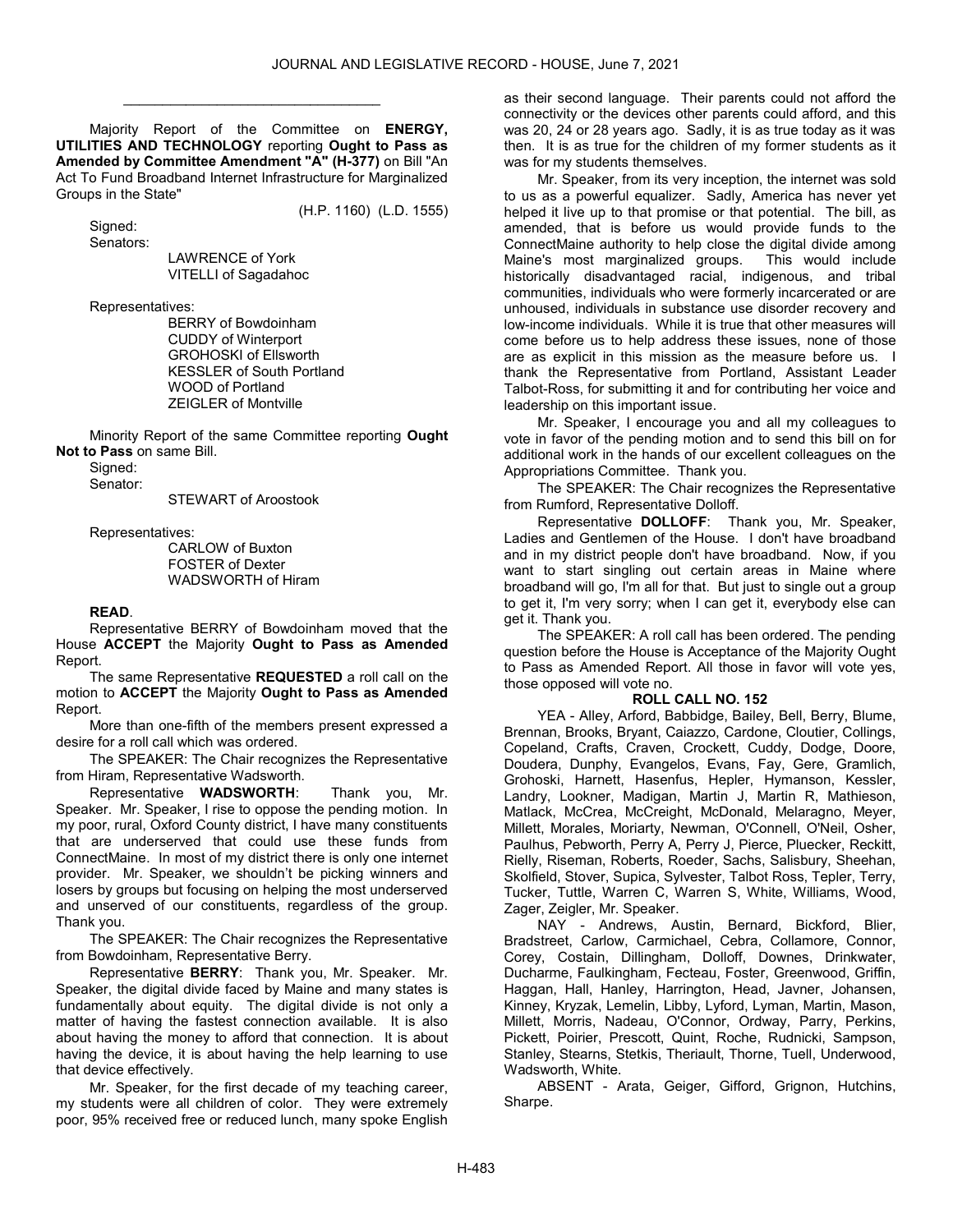_________________________________

Majority Report of the Committee on **ENERGY, UTILITIES AND TECHNOLOGY** reporting **Ought to Pass as Amended by Committee Amendment "A" (H-377)** on Bill "An Act To Fund Broadband Internet Infrastructure for Marginalized Groups in the State"

(H.P. 1160) (L.D. 1555)

Signed:

Senators:

LAWRENCE of York
VITELLI of Sagadahoc

Representatives:

BERRY of Bowdoinham
CUDDY of Winterport
GROHOSKI of Ellsworth
KESSLER of South Portland
WOOD of Portland
ZEIGLER of Montville

Minority Report of the same Committee reporting **Ought Not to Pass** on same Bill.

Signed:

Senator:

STEWART of Aroostook

Representatives:

CARLOW of Buxton
FOSTER of Dexter
WADSWORTH of Hiram

**READ**.

Representative BERRY of Bowdoinham moved that the House **ACCEPT** the Majority **Ought to Pass as Amended** Report.

The same Representative **REQUESTED** a roll call on the motion to **ACCEPT** the Majority **Ought to Pass as Amended** Report.

More than one-fifth of the members present expressed a desire for a roll call which was ordered.

The SPEAKER: The Chair recognizes the Representative from Hiram, Representative Wadsworth.

Representative **WADSWORTH**: Thank you, Mr. Speaker. Mr. Speaker, I rise to oppose the pending motion. In my poor, rural, Oxford County district, I have many constituents that are underserved that could use these funds from ConnectMaine. In most of my district there is only one internet provider. Mr. Speaker, we shouldn't be picking winners and losers by groups but focusing on helping the most underserved and unserved of our constituents, regardless of the group. Thank you.

The SPEAKER: The Chair recognizes the Representative from Bowdoinham, Representative Berry.

Representative **BERRY**: Thank you, Mr. Speaker. Mr. Speaker, the digital divide faced by Maine and many states is fundamentally about equity. The digital divide is not only a matter of having the fastest connection available. It is also about having the money to afford that connection. It is about having the device, it is about having the help learning to use that device effectively.

Mr. Speaker, for the first decade of my teaching career, my students were all children of color. They were extremely poor, 95% received free or reduced lunch, many spoke English as their second language. Their parents could not afford the connectivity or the devices other parents could afford, and this was 20, 24 or 28 years ago. Sadly, it is as true today as it was then. It is as true for the children of my former students as it was for my students themselves.

Mr. Speaker, from its very inception, the internet was sold to us as a powerful equalizer. Sadly, America has never yet helped it live up to that promise or that potential. The bill, as amended, that is before us would provide funds to the ConnectMaine authority to help close the digital divide among Maine's most marginalized groups. This would include historically disadvantaged racial, indigenous, and tribal communities, individuals who were formerly incarcerated or are unhoused, individuals in substance use disorder recovery and low-income individuals. While it is true that other measures will come before us to help address these issues, none of those are as explicit in this mission as the measure before us. I thank the Representative from Portland, Assistant Leader Talbot-Ross, for submitting it and for contributing her voice and leadership on this important issue.

Mr. Speaker, I encourage you and all my colleagues to vote in favor of the pending motion and to send this bill on for additional work in the hands of our excellent colleagues on the Appropriations Committee. Thank you.

The SPEAKER: The Chair recognizes the Representative from Rumford, Representative Dolloff.

Representative **DOLLOFF**: Thank you, Mr. Speaker, Ladies and Gentlemen of the House. I don't have broadband and in my district people don't have broadband. Now, if you want to start singling out certain areas in Maine where broadband will go, I'm all for that. But just to single out a group to get it, I'm very sorry; when I can get it, everybody else can get it. Thank you.

The SPEAKER: A roll call has been ordered. The pending question before the House is Acceptance of the Majority Ought to Pass as Amended Report. All those in favor will vote yes, those opposed will vote no.

**ROLL CALL NO. 152**

YEA - Alley, Arford, Babbidge, Bailey, Bell, Berry, Blume, Brennan, Brooks, Bryant, Caiazzo, Cardone, Cloutier, Collings, Copeland, Crafts, Craven, Crockett, Cuddy, Dodge, Doore, Doudera, Dunphy, Evangelos, Evans, Fay, Gere, Gramlich, Grohoski, Harnett, Hasenfus, Hepler, Hymanson, Kessler, Landry, Lookner, Madigan, Martin J, Martin R, Mathieson, Matlack, McCrea, McCreight, McDonald, Melaragno, Meyer, Millett, Morales, Moriarty, Newman, O'Connell, O'Neil, Osher, Paulhus, Pebworth, Perry A, Perry J, Pierce, Pluecker, Reckitt, Rielly, Riseman, Roberts, Roeder, Sachs, Salisbury, Sheehan, Skolfield, Stover, Supica, Sylvester, Talbot Ross, Tepler, Terry, Tucker, Tuttle, Warren C, Warren S, White, Williams, Wood, Zager, Zeigler, Mr. Speaker.

NAY - Andrews, Austin, Bernard, Bickford, Blier, Bradstreet, Carlow, Carmichael, Cebra, Collamore, Connor, Corey, Costain, Dillingham, Dolloff, Downes, Drinkwater, Ducharme, Faulkingham, Fecteau, Foster, Greenwood, Griffin, Haggan, Hall, Hanley, Harrington, Head, Javner, Johansen, Kinney, Kryzak, Lemelin, Libby, Lyford, Lyman, Martin, Mason, Millett, Morris, Nadeau, O'Connor, Ordway, Parry, Perkins, Pickett, Poirier, Prescott, Quint, Roche, Rudnicki, Sampson, Stanley, Stearns, Stetkis, Theriault, Thorne, Tuell, Underwood, Wadsworth, White.

ABSENT - Arata, Geiger, Gifford, Grignon, Hutchins, Sharpe.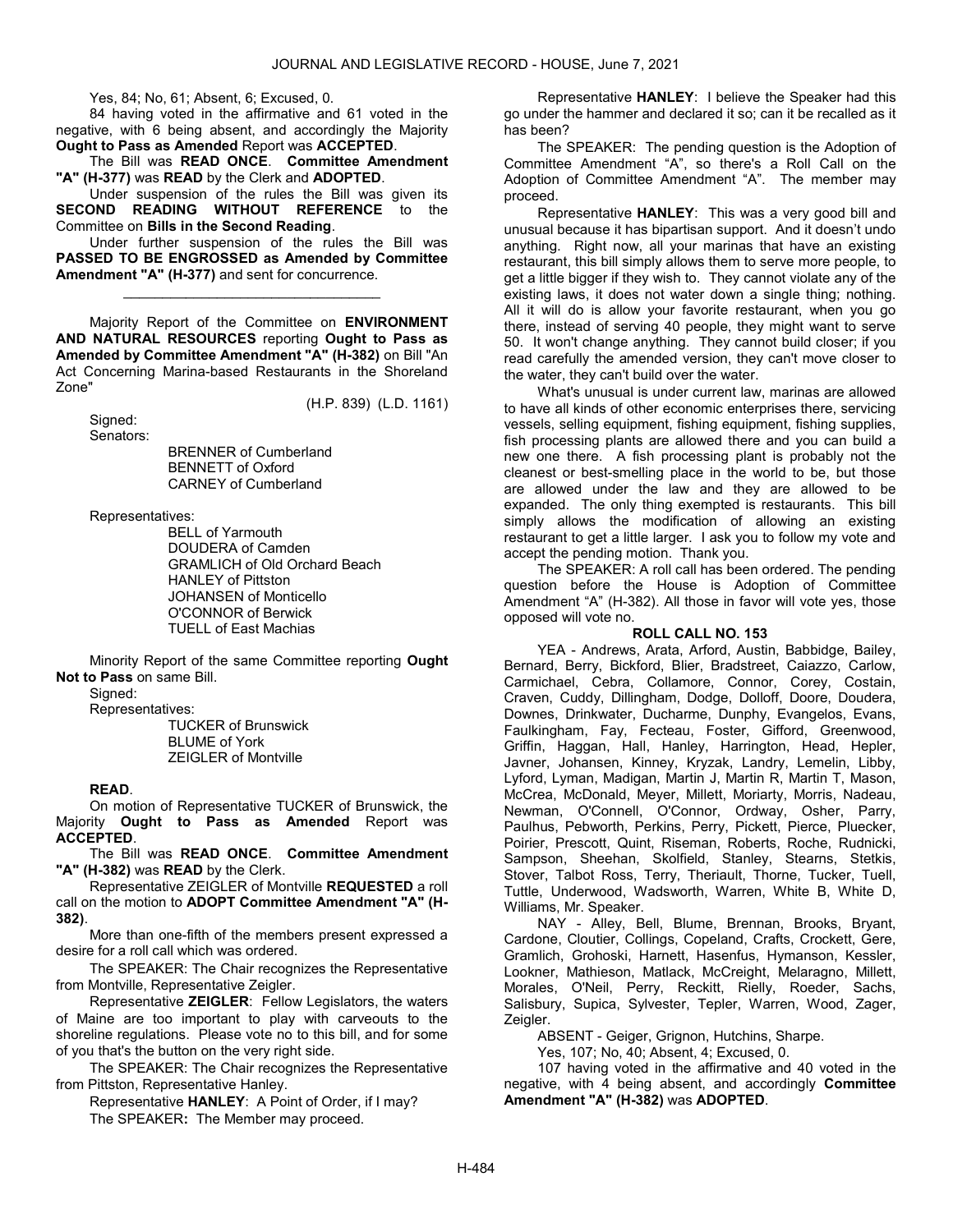Yes, 84; No, 61; Absent, 6; Excused, 0.

84 having voted in the affirmative and 61 voted in the negative, with 6 being absent, and accordingly the Majority **Ought to Pass as Amended** Report was **ACCEPTED**.

The Bill was **READ ONCE**. **Committee Amendment "A" (H-377)** was **READ** by the Clerk and **ADOPTED**.

Under suspension of the rules the Bill was given its **SECOND READING WITHOUT REFERENCE** to the Committee on **Bills in the Second Reading**.

Under further suspension of the rules the Bill was **PASSED TO BE ENGROSSED as Amended by Committee Amendment "A" (H-377)** and sent for concurrence.

---

Majority Report of the Committee on **ENVIRONMENT AND NATURAL RESOURCES** reporting **Ought to Pass as Amended by Committee Amendment "A" (H-382)** on Bill "An Act Concerning Marina-based Restaurants in the Shoreland Zone"

(H.P. 839) (L.D. 1161)

Signed:

Senators:

BRENNER of Cumberland
BENNETT of Oxford
CARNEY of Cumberland

Representatives:

BELL of Yarmouth
DOUDERA of Camden
GRAMLICH of Old Orchard Beach
HANLEY of Pittston
JOHANSEN of Monticello
O'CONNOR of Berwick
TUELL of East Machias

Minority Report of the same Committee reporting **Ought Not to Pass** on same Bill.

Signed:

Representatives:

TUCKER of Brunswick
BLUME of York
ZEIGLER of Montville

**READ**.

On motion of Representative TUCKER of Brunswick, the Majority **Ought to Pass as Amended** Report was **ACCEPTED**.

The Bill was **READ ONCE**. **Committee Amendment "A" (H-382)** was **READ** by the Clerk.

Representative ZEIGLER of Montville **REQUESTED** a roll call on the motion to **ADOPT Committee Amendment "A" (H-382)**.

More than one-fifth of the members present expressed a desire for a roll call which was ordered.

The SPEAKER: The Chair recognizes the Representative from Montville, Representative Zeigler.

Representative **ZEIGLER**: Fellow Legislators, the waters of Maine are too important to play with carveouts to the shoreline regulations. Please vote no to this bill, and for some of you that's the button on the very right side.

The SPEAKER: The Chair recognizes the Representative from Pittston, Representative Hanley.

Representative **HANLEY**: A Point of Order, if I may?

The SPEAKER**:** The Member may proceed.

Representative **HANLEY**: I believe the Speaker had this go under the hammer and declared it so; can it be recalled as it has been?

The SPEAKER: The pending question is the Adoption of Committee Amendment "A", so there's a Roll Call on the Adoption of Committee Amendment "A". The member may proceed.

Representative **HANLEY**: This was a very good bill and unusual because it has bipartisan support. And it doesn't undo anything. Right now, all your marinas that have an existing restaurant, this bill simply allows them to serve more people, to get a little bigger if they wish to. They cannot violate any of the existing laws, it does not water down a single thing; nothing. All it will do is allow your favorite restaurant, when you go there, instead of serving 40 people, they might want to serve 50. It won't change anything. They cannot build closer; if you read carefully the amended version, they can't move closer to the water, they can't build over the water.

What's unusual is under current law, marinas are allowed to have all kinds of other economic enterprises there, servicing vessels, selling equipment, fishing equipment, fishing supplies, fish processing plants are allowed there and you can build a new one there. A fish processing plant is probably not the cleanest or best-smelling place in the world to be, but those are allowed under the law and they are allowed to be expanded. The only thing exempted is restaurants. This bill simply allows the modification of allowing an existing restaurant to get a little larger. I ask you to follow my vote and accept the pending motion. Thank you.

The SPEAKER: A roll call has been ordered. The pending question before the House is Adoption of Committee Amendment "A" (H-382). All those in favor will vote yes, those opposed will vote no.

**ROLL CALL NO. 153**

YEA - Andrews, Arata, Arford, Austin, Babbidge, Bailey, Bernard, Berry, Bickford, Blier, Bradstreet, Caiazzo, Carlow, Carmichael, Cebra, Collamore, Connor, Corey, Costain, Craven, Cuddy, Dillingham, Dodge, Dolloff, Doore, Doudera, Downes, Drinkwater, Ducharme, Dunphy, Evangelos, Evans, Faulkingham, Fay, Fecteau, Foster, Gifford, Greenwood, Griffin, Haggan, Hall, Hanley, Harrington, Head, Hepler, Javner, Johansen, Kinney, Kryzak, Landry, Lemelin, Libby, Lyford, Lyman, Madigan, Martin J, Martin R, Martin T, Mason, McCrea, McDonald, Meyer, Millett, Moriarty, Morris, Nadeau, Newman, O'Connell, O'Connor, Ordway, Osher, Parry, Paulhus, Pebworth, Perkins, Perry, Pickett, Pierce, Pluecker, Poirier, Prescott, Quint, Riseman, Roberts, Roche, Rudnicki, Sampson, Sheehan, Skolfield, Stanley, Stearns, Stetkis, Stover, Talbot Ross, Terry, Theriault, Thorne, Tucker, Tuell, Tuttle, Underwood, Wadsworth, Warren, White B, White D, Williams, Mr. Speaker.

NAY - Alley, Bell, Blume, Brennan, Brooks, Bryant, Cardone, Cloutier, Collings, Copeland, Crafts, Crockett, Gere, Gramlich, Grohoski, Harnett, Hasenfus, Hymanson, Kessler, Lookner, Mathieson, Matlack, McCreight, Melaragno, Millett, Morales, O'Neil, Perry, Reckitt, Rielly, Roeder, Sachs, Salisbury, Supica, Sylvester, Tepler, Warren, Wood, Zager, Zeigler.

ABSENT - Geiger, Grignon, Hutchins, Sharpe.

Yes, 107; No, 40; Absent, 4; Excused, 0.

107 having voted in the affirmative and 40 voted in the negative, with 4 being absent, and accordingly **Committee Amendment "A" (H-382)** was **ADOPTED**.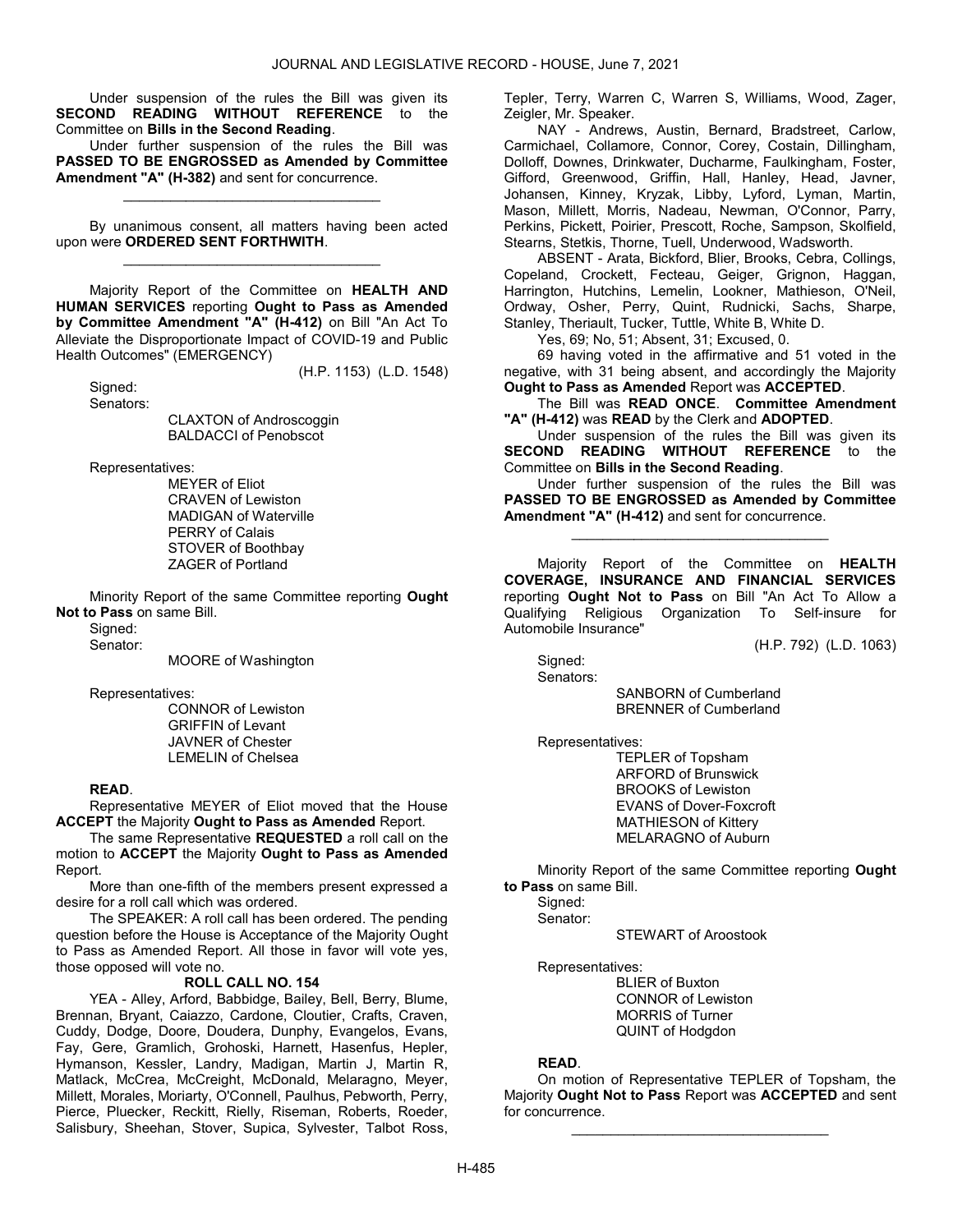Under suspension of the rules the Bill was given its **SECOND READING WITHOUT REFERENCE** to the Committee on **Bills in the Second Reading**.

Under further suspension of the rules the Bill was **PASSED TO BE ENGROSSED as Amended by Committee Amendment "A" (H-382)** and sent for concurrence.

_________________________________

By unanimous consent, all matters having been acted upon were **ORDERED SENT FORTHWITH**.

_________________________________

Majority Report of the Committee on **HEALTH AND HUMAN SERVICES** reporting **Ought to Pass as Amended by Committee Amendment "A" (H-412)** on Bill "An Act To Alleviate the Disproportionate Impact of COVID-19 and Public Health Outcomes" (EMERGENCY)

(H.P. 1153) (L.D. 1548)

Signed:

Senators:

CLAXTON of Androscoggin
BALDACCI of Penobscot

Representatives:

MEYER of Eliot
CRAVEN of Lewiston
MADIGAN of Waterville
PERRY of Calais
STOVER of Boothbay
ZAGER of Portland

Minority Report of the same Committee reporting **Ought Not to Pass** on same Bill.

Signed:

Senator:

MOORE of Washington

Representatives:

CONNOR of Lewiston
GRIFFIN of Levant
JAVNER of Chester
LEMELIN of Chelsea

**READ**.

Representative MEYER of Eliot moved that the House **ACCEPT** the Majority **Ought to Pass as Amended** Report.

The same Representative **REQUESTED** a roll call on the motion to **ACCEPT** the Majority **Ought to Pass as Amended** Report.

More than one-fifth of the members present expressed a desire for a roll call which was ordered.

The SPEAKER: A roll call has been ordered. The pending question before the House is Acceptance of the Majority Ought to Pass as Amended Report. All those in favor will vote yes, those opposed will vote no.

**ROLL CALL NO. 154**

YEA - Alley, Arford, Babbidge, Bailey, Bell, Berry, Blume, Brennan, Bryant, Caiazzo, Cardone, Cloutier, Crafts, Craven, Cuddy, Dodge, Doore, Doudera, Dunphy, Evangelos, Evans, Fay, Gere, Gramlich, Grohoski, Harnett, Hasenfus, Hepler, Hymanson, Kessler, Landry, Madigan, Martin J, Martin R, Matlack, McCrea, McCreight, McDonald, Melaragno, Meyer, Millett, Morales, Moriarty, O'Connell, Paulhus, Pebworth, Perry, Pierce, Pluecker, Reckitt, Rielly, Riseman, Roberts, Roeder, Salisbury, Sheehan, Stover, Supica, Sylvester, Talbot Ross, Tepler, Terry, Warren C, Warren S, Williams, Wood, Zager, Zeigler, Mr. Speaker.

NAY - Andrews, Austin, Bernard, Bradstreet, Carlow, Carmichael, Collamore, Connor, Corey, Costain, Dillingham, Dolloff, Downes, Drinkwater, Ducharme, Faulkingham, Foster, Gifford, Greenwood, Griffin, Hall, Hanley, Head, Javner, Johansen, Kinney, Kryzak, Libby, Lyford, Lyman, Martin, Mason, Millett, Morris, Nadeau, Newman, O'Connor, Parry, Perkins, Pickett, Poirier, Prescott, Roche, Sampson, Skolfield, Stearns, Stetkis, Thorne, Tuell, Underwood, Wadsworth.

ABSENT - Arata, Bickford, Blier, Brooks, Cebra, Collings, Copeland, Crockett, Fecteau, Geiger, Grignon, Haggan, Harrington, Hutchins, Lemelin, Lookner, Mathieson, O'Neil, Ordway, Osher, Perry, Quint, Rudnicki, Sachs, Sharpe, Stanley, Theriault, Tucker, Tuttle, White B, White D.

Yes, 69; No, 51; Absent, 31; Excused, 0.

69 having voted in the affirmative and 51 voted in the negative, with 31 being absent, and accordingly the Majority **Ought to Pass as Amended** Report was **ACCEPTED**.

The Bill was **READ ONCE**. **Committee Amendment "A" (H-412)** was **READ** by the Clerk and **ADOPTED**.

Under suspension of the rules the Bill was given its **SECOND READING WITHOUT REFERENCE** to the Committee on **Bills in the Second Reading**.

Under further suspension of the rules the Bill was **PASSED TO BE ENGROSSED as Amended by Committee Amendment "A" (H-412)** and sent for concurrence.

_________________________________

Majority Report of the Committee on **HEALTH COVERAGE, INSURANCE AND FINANCIAL SERVICES** reporting **Ought Not to Pass** on Bill "An Act To Allow a Qualifying Religious Organization To Self-insure for Automobile Insurance"

(H.P. 792) (L.D. 1063)

Signed:

Senators:

SANBORN of Cumberland
BRENNER of Cumberland

Representatives:

TEPLER of Topsham
ARFORD of Brunswick
BROOKS of Lewiston
EVANS of Dover-Foxcroft
MATHIESON of Kittery
MELARAGNO of Auburn

Minority Report of the same Committee reporting **Ought to Pass** on same Bill.

Signed:

Senator:

STEWART of Aroostook

Representatives:

BLIER of Buxton
CONNOR of Lewiston
MORRIS of Turner
QUINT of Hodgdon

**READ**.

On motion of Representative TEPLER of Topsham, the Majority **Ought Not to Pass** Report was **ACCEPTED** and sent for concurrence.

_________________________________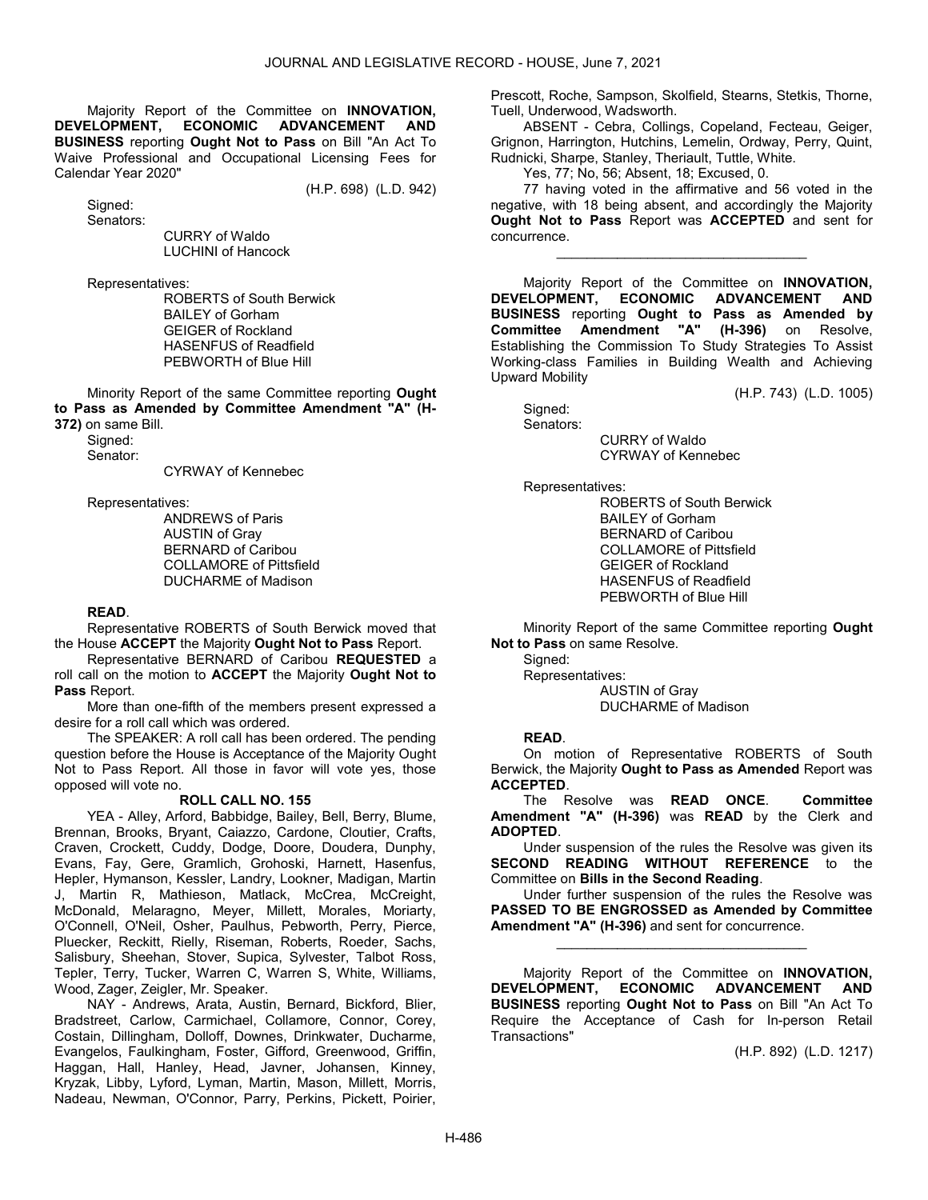Majority Report of the Committee on **INNOVATION, DEVELOPMENT, ECONOMIC ADVANCEMENT AND BUSINESS** reporting **Ought Not to Pass** on Bill "An Act To Waive Professional and Occupational Licensing Fees for Calendar Year 2020"

(H.P. 698) (L.D. 942)

Signed:

Senators:

CURRY of Waldo
LUCHINI of Hancock

Representatives:

ROBERTS of South Berwick
BAILEY of Gorham
GEIGER of Rockland
HASENFUS of Readfield
PEBWORTH of Blue Hill

Minority Report of the same Committee reporting **Ought to Pass as Amended by Committee Amendment "A" (H-372)** on same Bill.

Signed:

Senator:

CYRWAY of Kennebec

Representatives:

ANDREWS of Paris
AUSTIN of Gray
BERNARD of Caribou
COLLAMORE of Pittsfield
DUCHARME of Madison

**READ**.

Representative ROBERTS of South Berwick moved that the House **ACCEPT** the Majority **Ought Not to Pass** Report.

Representative BERNARD of Caribou **REQUESTED** a roll call on the motion to **ACCEPT** the Majority **Ought Not to Pass** Report.

More than one-fifth of the members present expressed a desire for a roll call which was ordered.

The SPEAKER: A roll call has been ordered. The pending question before the House is Acceptance of the Majority Ought Not to Pass Report. All those in favor will vote yes, those opposed will vote no.

**ROLL CALL NO. 155**

YEA - Alley, Arford, Babbidge, Bailey, Bell, Berry, Blume, Brennan, Brooks, Bryant, Caiazzo, Cardone, Cloutier, Crafts, Craven, Crockett, Cuddy, Dodge, Doore, Doudera, Dunphy, Evans, Fay, Gere, Gramlich, Grohoski, Harnett, Hasenfus, Hepler, Hymanson, Kessler, Landry, Lookner, Madigan, Martin J, Martin R, Mathieson, Matlack, McCrea, McCreight, McDonald, Melaragno, Meyer, Millett, Morales, Moriarty, O'Connell, O'Neil, Osher, Paulhus, Pebworth, Perry, Pierce, Pluecker, Reckitt, Rielly, Riseman, Roberts, Roeder, Sachs, Salisbury, Sheehan, Stover, Supica, Sylvester, Talbot Ross, Tepler, Terry, Tucker, Warren C, Warren S, White, Williams, Wood, Zager, Zeigler, Mr. Speaker.

NAY - Andrews, Arata, Austin, Bernard, Bickford, Blier, Bradstreet, Carlow, Carmichael, Collamore, Connor, Corey, Costain, Dillingham, Dolloff, Downes, Drinkwater, Ducharme, Evangelos, Faulkingham, Foster, Gifford, Greenwood, Griffin, Haggan, Hall, Hanley, Head, Javner, Johansen, Kinney, Kryzak, Libby, Lyford, Lyman, Martin, Mason, Millett, Morris, Nadeau, Newman, O'Connor, Parry, Perkins, Pickett, Poirier, Prescott, Roche, Sampson, Skolfield, Stearns, Stetkis, Thorne, Tuell, Underwood, Wadsworth.

ABSENT - Cebra, Collings, Copeland, Fecteau, Geiger, Grignon, Harrington, Hutchins, Lemelin, Ordway, Perry, Quint, Rudnicki, Sharpe, Stanley, Theriault, Tuttle, White.

Yes, 77; No, 56; Absent, 18; Excused, 0.

77 having voted in the affirmative and 56 voted in the negative, with 18 being absent, and accordingly the Majority **Ought Not to Pass** Report was **ACCEPTED** and sent for concurrence.

_________________________________

Majority Report of the Committee on **INNOVATION, DEVELOPMENT, ECONOMIC ADVANCEMENT AND BUSINESS** reporting **Ought to Pass as Amended by Committee Amendment "A" (H-396)** on Resolve, Establishing the Commission To Study Strategies To Assist Working-class Families in Building Wealth and Achieving Upward Mobility

(H.P. 743) (L.D. 1005)

Signed:

Senators:

CURRY of Waldo
CYRWAY of Kennebec

Representatives:

ROBERTS of South Berwick
BAILEY of Gorham
BERNARD of Caribou
COLLAMORE of Pittsfield
GEIGER of Rockland
HASENFUS of Readfield
PEBWORTH of Blue Hill

Minority Report of the same Committee reporting **Ought Not to Pass** on same Resolve.

Signed:

Representatives:

AUSTIN of Gray
DUCHARME of Madison

**READ**.

On motion of Representative ROBERTS of South Berwick, the Majority **Ought to Pass as Amended** Report was **ACCEPTED**.

The Resolve was **READ ONCE**. **Committee Amendment "A" (H-396)** was **READ** by the Clerk and **ADOPTED**.

Under suspension of the rules the Resolve was given its **SECOND READING WITHOUT REFERENCE** to the Committee on **Bills in the Second Reading**.

Under further suspension of the rules the Resolve was **PASSED TO BE ENGROSSED as Amended by Committee Amendment "A" (H-396)** and sent for concurrence.

_________________________________

Majority Report of the Committee on **INNOVATION, DEVELOPMENT, ECONOMIC ADVANCEMENT AND BUSINESS** reporting **Ought Not to Pass** on Bill "An Act To Require the Acceptance of Cash for In-person Retail Transactions"

(H.P. 892) (L.D. 1217)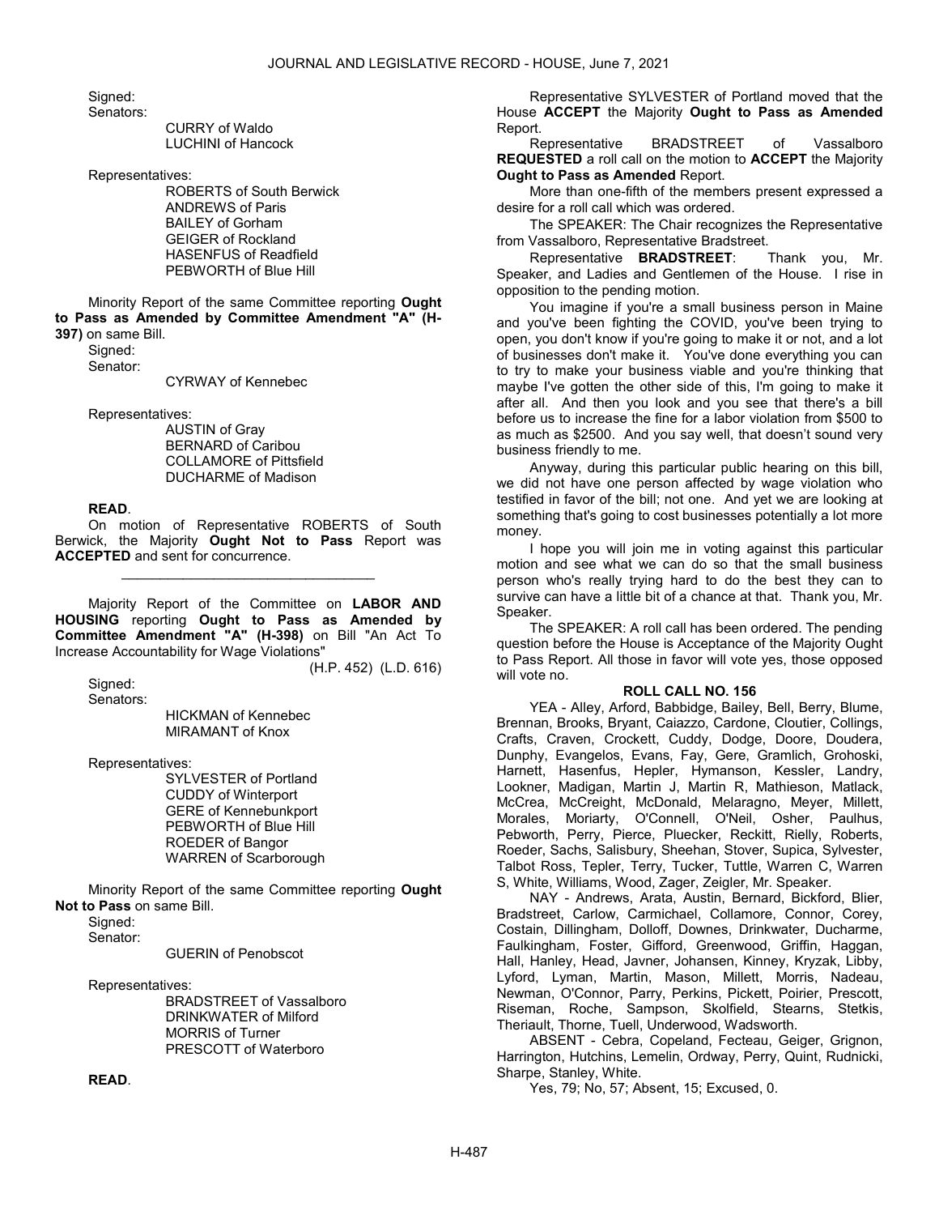Signed:

Senators:

CURRY of Waldo
LUCHINI of Hancock

Representatives:

ROBERTS of South Berwick
ANDREWS of Paris
BAILEY of Gorham
GEIGER of Rockland
HASENFUS of Readfield
PEBWORTH of Blue Hill

Minority Report of the same Committee reporting **Ought to Pass as Amended by Committee Amendment "A" (H-397)** on same Bill.

Signed:

Senator:

CYRWAY of Kennebec

Representatives:

AUSTIN of Gray
BERNARD of Caribou
COLLAMORE of Pittsfield
DUCHARME of Madison

**READ**.

On motion of Representative ROBERTS of South Berwick, the Majority **Ought Not to Pass** Report was **ACCEPTED** and sent for concurrence.

_________________________________

Majority Report of the Committee on **LABOR AND HOUSING** reporting **Ought to Pass as Amended by Committee Amendment "A" (H-398)** on Bill "An Act To Increase Accountability for Wage Violations"

(H.P. 452) (L.D. 616)

Signed:

Senators:

HICKMAN of Kennebec
MIRAMANT of Knox

Representatives:

SYLVESTER of Portland
CUDDY of Winterport
GERE of Kennebunkport
PEBWORTH of Blue Hill
ROEDER of Bangor
WARREN of Scarborough

Minority Report of the same Committee reporting **Ought Not to Pass** on same Bill.

Signed:

Senator:

GUERIN of Penobscot

Representatives:

BRADSTREET of Vassalboro
DRINKWATER of Milford
MORRIS of Turner
PRESCOTT of Waterboro

**READ**.

Representative SYLVESTER of Portland moved that the House **ACCEPT** the Majority **Ought to Pass as Amended** Report.

Representative BRADSTREET of Vassalboro **REQUESTED** a roll call on the motion to **ACCEPT** the Majority **Ought to Pass as Amended** Report.

More than one-fifth of the members present expressed a desire for a roll call which was ordered.

The SPEAKER: The Chair recognizes the Representative from Vassalboro, Representative Bradstreet.

Representative **BRADSTREET**: Thank you, Mr. Speaker, and Ladies and Gentlemen of the House. I rise in opposition to the pending motion.

You imagine if you're a small business person in Maine and you've been fighting the COVID, you've been trying to open, you don't know if you're going to make it or not, and a lot of businesses don't make it. You've done everything you can to try to make your business viable and you're thinking that maybe I've gotten the other side of this, I'm going to make it after all. And then you look and you see that there's a bill before us to increase the fine for a labor violation from $500 to as much as $2500. And you say well, that doesn't sound very business friendly to me.

Anyway, during this particular public hearing on this bill, we did not have one person affected by wage violation who testified in favor of the bill; not one. And yet we are looking at something that's going to cost businesses potentially a lot more money.

I hope you will join me in voting against this particular motion and see what we can do so that the small business person who's really trying hard to do the best they can to survive can have a little bit of a chance at that. Thank you, Mr. Speaker.

The SPEAKER: A roll call has been ordered. The pending question before the House is Acceptance of the Majority Ought to Pass Report. All those in favor will vote yes, those opposed will vote no.

**ROLL CALL NO. 156**

YEA - Alley, Arford, Babbidge, Bailey, Bell, Berry, Blume, Brennan, Brooks, Bryant, Caiazzo, Cardone, Cloutier, Collings, Crafts, Craven, Crockett, Cuddy, Dodge, Doore, Doudera, Dunphy, Evangelos, Evans, Fay, Gere, Gramlich, Grohoski, Harnett, Hasenfus, Hepler, Hymanson, Kessler, Landry, Lookner, Madigan, Martin J, Martin R, Mathieson, Matlack, McCrea, McCreight, McDonald, Melaragno, Meyer, Millett, Morales, Moriarty, O'Connell, O'Neil, Osher, Paulhus, Pebworth, Perry, Pierce, Pluecker, Reckitt, Rielly, Roberts, Roeder, Sachs, Salisbury, Sheehan, Stover, Supica, Sylvester, Talbot Ross, Tepler, Terry, Tucker, Tuttle, Warren C, Warren S, White, Williams, Wood, Zager, Zeigler, Mr. Speaker.

NAY - Andrews, Arata, Austin, Bernard, Bickford, Blier, Bradstreet, Carlow, Carmichael, Collamore, Connor, Corey, Costain, Dillingham, Dolloff, Downes, Drinkwater, Ducharme, Faulkingham, Foster, Gifford, Greenwood, Griffin, Haggan, Hall, Hanley, Head, Javner, Johansen, Kinney, Kryzak, Libby, Lyford, Lyman, Martin, Mason, Millett, Morris, Nadeau, Newman, O'Connor, Parry, Perkins, Pickett, Poirier, Prescott, Riseman, Roche, Sampson, Skolfield, Stearns, Stetkis, Theriault, Thorne, Tuell, Underwood, Wadsworth.

ABSENT - Cebra, Copeland, Fecteau, Geiger, Grignon, Harrington, Hutchins, Lemelin, Ordway, Perry, Quint, Rudnicki, Sharpe, Stanley, White.

Yes, 79; No, 57; Absent, 15; Excused, 0.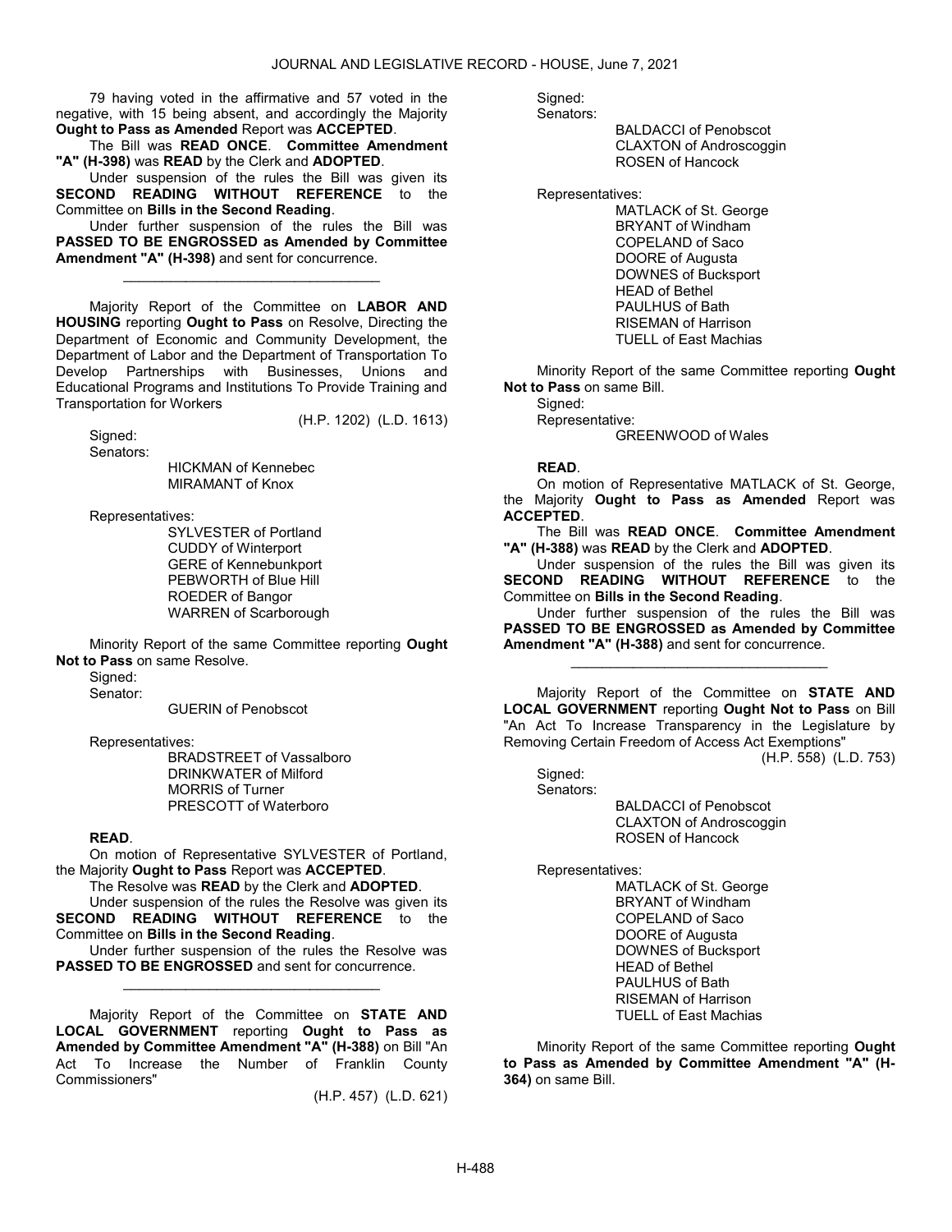79 having voted in the affirmative and 57 voted in the negative, with 15 being absent, and accordingly the Majority **Ought to Pass as Amended** Report was **ACCEPTED**.

The Bill was **READ ONCE**. **Committee Amendment "A" (H-398)** was **READ** by the Clerk and **ADOPTED**.

Under suspension of the rules the Bill was given its **SECOND READING WITHOUT REFERENCE** to the Committee on **Bills in the Second Reading**.

Under further suspension of the rules the Bill was **PASSED TO BE ENGROSSED as Amended by Committee Amendment "A" (H-398)** and sent for concurrence.

_________________________________

Majority Report of the Committee on **LABOR AND HOUSING** reporting **Ought to Pass** on Resolve, Directing the Department of Economic and Community Development, the Department of Labor and the Department of Transportation To Develop Partnerships with Businesses, Unions and Educational Programs and Institutions To Provide Training and Transportation for Workers

(H.P. 1202) (L.D. 1613)

Signed:
Senators:
HICKMAN of Kennebec
MIRAMANT of Knox

Representatives:
SYLVESTER of Portland
CUDDY of Winterport
GERE of Kennebunkport
PEBWORTH of Blue Hill
ROEDER of Bangor
WARREN of Scarborough

Minority Report of the same Committee reporting **Ought Not to Pass** on same Resolve.

Signed:
Senator:
GUERIN of Penobscot

Representatives:
BRADSTREET of Vassalboro
DRINKWATER of Milford
MORRIS of Turner
PRESCOTT of Waterboro

**READ**.

On motion of Representative SYLVESTER of Portland, the Majority **Ought to Pass** Report was **ACCEPTED**.

The Resolve was **READ** by the Clerk and **ADOPTED**.

Under suspension of the rules the Resolve was given its **SECOND READING WITHOUT REFERENCE** to the Committee on **Bills in the Second Reading**.

Under further suspension of the rules the Resolve was **PASSED TO BE ENGROSSED** and sent for concurrence.

_________________________________

Majority Report of the Committee on **STATE AND LOCAL GOVERNMENT** reporting **Ought to Pass as Amended by Committee Amendment "A" (H-388)** on Bill "An Act To Increase the Number of Franklin County Commissioners"

(H.P. 457) (L.D. 621)

Signed:
Senators:
BALDACCI of Penobscot
CLAXTON of Androscoggin
ROSEN of Hancock

Representatives:
MATLACK of St. George
BRYANT of Windham
COPELAND of Saco
DOORE of Augusta
DOWNES of Bucksport
HEAD of Bethel
PAULHUS of Bath
RISEMAN of Harrison
TUELL of East Machias

Minority Report of the same Committee reporting **Ought Not to Pass** on same Bill.

Signed:
Representative:
GREENWOOD of Wales

**READ**.

On motion of Representative MATLACK of St. George, the Majority **Ought to Pass as Amended** Report was **ACCEPTED**.

The Bill was **READ ONCE**. **Committee Amendment "A" (H-388)** was **READ** by the Clerk and **ADOPTED**.

Under suspension of the rules the Bill was given its **SECOND READING WITHOUT REFERENCE** to the Committee on **Bills in the Second Reading**.

Under further suspension of the rules the Bill was **PASSED TO BE ENGROSSED as Amended by Committee Amendment "A" (H-388)** and sent for concurrence.

_________________________________

Majority Report of the Committee on **STATE AND LOCAL GOVERNMENT** reporting **Ought Not to Pass** on Bill "An Act To Increase Transparency in the Legislature by Removing Certain Freedom of Access Act Exemptions"

(H.P. 558) (L.D. 753)

Signed:
Senators:
BALDACCI of Penobscot
CLAXTON of Androscoggin
ROSEN of Hancock

Representatives:
MATLACK of St. George
BRYANT of Windham
COPELAND of Saco
DOORE of Augusta
DOWNES of Bucksport
HEAD of Bethel
PAULHUS of Bath
RISEMAN of Harrison
TUELL of East Machias

Minority Report of the same Committee reporting **Ought to Pass as Amended by Committee Amendment "A" (H-364)** on same Bill.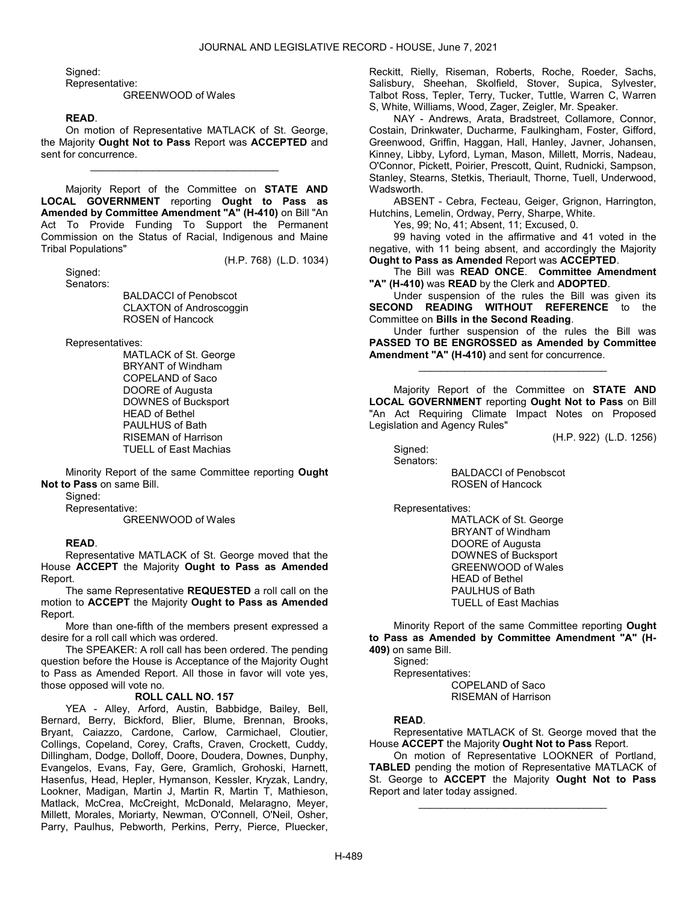Signed:

Representative:

GREENWOOD of Wales

**READ**.

On motion of Representative MATLACK of St. George, the Majority **Ought Not to Pass** Report was **ACCEPTED** and sent for concurrence.

_________________________________

Majority Report of the Committee on **STATE AND LOCAL GOVERNMENT** reporting **Ought to Pass as Amended by Committee Amendment "A" (H-410)** on Bill "An Act To Provide Funding To Support the Permanent Commission on the Status of Racial, Indigenous and Maine Tribal Populations"

(H.P. 768) (L.D. 1034)

Signed:

Senators:

BALDACCI of Penobscot
CLAXTON of Androscoggin
ROSEN of Hancock

Representatives:

MATLACK of St. George
BRYANT of Windham
COPELAND of Saco
DOORE of Augusta
DOWNES of Bucksport
HEAD of Bethel
PAULHUS of Bath
RISEMAN of Harrison
TUELL of East Machias

Minority Report of the same Committee reporting **Ought Not to Pass** on same Bill.

Signed:

Representative:

GREENWOOD of Wales

**READ**.

Representative MATLACK of St. George moved that the House **ACCEPT** the Majority **Ought to Pass as Amended** Report.

The same Representative **REQUESTED** a roll call on the motion to **ACCEPT** the Majority **Ought to Pass as Amended** Report.

More than one-fifth of the members present expressed a desire for a roll call which was ordered.

The SPEAKER: A roll call has been ordered. The pending question before the House is Acceptance of the Majority Ought to Pass as Amended Report. All those in favor will vote yes, those opposed will vote no.

**ROLL CALL NO. 157**

YEA - Alley, Arford, Austin, Babbidge, Bailey, Bell, Bernard, Berry, Bickford, Blier, Blume, Brennan, Brooks, Bryant, Caiazzo, Cardone, Carlow, Carmichael, Cloutier, Collings, Copeland, Corey, Crafts, Craven, Crockett, Cuddy, Dillingham, Dodge, Dolloff, Doore, Doudera, Downes, Dunphy, Evangelos, Evans, Fay, Gere, Gramlich, Grohoski, Harnett, Hasenfus, Head, Hepler, Hymanson, Kessler, Kryzak, Landry, Lookner, Madigan, Martin J, Martin R, Martin T, Mathieson, Matlack, McCrea, McCreight, McDonald, Melaragno, Meyer, Millett, Morales, Moriarty, Newman, O'Connell, O'Neil, Osher, Parry, Paulhus, Pebworth, Perkins, Perry, Pierce, Pluecker, Reckitt, Rielly, Riseman, Roberts, Roche, Roeder, Sachs, Salisbury, Sheehan, Skolfield, Stover, Supica, Sylvester, Talbot Ross, Tepler, Terry, Tucker, Tuttle, Warren C, Warren S, White, Williams, Wood, Zager, Zeigler, Mr. Speaker.

NAY - Andrews, Arata, Bradstreet, Collamore, Connor, Costain, Drinkwater, Ducharme, Faulkingham, Foster, Gifford, Greenwood, Griffin, Haggan, Hall, Hanley, Javner, Johansen, Kinney, Libby, Lyford, Lyman, Mason, Millett, Morris, Nadeau, O'Connor, Pickett, Poirier, Prescott, Quint, Rudnicki, Sampson, Stanley, Stearns, Stetkis, Theriault, Thorne, Tuell, Underwood, Wadsworth.

ABSENT - Cebra, Fecteau, Geiger, Grignon, Harrington, Hutchins, Lemelin, Ordway, Perry, Sharpe, White.

Yes, 99; No, 41; Absent, 11; Excused, 0.

99 having voted in the affirmative and 41 voted in the negative, with 11 being absent, and accordingly the Majority **Ought to Pass as Amended** Report was **ACCEPTED**.

The Bill was **READ ONCE**. **Committee Amendment "A" (H-410)** was **READ** by the Clerk and **ADOPTED**.

Under suspension of the rules the Bill was given its **SECOND READING WITHOUT REFERENCE** to the Committee on **Bills in the Second Reading**.

Under further suspension of the rules the Bill was **PASSED TO BE ENGROSSED as Amended by Committee Amendment "A" (H-410)** and sent for concurrence.

_________________________________

Majority Report of the Committee on **STATE AND LOCAL GOVERNMENT** reporting **Ought Not to Pass** on Bill "An Act Requiring Climate Impact Notes on Proposed Legislation and Agency Rules"

(H.P. 922) (L.D. 1256)

Signed:

Senators:

BALDACCI of Penobscot
ROSEN of Hancock

Representatives:

MATLACK of St. George
BRYANT of Windham
DOORE of Augusta
DOWNES of Bucksport
GREENWOOD of Wales
HEAD of Bethel
PAULHUS of Bath
TUELL of East Machias

Minority Report of the same Committee reporting **Ought to Pass as Amended by Committee Amendment "A" (H-409)** on same Bill.

Signed:

Representatives:

COPELAND of Saco
RISEMAN of Harrison

**READ**.

Representative MATLACK of St. George moved that the House **ACCEPT** the Majority **Ought Not to Pass** Report.

On motion of Representative LOOKNER of Portland, **TABLED** pending the motion of Representative MATLACK of St. George to **ACCEPT** the Majority **Ought Not to Pass** Report and later today assigned.

_________________________________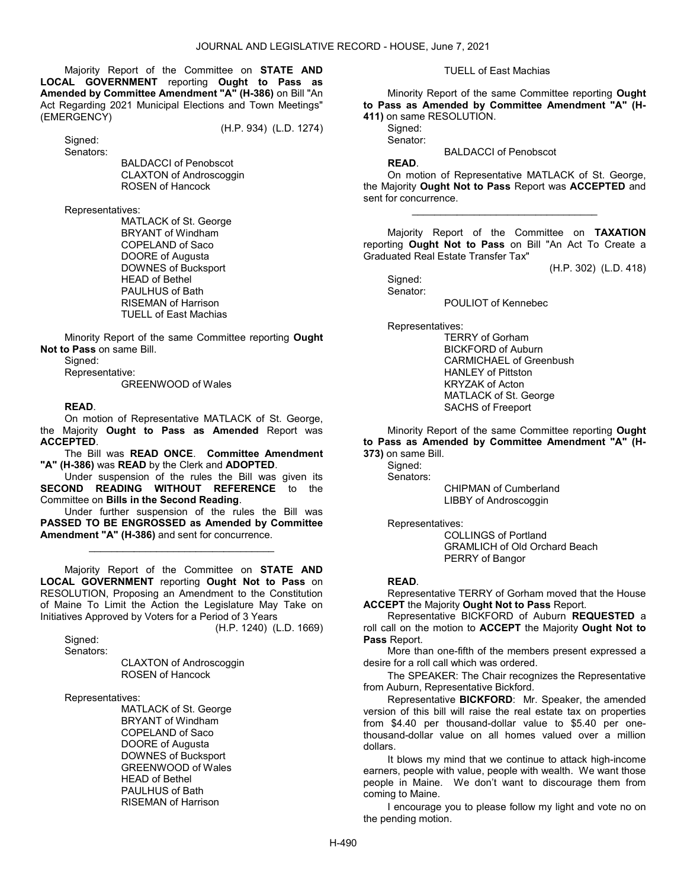Majority Report of the Committee on **STATE AND LOCAL GOVERNMENT** reporting **Ought to Pass as Amended by Committee Amendment "A" (H-386)** on Bill "An Act Regarding 2021 Municipal Elections and Town Meetings" (EMERGENCY)

(H.P. 934) (L.D. 1274)

Signed:

Senators:

BALDACCI of Penobscot
CLAXTON of Androscoggin
ROSEN of Hancock

Representatives:

MATLACK of St. George
BRYANT of Windham
COPELAND of Saco
DOORE of Augusta
DOWNES of Bucksport
HEAD of Bethel
PAULHUS of Bath
RISEMAN of Harrison
TUELL of East Machias

Minority Report of the same Committee reporting **Ought Not to Pass** on same Bill.

Signed:

Representative:

GREENWOOD of Wales

**READ**.

On motion of Representative MATLACK of St. George, the Majority **Ought to Pass as Amended** Report was **ACCEPTED**.

The Bill was **READ ONCE**. **Committee Amendment "A" (H-386)** was **READ** by the Clerk and **ADOPTED**.

Under suspension of the rules the Bill was given its **SECOND READING WITHOUT REFERENCE** to the Committee on **Bills in the Second Reading**.

Under further suspension of the rules the Bill was **PASSED TO BE ENGROSSED as Amended by Committee Amendment "A" (H-386)** and sent for concurrence.

_________________________________

Majority Report of the Committee on **STATE AND LOCAL GOVERNMENT** reporting **Ought Not to Pass** on RESOLUTION, Proposing an Amendment to the Constitution of Maine To Limit the Action the Legislature May Take on Initiatives Approved by Voters for a Period of 3 Years

(H.P. 1240) (L.D. 1669)

Signed:

Senators:

CLAXTON of Androscoggin
ROSEN of Hancock

Representatives:

MATLACK of St. George
BRYANT of Windham
COPELAND of Saco
DOORE of Augusta
DOWNES of Bucksport
GREENWOOD of Wales
HEAD of Bethel
PAULHUS of Bath
RISEMAN of Harrison
TUELL of East Machias

Minority Report of the same Committee reporting **Ought to Pass as Amended by Committee Amendment "A" (H-411)** on same RESOLUTION.

Signed:

Senator:

BALDACCI of Penobscot

**READ**.

On motion of Representative MATLACK of St. George, the Majority **Ought Not to Pass** Report was **ACCEPTED** and sent for concurrence.

_________________________________

Majority Report of the Committee on **TAXATION** reporting **Ought Not to Pass** on Bill "An Act To Create a Graduated Real Estate Transfer Tax"

(H.P. 302) (L.D. 418)

Signed:

Senator:

POULIOT of Kennebec

Representatives:

TERRY of Gorham
BICKFORD of Auburn
CARMICHAEL of Greenbush
HANLEY of Pittston
KRYZAK of Acton
MATLACK of St. George
SACHS of Freeport

Minority Report of the same Committee reporting **Ought to Pass as Amended by Committee Amendment "A" (H-373)** on same Bill.

Signed:

Senators:

CHIPMAN of Cumberland
LIBBY of Androscoggin

Representatives:

COLLINGS of Portland
GRAMLICH of Old Orchard Beach
PERRY of Bangor

**READ**.

Representative TERRY of Gorham moved that the House **ACCEPT** the Majority **Ought Not to Pass** Report.

Representative BICKFORD of Auburn **REQUESTED** a roll call on the motion to **ACCEPT** the Majority **Ought Not to Pass** Report.

More than one-fifth of the members present expressed a desire for a roll call which was ordered.

The SPEAKER: The Chair recognizes the Representative from Auburn, Representative Bickford.

Representative **BICKFORD**: Mr. Speaker, the amended version of this bill will raise the real estate tax on properties from $4.40 per thousand-dollar value to $5.40 per one-thousand-dollar value on all homes valued over a million dollars.

It blows my mind that we continue to attack high-income earners, people with value, people with wealth. We want those people in Maine. We don't want to discourage them from coming to Maine.

I encourage you to please follow my light and vote no on the pending motion.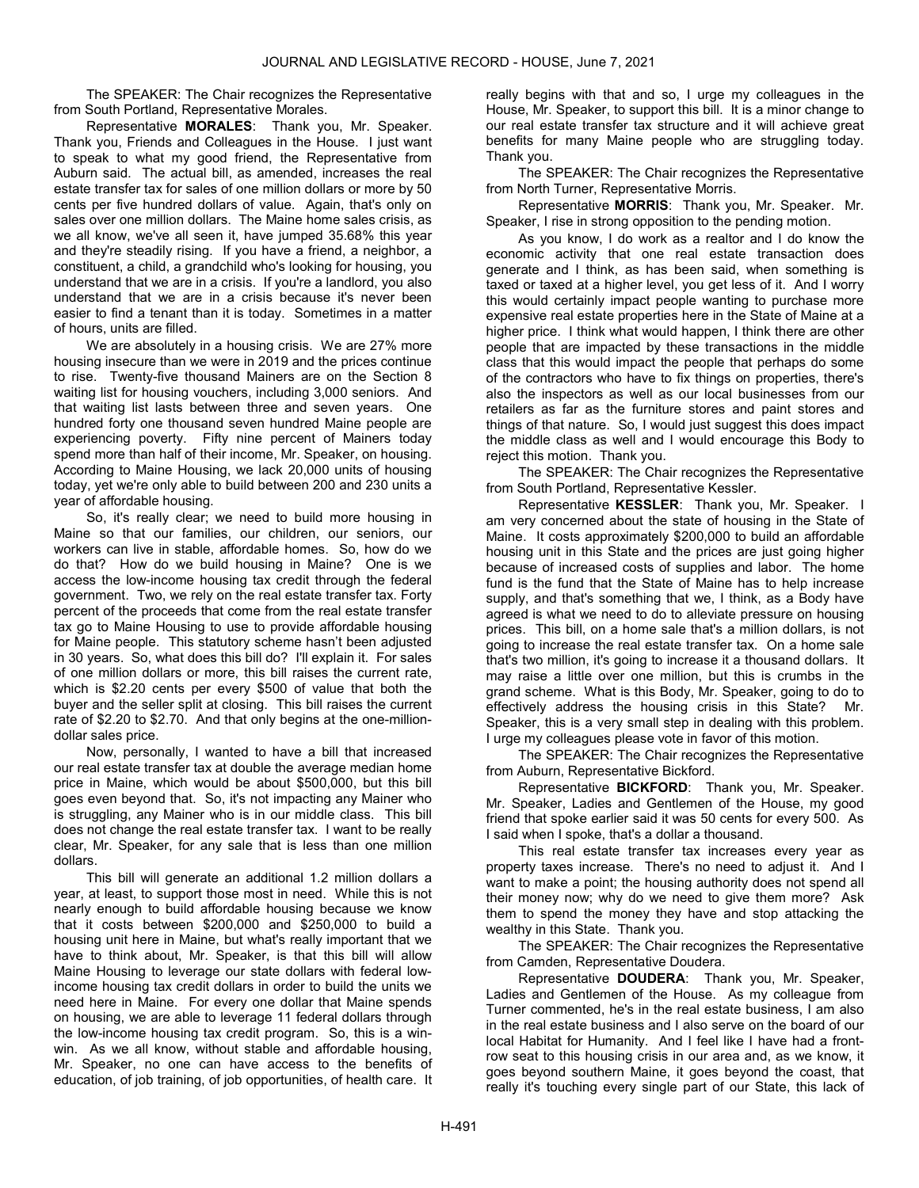The SPEAKER: The Chair recognizes the Representative from South Portland, Representative Morales.

Representative **MORALES**: Thank you, Mr. Speaker. Thank you, Friends and Colleagues in the House. I just want to speak to what my good friend, the Representative from Auburn said. The actual bill, as amended, increases the real estate transfer tax for sales of one million dollars or more by 50 cents per five hundred dollars of value. Again, that's only on sales over one million dollars. The Maine home sales crisis, as we all know, we've all seen it, have jumped 35.68% this year and they're steadily rising. If you have a friend, a neighbor, a constituent, a child, a grandchild who's looking for housing, you understand that we are in a crisis. If you're a landlord, you also understand that we are in a crisis because it's never been easier to find a tenant than it is today. Sometimes in a matter of hours, units are filled.

We are absolutely in a housing crisis. We are 27% more housing insecure than we were in 2019 and the prices continue to rise. Twenty-five thousand Mainers are on the Section 8 waiting list for housing vouchers, including 3,000 seniors. And that waiting list lasts between three and seven years. One hundred forty one thousand seven hundred Maine people are experiencing poverty. Fifty nine percent of Mainers today spend more than half of their income, Mr. Speaker, on housing. According to Maine Housing, we lack 20,000 units of housing today, yet we're only able to build between 200 and 230 units a year of affordable housing.

So, it's really clear; we need to build more housing in Maine so that our families, our children, our seniors, our workers can live in stable, affordable homes. So, how do we do that? How do we build housing in Maine? One is we access the low-income housing tax credit through the federal government. Two, we rely on the real estate transfer tax. Forty percent of the proceeds that come from the real estate transfer tax go to Maine Housing to use to provide affordable housing for Maine people. This statutory scheme hasn't been adjusted in 30 years. So, what does this bill do? I'll explain it. For sales of one million dollars or more, this bill raises the current rate, which is $2.20 cents per every $500 of value that both the buyer and the seller split at closing. This bill raises the current rate of $2.20 to $2.70. And that only begins at the one-million-dollar sales price.

Now, personally, I wanted to have a bill that increased our real estate transfer tax at double the average median home price in Maine, which would be about $500,000, but this bill goes even beyond that. So, it's not impacting any Mainer who is struggling, any Mainer who is in our middle class. This bill does not change the real estate transfer tax. I want to be really clear, Mr. Speaker, for any sale that is less than one million dollars.

This bill will generate an additional 1.2 million dollars a year, at least, to support those most in need. While this is not nearly enough to build affordable housing because we know that it costs between $200,000 and $250,000 to build a housing unit here in Maine, but what's really important that we have to think about, Mr. Speaker, is that this bill will allow Maine Housing to leverage our state dollars with federal low-income housing tax credit dollars in order to build the units we need here in Maine. For every one dollar that Maine spends on housing, we are able to leverage 11 federal dollars through the low-income housing tax credit program. So, this is a win-win. As we all know, without stable and affordable housing, Mr. Speaker, no one can have access to the benefits of education, of job training, of job opportunities, of health care. It really begins with that and so, I urge my colleagues in the House, Mr. Speaker, to support this bill. It is a minor change to our real estate transfer tax structure and it will achieve great benefits for many Maine people who are struggling today. Thank you.

The SPEAKER: The Chair recognizes the Representative from North Turner, Representative Morris.

Representative **MORRIS**: Thank you, Mr. Speaker. Mr. Speaker, I rise in strong opposition to the pending motion.

As you know, I do work as a realtor and I do know the economic activity that one real estate transaction does generate and I think, as has been said, when something is taxed or taxed at a higher level, you get less of it. And I worry this would certainly impact people wanting to purchase more expensive real estate properties here in the State of Maine at a higher price. I think what would happen, I think there are other people that are impacted by these transactions in the middle class that this would impact the people that perhaps do some of the contractors who have to fix things on properties, there's also the inspectors as well as our local businesses from our retailers as far as the furniture stores and paint stores and things of that nature. So, I would just suggest this does impact the middle class as well and I would encourage this Body to reject this motion. Thank you.

The SPEAKER: The Chair recognizes the Representative from South Portland, Representative Kessler.

Representative **KESSLER**: Thank you, Mr. Speaker. I am very concerned about the state of housing in the State of Maine. It costs approximately $200,000 to build an affordable housing unit in this State and the prices are just going higher because of increased costs of supplies and labor. The home fund is the fund that the State of Maine has to help increase supply, and that's something that we, I think, as a Body have agreed is what we need to do to alleviate pressure on housing prices. This bill, on a home sale that's a million dollars, is not going to increase the real estate transfer tax. On a home sale that's two million, it's going to increase it a thousand dollars. It may raise a little over one million, but this is crumbs in the grand scheme. What is this Body, Mr. Speaker, going to do to effectively address the housing crisis in this State? Mr. Speaker, this is a very small step in dealing with this problem. I urge my colleagues please vote in favor of this motion.

The SPEAKER: The Chair recognizes the Representative from Auburn, Representative Bickford.

Representative **BICKFORD**: Thank you, Mr. Speaker. Mr. Speaker, Ladies and Gentlemen of the House, my good friend that spoke earlier said it was 50 cents for every 500. As I said when I spoke, that's a dollar a thousand.

This real estate transfer tax increases every year as property taxes increase. There's no need to adjust it. And I want to make a point; the housing authority does not spend all their money now; why do we need to give them more? Ask them to spend the money they have and stop attacking the wealthy in this State. Thank you.

The SPEAKER: The Chair recognizes the Representative from Camden, Representative Doudera.

Representative **DOUDERA**: Thank you, Mr. Speaker, Ladies and Gentlemen of the House. As my colleague from Turner commented, he's in the real estate business, I am also in the real estate business and I also serve on the board of our local Habitat for Humanity. And I feel like I have had a front-row seat to this housing crisis in our area and, as we know, it goes beyond southern Maine, it goes beyond the coast, that really it's touching every single part of our State, this lack of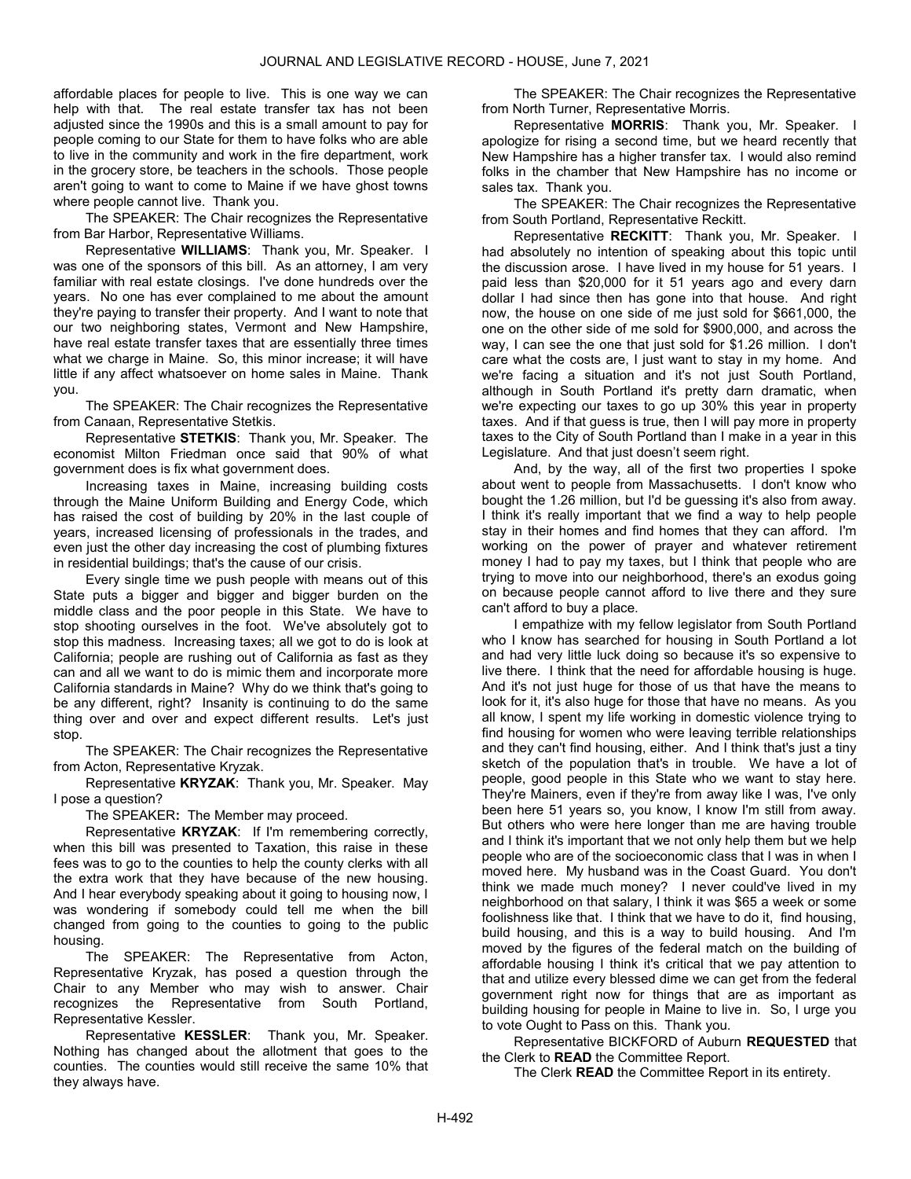affordable places for people to live. This is one way we can help with that. The real estate transfer tax has not been adjusted since the 1990s and this is a small amount to pay for people coming to our State for them to have folks who are able to live in the community and work in the fire department, work in the grocery store, be teachers in the schools. Those people aren't going to want to come to Maine if we have ghost towns where people cannot live. Thank you.

The SPEAKER: The Chair recognizes the Representative from Bar Harbor, Representative Williams.

Representative **WILLIAMS**: Thank you, Mr. Speaker. I was one of the sponsors of this bill. As an attorney, I am very familiar with real estate closings. I've done hundreds over the years. No one has ever complained to me about the amount they're paying to transfer their property. And I want to note that our two neighboring states, Vermont and New Hampshire, have real estate transfer taxes that are essentially three times what we charge in Maine. So, this minor increase; it will have little if any affect whatsoever on home sales in Maine. Thank you.

The SPEAKER: The Chair recognizes the Representative from Canaan, Representative Stetkis.

Representative **STETKIS**: Thank you, Mr. Speaker. The economist Milton Friedman once said that 90% of what government does is fix what government does.

Increasing taxes in Maine, increasing building costs through the Maine Uniform Building and Energy Code, which has raised the cost of building by 20% in the last couple of years, increased licensing of professionals in the trades, and even just the other day increasing the cost of plumbing fixtures in residential buildings; that's the cause of our crisis.

Every single time we push people with means out of this State puts a bigger and bigger and bigger burden on the middle class and the poor people in this State. We have to stop shooting ourselves in the foot. We've absolutely got to stop this madness. Increasing taxes; all we got to do is look at California; people are rushing out of California as fast as they can and all we want to do is mimic them and incorporate more California standards in Maine? Why do we think that's going to be any different, right? Insanity is continuing to do the same thing over and over and expect different results. Let's just stop.

The SPEAKER: The Chair recognizes the Representative from Acton, Representative Kryzak.

Representative **KRYZAK**: Thank you, Mr. Speaker. May I pose a question?

The SPEAKER**:** The Member may proceed.

Representative **KRYZAK**: If I'm remembering correctly, when this bill was presented to Taxation, this raise in these fees was to go to the counties to help the county clerks with all the extra work that they have because of the new housing. And I hear everybody speaking about it going to housing now, I was wondering if somebody could tell me when the bill changed from going to the counties to going to the public housing.

The SPEAKER: The Representative from Acton, Representative Kryzak, has posed a question through the Chair to any Member who may wish to answer. Chair recognizes the Representative from South Portland, Representative Kessler.

Representative **KESSLER**: Thank you, Mr. Speaker. Nothing has changed about the allotment that goes to the counties. The counties would still receive the same 10% that they always have.

The SPEAKER: The Chair recognizes the Representative from North Turner, Representative Morris.

Representative **MORRIS**: Thank you, Mr. Speaker. I apologize for rising a second time, but we heard recently that New Hampshire has a higher transfer tax. I would also remind folks in the chamber that New Hampshire has no income or sales tax. Thank you.

The SPEAKER: The Chair recognizes the Representative from South Portland, Representative Reckitt.

Representative **RECKITT**: Thank you, Mr. Speaker. I had absolutely no intention of speaking about this topic until the discussion arose. I have lived in my house for 51 years. I paid less than $20,000 for it 51 years ago and every darn dollar I had since then has gone into that house. And right now, the house on one side of me just sold for $661,000, the one on the other side of me sold for $900,000, and across the way, I can see the one that just sold for $1.26 million. I don't care what the costs are, I just want to stay in my home. And we're facing a situation and it's not just South Portland, although in South Portland it's pretty darn dramatic, when we're expecting our taxes to go up 30% this year in property taxes. And if that guess is true, then I will pay more in property taxes to the City of South Portland than I make in a year in this Legislature. And that just doesn't seem right.

And, by the way, all of the first two properties I spoke about went to people from Massachusetts. I don't know who bought the 1.26 million, but I'd be guessing it's also from away. I think it's really important that we find a way to help people stay in their homes and find homes that they can afford. I'm working on the power of prayer and whatever retirement money I had to pay my taxes, but I think that people who are trying to move into our neighborhood, there's an exodus going on because people cannot afford to live there and they sure can't afford to buy a place.

I empathize with my fellow legislator from South Portland who I know has searched for housing in South Portland a lot and had very little luck doing so because it's so expensive to live there. I think that the need for affordable housing is huge. And it's not just huge for those of us that have the means to look for it, it's also huge for those that have no means. As you all know, I spent my life working in domestic violence trying to find housing for women who were leaving terrible relationships and they can't find housing, either. And I think that's just a tiny sketch of the population that's in trouble. We have a lot of people, good people in this State who we want to stay here. They're Mainers, even if they're from away like I was, I've only been here 51 years so, you know, I know I'm still from away. But others who were here longer than me are having trouble and I think it's important that we not only help them but we help people who are of the socioeconomic class that I was in when I moved here. My husband was in the Coast Guard. You don't think we made much money? I never could've lived in my neighborhood on that salary, I think it was $65 a week or some foolishness like that. I think that we have to do it, find housing, build housing, and this is a way to build housing. And I'm moved by the figures of the federal match on the building of affordable housing I think it's critical that we pay attention to that and utilize every blessed dime we can get from the federal government right now for things that are as important as building housing for people in Maine to live in. So, I urge you to vote Ought to Pass on this. Thank you.

Representative BICKFORD of Auburn **REQUESTED** that the Clerk to **READ** the Committee Report.

The Clerk **READ** the Committee Report in its entirety.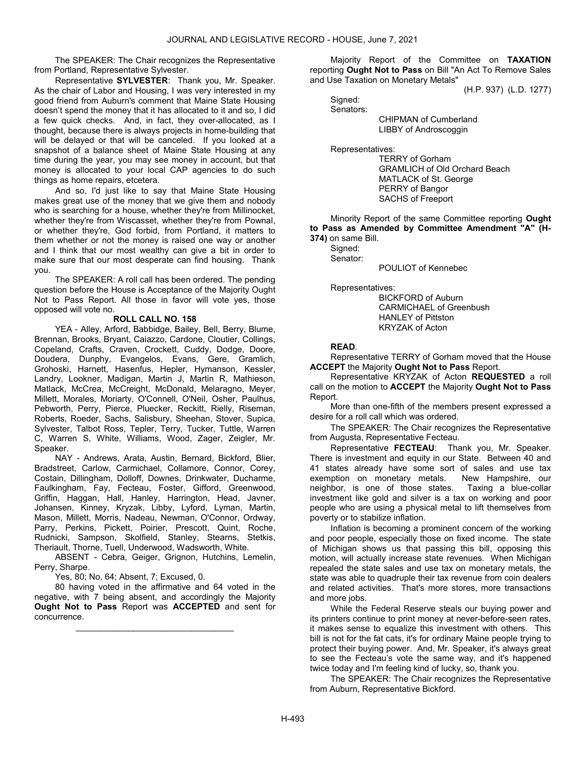The SPEAKER: The Chair recognizes the Representative from Portland, Representative Sylvester.

Representative **SYLVESTER**: Thank you, Mr. Speaker. As the chair of Labor and Housing, I was very interested in my good friend from Auburn's comment that Maine State Housing doesn't spend the money that it has allocated to it and so, I did a few quick checks. And, in fact, they over-allocated, as I thought, because there is always projects in home-building that will be delayed or that will be canceled. If you looked at a snapshot of a balance sheet of Maine State Housing at any time during the year, you may see money in account, but that money is allocated to your local CAP agencies to do such things as home repairs, etcetera.

And so, I'd just like to say that Maine State Housing makes great use of the money that we give them and nobody who is searching for a house, whether they're from Millinocket, whether they're from Wiscasset, whether they're from Pownal, or whether they're, God forbid, from Portland, it matters to them whether or not the money is raised one way or another and I think that our most wealthy can give a bit in order to make sure that our most desperate can find housing. Thank you.

The SPEAKER: A roll call has been ordered. The pending question before the House is Acceptance of the Majority Ought Not to Pass Report. All those in favor will vote yes, those opposed will vote no.

**ROLL CALL NO. 158**

YEA - Alley, Arford, Babbidge, Bailey, Bell, Berry, Blume, Brennan, Brooks, Bryant, Caiazzo, Cardone, Cloutier, Collings, Copeland, Crafts, Craven, Crockett, Cuddy, Dodge, Doore, Doudera, Dunphy, Evangelos, Evans, Gere, Gramlich, Grohoski, Harnett, Hasenfus, Hepler, Hymanson, Kessler, Landry, Lookner, Madigan, Martin J, Martin R, Mathieson, Matlack, McCrea, McCreight, McDonald, Melaragno, Meyer, Millett, Morales, Moriarty, O'Connell, O'Neil, Osher, Paulhus, Pebworth, Perry, Pierce, Pluecker, Reckitt, Rielly, Riseman, Roberts, Roeder, Sachs, Salisbury, Sheehan, Stover, Supica, Sylvester, Talbot Ross, Tepler, Terry, Tucker, Tuttle, Warren C, Warren S, White, Williams, Wood, Zager, Zeigler, Mr. Speaker.

NAY - Andrews, Arata, Austin, Bernard, Bickford, Blier, Bradstreet, Carlow, Carmichael, Collamore, Connor, Corey, Costain, Dillingham, Dolloff, Downes, Drinkwater, Ducharme, Faulkingham, Fay, Fecteau, Foster, Gifford, Greenwood, Griffin, Haggan, Hall, Hanley, Harrington, Head, Javner, Johansen, Kinney, Kryzak, Libby, Lyford, Lyman, Martin, Mason, Millett, Morris, Nadeau, Newman, O'Connor, Ordway, Parry, Perkins, Pickett, Poirier, Prescott, Quint, Roche, Rudnicki, Sampson, Skolfield, Stanley, Stearns, Stetkis, Theriault, Thorne, Tuell, Underwood, Wadsworth, White.

ABSENT - Cebra, Geiger, Grignon, Hutchins, Lemelin, Perry, Sharpe.

Yes, 80; No, 64; Absent, 7; Excused, 0.

80 having voted in the affirmative and 64 voted in the negative, with 7 being absent, and accordingly the Majority **Ought Not to Pass** Report was **ACCEPTED** and sent for concurrence.

---

Majority Report of the Committee on **TAXATION** reporting **Ought Not to Pass** on Bill "An Act To Remove Sales and Use Taxation on Monetary Metals"

(H.P. 937) (L.D. 1277)

Signed:
Senators:
CHIPMAN of Cumberland
LIBBY of Androscoggin

Representatives:
TERRY of Gorham
GRAMLICH of Old Orchard Beach
MATLACK of St. George
PERRY of Bangor
SACHS of Freeport

Minority Report of the same Committee reporting **Ought to Pass as Amended by Committee Amendment "A" (H-374)** on same Bill.

Signed:
Senator:
POULIOT of Kennebec

Representatives:
BICKFORD of Auburn
CARMICHAEL of Greenbush
HANLEY of Pittston
KRYZAK of Acton

**READ**.

Representative TERRY of Gorham moved that the House **ACCEPT** the Majority **Ought Not to Pass** Report.

Representative KRYZAK of Acton **REQUESTED** a roll call on the motion to **ACCEPT** the Majority **Ought Not to Pass** Report.

More than one-fifth of the members present expressed a desire for a roll call which was ordered.

The SPEAKER: The Chair recognizes the Representative from Augusta, Representative Fecteau.

Representative **FECTEAU**: Thank you, Mr. Speaker. There is investment and equity in our State. Between 40 and 41 states already have some sort of sales and use tax exemption on monetary metals. New Hampshire, our neighbor, is one of those states. Taxing a blue-collar investment like gold and silver is a tax on working and poor people who are using a physical metal to lift themselves from poverty or to stabilize inflation.

Inflation is becoming a prominent concern of the working and poor people, especially those on fixed income. The state of Michigan shows us that passing this bill, opposing this motion, will actually increase state revenues. When Michigan repealed the state sales and use tax on monetary metals, the state was able to quadruple their tax revenue from coin dealers and related activities. That's more stores, more transactions and more jobs.

While the Federal Reserve steals our buying power and its printers continue to print money at never-before-seen rates, it makes sense to equalize this investment with others. This bill is not for the fat cats, it's for ordinary Maine people trying to protect their buying power. And, Mr. Speaker, it's always great to see the Fecteau's vote the same way, and it's happened twice today and I'm feeling kind of lucky, so, thank you.

The SPEAKER: The Chair recognizes the Representative from Auburn, Representative Bickford.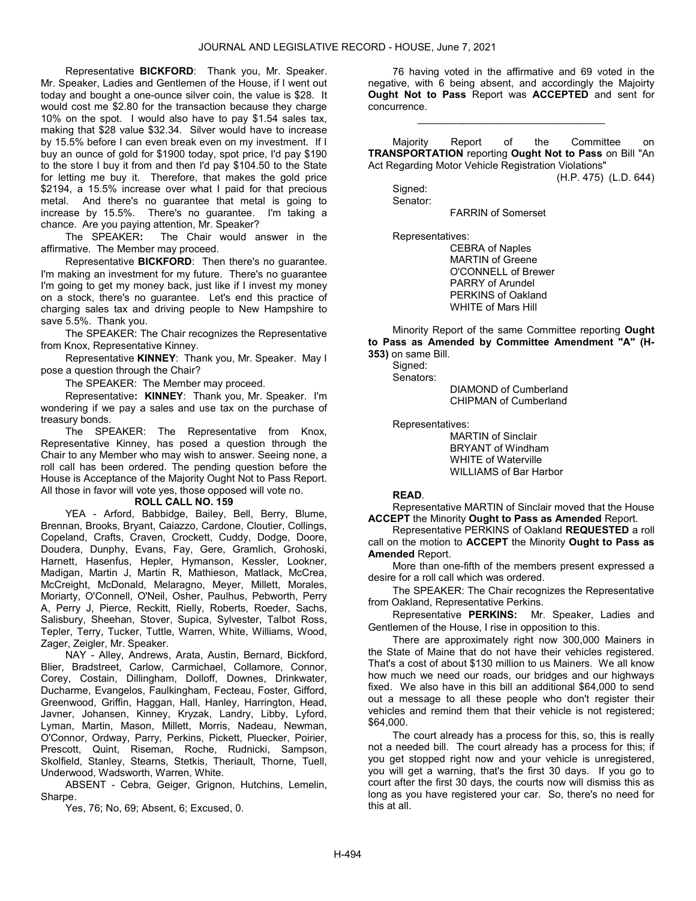Representative **BICKFORD**: Thank you, Mr. Speaker. Mr. Speaker, Ladies and Gentlemen of the House, if I went out today and bought a one-ounce silver coin, the value is $28. It would cost me $2.80 for the transaction because they charge 10% on the spot. I would also have to pay $1.54 sales tax, making that $28 value $32.34. Silver would have to increase by 15.5% before I can even break even on my investment. If I buy an ounce of gold for $1900 today, spot price, I'd pay $190 to the store I buy it from and then I'd pay $104.50 to the State for letting me buy it. Therefore, that makes the gold price $2194, a 15.5% increase over what I paid for that precious metal. And there's no guarantee that metal is going to increase by 15.5%. There's no guarantee. I'm taking a chance. Are you paying attention, Mr. Speaker?

The SPEAKER**:** The Chair would answer in the affirmative. The Member may proceed.

Representative **BICKFORD**: Then there's no guarantee. I'm making an investment for my future. There's no guarantee I'm going to get my money back, just like if I invest my money on a stock, there's no guarantee. Let's end this practice of charging sales tax and driving people to New Hampshire to save 5.5%. Thank you.

The SPEAKER: The Chair recognizes the Representative from Knox, Representative Kinney.

Representative **KINNEY**: Thank you, Mr. Speaker. May I pose a question through the Chair?

The SPEAKER: The Member may proceed.

Representative**: KINNEY**: Thank you, Mr. Speaker. I'm wondering if we pay a sales and use tax on the purchase of treasury bonds.

The SPEAKER: The Representative from Knox, Representative Kinney, has posed a question through the Chair to any Member who may wish to answer. Seeing none, a roll call has been ordered. The pending question before the House is Acceptance of the Majority Ought Not to Pass Report. All those in favor will vote yes, those opposed will vote no.

**ROLL CALL NO. 159**

YEA - Arford, Babbidge, Bailey, Bell, Berry, Blume, Brennan, Brooks, Bryant, Caiazzo, Cardone, Cloutier, Collings, Copeland, Crafts, Craven, Crockett, Cuddy, Dodge, Doore, Doudera, Dunphy, Evans, Fay, Gere, Gramlich, Grohoski, Harnett, Hasenfus, Hepler, Hymanson, Kessler, Lookner, Madigan, Martin J, Martin R, Mathieson, Matlack, McCrea, McCreight, McDonald, Melaragno, Meyer, Millett, Morales, Moriarty, O'Connell, O'Neil, Osher, Paulhus, Pebworth, Perry A, Perry J, Pierce, Reckitt, Rielly, Roberts, Roeder, Sachs, Salisbury, Sheehan, Stover, Supica, Sylvester, Talbot Ross, Tepler, Terry, Tucker, Tuttle, Warren, White, Williams, Wood, Zager, Zeigler, Mr. Speaker.

NAY - Alley, Andrews, Arata, Austin, Bernard, Bickford, Blier, Bradstreet, Carlow, Carmichael, Collamore, Connor, Corey, Costain, Dillingham, Dolloff, Downes, Drinkwater, Ducharme, Evangelos, Faulkingham, Fecteau, Foster, Gifford, Greenwood, Griffin, Haggan, Hall, Hanley, Harrington, Head, Javner, Johansen, Kinney, Kryzak, Landry, Libby, Lyford, Lyman, Martin, Mason, Millett, Morris, Nadeau, Newman, O'Connor, Ordway, Parry, Perkins, Pickett, Pluecker, Poirier, Prescott, Quint, Riseman, Roche, Rudnicki, Sampson, Skolfield, Stanley, Stearns, Stetkis, Theriault, Thorne, Tuell, Underwood, Wadsworth, Warren, White.

ABSENT - Cebra, Geiger, Grignon, Hutchins, Lemelin, Sharpe.

Yes, 76; No, 69; Absent, 6; Excused, 0.

76 having voted in the affirmative and 69 voted in the negative, with 6 being absent, and accordingly the Majoirty **Ought Not to Pass** Report was **ACCEPTED** and sent for concurrence.

_________________________________

Majority Report of the Committee on **TRANSPORTATION** reporting **Ought Not to Pass** on Bill "An Act Regarding Motor Vehicle Registration Violations"

(H.P. 475) (L.D. 644)

Signed:

Senator:

FARRIN of Somerset

Representatives:

CEBRA of Naples
MARTIN of Greene
O'CONNELL of Brewer
PARRY of Arundel
PERKINS of Oakland
WHITE of Mars Hill

Minority Report of the same Committee reporting **Ought to Pass as Amended by Committee Amendment "A" (H-353)** on same Bill.

Signed:

Senators:

DIAMOND of Cumberland
CHIPMAN of Cumberland

Representatives:

MARTIN of Sinclair
BRYANT of Windham
WHITE of Waterville
WILLIAMS of Bar Harbor

**READ**.

Representative MARTIN of Sinclair moved that the House **ACCEPT** the Minority **Ought to Pass as Amended** Report.

Representative PERKINS of Oakland **REQUESTED** a roll call on the motion to **ACCEPT** the Minority **Ought to Pass as Amended** Report.

More than one-fifth of the members present expressed a desire for a roll call which was ordered.

The SPEAKER: The Chair recognizes the Representative from Oakland, Representative Perkins.

Representative **PERKINS:** Mr. Speaker, Ladies and Gentlemen of the House, I rise in opposition to this.

There are approximately right now 300,000 Mainers in the State of Maine that do not have their vehicles registered. That's a cost of about $130 million to us Mainers. We all know how much we need our roads, our bridges and our highways fixed. We also have in this bill an additional $64,000 to send out a message to all these people who don't register their vehicles and remind them that their vehicle is not registered; $64,000.

The court already has a process for this, so, this is really not a needed bill. The court already has a process for this; if you get stopped right now and your vehicle is unregistered, you will get a warning, that's the first 30 days. If you go to court after the first 30 days, the courts now will dismiss this as long as you have registered your car. So, there's no need for this at all.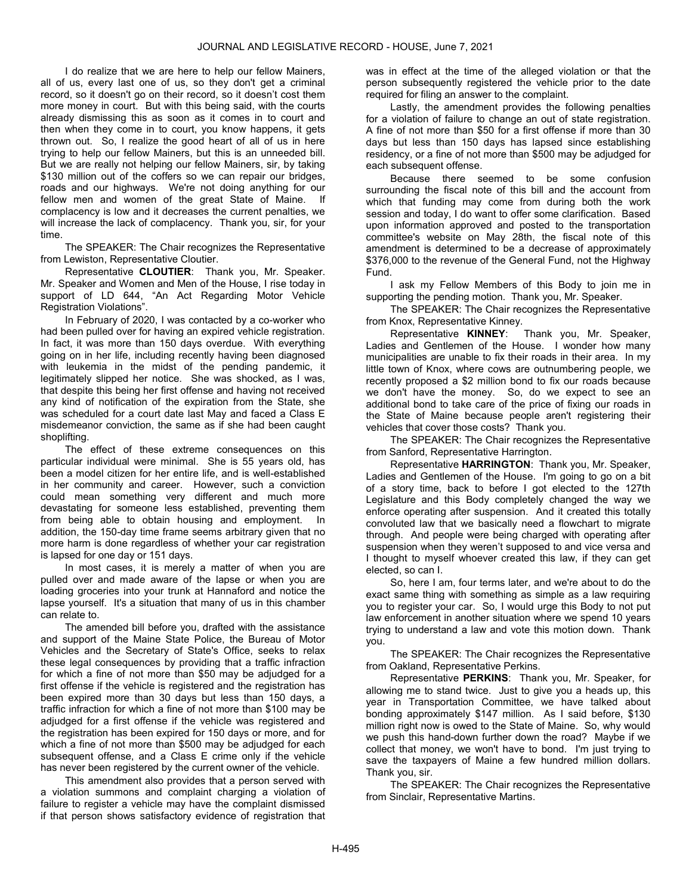I do realize that we are here to help our fellow Mainers, all of us, every last one of us, so they don't get a criminal record, so it doesn't go on their record, so it doesn't cost them more money in court. But with this being said, with the courts already dismissing this as soon as it comes in to court and then when they come in to court, you know happens, it gets thrown out. So, I realize the good heart of all of us in here trying to help our fellow Mainers, but this is an unneeded bill. But we are really not helping our fellow Mainers, sir, by taking $130 million out of the coffers so we can repair our bridges, roads and our highways. We're not doing anything for our fellow men and women of the great State of Maine. If complacency is low and it decreases the current penalties, we will increase the lack of complacency. Thank you, sir, for your time.

The SPEAKER: The Chair recognizes the Representative from Lewiston, Representative Cloutier.

Representative **CLOUTIER**: Thank you, Mr. Speaker. Mr. Speaker and Women and Men of the House, I rise today in support of LD 644, "An Act Regarding Motor Vehicle Registration Violations".

In February of 2020, I was contacted by a co-worker who had been pulled over for having an expired vehicle registration. In fact, it was more than 150 days overdue. With everything going on in her life, including recently having been diagnosed with leukemia in the midst of the pending pandemic, it legitimately slipped her notice. She was shocked, as I was, that despite this being her first offense and having not received any kind of notification of the expiration from the State, she was scheduled for a court date last May and faced a Class E misdemeanor conviction, the same as if she had been caught shoplifting.

The effect of these extreme consequences on this particular individual were minimal. She is 55 years old, has been a model citizen for her entire life, and is well-established in her community and career. However, such a conviction could mean something very different and much more devastating for someone less established, preventing them from being able to obtain housing and employment. In addition, the 150-day time frame seems arbitrary given that no more harm is done regardless of whether your car registration is lapsed for one day or 151 days.

In most cases, it is merely a matter of when you are pulled over and made aware of the lapse or when you are loading groceries into your trunk at Hannaford and notice the lapse yourself. It's a situation that many of us in this chamber can relate to.

The amended bill before you, drafted with the assistance and support of the Maine State Police, the Bureau of Motor Vehicles and the Secretary of State's Office, seeks to relax these legal consequences by providing that a traffic infraction for which a fine of not more than $50 may be adjudged for a first offense if the vehicle is registered and the registration has been expired more than 30 days but less than 150 days, a traffic infraction for which a fine of not more than $100 may be adjudged for a first offense if the vehicle was registered and the registration has been expired for 150 days or more, and for which a fine of not more than $500 may be adjudged for each subsequent offense, and a Class E crime only if the vehicle has never been registered by the current owner of the vehicle.

This amendment also provides that a person served with a violation summons and complaint charging a violation of failure to register a vehicle may have the complaint dismissed if that person shows satisfactory evidence of registration that was in effect at the time of the alleged violation or that the person subsequently registered the vehicle prior to the date required for filing an answer to the complaint.

Lastly, the amendment provides the following penalties for a violation of failure to change an out of state registration. A fine of not more than $50 for a first offense if more than 30 days but less than 150 days has lapsed since establishing residency, or a fine of not more than $500 may be adjudged for each subsequent offense.

Because there seemed to be some confusion surrounding the fiscal note of this bill and the account from which that funding may come from during both the work session and today, I do want to offer some clarification. Based upon information approved and posted to the transportation committee's website on May 28th, the fiscal note of this amendment is determined to be a decrease of approximately $376,000 to the revenue of the General Fund, not the Highway Fund.

I ask my Fellow Members of this Body to join me in supporting the pending motion. Thank you, Mr. Speaker.

The SPEAKER: The Chair recognizes the Representative from Knox, Representative Kinney.

Representative **KINNEY**: Thank you, Mr. Speaker, Ladies and Gentlemen of the House. I wonder how many municipalities are unable to fix their roads in their area. In my little town of Knox, where cows are outnumbering people, we recently proposed a $2 million bond to fix our roads because we don't have the money. So, do we expect to see an additional bond to take care of the price of fixing our roads in the State of Maine because people aren't registering their vehicles that cover those costs? Thank you.

The SPEAKER: The Chair recognizes the Representative from Sanford, Representative Harrington.

Representative **HARRINGTON**: Thank you, Mr. Speaker, Ladies and Gentlemen of the House. I'm going to go on a bit of a story time, back to before I got elected to the 127th Legislature and this Body completely changed the way we enforce operating after suspension. And it created this totally convoluted law that we basically need a flowchart to migrate through. And people were being charged with operating after suspension when they weren't supposed to and vice versa and I thought to myself whoever created this law, if they can get elected, so can I.

So, here I am, four terms later, and we're about to do the exact same thing with something as simple as a law requiring you to register your car. So, I would urge this Body to not put law enforcement in another situation where we spend 10 years trying to understand a law and vote this motion down. Thank you.

The SPEAKER: The Chair recognizes the Representative from Oakland, Representative Perkins.

Representative **PERKINS**: Thank you, Mr. Speaker, for allowing me to stand twice. Just to give you a heads up, this year in Transportation Committee, we have talked about bonding approximately $147 million. As I said before, $130 million right now is owed to the State of Maine. So, why would we push this hand-down further down the road? Maybe if we collect that money, we won't have to bond. I'm just trying to save the taxpayers of Maine a few hundred million dollars. Thank you, sir.

The SPEAKER: The Chair recognizes the Representative from Sinclair, Representative Martins.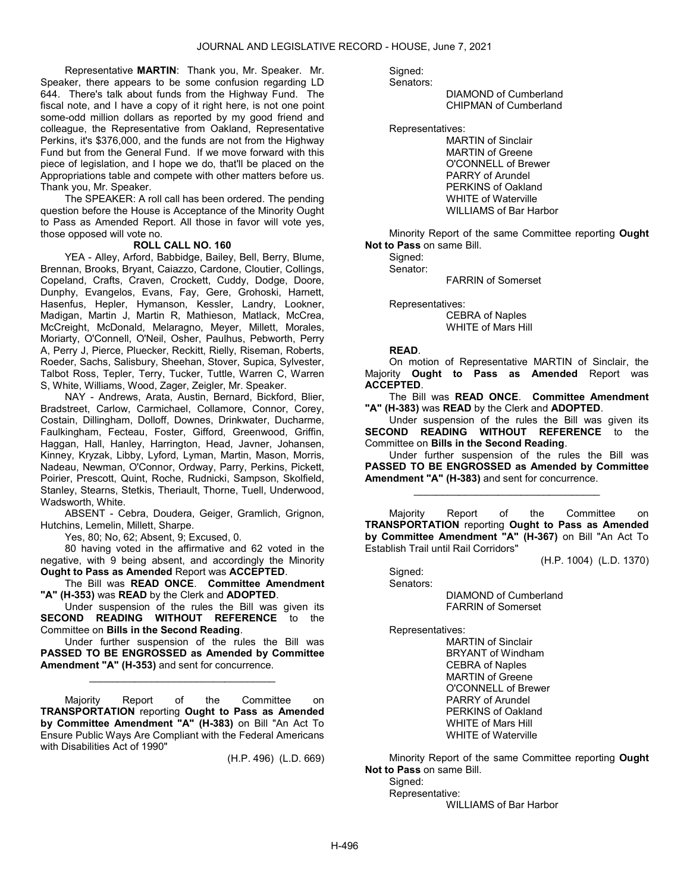Representative **MARTIN**: Thank you, Mr. Speaker. Mr. Speaker, there appears to be some confusion regarding LD 644. There's talk about funds from the Highway Fund. The fiscal note, and I have a copy of it right here, is not one point some-odd million dollars as reported by my good friend and colleague, the Representative from Oakland, Representative Perkins, it's $376,000, and the funds are not from the Highway Fund but from the General Fund. If we move forward with this piece of legislation, and I hope we do, that'll be placed on the Appropriations table and compete with other matters before us. Thank you, Mr. Speaker.

The SPEAKER: A roll call has been ordered. The pending question before the House is Acceptance of the Minority Ought to Pass as Amended Report. All those in favor will vote yes, those opposed will vote no.

**ROLL CALL NO. 160**

YEA - Alley, Arford, Babbidge, Bailey, Bell, Berry, Blume, Brennan, Brooks, Bryant, Caiazzo, Cardone, Cloutier, Collings, Copeland, Crafts, Craven, Crockett, Cuddy, Dodge, Doore, Dunphy, Evangelos, Evans, Fay, Gere, Grohoski, Harnett, Hasenfus, Hepler, Hymanson, Kessler, Landry, Lookner, Madigan, Martin J, Martin R, Mathieson, Matlack, McCrea, McCreight, McDonald, Melaragno, Meyer, Millett, Morales, Moriarty, O'Connell, O'Neil, Osher, Paulhus, Pebworth, Perry A, Perry J, Pierce, Pluecker, Reckitt, Rielly, Riseman, Roberts, Roeder, Sachs, Salisbury, Sheehan, Stover, Supica, Sylvester, Talbot Ross, Tepler, Terry, Tucker, Tuttle, Warren C, Warren S, White, Williams, Wood, Zager, Zeigler, Mr. Speaker.

NAY - Andrews, Arata, Austin, Bernard, Bickford, Blier, Bradstreet, Carlow, Carmichael, Collamore, Connor, Corey, Costain, Dillingham, Dolloff, Downes, Drinkwater, Ducharme, Faulkingham, Fecteau, Foster, Gifford, Greenwood, Griffin, Haggan, Hall, Hanley, Harrington, Head, Javner, Johansen, Kinney, Kryzak, Libby, Lyford, Lyman, Martin, Mason, Morris, Nadeau, Newman, O'Connor, Ordway, Parry, Perkins, Pickett, Poirier, Prescott, Quint, Roche, Rudnicki, Sampson, Skolfield, Stanley, Stearns, Stetkis, Theriault, Thorne, Tuell, Underwood, Wadsworth, White.

ABSENT - Cebra, Doudera, Geiger, Gramlich, Grignon, Hutchins, Lemelin, Millett, Sharpe.

Yes, 80; No, 62; Absent, 9; Excused, 0.

80 having voted in the affirmative and 62 voted in the negative, with 9 being absent, and accordingly the Minority **Ought to Pass as Amended** Report was **ACCEPTED**.

The Bill was **READ ONCE**. **Committee Amendment "A" (H-353)** was **READ** by the Clerk and **ADOPTED**.

Under suspension of the rules the Bill was given its **SECOND READING WITHOUT REFERENCE** to the Committee on **Bills in the Second Reading**.

Under further suspension of the rules the Bill was **PASSED TO BE ENGROSSED as Amended by Committee Amendment "A" (H-353)** and sent for concurrence.

_________________________________

Majority Report of the Committee on **TRANSPORTATION** reporting **Ought to Pass as Amended by Committee Amendment "A" (H-383)** on Bill "An Act To Ensure Public Ways Are Compliant with the Federal Americans with Disabilities Act of 1990"

(H.P. 496) (L.D. 669)

Signed:
Senators:
DIAMOND of Cumberland
CHIPMAN of Cumberland

Representatives:
MARTIN of Sinclair
MARTIN of Greene
O'CONNELL of Brewer
PARRY of Arundel
PERKINS of Oakland
WHITE of Waterville
WILLIAMS of Bar Harbor

Minority Report of the same Committee reporting **Ought Not to Pass** on same Bill.

Signed:
Senator:
FARRIN of Somerset

Representatives:
CEBRA of Naples
WHITE of Mars Hill

**READ**.

On motion of Representative MARTIN of Sinclair, the Majority **Ought to Pass as Amended** Report was **ACCEPTED**.

The Bill was **READ ONCE**. **Committee Amendment "A" (H-383)** was **READ** by the Clerk and **ADOPTED**.

Under suspension of the rules the Bill was given its **SECOND READING WITHOUT REFERENCE** to the Committee on **Bills in the Second Reading**.

Under further suspension of the rules the Bill was **PASSED TO BE ENGROSSED as Amended by Committee Amendment "A" (H-383)** and sent for concurrence.

_________________________________

Majority Report of the Committee on **TRANSPORTATION** reporting **Ought to Pass as Amended by Committee Amendment "A" (H-367)** on Bill "An Act To Establish Trail until Rail Corridors"

(H.P. 1004) (L.D. 1370)

Signed:
Senators:
DIAMOND of Cumberland
FARRIN of Somerset

Representatives:
MARTIN of Sinclair
BRYANT of Windham
CEBRA of Naples
MARTIN of Greene
O'CONNELL of Brewer
PARRY of Arundel
PERKINS of Oakland
WHITE of Mars Hill
WHITE of Waterville

Minority Report of the same Committee reporting **Ought Not to Pass** on same Bill.

Signed:
Representative:
WILLIAMS of Bar Harbor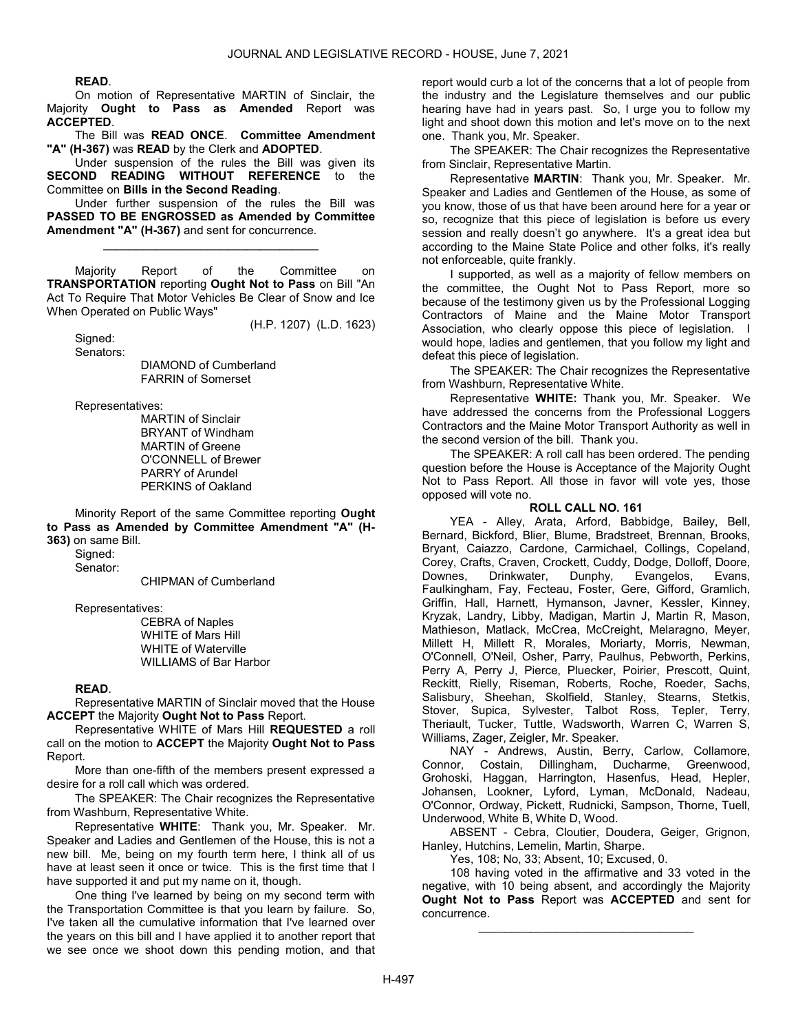**READ**.

On motion of Representative MARTIN of Sinclair, the Majority **Ought to Pass as Amended** Report was **ACCEPTED**.

The Bill was **READ ONCE**. **Committee Amendment "A" (H-367)** was **READ** by the Clerk and **ADOPTED**.

Under suspension of the rules the Bill was given its **SECOND READING WITHOUT REFERENCE** to the Committee on **Bills in the Second Reading**.

Under further suspension of the rules the Bill was **PASSED TO BE ENGROSSED as Amended by Committee Amendment "A" (H-367)** and sent for concurrence.

\_\_\_\_\_\_\_\_\_\_\_\_\_\_\_\_\_\_\_\_\_\_\_\_\_\_\_\_\_\_\_\_\_

Majority Report of the Committee on **TRANSPORTATION** reporting **Ought Not to Pass** on Bill "An Act To Require That Motor Vehicles Be Clear of Snow and Ice When Operated on Public Ways"

(H.P. 1207) (L.D. 1623)

Signed:

Senators:

DIAMOND of Cumberland
FARRIN of Somerset

Representatives:

MARTIN of Sinclair
BRYANT of Windham
MARTIN of Greene
O'CONNELL of Brewer
PARRY of Arundel
PERKINS of Oakland

Minority Report of the same Committee reporting **Ought to Pass as Amended by Committee Amendment "A" (H-363)** on same Bill.

Signed:

Senator:

CHIPMAN of Cumberland

Representatives:

CEBRA of Naples
WHITE of Mars Hill
WHITE of Waterville
WILLIAMS of Bar Harbor

**READ**.

Representative MARTIN of Sinclair moved that the House **ACCEPT** the Majority **Ought Not to Pass** Report.

Representative WHITE of Mars Hill **REQUESTED** a roll call on the motion to **ACCEPT** the Majority **Ought Not to Pass** Report.

More than one-fifth of the members present expressed a desire for a roll call which was ordered.

The SPEAKER: The Chair recognizes the Representative from Washburn, Representative White.

Representative **WHITE**: Thank you, Mr. Speaker. Mr. Speaker and Ladies and Gentlemen of the House, this is not a new bill. Me, being on my fourth term here, I think all of us have at least seen it once or twice. This is the first time that I have supported it and put my name on it, though.

One thing I've learned by being on my second term with the Transportation Committee is that you learn by failure. So, I've taken all the cumulative information that I've learned over the years on this bill and I have applied it to another report that we see once we shoot down this pending motion, and that report would curb a lot of the concerns that a lot of people from the industry and the Legislature themselves and our public hearing have had in years past. So, I urge you to follow my light and shoot down this motion and let's move on to the next one. Thank you, Mr. Speaker.

The SPEAKER: The Chair recognizes the Representative from Sinclair, Representative Martin.

Representative **MARTIN**: Thank you, Mr. Speaker. Mr. Speaker and Ladies and Gentlemen of the House, as some of you know, those of us that have been around here for a year or so, recognize that this piece of legislation is before us every session and really doesn't go anywhere. It's a great idea but according to the Maine State Police and other folks, it's really not enforceable, quite frankly.

I supported, as well as a majority of fellow members on the committee, the Ought Not to Pass Report, more so because of the testimony given us by the Professional Logging Contractors of Maine and the Maine Motor Transport Association, who clearly oppose this piece of legislation. I would hope, ladies and gentlemen, that you follow my light and defeat this piece of legislation.

The SPEAKER: The Chair recognizes the Representative from Washburn, Representative White.

Representative **WHITE:** Thank you, Mr. Speaker. We have addressed the concerns from the Professional Loggers Contractors and the Maine Motor Transport Authority as well in the second version of the bill. Thank you.

The SPEAKER: A roll call has been ordered. The pending question before the House is Acceptance of the Majority Ought Not to Pass Report. All those in favor will vote yes, those opposed will vote no.

**ROLL CALL NO. 161**

YEA - Alley, Arata, Arford, Babbidge, Bailey, Bell, Bernard, Bickford, Blier, Blume, Bradstreet, Brennan, Brooks, Bryant, Caiazzo, Cardone, Carmichael, Collings, Copeland, Corey, Crafts, Craven, Crockett, Cuddy, Dodge, Dolloff, Doore, Downes, Drinkwater, Dunphy, Evangelos, Evans, Faulkingham, Fay, Fecteau, Foster, Gere, Gifford, Gramlich, Griffin, Hall, Harnett, Hymanson, Javner, Kessler, Kinney, Kryzak, Landry, Libby, Madigan, Martin J, Martin R, Mason, Mathieson, Matlack, McCrea, McCreight, Melaragno, Meyer, Millett H, Millett R, Morales, Moriarty, Morris, Newman, O'Connell, O'Neil, Osher, Parry, Paulhus, Pebworth, Perkins, Perry A, Perry J, Pierce, Pluecker, Poirier, Prescott, Quint, Reckitt, Rielly, Riseman, Roberts, Roche, Roeder, Sachs, Salisbury, Sheehan, Skolfield, Stanley, Stearns, Stetkis, Stover, Supica, Sylvester, Talbot Ross, Tepler, Terry, Theriault, Tucker, Tuttle, Wadsworth, Warren C, Warren S, Williams, Zager, Zeigler, Mr. Speaker.

NAY - Andrews, Austin, Berry, Carlow, Collamore, Connor, Costain, Dillingham, Ducharme, Greenwood, Grohoski, Haggan, Harrington, Hasenfus, Head, Hepler, Johansen, Lookner, Lyford, Lyman, McDonald, Nadeau, O'Connor, Ordway, Pickett, Rudnicki, Sampson, Thorne, Tuell, Underwood, White B, White D, Wood.

ABSENT - Cebra, Cloutier, Doudera, Geiger, Grignon, Hanley, Hutchins, Lemelin, Martin, Sharpe.

Yes, 108; No, 33; Absent, 10; Excused, 0.

108 having voted in the affirmative and 33 voted in the negative, with 10 being absent, and accordingly the Majority **Ought Not to Pass** Report was **ACCEPTED** and sent for concurrence.

\_\_\_\_\_\_\_\_\_\_\_\_\_\_\_\_\_\_\_\_\_\_\_\_\_\_\_\_\_\_\_\_\_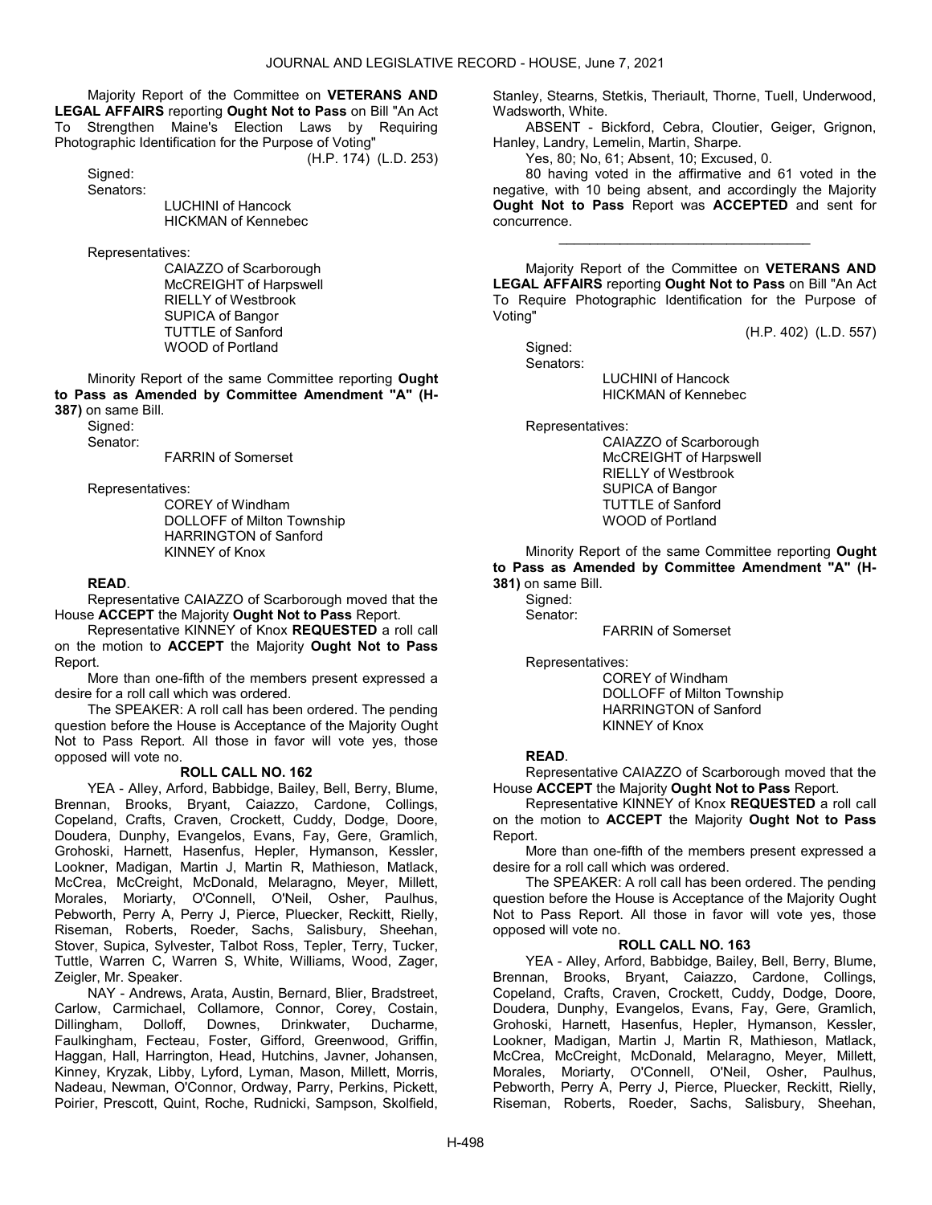Majority Report of the Committee on **VETERANS AND LEGAL AFFAIRS** reporting **Ought Not to Pass** on Bill "An Act To Strengthen Maine's Election Laws by Requiring Photographic Identification for the Purpose of Voting"

(H.P. 174) (L.D. 253)

Signed:

Senators:

LUCHINI of Hancock
HICKMAN of Kennebec

Representatives:

CAIAZZO of Scarborough
McCREIGHT of Harpswell
RIELLY of Westbrook
SUPICA of Bangor
TUTTLE of Sanford
WOOD of Portland

Minority Report of the same Committee reporting **Ought to Pass as Amended by Committee Amendment "A" (H-387)** on same Bill.

Signed:

Senator:

FARRIN of Somerset

Representatives:

COREY of Windham
DOLLOFF of Milton Township
HARRINGTON of Sanford
KINNEY of Knox

**READ**.

Representative CAIAZZO of Scarborough moved that the House **ACCEPT** the Majority **Ought Not to Pass** Report.

Representative KINNEY of Knox **REQUESTED** a roll call on the motion to **ACCEPT** the Majority **Ought Not to Pass** Report.

More than one-fifth of the members present expressed a desire for a roll call which was ordered.

The SPEAKER: A roll call has been ordered. The pending question before the House is Acceptance of the Majority Ought Not to Pass Report. All those in favor will vote yes, those opposed will vote no.

**ROLL CALL NO. 162**

YEA - Alley, Arford, Babbidge, Bailey, Bell, Berry, Blume, Brennan, Brooks, Bryant, Caiazzo, Cardone, Collings, Copeland, Crafts, Craven, Crockett, Cuddy, Dodge, Doore, Doudera, Dunphy, Evangelos, Evans, Fay, Gere, Gramlich, Grohoski, Harnett, Hasenfus, Hepler, Hymanson, Kessler, Lookner, Madigan, Martin J, Martin R, Mathieson, Matlack, McCrea, McCreight, McDonald, Melaragno, Meyer, Millett, Morales, Moriarty, O'Connell, O'Neil, Osher, Paulhus, Pebworth, Perry A, Perry J, Pierce, Pluecker, Reckitt, Rielly, Riseman, Roberts, Roeder, Sachs, Salisbury, Sheehan, Stover, Supica, Sylvester, Talbot Ross, Tepler, Terry, Tucker, Tuttle, Warren C, Warren S, White, Williams, Wood, Zager, Zeigler, Mr. Speaker.

NAY - Andrews, Arata, Austin, Bernard, Blier, Bradstreet, Carlow, Carmichael, Collamore, Connor, Corey, Costain, Dillingham, Dolloff, Downes, Drinkwater, Ducharme, Faulkingham, Fecteau, Foster, Gifford, Greenwood, Griffin, Haggan, Hall, Harrington, Head, Hutchins, Javner, Johansen, Kinney, Kryzak, Libby, Lyford, Lyman, Mason, Millett, Morris, Nadeau, Newman, O'Connor, Ordway, Parry, Perkins, Pickett, Poirier, Prescott, Quint, Roche, Rudnicki, Sampson, Skolfield, Stanley, Stearns, Stetkis, Theriault, Thorne, Tuell, Underwood, Wadsworth, White.

ABSENT - Bickford, Cebra, Cloutier, Geiger, Grignon, Hanley, Landry, Lemelin, Martin, Sharpe.

Yes, 80; No, 61; Absent, 10; Excused, 0.

80 having voted in the affirmative and 61 voted in the negative, with 10 being absent, and accordingly the Majority **Ought Not to Pass** Report was **ACCEPTED** and sent for concurrence.

_________________________________

Majority Report of the Committee on **VETERANS AND LEGAL AFFAIRS** reporting **Ought Not to Pass** on Bill "An Act To Require Photographic Identification for the Purpose of Voting"

(H.P. 402) (L.D. 557)

Signed:

Senators:

LUCHINI of Hancock
HICKMAN of Kennebec

Representatives:

CAIAZZO of Scarborough
McCREIGHT of Harpswell
RIELLY of Westbrook
SUPICA of Bangor
TUTTLE of Sanford
WOOD of Portland

Minority Report of the same Committee reporting **Ought to Pass as Amended by Committee Amendment "A" (H-381)** on same Bill.

Signed:

Senator:

FARRIN of Somerset

Representatives:

COREY of Windham
DOLLOFF of Milton Township
HARRINGTON of Sanford
KINNEY of Knox

**READ**.

Representative CAIAZZO of Scarborough moved that the House **ACCEPT** the Majority **Ought Not to Pass** Report.

Representative KINNEY of Knox **REQUESTED** a roll call on the motion to **ACCEPT** the Majority **Ought Not to Pass** Report.

More than one-fifth of the members present expressed a desire for a roll call which was ordered.

The SPEAKER: A roll call has been ordered. The pending question before the House is Acceptance of the Majority Ought Not to Pass Report. All those in favor will vote yes, those opposed will vote no.

**ROLL CALL NO. 163**

YEA - Alley, Arford, Babbidge, Bailey, Bell, Berry, Blume, Brennan, Brooks, Bryant, Caiazzo, Cardone, Collings, Copeland, Crafts, Craven, Crockett, Cuddy, Dodge, Doore, Doudera, Dunphy, Evangelos, Evans, Fay, Gere, Gramlich, Grohoski, Harnett, Hasenfus, Hepler, Hymanson, Kessler, Lookner, Madigan, Martin J, Martin R, Mathieson, Matlack, McCrea, McCreight, McDonald, Melaragno, Meyer, Millett, Morales, Moriarty, O'Connell, O'Neil, Osher, Paulhus, Pebworth, Perry A, Perry J, Pierce, Pluecker, Reckitt, Rielly, Riseman, Roberts, Roeder, Sachs, Salisbury, Sheehan,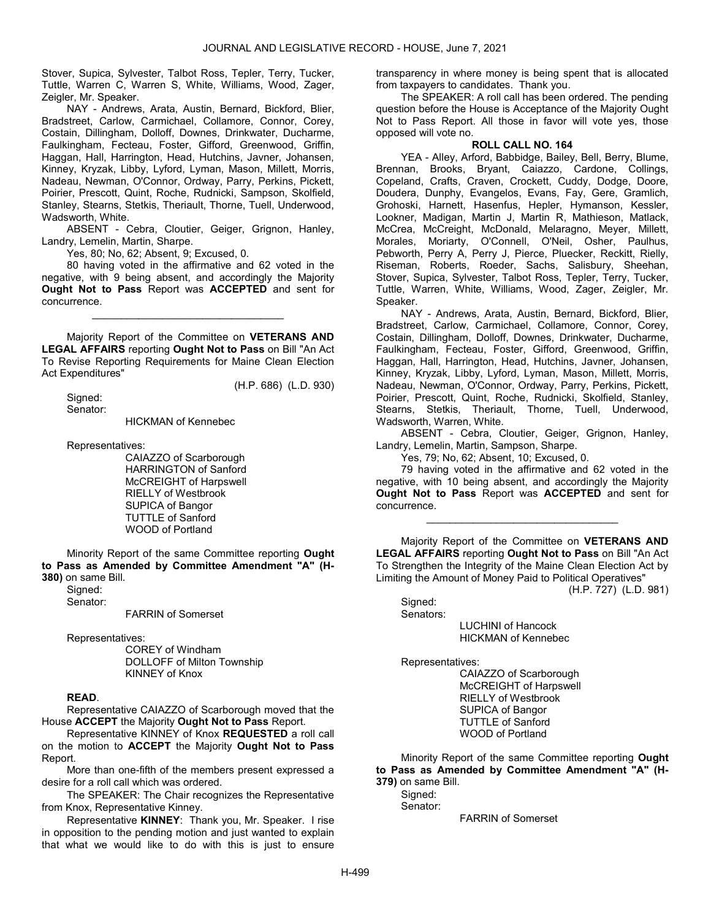Stover, Supica, Sylvester, Talbot Ross, Tepler, Terry, Tucker, Tuttle, Warren C, Warren S, White, Williams, Wood, Zager, Zeigler, Mr. Speaker.

NAY - Andrews, Arata, Austin, Bernard, Bickford, Blier, Bradstreet, Carlow, Carmichael, Collamore, Connor, Corey, Costain, Dillingham, Dolloff, Downes, Drinkwater, Ducharme, Faulkingham, Fecteau, Foster, Gifford, Greenwood, Griffin, Haggan, Hall, Harrington, Head, Hutchins, Javner, Johansen, Kinney, Kryzak, Libby, Lyford, Lyman, Mason, Millett, Morris, Nadeau, Newman, O'Connor, Ordway, Parry, Perkins, Pickett, Poirier, Prescott, Quint, Roche, Rudnicki, Sampson, Skolfield, Stanley, Stearns, Stetkis, Theriault, Thorne, Tuell, Underwood, Wadsworth, White.

ABSENT - Cebra, Cloutier, Geiger, Grignon, Hanley, Landry, Lemelin, Martin, Sharpe.

Yes, 80; No, 62; Absent, 9; Excused, 0.

80 having voted in the affirmative and 62 voted in the negative, with 9 being absent, and accordingly the Majority **Ought Not to Pass** Report was **ACCEPTED** and sent for concurrence.

---

Majority Report of the Committee on **VETERANS AND LEGAL AFFAIRS** reporting **Ought Not to Pass** on Bill "An Act To Revise Reporting Requirements for Maine Clean Election Act Expenditures"

(H.P. 686) (L.D. 930)

Signed:
Senator:

HICKMAN of Kennebec

Representatives:

CAIAZZO of Scarborough
HARRINGTON of Sanford
McCREIGHT of Harpswell
RIELLY of Westbrook
SUPICA of Bangor
TUTTLE of Sanford
WOOD of Portland

Minority Report of the same Committee reporting **Ought to Pass as Amended by Committee Amendment "A" (H-380)** on same Bill.

Signed:
Senator:

FARRIN of Somerset

Representatives:

COREY of Windham
DOLLOFF of Milton Township
KINNEY of Knox

**READ**.

Representative CAIAZZO of Scarborough moved that the House **ACCEPT** the Majority **Ought Not to Pass** Report.

Representative KINNEY of Knox **REQUESTED** a roll call on the motion to **ACCEPT** the Majority **Ought Not to Pass** Report.

More than one-fifth of the members present expressed a desire for a roll call which was ordered.

The SPEAKER: The Chair recognizes the Representative from Knox, Representative Kinney.

Representative **KINNEY**: Thank you, Mr. Speaker. I rise in opposition to the pending motion and just wanted to explain that what we would like to do with this is just to ensure transparency in where money is being spent that is allocated from taxpayers to candidates. Thank you.

The SPEAKER: A roll call has been ordered. The pending question before the House is Acceptance of the Majority Ought Not to Pass Report. All those in favor will vote yes, those opposed will vote no.

**ROLL CALL NO. 164**

YEA - Alley, Arford, Babbidge, Bailey, Bell, Berry, Blume, Brennan, Brooks, Bryant, Caiazzo, Cardone, Collings, Copeland, Crafts, Craven, Crockett, Cuddy, Dodge, Doore, Doudera, Dunphy, Evangelos, Evans, Fay, Gere, Gramlich, Grohoski, Harnett, Hasenfus, Hepler, Hymanson, Kessler, Lookner, Madigan, Martin J, Martin R, Mathieson, Matlack, McCrea, McCreight, McDonald, Melaragno, Meyer, Millett, Morales, Moriarty, O'Connell, O'Neil, Osher, Paulhus, Pebworth, Perry A, Perry J, Pierce, Pluecker, Reckitt, Rielly, Riseman, Roberts, Roeder, Sachs, Salisbury, Sheehan, Stover, Supica, Sylvester, Talbot Ross, Tepler, Terry, Tucker, Tuttle, Warren, White, Williams, Wood, Zager, Zeigler, Mr. Speaker.

NAY - Andrews, Arata, Austin, Bernard, Bickford, Blier, Bradstreet, Carlow, Carmichael, Collamore, Connor, Corey, Costain, Dillingham, Dolloff, Downes, Drinkwater, Ducharme, Faulkingham, Fecteau, Foster, Gifford, Greenwood, Griffin, Haggan, Hall, Harrington, Head, Hutchins, Javner, Johansen, Kinney, Kryzak, Libby, Lyford, Lyman, Mason, Millett, Morris, Nadeau, Newman, O'Connor, Ordway, Parry, Perkins, Pickett, Poirier, Prescott, Quint, Roche, Rudnicki, Skolfield, Stanley, Stearns, Stetkis, Theriault, Thorne, Tuell, Underwood, Wadsworth, Warren, White.

ABSENT - Cebra, Cloutier, Geiger, Grignon, Hanley, Landry, Lemelin, Martin, Sampson, Sharpe.

Yes, 79; No, 62; Absent, 10; Excused, 0.

79 having voted in the affirmative and 62 voted in the negative, with 10 being absent, and accordingly the Majority **Ought Not to Pass** Report was **ACCEPTED** and sent for concurrence.

---

Majority Report of the Committee on **VETERANS AND LEGAL AFFAIRS** reporting **Ought Not to Pass** on Bill "An Act To Strengthen the Integrity of the Maine Clean Election Act by Limiting the Amount of Money Paid to Political Operatives"

(H.P. 727) (L.D. 981)

Signed:
Senators:

LUCHINI of Hancock
HICKMAN of Kennebec

Representatives:

CAIAZZO of Scarborough
McCREIGHT of Harpswell
RIELLY of Westbrook
SUPICA of Bangor
TUTTLE of Sanford
WOOD of Portland

Minority Report of the same Committee reporting **Ought to Pass as Amended by Committee Amendment "A" (H-379)** on same Bill.

Signed:
Senator:

FARRIN of Somerset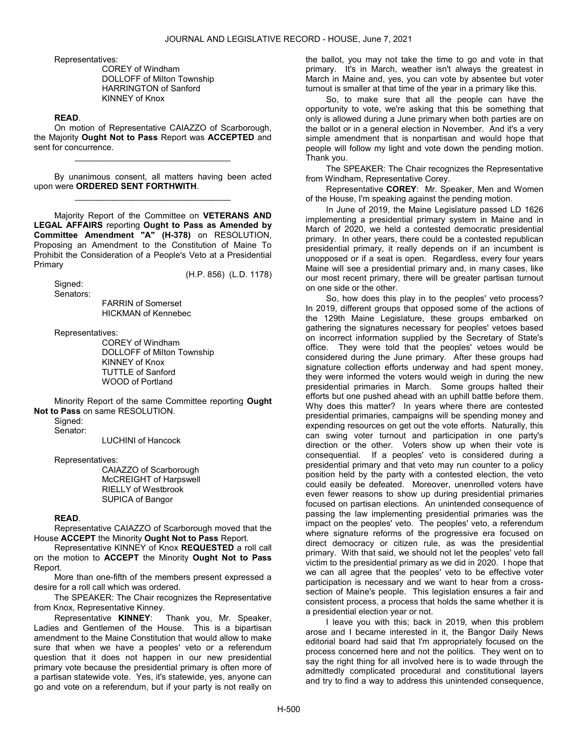Representatives:

COREY of Windham
DOLLOFF of Milton Township
HARRINGTON of Sanford
KINNEY of Knox

**READ**.

On motion of Representative CAIAZZO of Scarborough, the Majority **Ought Not to Pass** Report was **ACCEPTED** and sent for concurrence.

_________________________________

By unanimous consent, all matters having been acted upon were **ORDERED SENT FORTHWITH**.

_________________________________

Majority Report of the Committee on **VETERANS AND LEGAL AFFAIRS** reporting **Ought to Pass as Amended by Committee Amendment "A" (H-378)** on RESOLUTION, Proposing an Amendment to the Constitution of Maine To Prohibit the Consideration of a People's Veto at a Presidential Primary

(H.P. 856) (L.D. 1178)

Signed:
Senators:

FARRIN of Somerset
HICKMAN of Kennebec

Representatives:

COREY of Windham
DOLLOFF of Milton Township
KINNEY of Knox
TUTTLE of Sanford
WOOD of Portland

Minority Report of the same Committee reporting **Ought Not to Pass** on same RESOLUTION.

Signed:
Senator:

LUCHINI of Hancock

Representatives:

CAIAZZO of Scarborough
McCREIGHT of Harpswell
RIELLY of Westbrook
SUPICA of Bangor

**READ**.

Representative CAIAZZO of Scarborough moved that the House **ACCEPT** the Minority **Ought Not to Pass** Report.

Representative KINNEY of Knox **REQUESTED** a roll call on the motion to **ACCEPT** the Minority **Ought Not to Pass** Report.

More than one-fifth of the members present expressed a desire for a roll call which was ordered.

The SPEAKER: The Chair recognizes the Representative from Knox, Representative Kinney.

Representative **KINNEY**: Thank you, Mr. Speaker, Ladies and Gentlemen of the House. This is a bipartisan amendment to the Maine Constitution that would allow to make sure that when we have a peoples' veto or a referendum question that it does not happen in our new presidential primary vote because the presidential primary is often more of a partisan statewide vote. Yes, it's statewide, yes, anyone can go and vote on a referendum, but if your party is not really on the ballot, you may not take the time to go and vote in that primary. It's in March, weather isn't always the greatest in March in Maine and, yes, you can vote by absentee but voter turnout is smaller at that time of the year in a primary like this.

So, to make sure that all the people can have the opportunity to vote, we're asking that this be something that only is allowed during a June primary when both parties are on the ballot or in a general election in November. And it's a very simple amendment that is nonpartisan and would hope that people will follow my light and vote down the pending motion. Thank you.

The SPEAKER: The Chair recognizes the Representative from Windham, Representative Corey.

Representative **COREY**: Mr. Speaker, Men and Women of the House, I'm speaking against the pending motion.

In June of 2019, the Maine Legislature passed LD 1626 implementing a presidential primary system in Maine and in March of 2020, we held a contested democratic presidential primary. In other years, there could be a contested republican presidential primary, it really depends on if an incumbent is unopposed or if a seat is open. Regardless, every four years Maine will see a presidential primary and, in many cases, like our most recent primary, there will be greater partisan turnout on one side or the other.

So, how does this play in to the peoples' veto process? In 2019, different groups that opposed some of the actions of the 129th Maine Legislature, these groups embarked on gathering the signatures necessary for peoples' vetoes based on incorrect information supplied by the Secretary of State's office. They were told that the peoples' vetoes would be considered during the June primary. After these groups had signature collection efforts underway and had spent money, they were informed the voters would weigh in during the new presidential primaries in March. Some groups halted their efforts but one pushed ahead with an uphill battle before them. Why does this matter? In years where there are contested presidential primaries, campaigns will be spending money and expending resources on get out the vote efforts. Naturally, this can swing voter turnout and participation in one party's direction or the other. Voters show up when their vote is consequential. If a peoples' veto is considered during a presidential primary and that veto may run counter to a policy position held by the party with a contested election, the veto could easily be defeated. Moreover, unenrolled voters have even fewer reasons to show up during presidential primaries focused on partisan elections. An unintended consequence of passing the law implementing presidential primaries was the impact on the peoples' veto. The peoples' veto, a referendum where signature reforms of the progressive era focused on direct democracy or citizen rule, as was the presidential primary. With that said, we should not let the peoples' veto fall victim to the presidential primary as we did in 2020. I hope that we can all agree that the peoples' veto to be effective voter participation is necessary and we want to hear from a cross-section of Maine's people. This legislation ensures a fair and consistent process, a process that holds the same whether it is a presidential election year or not.

I leave you with this; back in 2019, when this problem arose and I became interested in it, the Bangor Daily News editorial board had said that I'm appropriately focused on the process concerned here and not the politics. They went on to say the right thing for all involved here is to wade through the admittedly complicated procedural and constitutional layers and try to find a way to address this unintended consequence,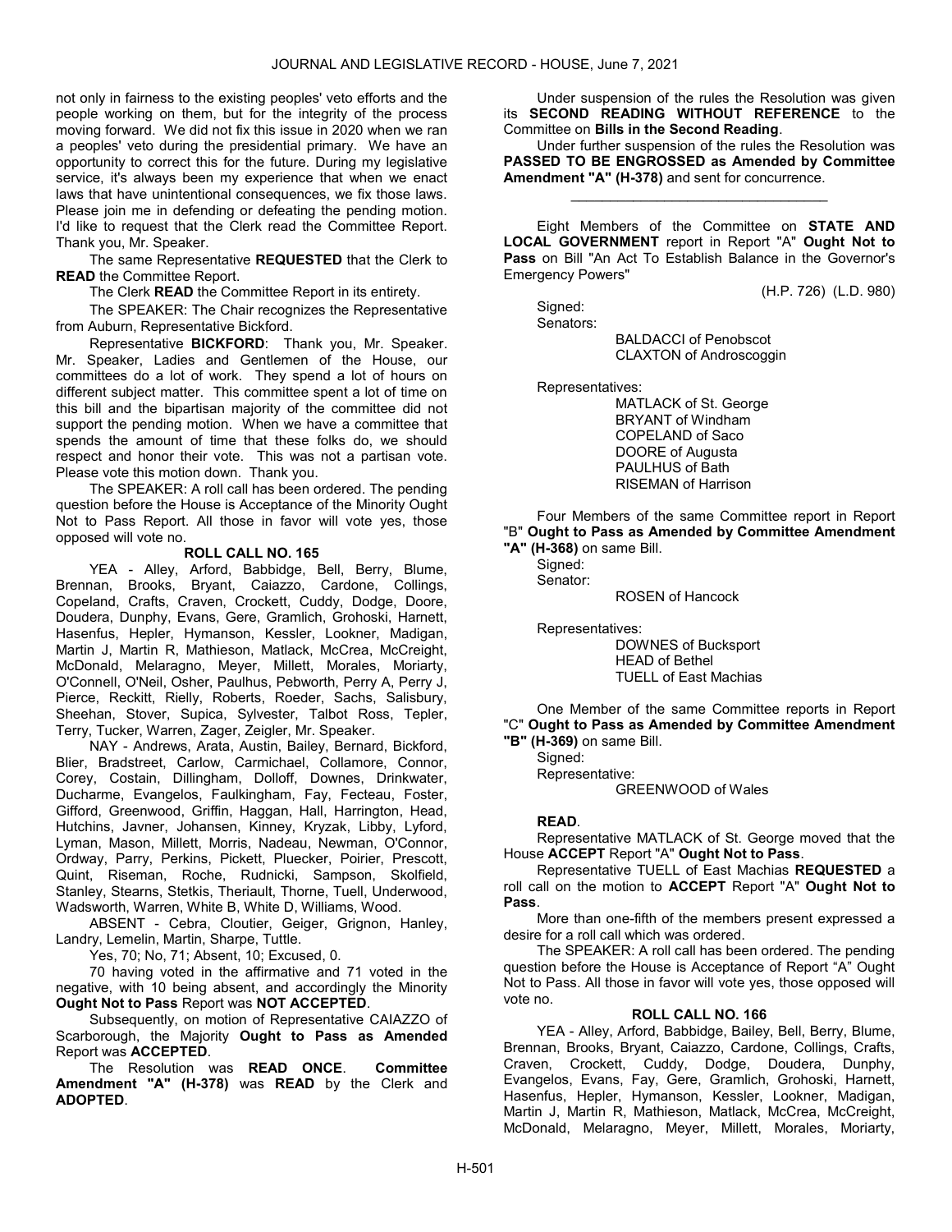not only in fairness to the existing peoples' veto efforts and the people working on them, but for the integrity of the process moving forward. We did not fix this issue in 2020 when we ran a peoples' veto during the presidential primary. We have an opportunity to correct this for the future. During my legislative service, it's always been my experience that when we enact laws that have unintentional consequences, we fix those laws. Please join me in defending or defeating the pending motion. I'd like to request that the Clerk read the Committee Report. Thank you, Mr. Speaker.

The same Representative **REQUESTED** that the Clerk to **READ** the Committee Report.

The Clerk **READ** the Committee Report in its entirety.

The SPEAKER: The Chair recognizes the Representative from Auburn, Representative Bickford.

Representative **BICKFORD**: Thank you, Mr. Speaker. Mr. Speaker, Ladies and Gentlemen of the House, our committees do a lot of work. They spend a lot of hours on different subject matter. This committee spent a lot of time on this bill and the bipartisan majority of the committee did not support the pending motion. When we have a committee that spends the amount of time that these folks do, we should respect and honor their vote. This was not a partisan vote. Please vote this motion down. Thank you.

The SPEAKER: A roll call has been ordered. The pending question before the House is Acceptance of the Minority Ought Not to Pass Report. All those in favor will vote yes, those opposed will vote no.

**ROLL CALL NO. 165**

YEA - Alley, Arford, Babbidge, Bell, Berry, Blume, Brennan, Brooks, Bryant, Caiazzo, Cardone, Collings, Copeland, Crafts, Craven, Crockett, Cuddy, Dodge, Doore, Doudera, Dunphy, Evans, Gere, Gramlich, Grohoski, Harnett, Hasenfus, Hepler, Hymanson, Kessler, Lookner, Madigan, Martin J, Martin R, Mathieson, Matlack, McCrea, McCreight, McDonald, Melaragno, Meyer, Millett, Morales, Moriarty, O'Connell, O'Neil, Osher, Paulhus, Pebworth, Perry A, Perry J, Pierce, Reckitt, Rielly, Roberts, Roeder, Sachs, Salisbury, Sheehan, Stover, Supica, Sylvester, Talbot Ross, Tepler, Terry, Tucker, Warren, Zager, Zeigler, Mr. Speaker.

NAY - Andrews, Arata, Austin, Bailey, Bernard, Bickford, Blier, Bradstreet, Carlow, Carmichael, Collamore, Connor, Corey, Costain, Dillingham, Dolloff, Downes, Drinkwater, Ducharme, Evangelos, Faulkingham, Fay, Fecteau, Foster, Gifford, Greenwood, Griffin, Haggan, Hall, Harrington, Head, Hutchins, Javner, Johansen, Kinney, Kryzak, Libby, Lyford, Lyman, Mason, Millett, Morris, Nadeau, Newman, O'Connor, Ordway, Parry, Perkins, Pickett, Pluecker, Poirier, Prescott, Quint, Riseman, Roche, Rudnicki, Sampson, Skolfield, Stanley, Stearns, Stetkis, Theriault, Thorne, Tuell, Underwood, Wadsworth, Warren, White B, White D, Williams, Wood.

ABSENT - Cebra, Cloutier, Geiger, Grignon, Hanley, Landry, Lemelin, Martin, Sharpe, Tuttle.

Yes, 70; No, 71; Absent, 10; Excused, 0.

70 having voted in the affirmative and 71 voted in the negative, with 10 being absent, and accordingly the Minority **Ought Not to Pass** Report was **NOT ACCEPTED**.

Subsequently, on motion of Representative CAIAZZO of Scarborough, the Majority **Ought to Pass as Amended** Report was **ACCEPTED**.

The Resolution was **READ ONCE**. **Committee Amendment "A" (H-378)** was **READ** by the Clerk and **ADOPTED**.

Under suspension of the rules the Resolution was given its **SECOND READING WITHOUT REFERENCE** to the Committee on **Bills in the Second Reading**.

Under further suspension of the rules the Resolution was **PASSED TO BE ENGROSSED as Amended by Committee Amendment "A" (H-378)** and sent for concurrence.

---

Eight Members of the Committee on **STATE AND LOCAL GOVERNMENT** report in Report "A" **Ought Not to Pass** on Bill "An Act To Establish Balance in the Governor's Emergency Powers"

(H.P. 726) (L.D. 980)

Signed:

Senators:

BALDACCI of Penobscot
CLAXTON of Androscoggin

Representatives:

MATLACK of St. George
BRYANT of Windham
COPELAND of Saco
DOORE of Augusta
PAULHUS of Bath
RISEMAN of Harrison

Four Members of the same Committee report in Report "B" **Ought to Pass as Amended by Committee Amendment "A" (H-368)** on same Bill.

Signed:

Senator:

ROSEN of Hancock

Representatives:

DOWNES of Bucksport
HEAD of Bethel
TUELL of East Machias

One Member of the same Committee reports in Report "C" **Ought to Pass as Amended by Committee Amendment "B" (H-369)** on same Bill.

Signed:

Representative:

GREENWOOD of Wales

**READ**.

Representative MATLACK of St. George moved that the House **ACCEPT** Report "A" **Ought Not to Pass**.

Representative TUELL of East Machias **REQUESTED** a roll call on the motion to **ACCEPT** Report "A" **Ought Not to Pass**.

More than one-fifth of the members present expressed a desire for a roll call which was ordered.

The SPEAKER: A roll call has been ordered. The pending question before the House is Acceptance of Report "A" Ought Not to Pass. All those in favor will vote yes, those opposed will vote no.

**ROLL CALL NO. 166**

YEA - Alley, Arford, Babbidge, Bailey, Bell, Berry, Blume, Brennan, Brooks, Bryant, Caiazzo, Cardone, Collings, Crafts, Craven, Crockett, Cuddy, Dodge, Doudera, Dunphy, Evangelos, Evans, Fay, Gere, Gramlich, Grohoski, Harnett, Hasenfus, Hepler, Hymanson, Kessler, Lookner, Madigan, Martin J, Martin R, Mathieson, Matlack, McCrea, McCreight, McDonald, Melaragno, Meyer, Millett, Morales, Moriarty,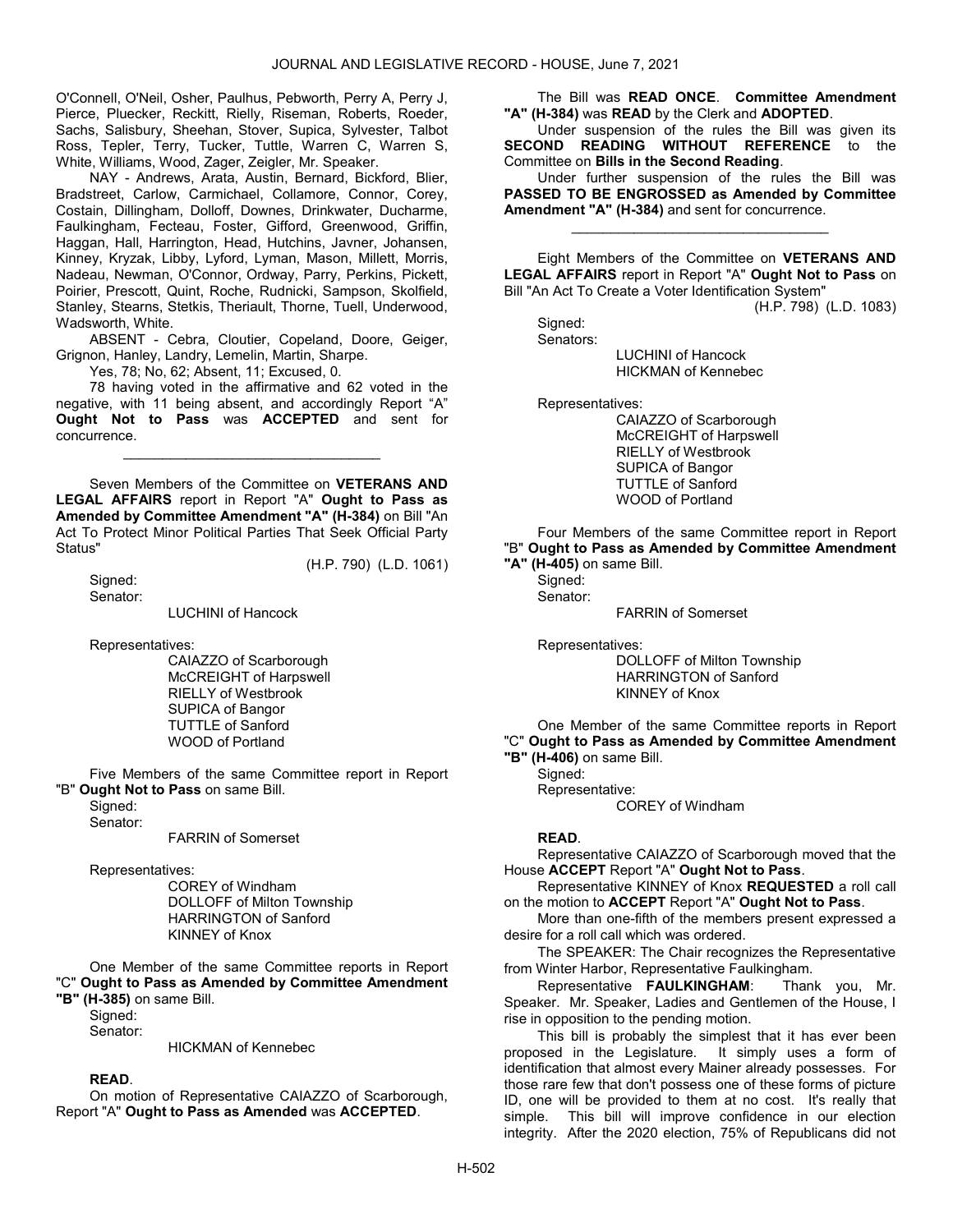O'Connell, O'Neil, Osher, Paulhus, Pebworth, Perry A, Perry J, Pierce, Pluecker, Reckitt, Rielly, Riseman, Roberts, Roeder, Sachs, Salisbury, Sheehan, Stover, Supica, Sylvester, Talbot Ross, Tepler, Terry, Tucker, Tuttle, Warren C, Warren S, White, Williams, Wood, Zager, Zeigler, Mr. Speaker.

NAY - Andrews, Arata, Austin, Bernard, Bickford, Blier, Bradstreet, Carlow, Carmichael, Collamore, Connor, Corey, Costain, Dillingham, Dolloff, Downes, Drinkwater, Ducharme, Faulkingham, Fecteau, Foster, Gifford, Greenwood, Griffin, Haggan, Hall, Harrington, Head, Hutchins, Javner, Johansen, Kinney, Kryzak, Libby, Lyford, Lyman, Mason, Millett, Morris, Nadeau, Newman, O'Connor, Ordway, Parry, Perkins, Pickett, Poirier, Prescott, Quint, Roche, Rudnicki, Sampson, Skolfield, Stanley, Stearns, Stetkis, Theriault, Thorne, Tuell, Underwood, Wadsworth, White.

ABSENT - Cebra, Cloutier, Copeland, Doore, Geiger, Grignon, Hanley, Landry, Lemelin, Martin, Sharpe.

Yes, 78; No, 62; Absent, 11; Excused, 0.

78 having voted in the affirmative and 62 voted in the negative, with 11 being absent, and accordingly Report "A" **Ought Not to Pass** was **ACCEPTED** and sent for concurrence.

_________________________________

Seven Members of the Committee on **VETERANS AND LEGAL AFFAIRS** report in Report "A" **Ought to Pass as Amended by Committee Amendment "A" (H-384)** on Bill "An Act To Protect Minor Political Parties That Seek Official Party Status"

(H.P. 790) (L.D. 1061)

Signed:
Senator:

LUCHINI of Hancock

Representatives:

CAIAZZO of Scarborough
McCREIGHT of Harpswell
RIELLY of Westbrook
SUPICA of Bangor
TUTTLE of Sanford
WOOD of Portland

Five Members of the same Committee report in Report "B" **Ought Not to Pass** on same Bill.

Signed:
Senator:

FARRIN of Somerset

Representatives:

COREY of Windham
DOLLOFF of Milton Township
HARRINGTON of Sanford
KINNEY of Knox

One Member of the same Committee reports in Report "C" **Ought to Pass as Amended by Committee Amendment "B" (H-385)** on same Bill.

Signed:
Senator:

HICKMAN of Kennebec

**READ**.

On motion of Representative CAIAZZO of Scarborough, Report "A" **Ought to Pass as Amended** was **ACCEPTED**.

The Bill was **READ ONCE**. **Committee Amendment "A" (H-384)** was **READ** by the Clerk and **ADOPTED**.

Under suspension of the rules the Bill was given its **SECOND READING WITHOUT REFERENCE** to the Committee on **Bills in the Second Reading**.

Under further suspension of the rules the Bill was **PASSED TO BE ENGROSSED as Amended by Committee Amendment "A" (H-384)** and sent for concurrence.

_________________________________

Eight Members of the Committee on **VETERANS AND LEGAL AFFAIRS** report in Report "A" **Ought Not to Pass** on Bill "An Act To Create a Voter Identification System"

(H.P. 798) (L.D. 1083)

Signed:
Senators:

LUCHINI of Hancock
HICKMAN of Kennebec

Representatives:

CAIAZZO of Scarborough
McCREIGHT of Harpswell
RIELLY of Westbrook
SUPICA of Bangor
TUTTLE of Sanford
WOOD of Portland

Four Members of the same Committee report in Report "B" **Ought to Pass as Amended by Committee Amendment "A" (H-405)** on same Bill.

Signed:
Senator:

FARRIN of Somerset

Representatives:

DOLLOFF of Milton Township
HARRINGTON of Sanford
KINNEY of Knox

One Member of the same Committee reports in Report "C" **Ought to Pass as Amended by Committee Amendment "B" (H-406)** on same Bill.

Signed:
Representative:

COREY of Windham

**READ**.

Representative CAIAZZO of Scarborough moved that the House **ACCEPT** Report "A" **Ought Not to Pass**.

Representative KINNEY of Knox **REQUESTED** a roll call on the motion to **ACCEPT** Report "A" **Ought Not to Pass**.

More than one-fifth of the members present expressed a desire for a roll call which was ordered.

The SPEAKER: The Chair recognizes the Representative from Winter Harbor, Representative Faulkingham.

Representative **FAULKINGHAM**: Thank you, Mr. Speaker. Mr. Speaker, Ladies and Gentlemen of the House, I rise in opposition to the pending motion.

This bill is probably the simplest that it has ever been proposed in the Legislature. It simply uses a form of identification that almost every Mainer already possesses. For those rare few that don't possess one of these forms of picture ID, one will be provided to them at no cost. It's really that simple. This bill will improve confidence in our election integrity. After the 2020 election, 75% of Republicans did not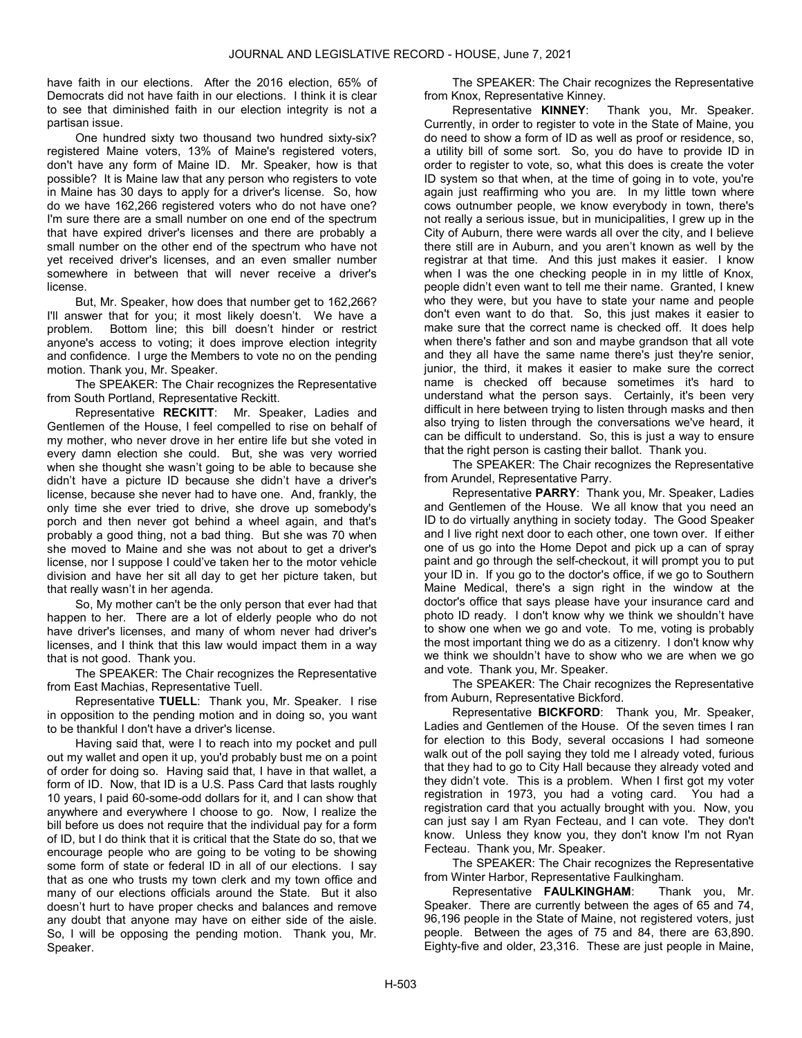have faith in our elections. After the 2016 election, 65% of Democrats did not have faith in our elections. I think it is clear to see that diminished faith in our election integrity is not a partisan issue.

One hundred sixty two thousand two hundred sixty-six? registered Maine voters, 13% of Maine's registered voters, don't have any form of Maine ID. Mr. Speaker, how is that possible? It is Maine law that any person who registers to vote in Maine has 30 days to apply for a driver's license. So, how do we have 162,266 registered voters who do not have one? I'm sure there are a small number on one end of the spectrum that have expired driver's licenses and there are probably a small number on the other end of the spectrum who have not yet received driver's licenses, and an even smaller number somewhere in between that will never receive a driver's license.

But, Mr. Speaker, how does that number get to 162,266? I'll answer that for you; it most likely doesn't. We have a problem. Bottom line; this bill doesn't hinder or restrict anyone's access to voting; it does improve election integrity and confidence. I urge the Members to vote no on the pending motion. Thank you, Mr. Speaker.

The SPEAKER: The Chair recognizes the Representative from South Portland, Representative Reckitt.

Representative **RECKITT**: Mr. Speaker, Ladies and Gentlemen of the House, I feel compelled to rise on behalf of my mother, who never drove in her entire life but she voted in every damn election she could. But, she was very worried when she thought she wasn't going to be able to because she didn't have a picture ID because she didn't have a driver's license, because she never had to have one. And, frankly, the only time she ever tried to drive, she drove up somebody's porch and then never got behind a wheel again, and that's probably a good thing, not a bad thing. But she was 70 when she moved to Maine and she was not about to get a driver's license, nor I suppose I could've taken her to the motor vehicle division and have her sit all day to get her picture taken, but that really wasn't in her agenda.

So, My mother can't be the only person that ever had that happen to her. There are a lot of elderly people who do not have driver's licenses, and many of whom never had driver's licenses, and I think that this law would impact them in a way that is not good. Thank you.

The SPEAKER: The Chair recognizes the Representative from East Machias, Representative Tuell.

Representative **TUELL**: Thank you, Mr. Speaker. I rise in opposition to the pending motion and in doing so, you want to be thankful I don't have a driver's license.

Having said that, were I to reach into my pocket and pull out my wallet and open it up, you'd probably bust me on a point of order for doing so. Having said that, I have in that wallet, a form of ID. Now, that ID is a U.S. Pass Card that lasts roughly 10 years, I paid 60-some-odd dollars for it, and I can show that anywhere and everywhere I choose to go. Now, I realize the bill before us does not require that the individual pay for a form of ID, but I do think that it is critical that the State do so, that we encourage people who are going to be voting to be showing some form of state or federal ID in all of our elections. I say that as one who trusts my town clerk and my town office and many of our elections officials around the State. But it also doesn't hurt to have proper checks and balances and remove any doubt that anyone may have on either side of the aisle. So, I will be opposing the pending motion. Thank you, Mr. Speaker.

The SPEAKER: The Chair recognizes the Representative from Knox, Representative Kinney.

Representative **KINNEY**: Thank you, Mr. Speaker. Currently, in order to register to vote in the State of Maine, you do need to show a form of ID as well as proof or residence, so, a utility bill of some sort. So, you do have to provide ID in order to register to vote, so, what this does is create the voter ID system so that when, at the time of going in to vote, you're again just reaffirming who you are. In my little town where cows outnumber people, we know everybody in town, there's not really a serious issue, but in municipalities, I grew up in the City of Auburn, there were wards all over the city, and I believe there still are in Auburn, and you aren't known as well by the registrar at that time. And this just makes it easier. I know when I was the one checking people in in my little of Knox, people didn't even want to tell me their name. Granted, I knew who they were, but you have to state your name and people don't even want to do that. So, this just makes it easier to make sure that the correct name is checked off. It does help when there's father and son and maybe grandson that all vote and they all have the same name there's just they're senior, junior, the third, it makes it easier to make sure the correct name is checked off because sometimes it's hard to understand what the person says. Certainly, it's been very difficult in here between trying to listen through masks and then also trying to listen through the conversations we've heard, it can be difficult to understand. So, this is just a way to ensure that the right person is casting their ballot. Thank you.

The SPEAKER: The Chair recognizes the Representative from Arundel, Representative Parry.

Representative **PARRY**: Thank you, Mr. Speaker, Ladies and Gentlemen of the House. We all know that you need an ID to do virtually anything in society today. The Good Speaker and I live right next door to each other, one town over. If either one of us go into the Home Depot and pick up a can of spray paint and go through the self-checkout, it will prompt you to put your ID in. If you go to the doctor's office, if we go to Southern Maine Medical, there's a sign right in the window at the doctor's office that says please have your insurance card and photo ID ready. I don't know why we think we shouldn't have to show one when we go and vote. To me, voting is probably the most important thing we do as a citizenry. I don't know why we think we shouldn't have to show who we are when we go and vote. Thank you, Mr. Speaker.

The SPEAKER: The Chair recognizes the Representative from Auburn, Representative Bickford.

Representative **BICKFORD**: Thank you, Mr. Speaker, Ladies and Gentlemen of the House. Of the seven times I ran for election to this Body, several occasions I had someone walk out of the poll saying they told me I already voted, furious that they had to go to City Hall because they already voted and they didn't vote. This is a problem. When I first got my voter registration in 1973, you had a voting card. You had a registration card that you actually brought with you. Now, you can just say I am Ryan Fecteau, and I can vote. They don't know. Unless they know you, they don't know I'm not Ryan Fecteau. Thank you, Mr. Speaker.

The SPEAKER: The Chair recognizes the Representative from Winter Harbor, Representative Faulkingham.

Representative **FAULKINGHAM**: Thank you, Mr. Speaker. There are currently between the ages of 65 and 74, 96,196 people in the State of Maine, not registered voters, just people. Between the ages of 75 and 84, there are 63,890. Eighty-five and older, 23,316. These are just people in Maine,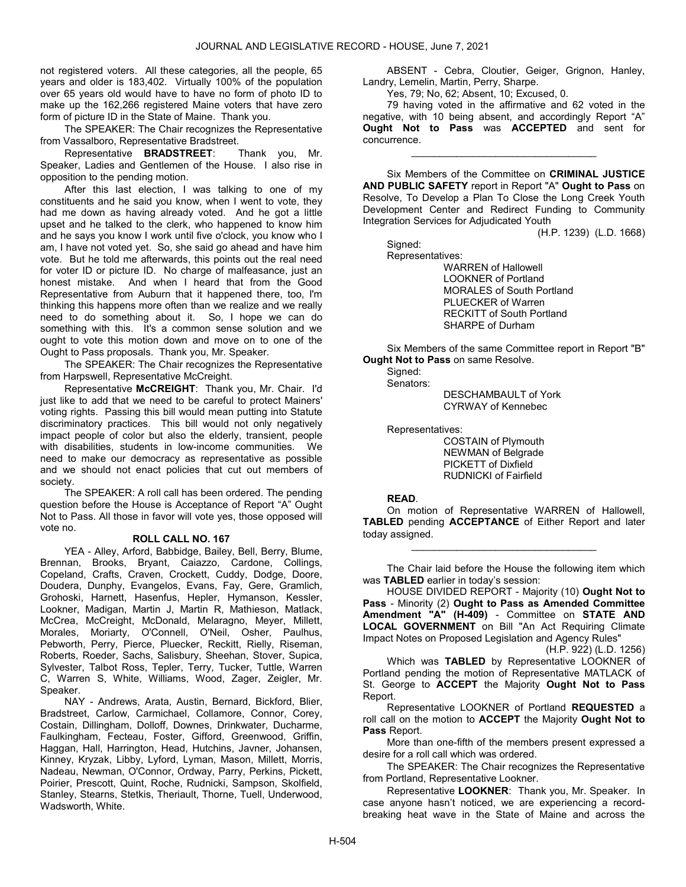not registered voters. All these categories, all the people, 65 years and older is 183,402. Virtually 100% of the population over 65 years old would have to have no form of photo ID to make up the 162,266 registered Maine voters that have zero form of picture ID in the State of Maine. Thank you.

The SPEAKER: The Chair recognizes the Representative from Vassalboro, Representative Bradstreet.

Representative **BRADSTREET**: Thank you, Mr. Speaker, Ladies and Gentlemen of the House. I also rise in opposition to the pending motion.

After this last election, I was talking to one of my constituents and he said you know, when I went to vote, they had me down as having already voted. And he got a little upset and he talked to the clerk, who happened to know him and he says you know I work until five o'clock, you know who I am, I have not voted yet. So, she said go ahead and have him vote. But he told me afterwards, this points out the real need for voter ID or picture ID. No charge of malfeasance, just an honest mistake. And when I heard that from the Good Representative from Auburn that it happened there, too, I'm thinking this happens more often than we realize and we really need to do something about it. So, I hope we can do something with this. It's a common sense solution and we ought to vote this motion down and move on to one of the Ought to Pass proposals. Thank you, Mr. Speaker.

The SPEAKER: The Chair recognizes the Representative from Harpswell, Representative McCreight.

Representative **McCREIGHT**: Thank you, Mr. Chair. I'd just like to add that we need to be careful to protect Mainers' voting rights. Passing this bill would mean putting into Statute discriminatory practices. This bill would not only negatively impact people of color but also the elderly, transient, people with disabilities, students in low-income communities. We need to make our democracy as representative as possible and we should not enact policies that cut out members of society.

The SPEAKER: A roll call has been ordered. The pending question before the House is Acceptance of Report "A" Ought Not to Pass. All those in favor will vote yes, those opposed will vote no.

**ROLL CALL NO. 167**

YEA - Alley, Arford, Babbidge, Bailey, Bell, Berry, Blume, Brennan, Brooks, Bryant, Caiazzo, Cardone, Collings, Copeland, Crafts, Craven, Crockett, Cuddy, Dodge, Doore, Doudera, Dunphy, Evangelos, Evans, Fay, Gere, Gramlich, Grohoski, Harnett, Hasenfus, Hepler, Hymanson, Kessler, Lookner, Madigan, Martin J, Martin R, Mathieson, Matlack, McCrea, McCreight, McDonald, Melaragno, Meyer, Millett, Morales, Moriarty, O'Connell, O'Neil, Osher, Paulhus, Pebworth, Perry, Pierce, Pluecker, Reckitt, Rielly, Riseman, Roberts, Roeder, Sachs, Salisbury, Sheehan, Stover, Supica, Sylvester, Talbot Ross, Tepler, Terry, Tucker, Tuttle, Warren C, Warren S, White, Williams, Wood, Zager, Zeigler, Mr. Speaker.

NAY - Andrews, Arata, Austin, Bernard, Bickford, Blier, Bradstreet, Carlow, Carmichael, Collamore, Connor, Corey, Costain, Dillingham, Dolloff, Downes, Drinkwater, Ducharme, Faulkingham, Fecteau, Foster, Gifford, Greenwood, Griffin, Haggan, Hall, Harrington, Head, Hutchins, Javner, Johansen, Kinney, Kryzak, Libby, Lyford, Lyman, Mason, Millett, Morris, Nadeau, Newman, O'Connor, Ordway, Parry, Perkins, Pickett, Poirier, Prescott, Quint, Roche, Rudnicki, Sampson, Skolfield, Stanley, Stearns, Stetkis, Theriault, Thorne, Tuell, Underwood, Wadsworth, White.

ABSENT - Cebra, Cloutier, Geiger, Grignon, Hanley, Landry, Lemelin, Martin, Perry, Sharpe.

Yes, 79; No, 62; Absent, 10; Excused, 0.

79 having voted in the affirmative and 62 voted in the negative, with 10 being absent, and accordingly Report "A" **Ought Not to Pass** was **ACCEPTED** and sent for concurrence.

_________________________________

Six Members of the Committee on **CRIMINAL JUSTICE AND PUBLIC SAFETY** report in Report "A" **Ought to Pass** on Resolve, To Develop a Plan To Close the Long Creek Youth Development Center and Redirect Funding to Community Integration Services for Adjudicated Youth

(H.P. 1239) (L.D. 1668)

Signed:

Representatives:

WARREN of Hallowell
LOOKNER of Portland
MORALES of South Portland
PLUECKER of Warren
RECKITT of South Portland
SHARPE of Durham

Six Members of the same Committee report in Report "B" **Ought Not to Pass** on same Resolve.

Signed:

Senators:

DESCHAMBAULT of York
CYRWAY of Kennebec

Representatives:

COSTAIN of Plymouth
NEWMAN of Belgrade
PICKETT of Dixfield
RUDNICKI of Fairfield

**READ**.

On motion of Representative WARREN of Hallowell, **TABLED** pending **ACCEPTANCE** of Either Report and later today assigned.

_________________________________

The Chair laid before the House the following item which was **TABLED** earlier in today's session:

HOUSE DIVIDED REPORT - Majority (10) **Ought Not to Pass** - Minority (2) **Ought to Pass as Amended Committee Amendment "A" (H-409)** - Committee on **STATE AND LOCAL GOVERNMENT** on Bill "An Act Requiring Climate Impact Notes on Proposed Legislation and Agency Rules"

(H.P. 922) (L.D. 1256)

Which was **TABLED** by Representative LOOKNER of Portland pending the motion of Representative MATLACK of St. George to **ACCEPT** the Majority **Ought Not to Pass** Report.

Representative LOOKNER of Portland **REQUESTED** a roll call on the motion to **ACCEPT** the Majority **Ought Not to Pass** Report.

More than one-fifth of the members present expressed a desire for a roll call which was ordered.

The SPEAKER: The Chair recognizes the Representative from Portland, Representative Lookner.

Representative **LOOKNER**: Thank you, Mr. Speaker. In case anyone hasn't noticed, we are experiencing a record-breaking heat wave in the State of Maine and across the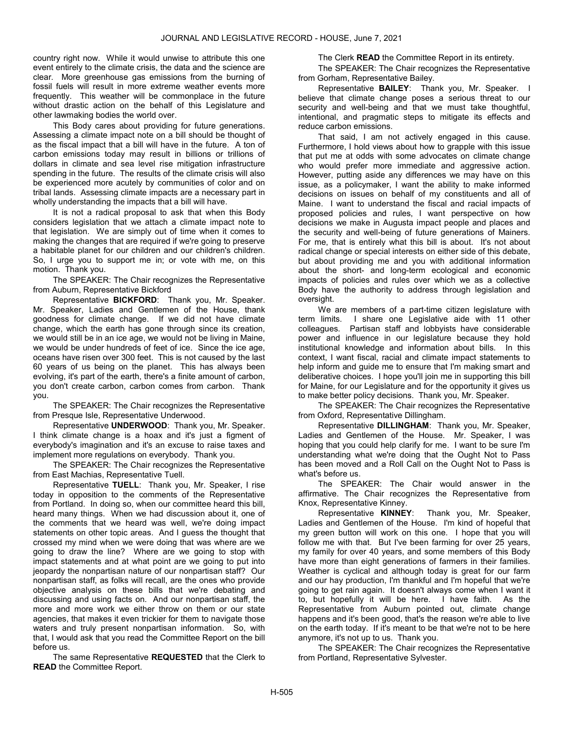country right now. While it would unwise to attribute this one event entirely to the climate crisis, the data and the science are clear. More greenhouse gas emissions from the burning of fossil fuels will result in more extreme weather events more frequently. This weather will be commonplace in the future without drastic action on the behalf of this Legislature and other lawmaking bodies the world over.

This Body cares about providing for future generations. Assessing a climate impact note on a bill should be thought of as the fiscal impact that a bill will have in the future. A ton of carbon emissions today may result in billions or trillions of dollars in climate and sea level rise mitigation infrastructure spending in the future. The results of the climate crisis will also be experienced more acutely by communities of color and on tribal lands. Assessing climate impacts are a necessary part in wholly understanding the impacts that a bill will have.

It is not a radical proposal to ask that when this Body considers legislation that we attach a climate impact note to that legislation. We are simply out of time when it comes to making the changes that are required if we're going to preserve a habitable planet for our children and our children's children. So, I urge you to support me in; or vote with me, on this motion. Thank you.

The SPEAKER: The Chair recognizes the Representative from Auburn, Representative Bickford

Representative **BICKFORD**: Thank you, Mr. Speaker. Mr. Speaker, Ladies and Gentlemen of the House, thank goodness for climate change. If we did not have climate change, which the earth has gone through since its creation, we would still be in an ice age, we would not be living in Maine, we would be under hundreds of feet of ice. Since the ice age, oceans have risen over 300 feet. This is not caused by the last 60 years of us being on the planet. This has always been evolving, it's part of the earth, there's a finite amount of carbon, you don't create carbon, carbon comes from carbon. Thank you.

The SPEAKER: The Chair recognizes the Representative from Presque Isle, Representative Underwood.

Representative **UNDERWOOD**: Thank you, Mr. Speaker. I think climate change is a hoax and it's just a figment of everybody's imagination and it's an excuse to raise taxes and implement more regulations on everybody. Thank you.

The SPEAKER: The Chair recognizes the Representative from East Machias, Representative Tuell.

Representative **TUELL**: Thank you, Mr. Speaker, I rise today in opposition to the comments of the Representative from Portland. In doing so, when our committee heard this bill, heard many things. When we had discussion about it, one of the comments that we heard was well, we're doing impact statements on other topic areas. And I guess the thought that crossed my mind when we were doing that was where are we going to draw the line? Where are we going to stop with impact statements and at what point are we going to put into jeopardy the nonpartisan nature of our nonpartisan staff? Our nonpartisan staff, as folks will recall, are the ones who provide objective analysis on these bills that we're debating and discussing and using facts on. And our nonpartisan staff, the more and more work we either throw on them or our state agencies, that makes it even trickier for them to navigate those waters and truly present nonpartisan information. So, with that, I would ask that you read the Committee Report on the bill before us.

The same Representative **REQUESTED** that the Clerk to **READ** the Committee Report.

The Clerk **READ** the Committee Report in its entirety.

The SPEAKER: The Chair recognizes the Representative from Gorham, Representative Bailey.

Representative **BAILEY**: Thank you, Mr. Speaker. I believe that climate change poses a serious threat to our security and well-being and that we must take thoughtful, intentional, and pragmatic steps to mitigate its effects and reduce carbon emissions.

That said, I am not actively engaged in this cause. Furthermore, I hold views about how to grapple with this issue that put me at odds with some advocates on climate change who would prefer more immediate and aggressive action. However, putting aside any differences we may have on this issue, as a policymaker, I want the ability to make informed decisions on issues on behalf of my constituents and all of Maine. I want to understand the fiscal and racial impacts of proposed policies and rules, I want perspective on how decisions we make in Augusta impact people and places and the security and well-being of future generations of Mainers. For me, that is entirely what this bill is about. It's not about radical change or special interests on either side of this debate, but about providing me and you with additional information about the short- and long-term ecological and economic impacts of policies and rules over which we as a collective Body have the authority to address through legislation and oversight.

We are members of a part-time citizen legislature with term limits. I share one Legislative aide with 11 other colleagues. Partisan staff and lobbyists have considerable power and influence in our legislature because they hold institutional knowledge and information about bills. In this context, I want fiscal, racial and climate impact statements to help inform and guide me to ensure that I'm making smart and deliberative choices. I hope you'll join me in supporting this bill for Maine, for our Legislature and for the opportunity it gives us to make better policy decisions. Thank you, Mr. Speaker.

The SPEAKER: The Chair recognizes the Representative from Oxford, Representative Dillingham.

Representative **DILLINGHAM**: Thank you, Mr. Speaker, Ladies and Gentlemen of the House. Mr. Speaker, I was hoping that you could help clarify for me. I want to be sure I'm understanding what we're doing that the Ought Not to Pass has been moved and a Roll Call on the Ought Not to Pass is what's before us.

The SPEAKER: The Chair would answer in the affirmative. The Chair recognizes the Representative from Knox, Representative Kinney.

Representative **KINNEY**: Thank you, Mr. Speaker, Ladies and Gentlemen of the House. I'm kind of hopeful that my green button will work on this one. I hope that you will follow me with that. But I've been farming for over 25 years, my family for over 40 years, and some members of this Body have more than eight generations of farmers in their families. Weather is cyclical and although today is great for our farm and our hay production, I'm thankful and I'm hopeful that we're going to get rain again. It doesn't always come when I want it to, but hopefully it will be here. I have faith. As the Representative from Auburn pointed out, climate change happens and it's been good, that's the reason we're able to live on the earth today. If it's meant to be that we're not to be here anymore, it's not up to us. Thank you.

The SPEAKER: The Chair recognizes the Representative from Portland, Representative Sylvester.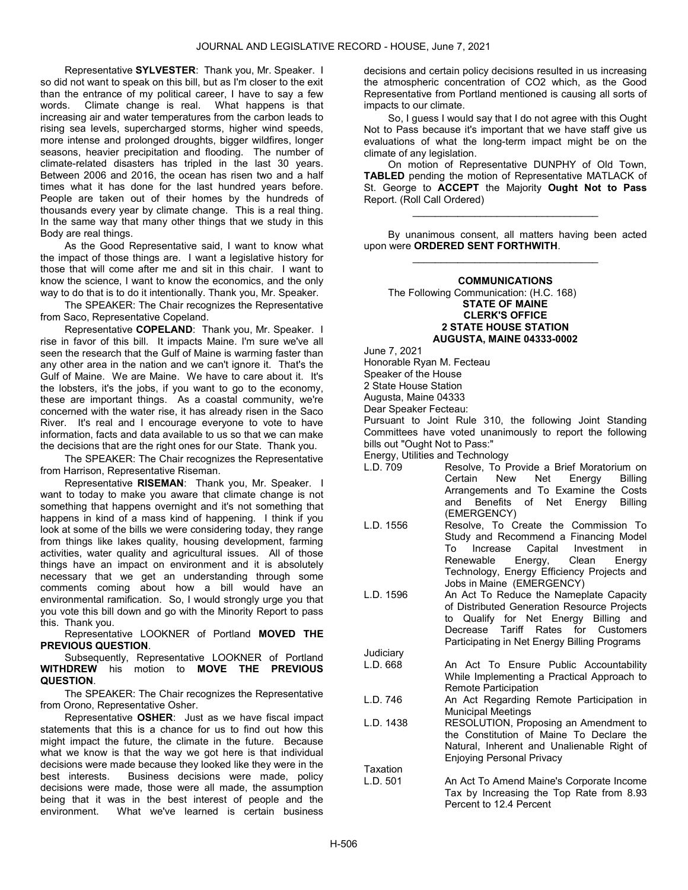Representative **SYLVESTER**: Thank you, Mr. Speaker. I so did not want to speak on this bill, but as I'm closer to the exit than the entrance of my political career, I have to say a few words. Climate change is real. What happens is that increasing air and water temperatures from the carbon leads to rising sea levels, supercharged storms, higher wind speeds, more intense and prolonged droughts, bigger wildfires, longer seasons, heavier precipitation and flooding. The number of climate-related disasters has tripled in the last 30 years. Between 2006 and 2016, the ocean has risen two and a half times what it has done for the last hundred years before. People are taken out of their homes by the hundreds of thousands every year by climate change. This is a real thing. In the same way that many other things that we study in this Body are real things.

As the Good Representative said, I want to know what the impact of those things are. I want a legislative history for those that will come after me and sit in this chair. I want to know the science, I want to know the economics, and the only way to do that is to do it intentionally. Thank you, Mr. Speaker.

The SPEAKER: The Chair recognizes the Representative from Saco, Representative Copeland.

Representative **COPELAND**: Thank you, Mr. Speaker. I rise in favor of this bill. It impacts Maine. I'm sure we've all seen the research that the Gulf of Maine is warming faster than any other area in the nation and we can't ignore it. That's the Gulf of Maine. We are Maine. We have to care about it. It's the lobsters, it's the jobs, if you want to go to the economy, these are important things. As a coastal community, we're concerned with the water rise, it has already risen in the Saco River. It's real and I encourage everyone to vote to have information, facts and data available to us so that we can make the decisions that are the right ones for our State. Thank you.

The SPEAKER: The Chair recognizes the Representative from Harrison, Representative Riseman.

Representative **RISEMAN**: Thank you, Mr. Speaker. I want to today to make you aware that climate change is not something that happens overnight and it's not something that happens in kind of a mass kind of happening. I think if you look at some of the bills we were considering today, they range from things like lakes quality, housing development, farming activities, water quality and agricultural issues. All of those things have an impact on environment and it is absolutely necessary that we get an understanding through some comments coming about how a bill would have an environmental ramification. So, I would strongly urge you that you vote this bill down and go with the Minority Report to pass this. Thank you.

Representative LOOKNER of Portland **MOVED THE PREVIOUS QUESTION**.

Subsequently, Representative LOOKNER of Portland **WITHDREW** his motion to **MOVE THE PREVIOUS QUESTION**.

The SPEAKER: The Chair recognizes the Representative from Orono, Representative Osher.

Representative **OSHER**: Just as we have fiscal impact statements that this is a chance for us to find out how this might impact the future, the climate in the future. Because what we know is that the way we got here is that individual decisions were made because they looked like they were in the best interests. Business decisions were made, policy decisions were made, those were all made, the assumption being that it was in the best interest of people and the environment. What we've learned is certain business decisions and certain policy decisions resulted in us increasing the atmospheric concentration of $CO_2$ which, as the Good Representative from Portland mentioned is causing all sorts of impacts to our climate.

So, I guess I would say that I do not agree with this Ought Not to Pass because it's important that we have staff give us evaluations of what the long-term impact might be on the climate of any legislation.

On motion of Representative DUNPHY of Old Town, **TABLED** pending the motion of Representative MATLACK of St. George to **ACCEPT** the Majority **Ought Not to Pass** Report. (Roll Call Ordered)

_________________________________

By unanimous consent, all matters having been acted upon were **ORDERED SENT FORTHWITH**.

_________________________________

## COMMUNICATIONS

The Following Communication: (H.C. 168)

**STATE OF MAINE**
**CLERK'S OFFICE**
**2 STATE HOUSE STATION**
**AUGUSTA, MAINE 04333-0002**

June 7, 2021

Honorable Ryan M. Fecteau
Speaker of the House
2 State House Station
Augusta, Maine 04333

Dear Speaker Fecteau:

Pursuant to Joint Rule 310, the following Joint Standing Committees have voted unanimously to report the following bills out "Ought Not to Pass:"

Energy, Utilities and Technology

| | |
|---|---|
| L.D. 709 | Resolve, To Provide a Brief Moratorium on Certain New Net Energy Billing Arrangements and To Examine the Costs and Benefits of Net Energy Billing (EMERGENCY) |
| L.D. 1556 | Resolve, To Create the Commission To Study and Recommend a Financing Model To Increase Capital Investment in Renewable Energy, Clean Energy Technology, Energy Efficiency Projects and Jobs in Maine (EMERGENCY) |
| L.D. 1596 | An Act To Reduce the Nameplate Capacity of Distributed Generation Resource Projects to Qualify for Net Energy Billing and Decrease Tariff Rates for Customers Participating in Net Energy Billing Programs |

Judiciary

| | |
|---|---|
| L.D. 668 | An Act To Ensure Public Accountability While Implementing a Practical Approach to Remote Participation |
| L.D. 746 | An Act Regarding Remote Participation in Municipal Meetings |
| L.D. 1438 | RESOLUTION, Proposing an Amendment to the Constitution of Maine To Declare the Natural, Inherent and Unalienable Right of Enjoying Personal Privacy |

Taxation

| | |
|---|---|
| L.D. 501 | An Act To Amend Maine's Corporate Income Tax by Increasing the Top Rate from 8.93 Percent to 12.4 Percent |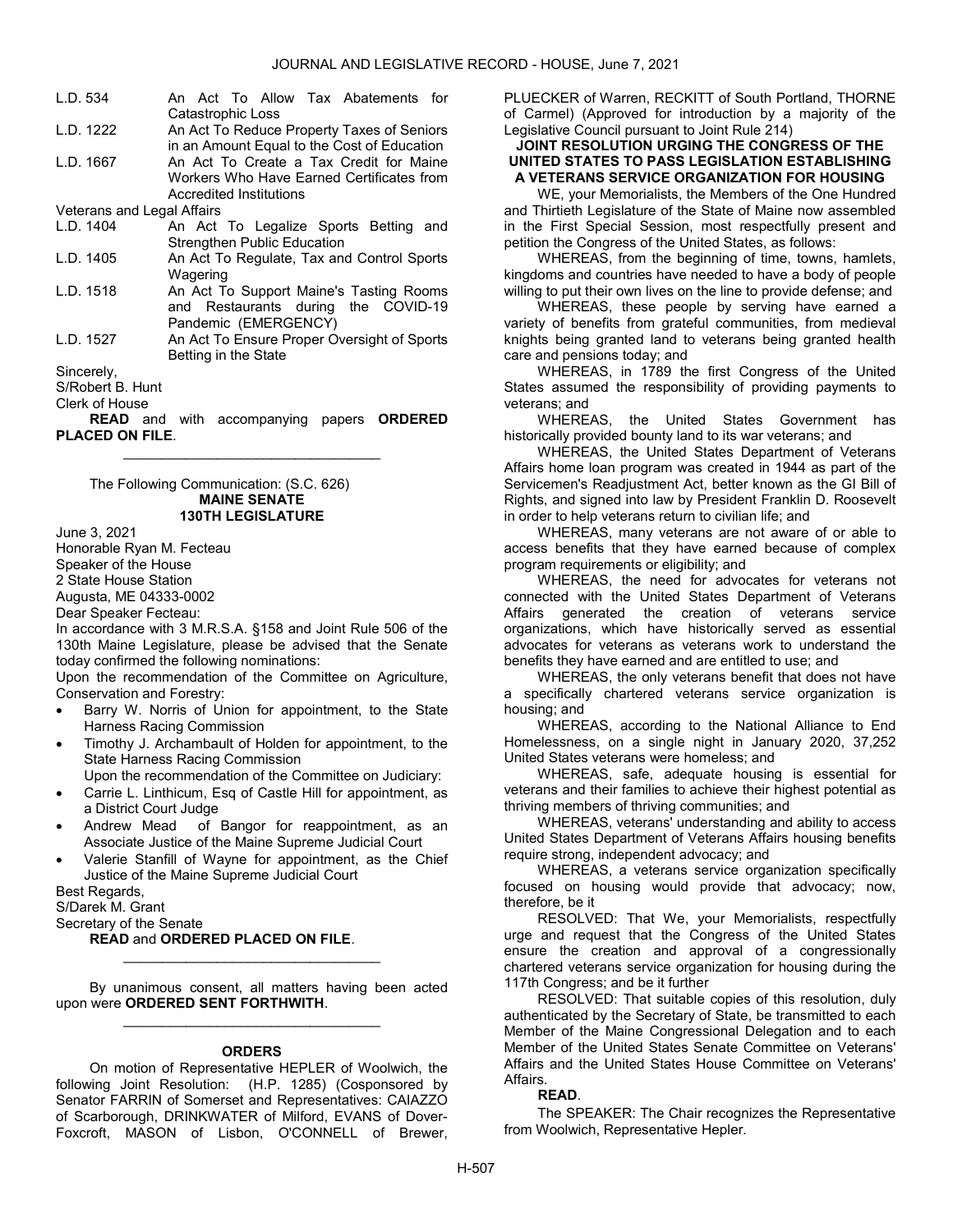L.D. 534 An Act To Allow Tax Abatements for Catastrophic Loss

L.D. 1222 An Act To Reduce Property Taxes of Seniors in an Amount Equal to the Cost of Education

L.D. 1667 An Act To Create a Tax Credit for Maine Workers Who Have Earned Certificates from Accredited Institutions

Veterans and Legal Affairs

L.D. 1404 An Act To Legalize Sports Betting and Strengthen Public Education

L.D. 1405 An Act To Regulate, Tax and Control Sports Wagering

L.D. 1518 An Act To Support Maine's Tasting Rooms and Restaurants during the COVID-19 Pandemic (EMERGENCY)

L.D. 1527 An Act To Ensure Proper Oversight of Sports Betting in the State

Sincerely,

S/Robert B. Hunt

Clerk of House

**READ** and with accompanying papers **ORDERED PLACED ON FILE**.

---

The Following Communication: (S.C. 626)

**MAINE SENATE**
**130TH LEGISLATURE**

June 3, 2021

Honorable Ryan M. Fecteau

Speaker of the House

2 State House Station

Augusta, ME 04333-0002

Dear Speaker Fecteau:

In accordance with 3 M.R.S.A. §158 and Joint Rule 506 of the 130th Maine Legislature, please be advised that the Senate today confirmed the following nominations:

Upon the recommendation of the Committee on Agriculture, Conservation and Forestry:

- Barry W. Norris of Union for appointment, to the State Harness Racing Commission
- Timothy J. Archambault of Holden for appointment, to the State Harness Racing Commission

Upon the recommendation of the Committee on Judiciary:

- Carrie L. Linthicum, Esq of Castle Hill for appointment, as a District Court Judge
- Andrew Mead of Bangor for reappointment, as an Associate Justice of the Maine Supreme Judicial Court
- Valerie Stanfill of Wayne for appointment, as the Chief Justice of the Maine Supreme Judicial Court

Best Regards,

S/Darek M. Grant

Secretary of the Senate

**READ** and **ORDERED PLACED ON FILE**.

---

By unanimous consent, all matters having been acted upon were **ORDERED SENT FORTHWITH**.

---

**ORDERS**

On motion of Representative HEPLER of Woolwich, the following Joint Resolution: (H.P. 1285) (Cosponsored by Senator FARRIN of Somerset and Representatives: CAIAZZO of Scarborough, DRINKWATER of Milford, EVANS of Dover-Foxcroft, MASON of Lisbon, O'CONNELL of Brewer, PLUECKER of Warren, RECKITT of South Portland, THORNE of Carmel) (Approved for introduction by a majority of the Legislative Council pursuant to Joint Rule 214)

**JOINT RESOLUTION URGING THE CONGRESS OF THE UNITED STATES TO PASS LEGISLATION ESTABLISHING A VETERANS SERVICE ORGANIZATION FOR HOUSING**

WE, your Memorialists, the Members of the One Hundred and Thirtieth Legislature of the State of Maine now assembled in the First Special Session, most respectfully present and petition the Congress of the United States, as follows:

WHEREAS, from the beginning of time, towns, hamlets, kingdoms and countries have needed to have a body of people willing to put their own lives on the line to provide defense; and

WHEREAS, these people by serving have earned a variety of benefits from grateful communities, from medieval knights being granted land to veterans being granted health care and pensions today; and

WHEREAS, in 1789 the first Congress of the United States assumed the responsibility of providing payments to veterans; and

WHEREAS, the United States Government has historically provided bounty land to its war veterans; and

WHEREAS, the United States Department of Veterans Affairs home loan program was created in 1944 as part of the Servicemen's Readjustment Act, better known as the GI Bill of Rights, and signed into law by President Franklin D. Roosevelt in order to help veterans return to civilian life; and

WHEREAS, many veterans are not aware of or able to access benefits that they have earned because of complex program requirements or eligibility; and

WHEREAS, the need for advocates for veterans not connected with the United States Department of Veterans Affairs generated the creation of veterans service organizations, which have historically served as essential advocates for veterans as veterans work to understand the benefits they have earned and are entitled to use; and

WHEREAS, the only veterans benefit that does not have a specifically chartered veterans service organization is housing; and

WHEREAS, according to the National Alliance to End Homelessness, on a single night in January 2020, 37,252 United States veterans were homeless; and

WHEREAS, safe, adequate housing is essential for veterans and their families to achieve their highest potential as thriving members of thriving communities; and

WHEREAS, veterans' understanding and ability to access United States Department of Veterans Affairs housing benefits require strong, independent advocacy; and

WHEREAS, a veterans service organization specifically focused on housing would provide that advocacy; now, therefore, be it

RESOLVED: That We, your Memorialists, respectfully urge and request that the Congress of the United States ensure the creation and approval of a congressionally chartered veterans service organization for housing during the 117th Congress; and be it further

RESOLVED: That suitable copies of this resolution, duly authenticated by the Secretary of State, be transmitted to each Member of the Maine Congressional Delegation and to each Member of the United States Senate Committee on Veterans' Affairs and the United States House Committee on Veterans' Affairs.

**READ**.

The SPEAKER: The Chair recognizes the Representative from Woolwich, Representative Hepler.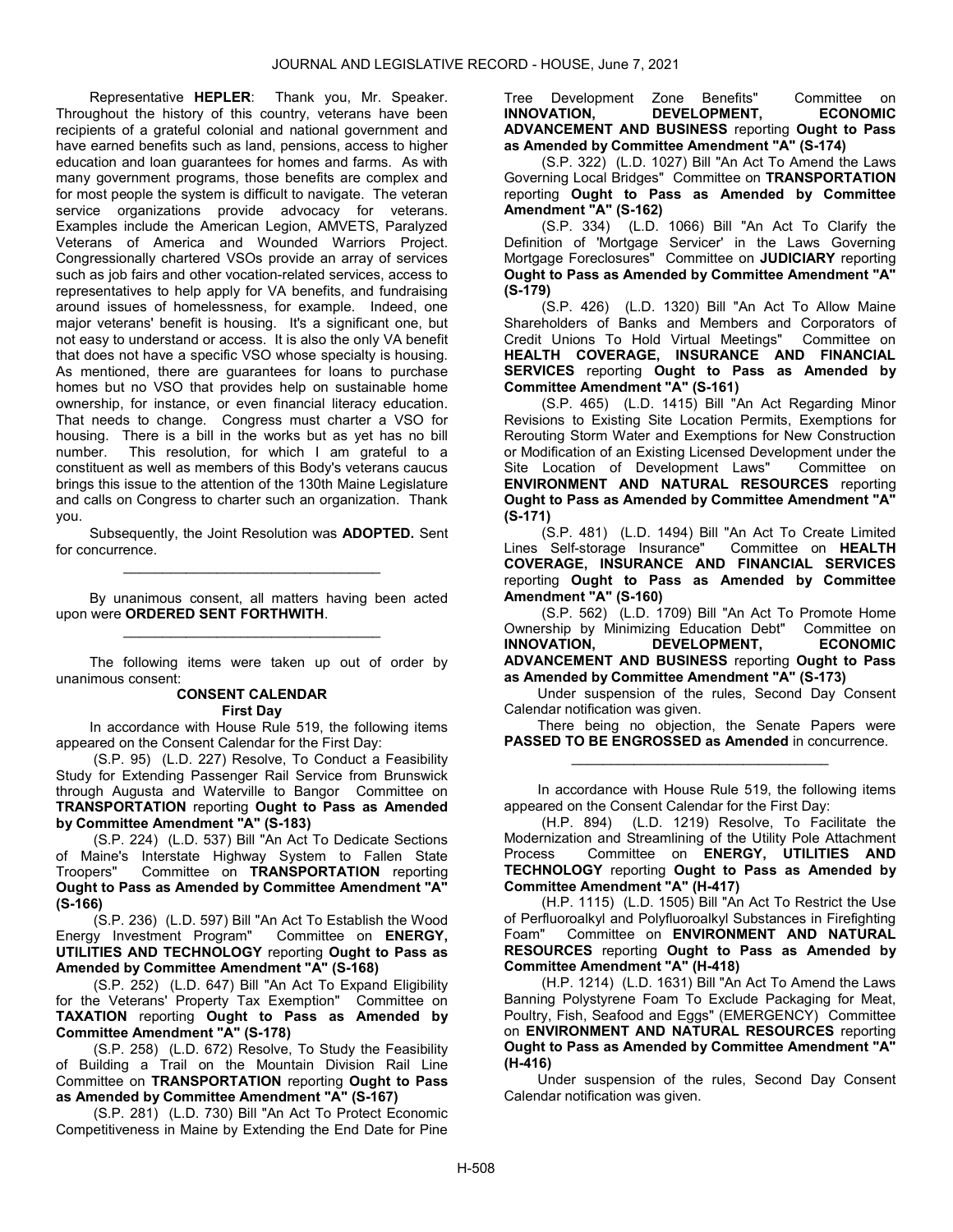Representative **HEPLER**: Thank you, Mr. Speaker. Throughout the history of this country, veterans have been recipients of a grateful colonial and national government and have earned benefits such as land, pensions, access to higher education and loan guarantees for homes and farms. As with many government programs, those benefits are complex and for most people the system is difficult to navigate. The veteran service organizations provide advocacy for veterans. Examples include the American Legion, AMVETS, Paralyzed Veterans of America and Wounded Warriors Project. Congressionally chartered VSOs provide an array of services such as job fairs and other vocation-related services, access to representatives to help apply for VA benefits, and fundraising around issues of homelessness, for example. Indeed, one major veterans' benefit is housing. It's a significant one, but not easy to understand or access. It is also the only VA benefit that does not have a specific VSO whose specialty is housing. As mentioned, there are guarantees for loans to purchase homes but no VSO that provides help on sustainable home ownership, for instance, or even financial literacy education. That needs to change. Congress must charter a VSO for housing. There is a bill in the works but as yet has no bill number. This resolution, for which I am grateful to a constituent as well as members of this Body's veterans caucus brings this issue to the attention of the 130th Maine Legislature and calls on Congress to charter such an organization. Thank you.

Subsequently, the Joint Resolution was **ADOPTED.** Sent for concurrence.

---

By unanimous consent, all matters having been acted upon were **ORDERED SENT FORTHWITH**.

---

The following items were taken up out of order by unanimous consent:

**CONSENT CALENDAR**
**First Day**

In accordance with House Rule 519, the following items appeared on the Consent Calendar for the First Day:

(S.P. 95) (L.D. 227) Resolve, To Conduct a Feasibility Study for Extending Passenger Rail Service from Brunswick through Augusta and Waterville to Bangor Committee on **TRANSPORTATION** reporting **Ought to Pass as Amended by Committee Amendment "A" (S-183)**

(S.P. 224) (L.D. 537) Bill "An Act To Dedicate Sections of Maine's Interstate Highway System to Fallen State Troopers" Committee on **TRANSPORTATION** reporting **Ought to Pass as Amended by Committee Amendment "A" (S-166)**

(S.P. 236) (L.D. 597) Bill "An Act To Establish the Wood Energy Investment Program" Committee on **ENERGY, UTILITIES AND TECHNOLOGY** reporting **Ought to Pass as Amended by Committee Amendment "A" (S-168)**

(S.P. 252) (L.D. 647) Bill "An Act To Expand Eligibility for the Veterans' Property Tax Exemption" Committee on **TAXATION** reporting **Ought to Pass as Amended by Committee Amendment "A" (S-178)**

(S.P. 258) (L.D. 672) Resolve, To Study the Feasibility of Building a Trail on the Mountain Division Rail Line Committee on **TRANSPORTATION** reporting **Ought to Pass as Amended by Committee Amendment "A" (S-167)**

(S.P. 281) (L.D. 730) Bill "An Act To Protect Economic Competitiveness in Maine by Extending the End Date for Pine Tree Development Zone Benefits" Committee on **INNOVATION, DEVELOPMENT, ECONOMIC ADVANCEMENT AND BUSINESS** reporting **Ought to Pass as Amended by Committee Amendment "A" (S-174)**

(S.P. 322) (L.D. 1027) Bill "An Act To Amend the Laws Governing Local Bridges" Committee on **TRANSPORTATION** reporting **Ought to Pass as Amended by Committee Amendment "A" (S-162)**

(S.P. 334) (L.D. 1066) Bill "An Act To Clarify the Definition of 'Mortgage Servicer' in the Laws Governing Mortgage Foreclosures" Committee on **JUDICIARY** reporting **Ought to Pass as Amended by Committee Amendment "A" (S-179)**

(S.P. 426) (L.D. 1320) Bill "An Act To Allow Maine Shareholders of Banks and Members and Corporators of Credit Unions To Hold Virtual Meetings" Committee on **HEALTH COVERAGE, INSURANCE AND FINANCIAL SERVICES** reporting **Ought to Pass as Amended by Committee Amendment "A" (S-161)**

(S.P. 465) (L.D. 1415) Bill "An Act Regarding Minor Revisions to Existing Site Location Permits, Exemptions for Rerouting Storm Water and Exemptions for New Construction or Modification of an Existing Licensed Development under the Site Location of Development Laws" Committee on **ENVIRONMENT AND NATURAL RESOURCES** reporting **Ought to Pass as Amended by Committee Amendment "A" (S-171)**

(S.P. 481) (L.D. 1494) Bill "An Act To Create Limited Lines Self-storage Insurance" Committee on **HEALTH COVERAGE, INSURANCE AND FINANCIAL SERVICES** reporting **Ought to Pass as Amended by Committee Amendment "A" (S-160)**

(S.P. 562) (L.D. 1709) Bill "An Act To Promote Home Ownership by Minimizing Education Debt" Committee on **INNOVATION, DEVELOPMENT, ECONOMIC ADVANCEMENT AND BUSINESS** reporting **Ought to Pass as Amended by Committee Amendment "A" (S-173)**

Under suspension of the rules, Second Day Consent Calendar notification was given.

There being no objection, the Senate Papers were **PASSED TO BE ENGROSSED as Amended** in concurrence.

---

In accordance with House Rule 519, the following items appeared on the Consent Calendar for the First Day:

(H.P. 894) (L.D. 1219) Resolve, To Facilitate the Modernization and Streamlining of the Utility Pole Attachment Process Committee on **ENERGY, UTILITIES AND TECHNOLOGY** reporting **Ought to Pass as Amended by Committee Amendment "A" (H-417)**

(H.P. 1115) (L.D. 1505) Bill "An Act To Restrict the Use of Perfluoroalkyl and Polyfluoroalkyl Substances in Firefighting Foam" Committee on **ENVIRONMENT AND NATURAL RESOURCES** reporting **Ought to Pass as Amended by Committee Amendment "A" (H-418)**

(H.P. 1214) (L.D. 1631) Bill "An Act To Amend the Laws Banning Polystyrene Foam To Exclude Packaging for Meat, Poultry, Fish, Seafood and Eggs" (EMERGENCY) Committee on **ENVIRONMENT AND NATURAL RESOURCES** reporting **Ought to Pass as Amended by Committee Amendment "A" (H-416)**

Under suspension of the rules, Second Day Consent Calendar notification was given.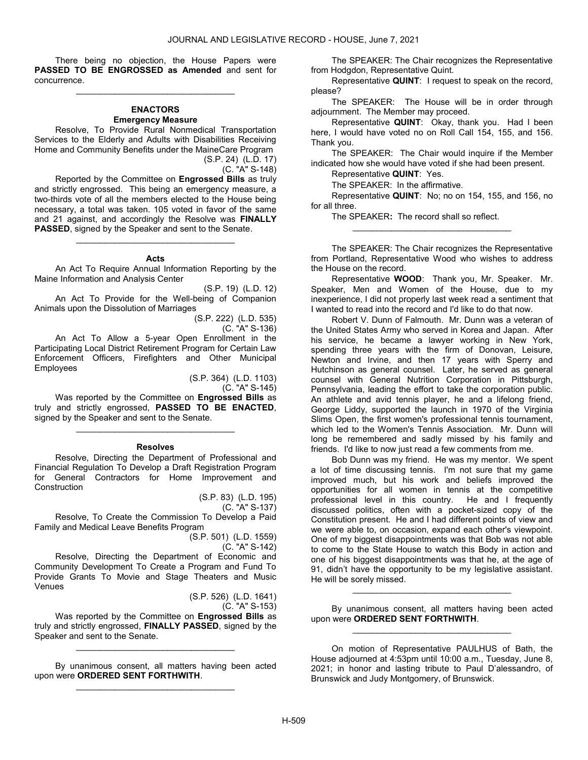There being no objection, the House Papers were **PASSED TO BE ENGROSSED as Amended** and sent for concurrence.

_________________________________

## ENACTORS

### Emergency Measure

Resolve, To Provide Rural Nonmedical Transportation Services to the Elderly and Adults with Disabilities Receiving Home and Community Benefits under the MaineCare Program

(S.P. 24) (L.D. 17)
(C. "A" S-148)

Reported by the Committee on **Engrossed Bills** as truly and strictly engrossed. This being an emergency measure, a two-thirds vote of all the members elected to the House being necessary, a total was taken. 105 voted in favor of the same and 21 against, and accordingly the Resolve was **FINALLY PASSED**, signed by the Speaker and sent to the Senate.

_________________________________

### Acts

An Act To Require Annual Information Reporting by the Maine Information and Analysis Center

(S.P. 19) (L.D. 12)

An Act To Provide for the Well-being of Companion Animals upon the Dissolution of Marriages

(S.P. 222) (L.D. 535)
(C. "A" S-136)

An Act To Allow a 5-year Open Enrollment in the Participating Local District Retirement Program for Certain Law Enforcement Officers, Firefighters and Other Municipal Employees

(S.P. 364) (L.D. 1103)
(C. "A" S-145)

Was reported by the Committee on **Engrossed Bills** as truly and strictly engrossed, **PASSED TO BE ENACTED**, signed by the Speaker and sent to the Senate.

_________________________________

### Resolves

Resolve, Directing the Department of Professional and Financial Regulation To Develop a Draft Registration Program for General Contractors for Home Improvement and Construction

(S.P. 83) (L.D. 195)
(C. "A" S-137)

Resolve, To Create the Commission To Develop a Paid Family and Medical Leave Benefits Program

(S.P. 501) (L.D. 1559)
(C. "A" S-142)

Resolve, Directing the Department of Economic and Community Development To Create a Program and Fund To Provide Grants To Movie and Stage Theaters and Music Venues

(S.P. 526) (L.D. 1641)
(C. "A" S-153)

Was reported by the Committee on **Engrossed Bills** as truly and strictly engrossed, **FINALLY PASSED**, signed by the Speaker and sent to the Senate.

_________________________________

By unanimous consent, all matters having been acted upon were **ORDERED SENT FORTHWITH**.

_________________________________

The SPEAKER: The Chair recognizes the Representative from Hodgdon, Representative Quint.

Representative **QUINT**: I request to speak on the record, please?

The SPEAKER: The House will be in order through adjournment. The Member may proceed.

Representative **QUINT**: Okay, thank you. Had I been here, I would have voted no on Roll Call 154, 155, and 156. Thank you.

The SPEAKER: The Chair would inquire if the Member indicated how she would have voted if she had been present.

Representative **QUINT**: Yes.

The SPEAKER: In the affirmative.

Representative **QUINT**: No; no on 154, 155, and 156, no for all three.

The SPEAKER**:** The record shall so reflect.

_________________________________

The SPEAKER: The Chair recognizes the Representative from Portland, Representative Wood who wishes to address the House on the record.

Representative **WOOD**: Thank you, Mr. Speaker. Mr. Speaker, Men and Women of the House, due to my inexperience, I did not properly last week read a sentiment that I wanted to read into the record and I'd like to do that now.

Robert V. Dunn of Falmouth. Mr. Dunn was a veteran of the United States Army who served in Korea and Japan. After his service, he became a lawyer working in New York, spending three years with the firm of Donovan, Leisure, Newton and Irvine, and then 17 years with Sperry and Hutchinson as general counsel. Later, he served as general counsel with General Nutrition Corporation in Pittsburgh, Pennsylvania, leading the effort to take the corporation public. An athlete and avid tennis player, he and a lifelong friend, George Liddy, supported the launch in 1970 of the Virginia Slims Open, the first women's professional tennis tournament, which led to the Women's Tennis Association. Mr. Dunn will long be remembered and sadly missed by his family and friends. I'd like to now just read a few comments from me.

Bob Dunn was my friend. He was my mentor. We spent a lot of time discussing tennis. I'm not sure that my game improved much, but his work and beliefs improved the opportunities for all women in tennis at the competitive professional level in this country. He and I frequently discussed politics, often with a pocket-sized copy of the Constitution present. He and I had different points of view and we were able to, on occasion, expand each other's viewpoint. One of my biggest disappointments was that Bob was not able to come to the State House to watch this Body in action and one of his biggest disappointments was that he, at the age of 91, didn't have the opportunity to be my legislative assistant. He will be sorely missed.

_________________________________

By unanimous consent, all matters having been acted upon were **ORDERED SENT FORTHWITH**.

_________________________________

On motion of Representative PAULHUS of Bath, the House adjourned at 4:53pm until 10:00 a.m., Tuesday, June 8, 2021; in honor and lasting tribute to Paul D'alessandro, of Brunswick and Judy Montgomery, of Brunswick.